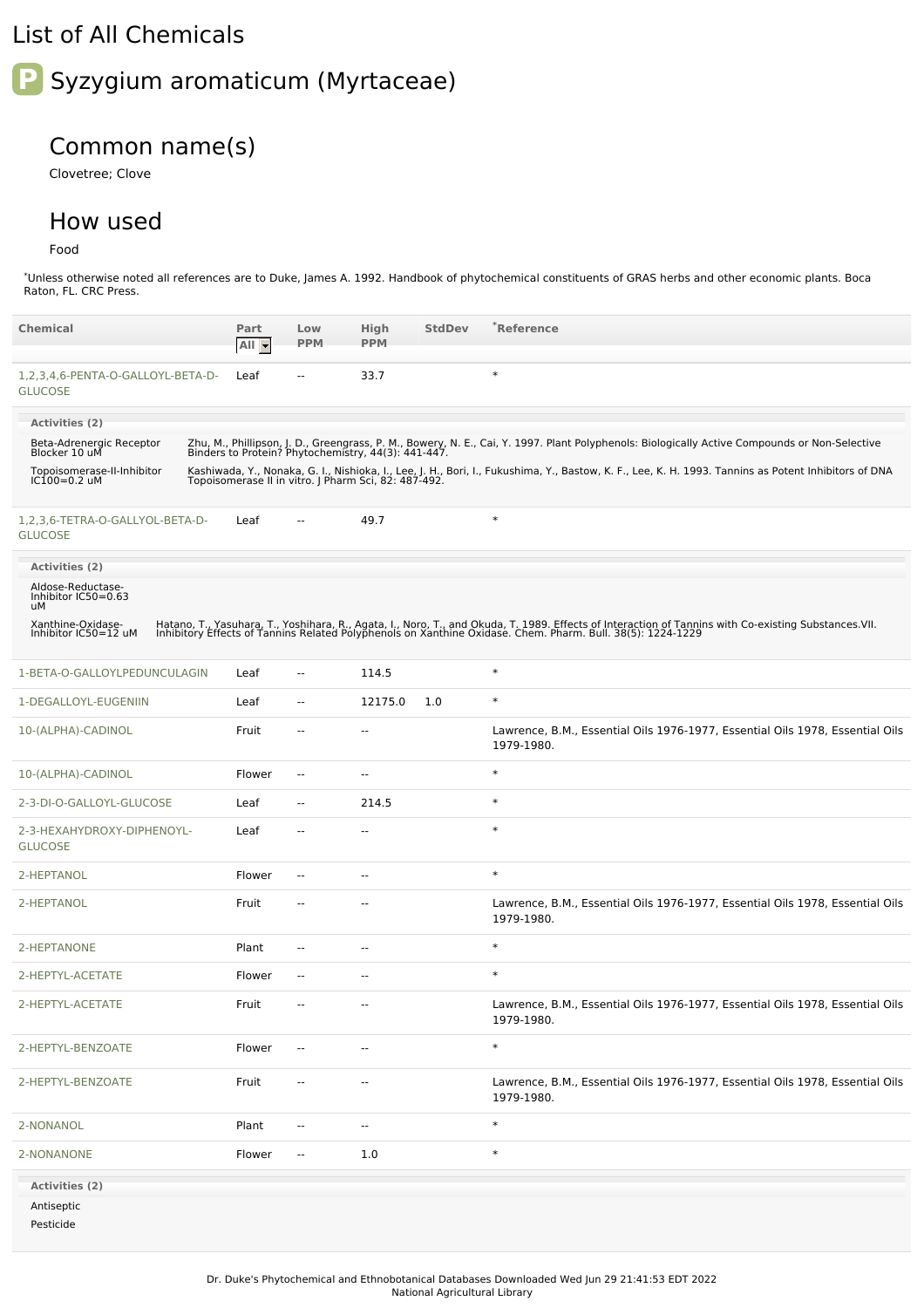# List of All Chemicals

## P Syzygium aromaticum (Myrtaceae)

### Common name(s)

Clovetree; Clove

### How used

Food

*Unless otherwise noted all references are to Duke, James A. 1992. Handbook of phytochemical constituents of GRAS herbs and other economic plants. Boca Raton, FL. CRC Press.

| Chemical | Part | Low PPM | High PPM | StdDev | *Reference |
|---|---|---|---|---|---|
| 1,2,3,4,6-PENTA-O-GALLOYL-BETA-D-GLUCOSE | Leaf | -- | 33.7 | | * |

**Activities (2)**

| Activity | Reference |
|---|---|
| Beta-Adrenergic Receptor Blocker 10 uM | Zhu, M., Phillipson, J. D., Greengrass, P. M., Bowery, N. E., Cai, Y. 1997. Plant Polyphenols: Biologically Active Compounds or Non-Selective Binders to Protein? Phytochemistry, 44(3): 441-447. |
| Topoisomerase-II-Inhibitor IC100=0.2 uM | Kashiwada, Y., Nonaka, G. I., Nishioka, I., Lee, J. H., Bori, I., Fukushima, Y., Bastow, K. F., Lee, K. H. 1993. Tannins as Potent Inhibitors of DNA Topoisomerase II in vitro. J Pharm Sci, 82: 487-492. |

| Chemical | Part | Low PPM | High PPM | StdDev | *Reference |
|---|---|---|---|---|---|
| 1,2,3,6-TETRA-O-GALLYOL-BETA-D-GLUCOSE | Leaf | -- | 49.7 | | * |

**Activities (2)**

| Activity | Reference |
|---|---|
| Aldose-Reductase-Inhibitor IC50=0.63 uM | |
| Xanthine-Oxidase-Inhibitor IC50=12 uM | Hatano, T., Yasuhara, T., Yoshihara, R., Agata, I., Noro, T., and Okuda, T. 1989. Effects of Interaction of Tannins with Co-existing Substances.VII. Inhibitory Effects of Tannins Related Polyphenols on Xanthine Oxidase. Chem. Pharm. Bull. 38(5): 1224-1229 |

| Chemical | Part | Low PPM | High PPM | StdDev | *Reference |
|---|---|---|---|---|---|
| 1-BETA-O-GALLOYLPEDUNCULAGIN | Leaf | -- | 114.5 | | * |
| 1-DEGALLOYL-EUGENIIN | Leaf | -- | 12175.0 | 1.0 | * |
| 10-(ALPHA)-CADINOL | Fruit | -- | -- | | Lawrence, B.M., Essential Oils 1976-1977, Essential Oils 1978, Essential Oils 1979-1980. |
| 10-(ALPHA)-CADINOL | Flower | -- | -- | | * |
| 2-3-DI-O-GALLOYL-GLUCOSE | Leaf | -- | 214.5 | | * |
| 2-3-HEXAHYDROXY-DIPHENOYL-GLUCOSE | Leaf | -- | -- | | * |
| 2-HEPTANOL | Flower | -- | -- | | * |
| 2-HEPTANOL | Fruit | -- | -- | | Lawrence, B.M., Essential Oils 1976-1977, Essential Oils 1978, Essential Oils 1979-1980. |
| 2-HEPTANONE | Plant | -- | -- | | * |
| 2-HEPTYL-ACETATE | Flower | -- | -- | | * |
| 2-HEPTYL-ACETATE | Fruit | -- | -- | | Lawrence, B.M., Essential Oils 1976-1977, Essential Oils 1978, Essential Oils 1979-1980. |
| 2-HEPTYL-BENZOATE | Flower | -- | -- | | * |
| 2-HEPTYL-BENZOATE | Fruit | -- | -- | | Lawrence, B.M., Essential Oils 1976-1977, Essential Oils 1978, Essential Oils 1979-1980. |
| 2-NONANOL | Plant | -- | -- | | * |
| 2-NONANONE | Flower | -- | 1.0 | | * |

**Activities (2)**

- Antiseptic
- Pesticide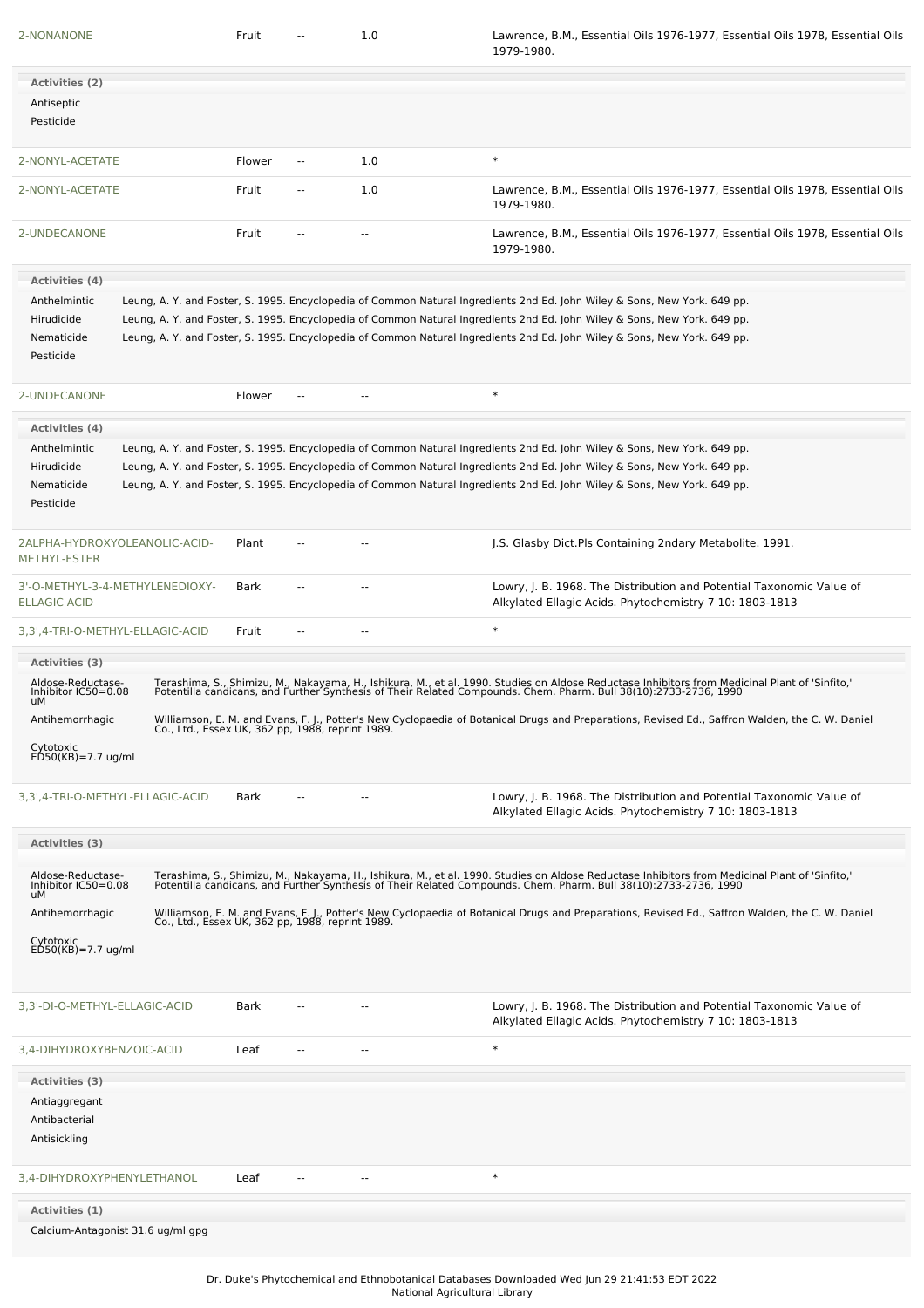| | | | | |
|---|---|---|---|---|
| 2-NONANONE | Fruit | -- | 1.0 | Lawrence, B.M., Essential Oils 1976-1977, Essential Oils 1978, Essential Oils 1979-1980. |

**Activities (2)**

Antiseptic

Pesticide

| | | | | |
|---|---|---|---|---|
| 2-NONYL-ACETATE | Flower | -- | 1.0 | * |
| 2-NONYL-ACETATE | Fruit | -- | 1.0 | Lawrence, B.M., Essential Oils 1976-1977, Essential Oils 1978, Essential Oils 1979-1980. |
| 2-UNDECANONE | Fruit | -- | -- | Lawrence, B.M., Essential Oils 1976-1977, Essential Oils 1978, Essential Oils 1979-1980. |

**Activities (4)**

| | |
|---|---|
| Anthelmintic | Leung, A. Y. and Foster, S. 1995. Encyclopedia of Common Natural Ingredients 2nd Ed. John Wiley & Sons, New York. 649 pp. |
| Hirudicide | Leung, A. Y. and Foster, S. 1995. Encyclopedia of Common Natural Ingredients 2nd Ed. John Wiley & Sons, New York. 649 pp. |
| Nematicide | Leung, A. Y. and Foster, S. 1995. Encyclopedia of Common Natural Ingredients 2nd Ed. John Wiley & Sons, New York. 649 pp. |
| Pesticide | |

| | | | | |
|---|---|---|---|---|
| 2-UNDECANONE | Flower | -- | -- | * |

**Activities (4)**

| | |
|---|---|
| Anthelmintic | Leung, A. Y. and Foster, S. 1995. Encyclopedia of Common Natural Ingredients 2nd Ed. John Wiley & Sons, New York. 649 pp. |
| Hirudicide | Leung, A. Y. and Foster, S. 1995. Encyclopedia of Common Natural Ingredients 2nd Ed. John Wiley & Sons, New York. 649 pp. |
| Nematicide | Leung, A. Y. and Foster, S. 1995. Encyclopedia of Common Natural Ingredients 2nd Ed. John Wiley & Sons, New York. 649 pp. |
| Pesticide | |

| | | | | |
|---|---|---|---|---|
| 2ALPHA-HYDROXYOLEANOLIC-ACID-METHYL-ESTER | Plant | -- | -- | J.S. Glasby Dict.Pls Containing 2ndary Metabolite. 1991. |
| 3'-O-METHYL-3-4-METHYLENEDIOXY-ELLAGIC ACID | Bark | -- | -- | Lowry, J. B. 1968. The Distribution and Potential Taxonomic Value of Alkylated Ellagic Acids. Phytochemistry 7 10: 1803-1813 |
| 3,3',4-TRI-O-METHYL-ELLAGIC-ACID | Fruit | -- | -- | * |

**Activities (3)**

| | |
|---|---|
| Aldose-Reductase-Inhibitor IC50=0.08 uM | Terashima, S., Shimizu, M., Nakayama, H., Ishikura, M., et al. 1990. Studies on Aldose Reductase Inhibitors from Medicinal Plant of 'Sinfito,' Potentilla candicans, and Further Synthesis of Their Related Compounds. Chem. Pharm. Bull 38(10):2733-2736, 1990 |
| Antihemorrhagic | Williamson, E. M. and Evans, F. J., Potter's New Cyclopaedia of Botanical Drugs and Preparations, Revised Ed., Saffron Walden, the C. W. Daniel Co., Ltd., Essex UK, 362 pp, 1988, reprint 1989. |
| Cytotoxic ED50(KB)=7.7 ug/ml | |

| | | | | |
|---|---|---|---|---|
| 3,3',4-TRI-O-METHYL-ELLAGIC-ACID | Bark | -- | -- | Lowry, J. B. 1968. The Distribution and Potential Taxonomic Value of Alkylated Ellagic Acids. Phytochemistry 7 10: 1803-1813 |

**Activities (3)**

| | |
|---|---|
| Aldose-Reductase-Inhibitor IC50=0.08 uM | Terashima, S., Shimizu, M., Nakayama, H., Ishikura, M., et al. 1990. Studies on Aldose Reductase Inhibitors from Medicinal Plant of 'Sinfito,' Potentilla candicans, and Further Synthesis of Their Related Compounds. Chem. Pharm. Bull 38(10):2733-2736, 1990 |
| Antihemorrhagic | Williamson, E. M. and Evans, F. J., Potter's New Cyclopaedia of Botanical Drugs and Preparations, Revised Ed., Saffron Walden, the C. W. Daniel Co., Ltd., Essex UK, 362 pp, 1988, reprint 1989. |
| Cytotoxic ED50(KB)=7.7 ug/ml | |

| | | | | |
|---|---|---|---|---|
| 3,3'-DI-O-METHYL-ELLAGIC-ACID | Bark | -- | -- | Lowry, J. B. 1968. The Distribution and Potential Taxonomic Value of Alkylated Ellagic Acids. Phytochemistry 7 10: 1803-1813 |
| 3,4-DIHYDROXYBENZOIC-ACID | Leaf | -- | -- | * |

**Activities (3)**

Antiaggregant

Antibacterial

Antisickling

| | | | | |
|---|---|---|---|---|
| 3,4-DIHYDROXYPHENYLETHANOL | Leaf | -- | -- | * |

**Activities (1)**

Calcium-Antagonist 31.6 ug/ml gpg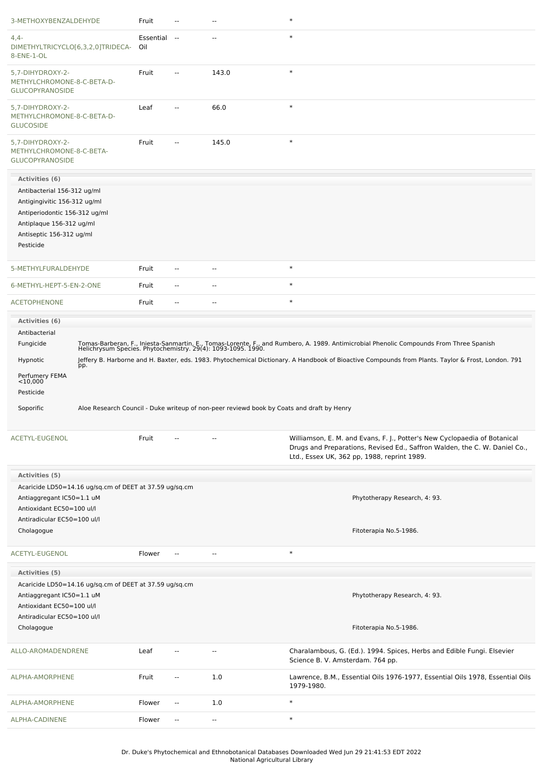| Chemical | Plant Part | Low PPM | High PPM | Reference |
|---|---|---|---|---|
| 3-METHOXYBENZALDEHYDE | Fruit | -- | -- | * |
| 4,4-DIMETHYLTRICYCLO[6,3,2,0]TRIDECA-8-ENE-1-OL | Essential Oil | -- | -- | * |
| 5,7-DIHYDROXY-2-METHYLCHROMONE-8-C-BETA-D-GLUCOPYRANOSIDE | Fruit | -- | 143.0 | * |
| 5,7-DIHYDROXY-2-METHYLCHROMONE-8-C-BETA-D-GLUCOSIDE | Leaf | -- | 66.0 | * |
| 5,7-DIHYDROXY-2-METHYLCHROMONE-8-C-BETA-GLUCOPYRANOSIDE | Fruit | -- | 145.0 | * |

**Activities (6)**

- Antibacterial 156-312 ug/ml
- Antigingivitic 156-312 ug/ml
- Antiperiodontic 156-312 ug/ml
- Antiplaque 156-312 ug/ml
- Antiseptic 156-312 ug/ml
- Pesticide

| Chemical | Plant Part | Low PPM | High PPM | Reference |
|---|---|---|---|---|
| 5-METHYLFURALDEHYDE | Fruit | -- | -- | * |
| 6-METHYL-HEPT-5-EN-2-ONE | Fruit | -- | -- | * |
| ACETOPHENONE | Fruit | -- | -- | * |

**Activities (6)**

| Activity | Reference |
|---|---|
| Antibacterial | |
| Fungicide | Tomas-Barberan, F., Iniesta-Sanmartin, E., Tomas-Lorente, F., and Rumbero, A. 1989. Antimicrobial Phenolic Compounds From Three Spanish Helichrysum Species. Phytochemistry. 29(4): 1093-1095. 1990. |
| Hypnotic | Jeffery B. Harborne and H. Baxter, eds. 1983. Phytochemical Dictionary. A Handbook of Bioactive Compounds from Plants. Taylor & Frost, London. 791 pp. |
| Perfumery FEMA <10,000 | |
| Pesticide | |
| Soporific | Aloe Research Council - Duke writeup of non-peer reviewd book by Coats and draft by Henry |

| Chemical | Plant Part | Low PPM | High PPM | Reference |
|---|---|---|---|---|
| ACETYL-EUGENOL | Fruit | -- | -- | Williamson, E. M. and Evans, F. J., Potter's New Cyclopaedia of Botanical Drugs and Preparations, Revised Ed., Saffron Walden, the C. W. Daniel Co., Ltd., Essex UK, 362 pp, 1988, reprint 1989. |

**Activities (5)**

| Activity | Reference |
|---|---|
| Acaricide LD50=14.16 ug/sq.cm of DEET at 37.59 ug/sq.cm | |
| Antiaggregant IC50=1.1 uM | Phytotherapy Research, 4: 93. |
| Antioxidant EC50=100 ul/l | |
| Antiradicular EC50=100 ul/l | |
| Cholagogue | Fitoterapia No.5-1986. |

| Chemical | Plant Part | Low PPM | High PPM | Reference |
|---|---|---|---|---|
| ACETYL-EUGENOL | Flower | -- | -- | * |

**Activities (5)**

| Activity | Reference |
|---|---|
| Acaricide LD50=14.16 ug/sq.cm of DEET at 37.59 ug/sq.cm | |
| Antiaggregant IC50=1.1 uM | Phytotherapy Research, 4: 93. |
| Antioxidant EC50=100 ul/l | |
| Antiradicular EC50=100 ul/l | |
| Cholagogue | Fitoterapia No.5-1986. |

| Chemical | Plant Part | Low PPM | High PPM | Reference |
|---|---|---|---|---|
| ALLO-AROMADENDRENE | Leaf | -- | -- | Charalambous, G. (Ed.). 1994. Spices, Herbs and Edible Fungi. Elsevier Science B. V. Amsterdam. 764 pp. |
| ALPHA-AMORPHENE | Fruit | -- | 1.0 | Lawrence, B.M., Essential Oils 1976-1977, Essential Oils 1978, Essential Oils 1979-1980. |
| ALPHA-AMORPHENE | Flower | -- | 1.0 | * |
| ALPHA-CADINENE | Flower | -- | -- | * |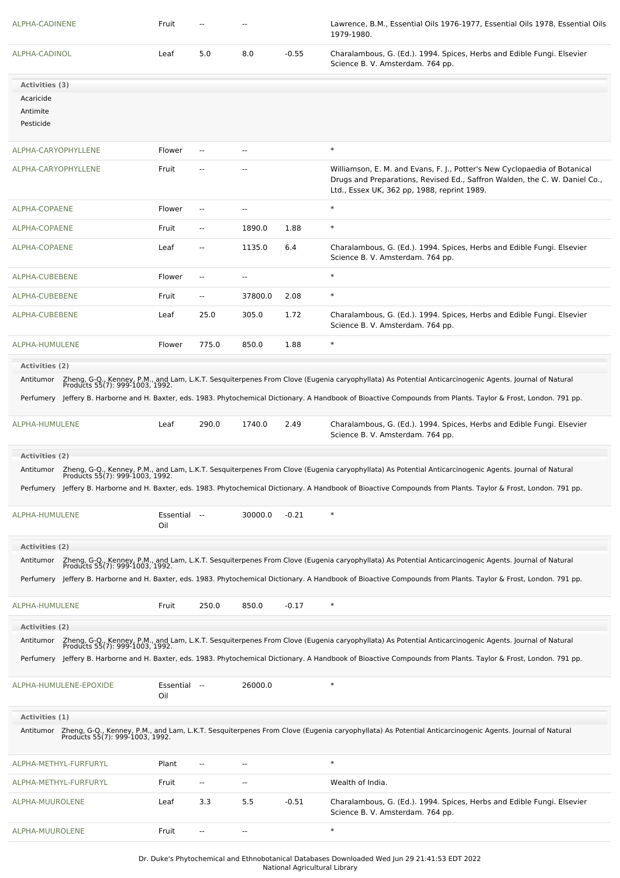| Chemical | Part | Low | High | SD | Reference |
|---|---|---|---|---|---|
| ALPHA-CADINENE | Fruit | -- | -- | | Lawrence, B.M., Essential Oils 1976-1977, Essential Oils 1978, Essential Oils 1979-1980. |
| ALPHA-CADINOL | Leaf | 5.0 | 8.0 | -0.55 | Charalambous, G. (Ed.). 1994. Spices, Herbs and Edible Fungi. Elsevier Science B. V. Amsterdam. 764 pp. |

**Activities (3)**

- Acaricide
- Antimite
- Pesticide

| Chemical | Part | Low | High | SD | Reference |
|---|---|---|---|---|---|
| ALPHA-CARYOPHYLLENE | Flower | -- | -- | | * |
| ALPHA-CARYOPHYLLENE | Fruit | -- | -- | | Williamson, E. M. and Evans, F. J., Potter's New Cyclopaedia of Botanical Drugs and Preparations, Revised Ed., Saffron Walden, the C. W. Daniel Co., Ltd., Essex UK, 362 pp, 1988, reprint 1989. |
| ALPHA-COPAENE | Flower | -- | -- | | * |
| ALPHA-COPAENE | Fruit | -- | 1890.0 | 1.88 | * |
| ALPHA-COPAENE | Leaf | -- | 1135.0 | 6.4 | Charalambous, G. (Ed.). 1994. Spices, Herbs and Edible Fungi. Elsevier Science B. V. Amsterdam. 764 pp. |
| ALPHA-CUBEBENE | Flower | -- | -- | | * |
| ALPHA-CUBEBENE | Fruit | -- | 37800.0 | 2.08 | * |
| ALPHA-CUBEBENE | Leaf | 25.0 | 305.0 | 1.72 | Charalambous, G. (Ed.). 1994. Spices, Herbs and Edible Fungi. Elsevier Science B. V. Amsterdam. 764 pp. |
| ALPHA-HUMULENE | Flower | 775.0 | 850.0 | 1.88 | * |

**Activities (2)**

| Activity | Reference |
|---|---|
| Antitumor | Zheng, G-Q., Kenney, P.M., and Lam, L.K.T. Sesquiterpenes From Clove (Eugenia caryophyllata) As Potential Anticarcinogenic Agents. Journal of Natural Products 55(7): 999-1003, 1992. |
| Perfumery | Jeffery B. Harborne and H. Baxter, eds. 1983. Phytochemical Dictionary. A Handbook of Bioactive Compounds from Plants. Taylor & Frost, London. 791 pp. |

| Chemical | Part | Low | High | SD | Reference |
|---|---|---|---|---|---|
| ALPHA-HUMULENE | Leaf | 290.0 | 1740.0 | 2.49 | Charalambous, G. (Ed.). 1994. Spices, Herbs and Edible Fungi. Elsevier Science B. V. Amsterdam. 764 pp. |

**Activities (2)**

| Activity | Reference |
|---|---|
| Antitumor | Zheng, G-Q., Kenney, P.M., and Lam, L.K.T. Sesquiterpenes From Clove (Eugenia caryophyllata) As Potential Anticarcinogenic Agents. Journal of Natural Products 55(7): 999-1003, 1992. |
| Perfumery | Jeffery B. Harborne and H. Baxter, eds. 1983. Phytochemical Dictionary. A Handbook of Bioactive Compounds from Plants. Taylor & Frost, London. 791 pp. |

| Chemical | Part | Low | High | SD | Reference |
|---|---|---|---|---|---|
| ALPHA-HUMULENE | Essential Oil | -- | 30000.0 | -0.21 | * |

**Activities (2)**

| Activity | Reference |
|---|---|
| Antitumor | Zheng, G-Q., Kenney, P.M., and Lam, L.K.T. Sesquiterpenes From Clove (Eugenia caryophyllata) As Potential Anticarcinogenic Agents. Journal of Natural Products 55(7): 999-1003, 1992. |
| Perfumery | Jeffery B. Harborne and H. Baxter, eds. 1983. Phytochemical Dictionary. A Handbook of Bioactive Compounds from Plants. Taylor & Frost, London. 791 pp. |

| Chemical | Part | Low | High | SD | Reference |
|---|---|---|---|---|---|
| ALPHA-HUMULENE | Fruit | 250.0 | 850.0 | -0.17 | * |

**Activities (2)**

| Activity | Reference |
|---|---|
| Antitumor | Zheng, G-Q., Kenney, P.M., and Lam, L.K.T. Sesquiterpenes From Clove (Eugenia caryophyllata) As Potential Anticarcinogenic Agents. Journal of Natural Products 55(7): 999-1003, 1992. |
| Perfumery | Jeffery B. Harborne and H. Baxter, eds. 1983. Phytochemical Dictionary. A Handbook of Bioactive Compounds from Plants. Taylor & Frost, London. 791 pp. |

| Chemical | Part | Low | High | SD | Reference |
|---|---|---|---|---|---|
| ALPHA-HUMULENE-EPOXIDE | Essential Oil | -- | 26000.0 | | * |

**Activities (1)**

| Activity | Reference |
|---|---|
| Antitumor | Zheng, G-Q., Kenney, P.M., and Lam, L.K.T. Sesquiterpenes From Clove (Eugenia caryophyllata) As Potential Anticarcinogenic Agents. Journal of Natural Products 55(7): 999-1003, 1992. |

| Chemical | Part | Low | High | SD | Reference |
|---|---|---|---|---|---|
| ALPHA-METHYL-FURFURYL | Plant | -- | -- | | * |
| ALPHA-METHYL-FURFURYL | Fruit | -- | -- | | Wealth of India. |
| ALPHA-MUUROLENE | Leaf | 3.3 | 5.5 | -0.51 | Charalambous, G. (Ed.). 1994. Spices, Herbs and Edible Fungi. Elsevier Science B. V. Amsterdam. 764 pp. |
| ALPHA-MUUROLENE | Fruit | -- | -- | | * |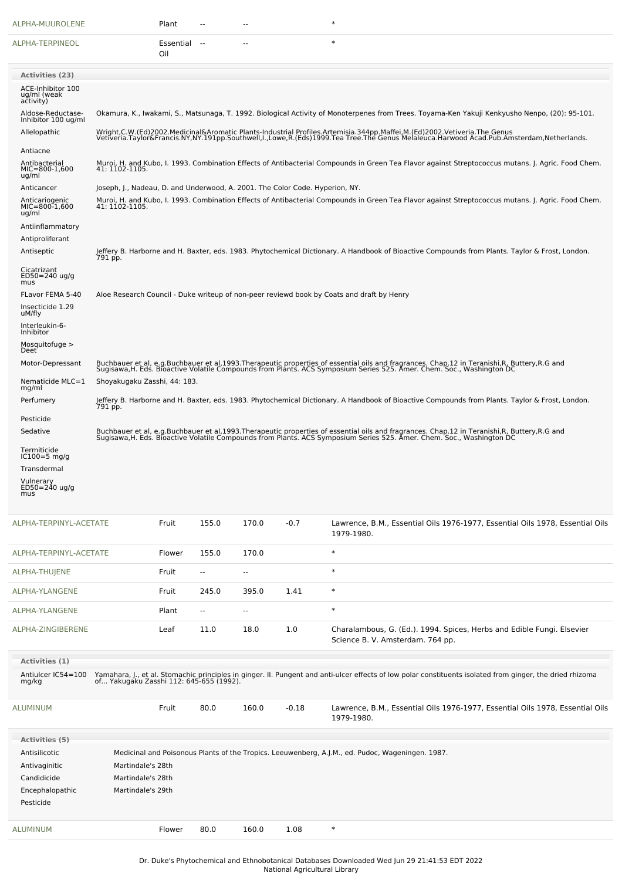| ALPHA-MUUROLENE | Plant | -- | -- | | * |
|---|---|---|---|---|---|
| ALPHA-TERPINEOL | Essential Oil | -- | -- | | * |

**Activities (23)**

| Activity | Reference |
|---|---|
| ACE-Inhibitor 100 ug/ml (weak activity) | |
| Aldose-Reductase-Inhibitor 100 ug/ml | Okamura, K., Iwakami, S., Matsunaga, T. 1992. Biological Activity of Monoterpenes from Trees. Toyama-Ken Yakuji Kenkyusho Nenpo, (20): 95-101. |
| Allelopathic | Wright,C.W.(Ed)2002.Medicinal&Aromatic Plants-Industrial Profiles.Artemisia.344pp.Maffei,M.(Ed)2002.Vetiveria.The Genus Vetiveria.Taylor&Francis.NY,NY.191pp.Southwell,I.,Lowe,R.(Eds)1999.Tea Tree.The Genus Melaleuca.Harwood Acad.Pub.Amsterdam,Netherlands. |
| Antiacne | |
| Antibacterial MIC=800-1,600 ug/ml | Muroi, H. and Kubo, I. 1993. Combination Effects of Antibacterial Compounds in Green Tea Flavor against Streptococcus mutans. J. Agric. Food Chem. 41: 1102-1105. |
| Anticancer | Joseph, J., Nadeau, D. and Underwood, A. 2001. The Color Code. Hyperion, NY. |
| Anticariogenic MIC=800-1,600 ug/ml | Muroi, H. and Kubo, I. 1993. Combination Effects of Antibacterial Compounds in Green Tea Flavor against Streptococcus mutans. J. Agric. Food Chem. 41: 1102-1105. |
| Antiinflammatory | |
| Antiproliferant | |
| Antiseptic | Jeffery B. Harborne and H. Baxter, eds. 1983. Phytochemical Dictionary. A Handbook of Bioactive Compounds from Plants. Taylor & Frost, London. 791 pp. |
| Cicatrizant ED50=240 ug/g mus | |
| FLavor FEMA 5-40 | Aloe Research Council - Duke writeup of non-peer reviewd book by Coats and draft by Henry |
| Insecticide 1.29 uM/fly | |
| Interleukin-6-Inhibitor | |
| Mosquitofuge > Deet | |
| Motor-Depressant | Buchbauer et al, e.g.Buchbauer et al,1993.Therapeutic properties of essential oils and fragrances. Chap.12 in Teranishi,R, Buttery,R.G and Sugisawa,H. Eds. Bioactive Volatile Compounds from Plants. ACS Symposium Series 525. Amer. Chem. Soc., Washington DC |
| Nematicide MLC=1 mg/ml | Shoyakugaku Zasshi, 44: 183. |
| Perfumery | Jeffery B. Harborne and H. Baxter, eds. 1983. Phytochemical Dictionary. A Handbook of Bioactive Compounds from Plants. Taylor & Frost, London. 791 pp. |
| Pesticide | |
| Sedative | Buchbauer et al, e.g.Buchbauer et al,1993.Therapeutic properties of essential oils and fragrances. Chap.12 in Teranishi,R, Buttery,R.G and Sugisawa,H. Eds. Bioactive Volatile Compounds from Plants. ACS Symposium Series 525. Amer. Chem. Soc., Washington DC |
| Termiticide IC100=5 mg/g | |
| Transdermal | |
| Vulnerary ED50=240 ug/g mus | |

| ALPHA-TERPINYL-ACETATE | Fruit | 155.0 | 170.0 | -0.7 | Lawrence, B.M., Essential Oils 1976-1977, Essential Oils 1978, Essential Oils 1979-1980. |
|---|---|---|---|---|---|
| ALPHA-TERPINYL-ACETATE | Flower | 155.0 | 170.0 | | * |
| ALPHA-THUJENE | Fruit | -- | -- | | * |
| ALPHA-YLANGENE | Fruit | 245.0 | 395.0 | 1.41 | * |
| ALPHA-YLANGENE | Plant | -- | -- | | * |
| ALPHA-ZINGIBERENE | Leaf | 11.0 | 18.0 | 1.0 | Charalambous, G. (Ed.). 1994. Spices, Herbs and Edible Fungi. Elsevier Science B. V. Amsterdam. 764 pp. |

**Activities (1)**

| Activity | Reference |
|---|---|
| Antiulcer IC54=100 mg/kg | Yamahara, J., et al. Stomachic principles in ginger. II. Pungent and anti-ulcer effects of low polar constituents isolated from ginger, the dried rhizoma of... Yakugaku Zasshi 112: 645-655 (1992). |

| ALUMINUM | Fruit | 80.0 | 160.0 | -0.18 | Lawrence, B.M., Essential Oils 1976-1977, Essential Oils 1978, Essential Oils 1979-1980. |
|---|---|---|---|---|---|

**Activities (5)**

| Activity | Reference |
|---|---|
| Antisilicotic | Medicinal and Poisonous Plants of the Tropics. Leeuwenberg, A.J.M., ed. Pudoc, Wageningen. 1987. |
| Antivaginitic | Martindale's 28th |
| Candidicide | Martindale's 28th |
| Encephalopathic | Martindale's 29th |
| Pesticide | |

| ALUMINUM | Flower | 80.0 | 160.0 | 1.08 | * |
|---|---|---|---|---|---|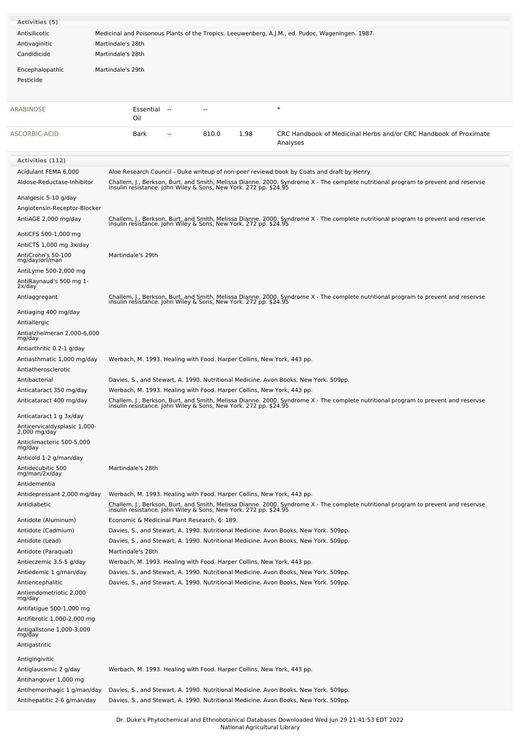**Activities (5)**

| Activity | Reference |
|---|---|
| Antisilicotic | Medicinal and Poisonous Plants of the Tropics. Leeuwenberg, A.J.M., ed. Pudoc, Wageningen. 1987. |
| Antivaginitic | Martindale's 28th |
| Candidicide | Martindale's 28th |
| Encephalopathic | Martindale's 29th |
| Pesticide | |

| Chemical | Part | Low | High | StdDev | Reference |
|---|---|---|---|---|---|
| ARABINOSE | Essential Oil | -- | -- | | * |
| ASCORBIC-ACID | Bark | -- | 810.0 | 1.98 | CRC Handbook of Medicinal Herbs and/or CRC Handbook of Proximate Analyses |

**Activities (112)**

| Activity | Reference |
|---|---|
| Acidulant FEMA 6,000 | Aloe Research Council - Duke writeup of non-peer reviewd book by Coats and draft by Henry |
| Aldose-Reductase-Inhibitor | Challem, J., Berkson, Burt, and Smith, Melissa Dianne. 2000. Syndrome X - The complete nutritional program to prevent and reservse insulin resistance. John Wiley & Sons, New York. 272 pp. $24.95 |
| Analgesic 5-10 g/day | |
| Angiotensin-Receptor-Blocker | |
| AntiAGE 2,000 mg/day | Challem, J., Berkson, Burt, and Smith, Melissa Dianne. 2000. Syndrome X - The complete nutritional program to prevent and reservse insulin resistance. John Wiley & Sons, New York. 272 pp. $24.95 |
| AntiCFS 500-1,000 mg | |
| AntiCTS 1,000 mg 3x/day | |
| AntiCrohn's 50-100 mg/day/orl/man | Martindale's 29th |
| AntiLyme 500-2,000 mg | |
| AntiRaynaud's 500 mg 1-2x/day | |
| Antiaggregant | Challem, J., Berkson, Burt, and Smith, Melissa Dianne. 2000. Syndrome X - The complete nutritional program to prevent and reservse insulin resistance. John Wiley & Sons, New York. 272 pp. $24.95 |
| Antiaging 400 mg/day | |
| Antiallergic | |
| Antialzheimeran 2,000-6,000 mg/day | |
| Antiarthritic 0.2-1 g/day | |
| Antiasthmatic 1,000 mg/day | Werbach, M. 1993. Healing with Food. Harper Collins, New York, 443 pp. |
| Antiatherosclerotic | |
| Antibacterial | Davies, S., and Stewart, A. 1990. Nutritional Medicine. Avon Books, New York. 509pp. |
| Anticataract 350 mg/day | Werbach, M. 1993. Healing with Food. Harper Collins, New York, 443 pp. |
| Anticataract 400 mg/day | Challem, J., Berkson, Burt, and Smith, Melissa Dianne. 2000. Syndrome X - The complete nutritional program to prevent and reservse insulin resistance. John Wiley & Sons, New York. 272 pp. $24.95 |
| Anticataract 1 g 3x/day | |
| Anticervicaldysplasic 1,000-2,000 mg/day | |
| Anticlimacteric 500-5,000 mg/day | |
| Anticold 1-2 g/man/day | |
| Antidecubitic 500 mg/man/2x/day | Martindale's 28th |
| Antidementia | |
| Antidepressant 2,000 mg/day | Werbach, M. 1993. Healing with Food. Harper Collins, New York, 443 pp. |
| Antidiabetic | Challem, J., Berkson, Burt, and Smith, Melissa Dianne. 2000. Syndrome X - The complete nutritional program to prevent and reservse insulin resistance. John Wiley & Sons, New York. 272 pp. $24.95 |
| Antidote (Aluminum) | Economic & Medicinal Plant Research, 6: 189. |
| Antidote (Cadmium) | Davies, S., and Stewart, A. 1990. Nutritional Medicine. Avon Books, New York. 509pp. |
| Antidote (Lead) | Davies, S., and Stewart, A. 1990. Nutritional Medicine. Avon Books, New York. 509pp. |
| Antidote (Paraquat) | Martindale's 28th |
| Antieczemic 3.5-5 g/day | Werbach, M. 1993. Healing with Food. Harper Collins, New York, 443 pp. |
| Antiedemic 1 g/man/day | Davies, S., and Stewart, A. 1990. Nutritional Medicine. Avon Books, New York. 509pp. |
| Antiencephalitic | Davies, S., and Stewart, A. 1990. Nutritional Medicine. Avon Books, New York. 509pp. |
| Antiendometriotic 2,000 mg/day | |
| Antifatigue 500-1,000 mg | |
| Antifibrotic 1,000-2,000 mg | |
| Antigallstone 1,000-3,000 mg/day | |
| Antigastritic | |
| Antigingivitic | |
| Antiglaucomic 2 g/day | Werbach, M. 1993. Healing with Food. Harper Collins, New York, 443 pp. |
| Antihangover 1,000 mg | |
| Antihemorrhagic 1 g/man/day | Davies, S., and Stewart, A. 1990. Nutritional Medicine. Avon Books, New York. 509pp. |
| Antihepatitic 2-6 g/man/day | Davies, S., and Stewart, A. 1990. Nutritional Medicine. Avon Books, New York. 509pp. |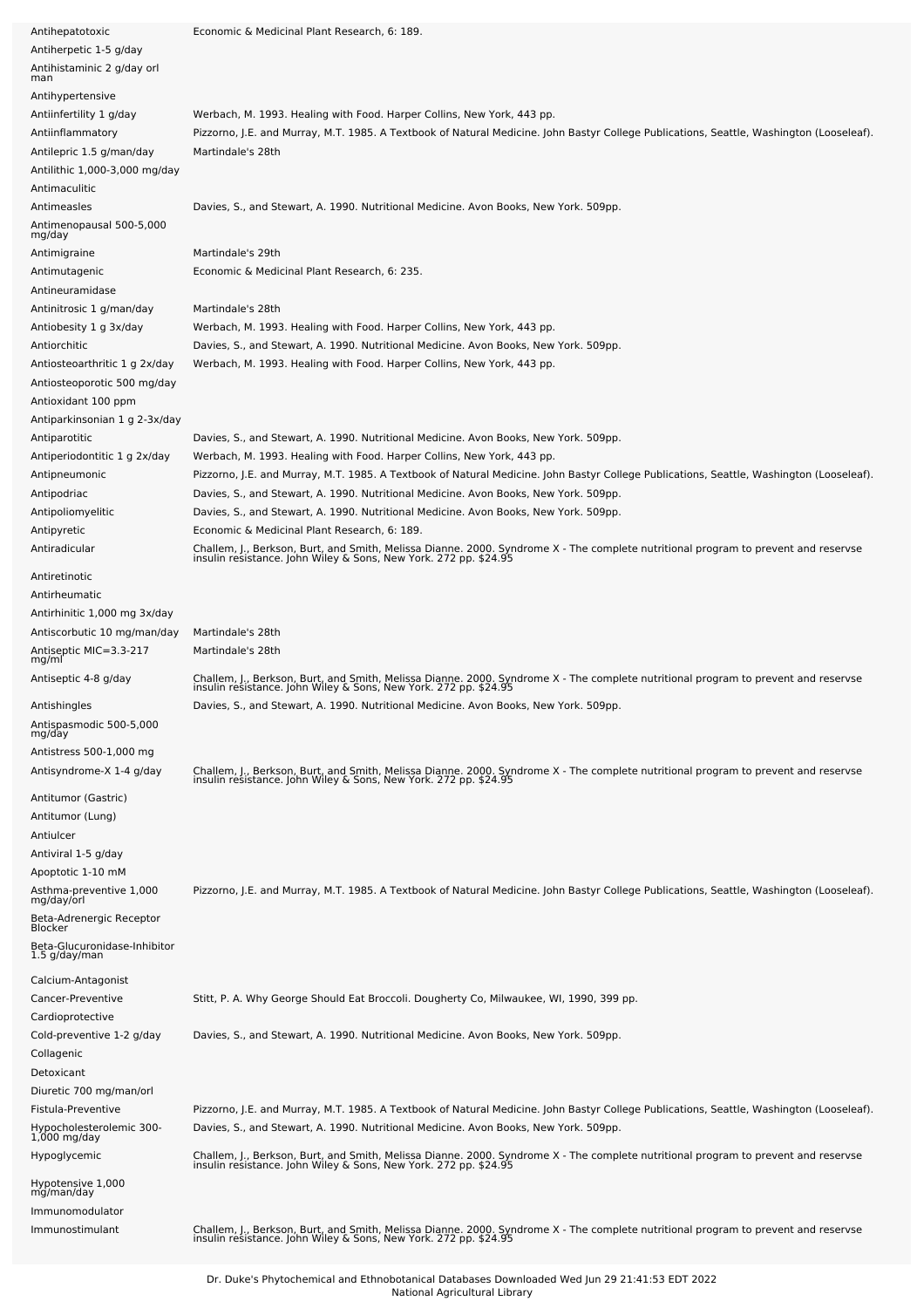| | |
|---|---|
| Antihepatotoxic | Economic & Medicinal Plant Research, 6: 189. |
| Antiherpetic 1-5 g/day | |
| Antihistaminic 2 g/day orl man | |
| Antihypertensive | |
| Antiinfertility 1 g/day | Werbach, M. 1993. Healing with Food. Harper Collins, New York, 443 pp. |
| Antiinflammatory | Pizzorno, J.E. and Murray, M.T. 1985. A Textbook of Natural Medicine. John Bastyr College Publications, Seattle, Washington (Looseleaf). |
| Antilepric 1.5 g/man/day | Martindale's 28th |
| Antilithic 1,000-3,000 mg/day | |
| Antimaculitic | |
| Antimeasles | Davies, S., and Stewart, A. 1990. Nutritional Medicine. Avon Books, New York. 509pp. |
| Antimenopausal 500-5,000 mg/day | |
| Antimigraine | Martindale's 29th |
| Antimutagenic | Economic & Medicinal Plant Research, 6: 235. |
| Antineuramidase | |
| Antinitrosic 1 g/man/day | Martindale's 28th |
| Antiobesity 1 g 3x/day | Werbach, M. 1993. Healing with Food. Harper Collins, New York, 443 pp. |
| Antiorchitic | Davies, S., and Stewart, A. 1990. Nutritional Medicine. Avon Books, New York. 509pp. |
| Antiosteoarthritic 1 g 2x/day | Werbach, M. 1993. Healing with Food. Harper Collins, New York, 443 pp. |
| Antiosteoporotic 500 mg/day | |
| Antioxidant 100 ppm | |
| Antiparkinsonian 1 g 2-3x/day | |
| Antiparotitic | Davies, S., and Stewart, A. 1990. Nutritional Medicine. Avon Books, New York. 509pp. |
| Antiperiodontitic 1 g 2x/day | Werbach, M. 1993. Healing with Food. Harper Collins, New York, 443 pp. |
| Antipneumonic | Pizzorno, J.E. and Murray, M.T. 1985. A Textbook of Natural Medicine. John Bastyr College Publications, Seattle, Washington (Looseleaf). |
| Antipodriac | Davies, S., and Stewart, A. 1990. Nutritional Medicine. Avon Books, New York. 509pp. |
| Antipoliomyelitic | Davies, S., and Stewart, A. 1990. Nutritional Medicine. Avon Books, New York. 509pp. |
| Antipyretic | Economic & Medicinal Plant Research, 6: 189. |
| Antiradicular | Challem, J., Berkson, Burt, and Smith, Melissa Dianne. 2000. Syndrome X - The complete nutritional program to prevent and reservse insulin resistance. John Wiley & Sons, New York. 272 pp. $24.95 |
| Antiretinotic | |
| Antirheumatic | |
| Antirhinitic 1,000 mg 3x/day | |
| Antiscorbutic 10 mg/man/day | Martindale's 28th |
| Antiseptic MIC=3.3-217 mg/ml | Martindale's 28th |
| Antiseptic 4-8 g/day | Challem, J., Berkson, Burt, and Smith, Melissa Dianne. 2000. Syndrome X - The complete nutritional program to prevent and reservse insulin resistance. John Wiley & Sons, New York. 272 pp. $24.95 |
| Antishingles | Davies, S., and Stewart, A. 1990. Nutritional Medicine. Avon Books, New York. 509pp. |
| Antispasmodic 500-5,000 mg/day | |
| Antistress 500-1,000 mg | |
| Antisyndrome-X 1-4 g/day | Challem, J., Berkson, Burt, and Smith, Melissa Dianne. 2000. Syndrome X - The complete nutritional program to prevent and reservse insulin resistance. John Wiley & Sons, New York. 272 pp. $24.95 |
| Antitumor (Gastric) | |
| Antitumor (Lung) | |
| Antiulcer | |
| Antiviral 1-5 g/day | |
| Apoptotic 1-10 mM | |
| Asthma-preventive 1,000 mg/day/orl | Pizzorno, J.E. and Murray, M.T. 1985. A Textbook of Natural Medicine. John Bastyr College Publications, Seattle, Washington (Looseleaf). |
| Beta-Adrenergic Receptor Blocker | |
| Beta-Glucuronidase-Inhibitor 1.5 g/day/man | |
| Calcium-Antagonist | |
| Cancer-Preventive | Stitt, P. A. Why George Should Eat Broccoli. Dougherty Co, Milwaukee, WI, 1990, 399 pp. |
| Cardioprotective | |
| Cold-preventive 1-2 g/day | Davies, S., and Stewart, A. 1990. Nutritional Medicine. Avon Books, New York. 509pp. |
| Collagenic | |
| Detoxicant | |
| Diuretic 700 mg/man/orl | |
| Fistula-Preventive | Pizzorno, J.E. and Murray, M.T. 1985. A Textbook of Natural Medicine. John Bastyr College Publications, Seattle, Washington (Looseleaf). |
| Hypocholesterolemic 300-1,000 mg/day | Davies, S., and Stewart, A. 1990. Nutritional Medicine. Avon Books, New York. 509pp. |
| Hypoglycemic | Challem, J., Berkson, Burt, and Smith, Melissa Dianne. 2000. Syndrome X - The complete nutritional program to prevent and reservse insulin resistance. John Wiley & Sons, New York. 272 pp. $24.95 |
| Hypotensive 1,000 mg/man/day | |
| Immunomodulator | |
| Immunostimulant | Challem, J., Berkson, Burt, and Smith, Melissa Dianne. 2000. Syndrome X - The complete nutritional program to prevent and reservse insulin resistance. John Wiley & Sons, New York. 272 pp. $24.95 |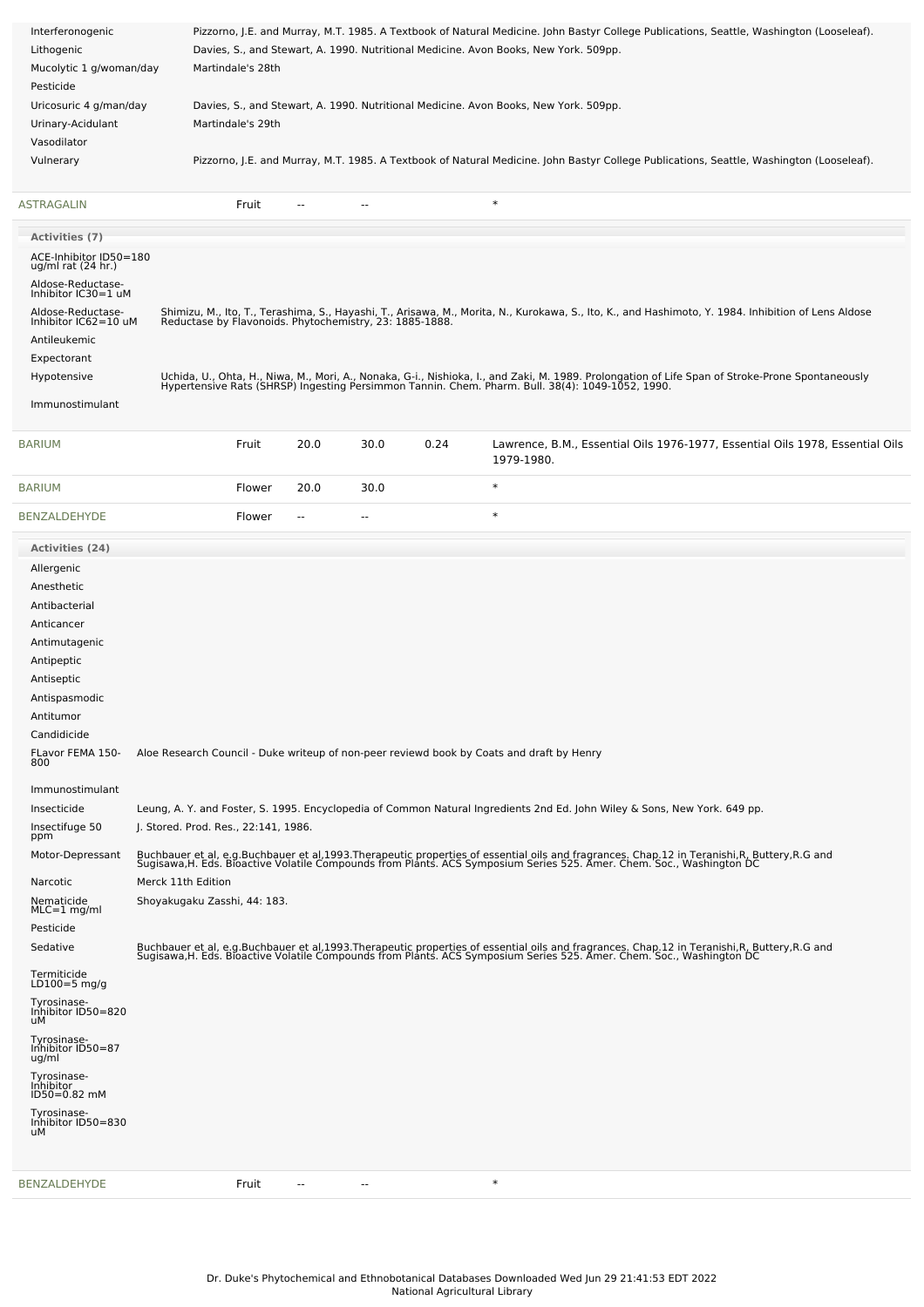| Activity | Reference |
|---|---|
| Interferonogenic | Pizzorno, J.E. and Murray, M.T. 1985. A Textbook of Natural Medicine. John Bastyr College Publications, Seattle, Washington (Looseleaf). |
| Lithogenic | Davies, S., and Stewart, A. 1990. Nutritional Medicine. Avon Books, New York. 509pp. |
| Mucolytic 1 g/woman/day | Martindale's 28th |
| Pesticide | |
| Uricosuric 4 g/man/day | Davies, S., and Stewart, A. 1990. Nutritional Medicine. Avon Books, New York. 509pp. |
| Urinary-Acidulant | Martindale's 29th |
| Vasodilator | |
| Vulnerary | Pizzorno, J.E. and Murray, M.T. 1985. A Textbook of Natural Medicine. John Bastyr College Publications, Seattle, Washington (Looseleaf). |

| Chemical | Part | Low | High | | Reference |
|---|---|---|---|---|---|
| ASTRAGALIN | Fruit | -- | -- | | * |

**Activities (7)**

| Activity | Reference |
|---|---|
| ACE-Inhibitor ID50=180 ug/ml rat (24 hr.) | |
| Aldose-Reductase-Inhibitor IC30=1 uM | |
| Aldose-Reductase-Inhibitor IC62=10 uM | Shimizu, M., Ito, T., Terashima, S., Hayashi, T., Arisawa, M., Morita, N., Kurokawa, S., Ito, K., and Hashimoto, Y. 1984. Inhibition of Lens Aldose Reductase by Flavonoids. Phytochemistry, 23: 1885-1888. |
| Antileukemic | |
| Expectorant | |
| Hypotensive | Uchida, U., Ohta, H., Niwa, M., Mori, A., Nonaka, G-i., Nishioka, I., and Zaki, M. 1989. Prolongation of Life Span of Stroke-Prone Spontaneously Hypertensive Rats (SHRSP) Ingesting Persimmon Tannin. Chem. Pharm. Bull. 38(4): 1049-1052, 1990. |
| Immunostimulant | |

| Chemical | Part | Low | High | | Reference |
|---|---|---|---|---|---|
| BARIUM | Fruit | 20.0 | 30.0 | 0.24 | Lawrence, B.M., Essential Oils 1976-1977, Essential Oils 1978, Essential Oils 1979-1980. |
| BARIUM | Flower | 20.0 | 30.0 | | * |
| BENZALDEHYDE | Flower | -- | -- | | * |

**Activities (24)**

| Activity | Reference |
|---|---|
| Allergenic | |
| Anesthetic | |
| Antibacterial | |
| Anticancer | |
| Antimutagenic | |
| Antipeptic | |
| Antiseptic | |
| Antispasmodic | |
| Antitumor | |
| Candidicide | |
| FLavor FEMA 150-800 | Aloe Research Council - Duke writeup of non-peer reviewd book by Coats and draft by Henry |
| Immunostimulant | |
| Insecticide | Leung, A. Y. and Foster, S. 1995. Encyclopedia of Common Natural Ingredients 2nd Ed. John Wiley & Sons, New York. 649 pp. |
| Insectifuge 50 ppm | J. Stored. Prod. Res., 22:141, 1986. |
| Motor-Depressant | Buchbauer et al, e.g.Buchbauer et al,1993.Therapeutic properties of essential oils and fragrances. Chap.12 in Teranishi,R, Buttery,R.G and Sugisawa,H. Eds. Bioactive Volatile Compounds from Plants. ACS Symposium Series 525. Amer. Chem. Soc., Washington DC |
| Narcotic | Merck 11th Edition |
| Nematicide MLC=1 mg/ml | Shoyakugaku Zasshi, 44: 183. |
| Pesticide | |
| Sedative | Buchbauer et al, e.g.Buchbauer et al,1993.Therapeutic properties of essential oils and fragrances. Chap.12 in Teranishi,R, Buttery,R.G and Sugisawa,H. Eds. Bioactive Volatile Compounds from Plants. ACS Symposium Series 525. Amer. Chem. Soc., Washington DC |
| Termiticide LD100=5 mg/g | |
| Tyrosinase-Inhibitor ID50=820 uM | |
| Tyrosinase-Inhibitor ID50=87 ug/ml | |
| Tyrosinase-Inhibitor ID50=0.82 mM | |
| Tyrosinase-Inhibitor ID50=830 uM | |

| Chemical | Part | Low | High | | Reference |
|---|---|---|---|---|---|
| BENZALDEHYDE | Fruit | -- | -- | | * |

Dr. Duke's Phytochemical and Ethnobotanical Databases Downloaded Wed Jun 29 21:41:53 EDT 2022
National Agricultural Library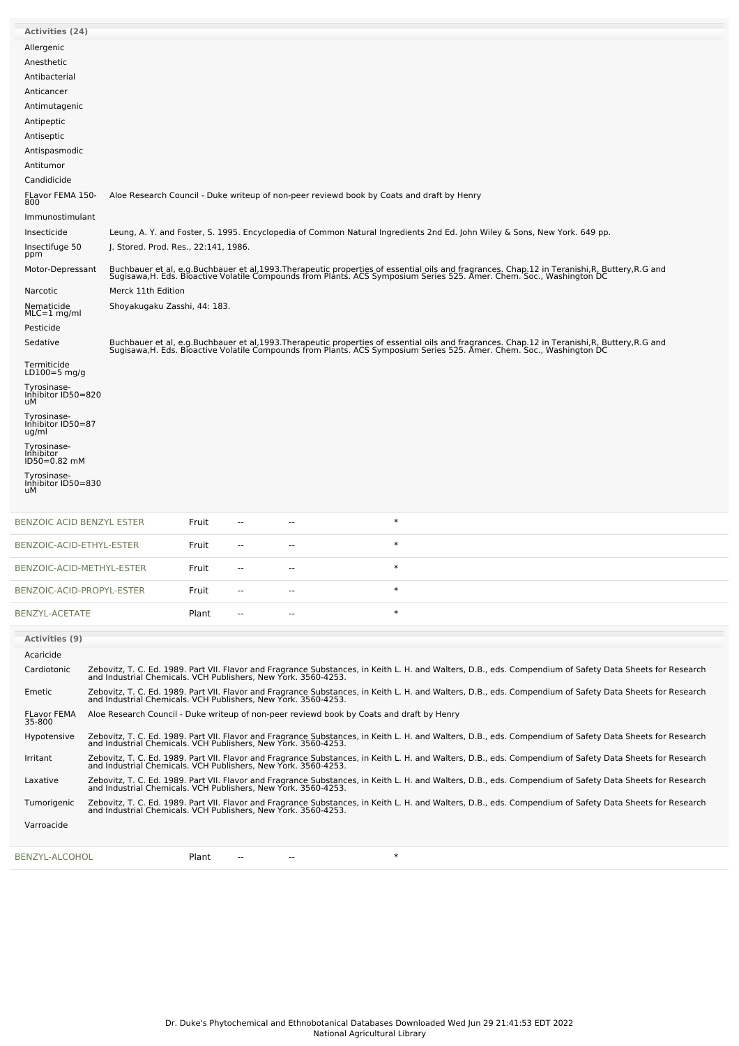| Activities (24) | |
|---|---|
| Allergenic | |
| Anesthetic | |
| Antibacterial | |
| Anticancer | |
| Antimutagenic | |
| Antipeptic | |
| Antiseptic | |
| Antispasmodic | |
| Antitumor | |
| Candidicide | |
| FLavor FEMA 150-800 | Aloe Research Council - Duke writeup of non-peer reviewd book by Coats and draft by Henry |
| Immunostimulant | |
| Insecticide | Leung, A. Y. and Foster, S. 1995. Encyclopedia of Common Natural Ingredients 2nd Ed. John Wiley & Sons, New York. 649 pp. |
| Insectifuge 50 ppm | J. Stored. Prod. Res., 22:141, 1986. |
| Motor-Depressant | Buchbauer et al, e.g.Buchbauer et al,1993.Therapeutic properties of essential oils and fragrances. Chap.12 in Teranishi,R, Buttery,R.G and Sugisawa,H. Eds. Bioactive Volatile Compounds from Plants. ACS Symposium Series 525. Amer. Chem. Soc., Washington DC |
| Narcotic | Merck 11th Edition |
| Nematicide MLC=1 mg/ml | Shoyakugaku Zasshi, 44: 183. |
| Pesticide | |
| Sedative | Buchbauer et al, e.g.Buchbauer et al,1993.Therapeutic properties of essential oils and fragrances. Chap.12 in Teranishi,R, Buttery,R.G and Sugisawa,H. Eds. Bioactive Volatile Compounds from Plants. ACS Symposium Series 525. Amer. Chem. Soc., Washington DC |
| Termiticide LD100=5 mg/g | |
| Tyrosinase-Inhibitor ID50=820 uM | |
| Tyrosinase-Inhibitor ID50=87 ug/ml | |
| Tyrosinase-Inhibitor ID50=0.82 mM | |
| Tyrosinase-Inhibitor ID50=830 uM | |

| | | | | |
|---|---|---|---|---|
| BENZOIC ACID BENZYL ESTER | Fruit | -- | -- | * |
| BENZOIC-ACID-ETHYL-ESTER | Fruit | -- | -- | * |
| BENZOIC-ACID-METHYL-ESTER | Fruit | -- | -- | * |
| BENZOIC-ACID-PROPYL-ESTER | Fruit | -- | -- | * |
| BENZYL-ACETATE | Plant | -- | -- | * |

| Activities (9) | |
|---|---|
| Acaricide | |
| Cardiotonic | Zebovitz, T. C. Ed. 1989. Part VII. Flavor and Fragrance Substances, in Keith L. H. and Walters, D.B., eds. Compendium of Safety Data Sheets for Research and Industrial Chemicals. VCH Publishers, New York. 3560-4253. |
| Emetic | Zebovitz, T. C. Ed. 1989. Part VII. Flavor and Fragrance Substances, in Keith L. H. and Walters, D.B., eds. Compendium of Safety Data Sheets for Research and Industrial Chemicals. VCH Publishers, New York. 3560-4253. |
| FLavor FEMA 35-800 | Aloe Research Council - Duke writeup of non-peer reviewd book by Coats and draft by Henry |
| Hypotensive | Zebovitz, T. C. Ed. 1989. Part VII. Flavor and Fragrance Substances, in Keith L. H. and Walters, D.B., eds. Compendium of Safety Data Sheets for Research and Industrial Chemicals. VCH Publishers, New York. 3560-4253. |
| Irritant | Zebovitz, T. C. Ed. 1989. Part VII. Flavor and Fragrance Substances, in Keith L. H. and Walters, D.B., eds. Compendium of Safety Data Sheets for Research and Industrial Chemicals. VCH Publishers, New York. 3560-4253. |
| Laxative | Zebovitz, T. C. Ed. 1989. Part VII. Flavor and Fragrance Substances, in Keith L. H. and Walters, D.B., eds. Compendium of Safety Data Sheets for Research and Industrial Chemicals. VCH Publishers, New York. 3560-4253. |
| Tumorigenic | Zebovitz, T. C. Ed. 1989. Part VII. Flavor and Fragrance Substances, in Keith L. H. and Walters, D.B., eds. Compendium of Safety Data Sheets for Research and Industrial Chemicals. VCH Publishers, New York. 3560-4253. |
| Varroacide | |

| | | | | |
|---|---|---|---|---|
| BENZYL-ALCOHOL | Plant | -- | -- | * |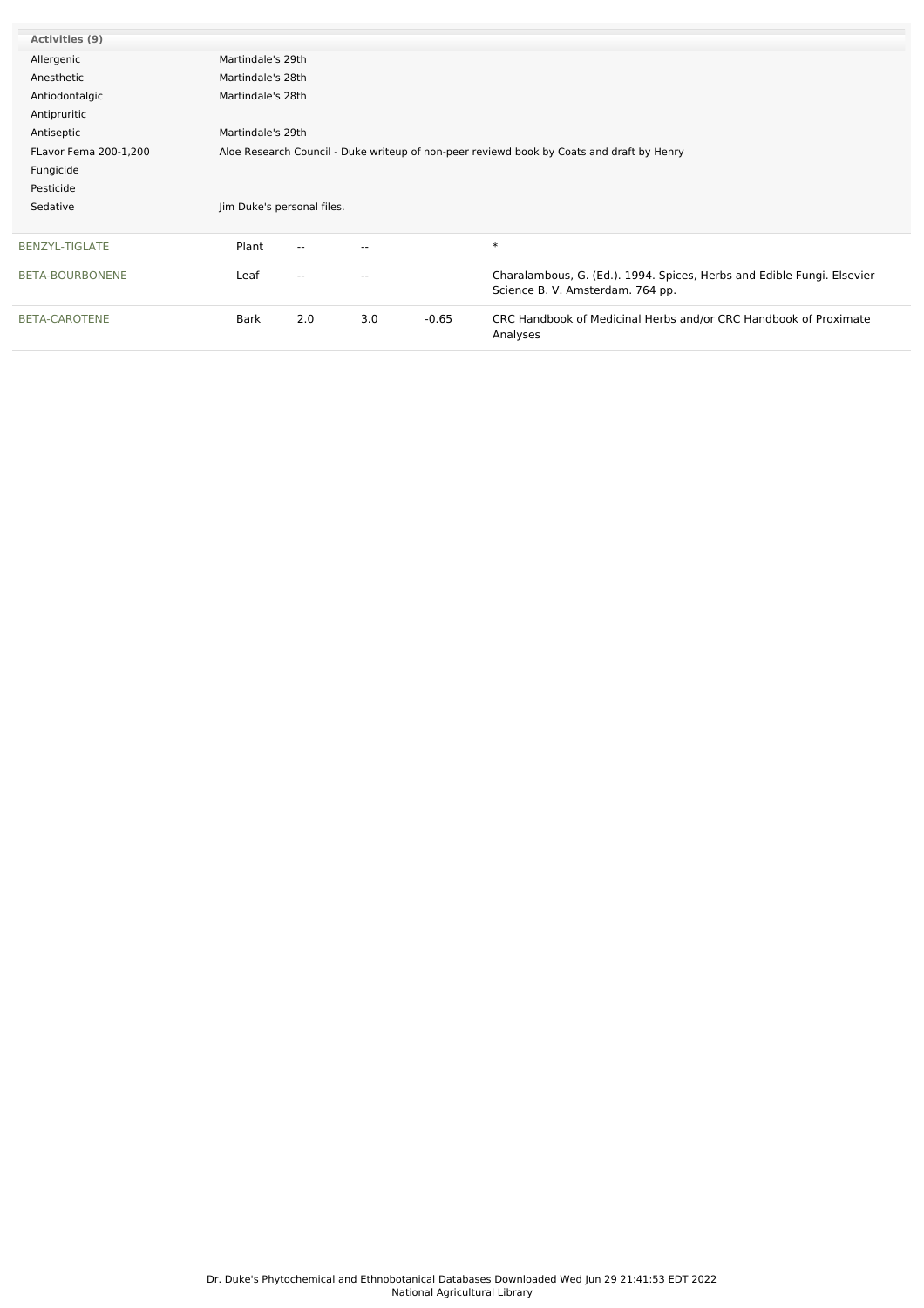| Activities (9) | |
|---|---|
| Allergenic | Martindale's 29th |
| Anesthetic | Martindale's 28th |
| Antiodontalgic | Martindale's 28th |
| Antipruritic | |
| Antiseptic | Martindale's 29th |
| FLavor Fema 200-1,200 | Aloe Research Council - Duke writeup of non-peer reviewd book by Coats and draft by Henry |
| Fungicide | |
| Pesticide | |
| Sedative | Jim Duke's personal files. |

| | | | | | |
|---|---|---|---|---|---|
| BENZYL-TIGLATE | Plant | -- | -- | | * |
| BETA-BOURBONENE | Leaf | -- | -- | | Charalambous, G. (Ed.). 1994. Spices, Herbs and Edible Fungi. Elsevier Science B. V. Amsterdam. 764 pp. |
| BETA-CAROTENE | Bark | 2.0 | 3.0 | -0.65 | CRC Handbook of Medicinal Herbs and/or CRC Handbook of Proximate Analyses |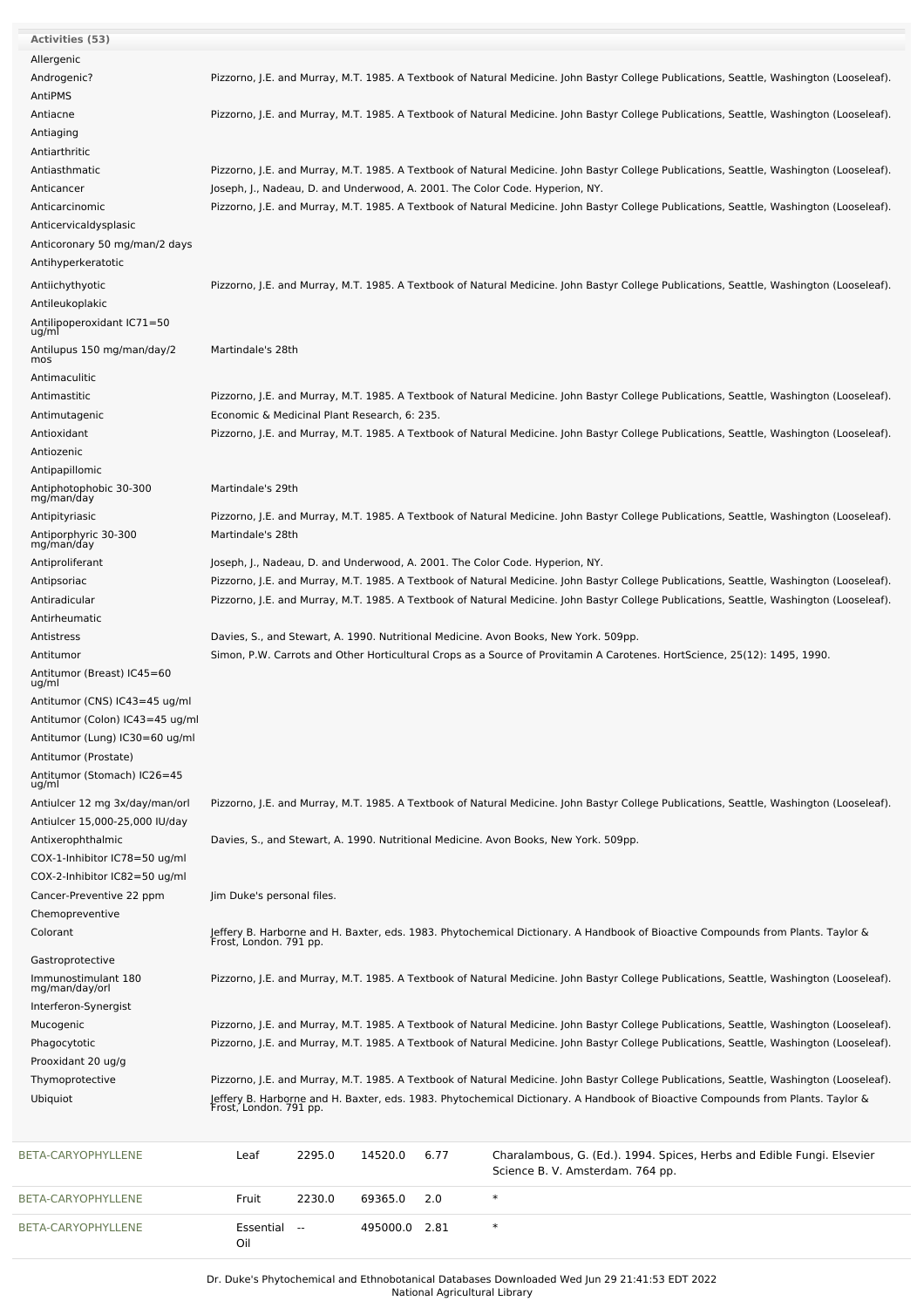**Activities (53)**

| Activity | Reference |
|---|---|
| Allergenic | |
| Androgenic? | Pizzorno, J.E. and Murray, M.T. 1985. A Textbook of Natural Medicine. John Bastyr College Publications, Seattle, Washington (Looseleaf). |
| AntiPMS | |
| Antiacne | Pizzorno, J.E. and Murray, M.T. 1985. A Textbook of Natural Medicine. John Bastyr College Publications, Seattle, Washington (Looseleaf). |
| Antiaging | |
| Antiarthritic | |
| Antiasthmatic | Pizzorno, J.E. and Murray, M.T. 1985. A Textbook of Natural Medicine. John Bastyr College Publications, Seattle, Washington (Looseleaf). |
| Anticancer | Joseph, J., Nadeau, D. and Underwood, A. 2001. The Color Code. Hyperion, NY. |
| Anticarcinomic | Pizzorno, J.E. and Murray, M.T. 1985. A Textbook of Natural Medicine. John Bastyr College Publications, Seattle, Washington (Looseleaf). |
| Anticervicaldysplasic | |
| Anticoronary 50 mg/man/2 days | |
| Antihyperkeratotic | |
| Antiichythyotic | Pizzorno, J.E. and Murray, M.T. 1985. A Textbook of Natural Medicine. John Bastyr College Publications, Seattle, Washington (Looseleaf). |
| Antileukoplakic | |
| Antilipoperoxidant IC71=50 ug/ml | |
| Antilupus 150 mg/man/day/2 mos | Martindale's 28th |
| Antimaculitic | |
| Antimastitic | Pizzorno, J.E. and Murray, M.T. 1985. A Textbook of Natural Medicine. John Bastyr College Publications, Seattle, Washington (Looseleaf). |
| Antimutagenic | Economic & Medicinal Plant Research, 6: 235. |
| Antioxidant | Pizzorno, J.E. and Murray, M.T. 1985. A Textbook of Natural Medicine. John Bastyr College Publications, Seattle, Washington (Looseleaf). |
| Antiozenic | |
| Antipapillomic | |
| Antiphotophobic 30-300 mg/man/day | Martindale's 29th |
| Antipityriasic | Pizzorno, J.E. and Murray, M.T. 1985. A Textbook of Natural Medicine. John Bastyr College Publications, Seattle, Washington (Looseleaf). |
| Antiporphyric 30-300 mg/man/day | Martindale's 28th |
| Antiproliferant | Joseph, J., Nadeau, D. and Underwood, A. 2001. The Color Code. Hyperion, NY. |
| Antipsoriac | Pizzorno, J.E. and Murray, M.T. 1985. A Textbook of Natural Medicine. John Bastyr College Publications, Seattle, Washington (Looseleaf). |
| Antiradicular | Pizzorno, J.E. and Murray, M.T. 1985. A Textbook of Natural Medicine. John Bastyr College Publications, Seattle, Washington (Looseleaf). |
| Antirheumatic | |
| Antistress | Davies, S., and Stewart, A. 1990. Nutritional Medicine. Avon Books, New York. 509pp. |
| Antitumor | Simon, P.W. Carrots and Other Horticultural Crops as a Source of Provitamin A Carotenes. HortScience, 25(12): 1495, 1990. |
| Antitumor (Breast) IC45=60 ug/ml | |
| Antitumor (CNS) IC43=45 ug/ml | |
| Antitumor (Colon) IC43=45 ug/ml | |
| Antitumor (Lung) IC30=60 ug/ml | |
| Antitumor (Prostate) | |
| Antitumor (Stomach) IC26=45 ug/ml | |
| Antiulcer 12 mg 3x/day/man/orl | Pizzorno, J.E. and Murray, M.T. 1985. A Textbook of Natural Medicine. John Bastyr College Publications, Seattle, Washington (Looseleaf). |
| Antiulcer 15,000-25,000 IU/day | |
| Antixerophthalmic | Davies, S., and Stewart, A. 1990. Nutritional Medicine. Avon Books, New York. 509pp. |
| COX-1-Inhibitor IC78=50 ug/ml | |
| COX-2-Inhibitor IC82=50 ug/ml | |
| Cancer-Preventive 22 ppm | Jim Duke's personal files. |
| Chemopreventive | |
| Colorant | Jeffery B. Harborne and H. Baxter, eds. 1983. Phytochemical Dictionary. A Handbook of Bioactive Compounds from Plants. Taylor & Frost, London. 791 pp. |
| Gastroprotective | |
| Immunostimulant 180 mg/man/day/orl | Pizzorno, J.E. and Murray, M.T. 1985. A Textbook of Natural Medicine. John Bastyr College Publications, Seattle, Washington (Looseleaf). |
| Interferon-Synergist | |
| Mucogenic | Pizzorno, J.E. and Murray, M.T. 1985. A Textbook of Natural Medicine. John Bastyr College Publications, Seattle, Washington (Looseleaf). |
| Phagocytotic | Pizzorno, J.E. and Murray, M.T. 1985. A Textbook of Natural Medicine. John Bastyr College Publications, Seattle, Washington (Looseleaf). |
| Prooxidant 20 ug/g | |
| Thymoprotective | Pizzorno, J.E. and Murray, M.T. 1985. A Textbook of Natural Medicine. John Bastyr College Publications, Seattle, Washington (Looseleaf). |
| Ubiquiot | Jeffery B. Harborne and H. Baxter, eds. 1983. Phytochemical Dictionary. A Handbook of Bioactive Compounds from Plants. Taylor & Frost, London. 791 pp. |

| | | | | | |
|---|---|---|---|---|---|
| BETA-CARYOPHYLLENE | Leaf | 2295.0 | 14520.0 | 6.77 | Charalambous, G. (Ed.). 1994. Spices, Herbs and Edible Fungi. Elsevier Science B. V. Amsterdam. 764 pp. |
| BETA-CARYOPHYLLENE | Fruit | 2230.0 | 69365.0 | 2.0 | * |
| BETA-CARYOPHYLLENE | Essential Oil | -- | 495000.0 | 2.81 | * |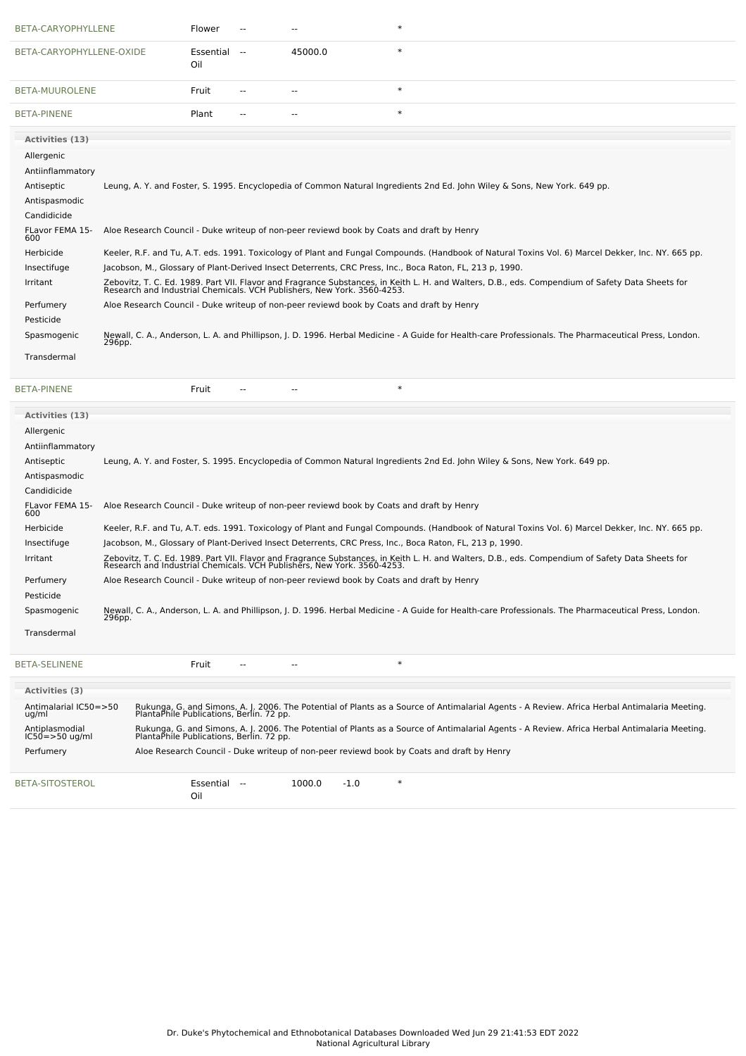| | | | | | |
|---|---|---|---|---|---|
| BETA-CARYOPHYLLENE | Flower | -- | -- | | * |
| BETA-CARYOPHYLLENE-OXIDE | Essential Oil | -- | 45000.0 | | * |
| BETA-MUUROLENE | Fruit | -- | -- | | * |
| BETA-PINENE | Plant | -- | -- | | * |

**Activities (13)**

| | |
|---|---|
| Allergenic | |
| Antiinflammatory | |
| Antiseptic | Leung, A. Y. and Foster, S. 1995. Encyclopedia of Common Natural Ingredients 2nd Ed. John Wiley & Sons, New York. 649 pp. |
| Antispasmodic | |
| Candidicide | |
| FLavor FEMA 15-600 | Aloe Research Council - Duke writeup of non-peer reviewd book by Coats and draft by Henry |
| Herbicide | Keeler, R.F. and Tu, A.T. eds. 1991. Toxicology of Plant and Fungal Compounds. (Handbook of Natural Toxins Vol. 6) Marcel Dekker, Inc. NY. 665 pp. |
| Insectifuge | Jacobson, M., Glossary of Plant-Derived Insect Deterrents, CRC Press, Inc., Boca Raton, FL, 213 p, 1990. |
| Irritant | Zebovitz, T. C. Ed. 1989. Part VII. Flavor and Fragrance Substances, in Keith L. H. and Walters, D.B., eds. Compendium of Safety Data Sheets for Research and Industrial Chemicals. VCH Publishers, New York. 3560-4253. |
| Perfumery | Aloe Research Council - Duke writeup of non-peer reviewd book by Coats and draft by Henry |
| Pesticide | |
| Spasmogenic | Newall, C. A., Anderson, L. A. and Phillipson, J. D. 1996. Herbal Medicine - A Guide for Health-care Professionals. The Pharmaceutical Press, London. 296pp. |
| Transdermal | |

| | | | | | |
|---|---|---|---|---|---|
| BETA-PINENE | Fruit | -- | -- | | * |

**Activities (13)**

| | |
|---|---|
| Allergenic | |
| Antiinflammatory | |
| Antiseptic | Leung, A. Y. and Foster, S. 1995. Encyclopedia of Common Natural Ingredients 2nd Ed. John Wiley & Sons, New York. 649 pp. |
| Antispasmodic | |
| Candidicide | |
| FLavor FEMA 15-600 | Aloe Research Council - Duke writeup of non-peer reviewd book by Coats and draft by Henry |
| Herbicide | Keeler, R.F. and Tu, A.T. eds. 1991. Toxicology of Plant and Fungal Compounds. (Handbook of Natural Toxins Vol. 6) Marcel Dekker, Inc. NY. 665 pp. |
| Insectifuge | Jacobson, M., Glossary of Plant-Derived Insect Deterrents, CRC Press, Inc., Boca Raton, FL, 213 p, 1990. |
| Irritant | Zebovitz, T. C. Ed. 1989. Part VII. Flavor and Fragrance Substances, in Keith L. H. and Walters, D.B., eds. Compendium of Safety Data Sheets for Research and Industrial Chemicals. VCH Publishers, New York. 3560-4253. |
| Perfumery | Aloe Research Council - Duke writeup of non-peer reviewd book by Coats and draft by Henry |
| Pesticide | |
| Spasmogenic | Newall, C. A., Anderson, L. A. and Phillipson, J. D. 1996. Herbal Medicine - A Guide for Health-care Professionals. The Pharmaceutical Press, London. 296pp. |
| Transdermal | |

| | | | | | |
|---|---|---|---|---|---|
| BETA-SELINENE | Fruit | -- | -- | | * |

**Activities (3)**

| | |
|---|---|
| Antimalarial IC50=>50 ug/ml | Rukunga, G. and Simons, A. J. 2006. The Potential of Plants as a Source of Antimalarial Agents - A Review. Africa Herbal Antimalaria Meeting. PlantaPhile Publications, Berlin. 72 pp. |
| Antiplasmodial IC50=>50 ug/ml | Rukunga, G. and Simons, A. J. 2006. The Potential of Plants as a Source of Antimalarial Agents - A Review. Africa Herbal Antimalaria Meeting. PlantaPhile Publications, Berlin. 72 pp. |
| Perfumery | Aloe Research Council - Duke writeup of non-peer reviewd book by Coats and draft by Henry |

| | | | | | |
|---|---|---|---|---|---|
| BETA-SITOSTEROL | Essential Oil | -- | 1000.0 | -1.0 | * |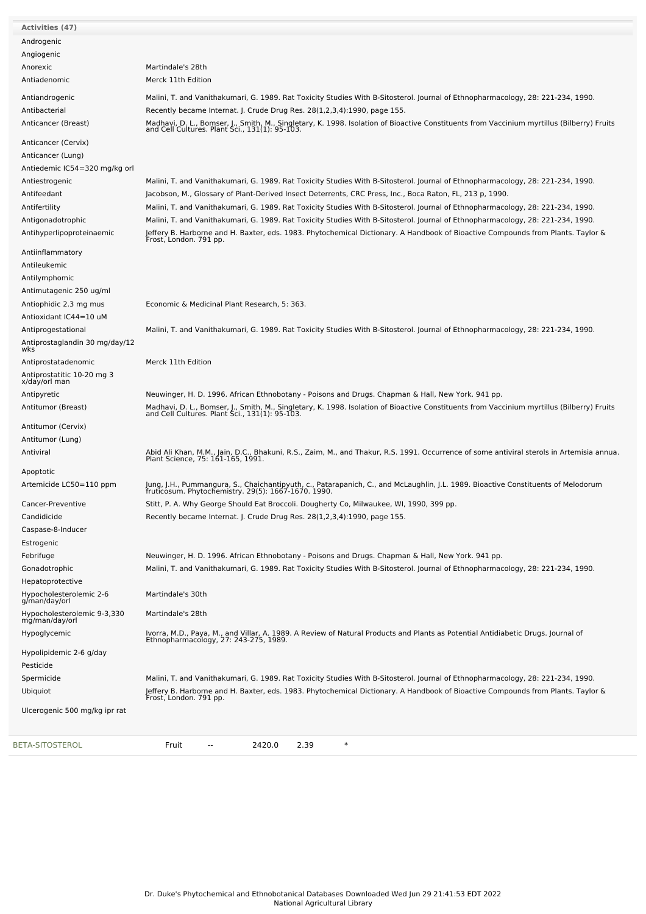| Activities (47) | |
|---|---|
| Androgenic | |
| Angiogenic | |
| Anorexic | Martindale's 28th |
| Antiadenomic | Merck 11th Edition |
| Antiandrogenic | Malini, T. and Vanithakumari, G. 1989. Rat Toxicity Studies With B-Sitosterol. Journal of Ethnopharmacology, 28: 221-234, 1990. |
| Antibacterial | Recently became Internat. J. Crude Drug Res. 28(1,2,3,4):1990, page 155. |
| Anticancer (Breast) | Madhavi, D. L., Bomser, J., Smith, M., Singletary, K. 1998. Isolation of Bioactive Constituents from Vaccinium myrtillus (Bilberry) Fruits and Cell Cultures. Plant Sci., 131(1): 95-103. |
| Anticancer (Cervix) | |
| Anticancer (Lung) | |
| Antiedemic IC54=320 mg/kg orl | |
| Antiestrogenic | Malini, T. and Vanithakumari, G. 1989. Rat Toxicity Studies With B-Sitosterol. Journal of Ethnopharmacology, 28: 221-234, 1990. |
| Antifeedant | Jacobson, M., Glossary of Plant-Derived Insect Deterrents, CRC Press, Inc., Boca Raton, FL, 213 p, 1990. |
| Antifertility | Malini, T. and Vanithakumari, G. 1989. Rat Toxicity Studies With B-Sitosterol. Journal of Ethnopharmacology, 28: 221-234, 1990. |
| Antigonadotrophic | Malini, T. and Vanithakumari, G. 1989. Rat Toxicity Studies With B-Sitosterol. Journal of Ethnopharmacology, 28: 221-234, 1990. |
| Antihyperlipoproteinaemic | Jeffery B. Harborne and H. Baxter, eds. 1983. Phytochemical Dictionary. A Handbook of Bioactive Compounds from Plants. Taylor & Frost, London. 791 pp. |
| Antiinflammatory | |
| Antileukemic | |
| Antilymphomic | |
| Antimutagenic 250 ug/ml | |
| Antiophidic 2.3 mg mus | Economic & Medicinal Plant Research, 5: 363. |
| Antioxidant IC44=10 uM | |
| Antiprogestational | Malini, T. and Vanithakumari, G. 1989. Rat Toxicity Studies With B-Sitosterol. Journal of Ethnopharmacology, 28: 221-234, 1990. |
| Antiprostaglandin 30 mg/day/12 wks | |
| Antiprostatadenomic | Merck 11th Edition |
| Antiprostatitic 10-20 mg 3 x/day/orl man | |
| Antipyretic | Neuwinger, H. D. 1996. African Ethnobotany - Poisons and Drugs. Chapman & Hall, New York. 941 pp. |
| Antitumor (Breast) | Madhavi, D. L., Bomser, J., Smith, M., Singletary, K. 1998. Isolation of Bioactive Constituents from Vaccinium myrtillus (Bilberry) Fruits and Cell Cultures. Plant Sci., 131(1): 95-103. |
| Antitumor (Cervix) | |
| Antitumor (Lung) | |
| Antiviral | Abid Ali Khan, M.M., Jain, D.C., Bhakuni, R.S., Zaim, M., and Thakur, R.S. 1991. Occurrence of some antiviral sterols in Artemisia annua. Plant Science, 75: 161-165, 1991. |
| Apoptotic | |
| Artemicide LC50=110 ppm | Jung, J.H., Pummangura, S., Chaichantipyuth, c., Patarapanich, C., and McLaughlin, J.L. 1989. Bioactive Constituents of Melodorum fruticosum. Phytochemistry. 29(5): 1667-1670. 1990. |
| Cancer-Preventive | Stitt, P. A. Why George Should Eat Broccoli. Dougherty Co, Milwaukee, WI, 1990, 399 pp. |
| Candidicide | Recently became Internat. J. Crude Drug Res. 28(1,2,3,4):1990, page 155. |
| Caspase-8-Inducer | |
| Estrogenic | |
| Febrifuge | Neuwinger, H. D. 1996. African Ethnobotany - Poisons and Drugs. Chapman & Hall, New York. 941 pp. |
| Gonadotrophic | Malini, T. and Vanithakumari, G. 1989. Rat Toxicity Studies With B-Sitosterol. Journal of Ethnopharmacology, 28: 221-234, 1990. |
| Hepatoprotective | |
| Hypocholesterolemic 2-6 g/man/day/orl | Martindale's 30th |
| Hypocholesterolemic 9-3,330 mg/man/day/orl | Martindale's 28th |
| Hypoglycemic | Ivorra, M.D., Paya, M., and Villar, A. 1989. A Review of Natural Products and Plants as Potential Antidiabetic Drugs. Journal of Ethnopharmacology, 27: 243-275, 1989. |
| Hypolipidemic 2-6 g/day | |
| Pesticide | |
| Spermicide | Malini, T. and Vanithakumari, G. 1989. Rat Toxicity Studies With B-Sitosterol. Journal of Ethnopharmacology, 28: 221-234, 1990. |
| Ubiquiot | Jeffery B. Harborne and H. Baxter, eds. 1983. Phytochemical Dictionary. A Handbook of Bioactive Compounds from Plants. Taylor & Frost, London. 791 pp. |
| Ulcerogenic 500 mg/kg ipr rat | |

| BETA-SITOSTEROL | Fruit | -- | 2420.0 | 2.39 | * |
|---|---|---|---|---|---|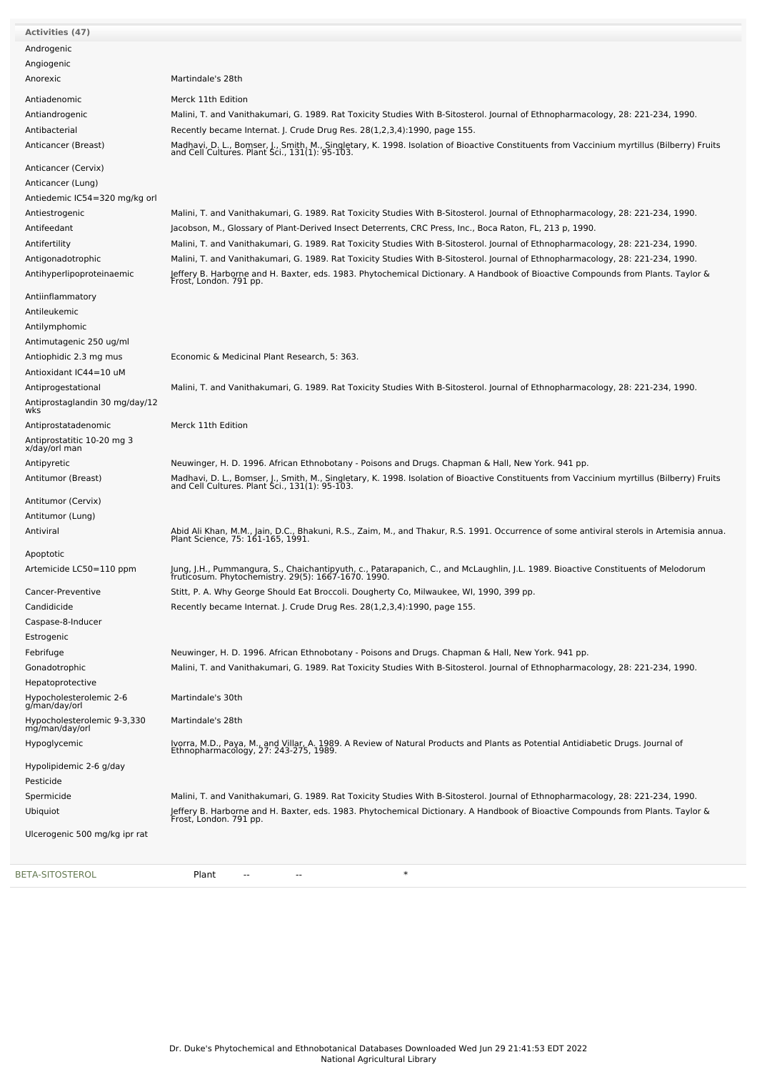| Activities (47) | |
|---|---|
| Androgenic | |
| Angiogenic | |
| Anorexic | Martindale's 28th |
| Antiadenomic | Merck 11th Edition |
| Antiandrogenic | Malini, T. and Vanithakumari, G. 1989. Rat Toxicity Studies With B-Sitosterol. Journal of Ethnopharmacology, 28: 221-234, 1990. |
| Antibacterial | Recently became Internat. J. Crude Drug Res. 28(1,2,3,4):1990, page 155. |
| Anticancer (Breast) | Madhavi, D. L., Bomser, J., Smith, M., Singletary, K. 1998. Isolation of Bioactive Constituents from Vaccinium myrtillus (Bilberry) Fruits and Cell Cultures. Plant Sci., 131(1): 95-103. |
| Anticancer (Cervix) | |
| Anticancer (Lung) | |
| Antiedemic IC54=320 mg/kg orl | |
| Antiestrogenic | Malini, T. and Vanithakumari, G. 1989. Rat Toxicity Studies With B-Sitosterol. Journal of Ethnopharmacology, 28: 221-234, 1990. |
| Antifeedant | Jacobson, M., Glossary of Plant-Derived Insect Deterrents, CRC Press, Inc., Boca Raton, FL, 213 p, 1990. |
| Antifertility | Malini, T. and Vanithakumari, G. 1989. Rat Toxicity Studies With B-Sitosterol. Journal of Ethnopharmacology, 28: 221-234, 1990. |
| Antigonadotrophic | Malini, T. and Vanithakumari, G. 1989. Rat Toxicity Studies With B-Sitosterol. Journal of Ethnopharmacology, 28: 221-234, 1990. |
| Antihyperlipoproteinaemic | Jeffery B. Harborne and H. Baxter, eds. 1983. Phytochemical Dictionary. A Handbook of Bioactive Compounds from Plants. Taylor & Frost, London. 791 pp. |
| Antiinflammatory | |
| Antileukemic | |
| Antilymphomic | |
| Antimutagenic 250 ug/ml | |
| Antiophidic 2.3 mg mus | Economic & Medicinal Plant Research, 5: 363. |
| Antioxidant IC44=10 uM | |
| Antiprogestational | Malini, T. and Vanithakumari, G. 1989. Rat Toxicity Studies With B-Sitosterol. Journal of Ethnopharmacology, 28: 221-234, 1990. |
| Antiprostaglandin 30 mg/day/12 wks | |
| Antiprostatadenomic | Merck 11th Edition |
| Antiprostatitic 10-20 mg 3 x/day/orl man | |
| Antipyretic | Neuwinger, H. D. 1996. African Ethnobotany - Poisons and Drugs. Chapman & Hall, New York. 941 pp. |
| Antitumor (Breast) | Madhavi, D. L., Bomser, J., Smith, M., Singletary, K. 1998. Isolation of Bioactive Constituents from Vaccinium myrtillus (Bilberry) Fruits and Cell Cultures. Plant Sci., 131(1): 95-103. |
| Antitumor (Cervix) | |
| Antitumor (Lung) | |
| Antiviral | Abid Ali Khan, M.M., Jain, D.C., Bhakuni, R.S., Zaim, M., and Thakur, R.S. 1991. Occurrence of some antiviral sterols in Artemisia annua. Plant Science, 75: 161-165, 1991. |
| Apoptotic | |
| Artemicide LC50=110 ppm | Jung, J.H., Pummangura, S., Chaichantipyuth, c., Patarapanich, C., and McLaughlin, J.L. 1989. Bioactive Constituents of Melodorum fruticosum. Phytochemistry. 29(5): 1667-1670. 1990. |
| Cancer-Preventive | Stitt, P. A. Why George Should Eat Broccoli. Dougherty Co, Milwaukee, WI, 1990, 399 pp. |
| Candidicide | Recently became Internat. J. Crude Drug Res. 28(1,2,3,4):1990, page 155. |
| Caspase-8-Inducer | |
| Estrogenic | |
| Febrifuge | Neuwinger, H. D. 1996. African Ethnobotany - Poisons and Drugs. Chapman & Hall, New York. 941 pp. |
| Gonadotrophic | Malini, T. and Vanithakumari, G. 1989. Rat Toxicity Studies With B-Sitosterol. Journal of Ethnopharmacology, 28: 221-234, 1990. |
| Hepatoprotective | |
| Hypocholesterolemic 2-6 g/man/day/orl | Martindale's 30th |
| Hypocholesterolemic 9-3,330 mg/man/day/orl | Martindale's 28th |
| Hypoglycemic | Ivorra, M.D., Paya, M., and Villar, A. 1989. A Review of Natural Products and Plants as Potential Antidiabetic Drugs. Journal of Ethnopharmacology, 27: 243-275, 1989. |
| Hypolipidemic 2-6 g/day | |
| Pesticide | |
| Spermicide | Malini, T. and Vanithakumari, G. 1989. Rat Toxicity Studies With B-Sitosterol. Journal of Ethnopharmacology, 28: 221-234, 1990. |
| Ubiquiot | Jeffery B. Harborne and H. Baxter, eds. 1983. Phytochemical Dictionary. A Handbook of Bioactive Compounds from Plants. Taylor & Frost, London. 791 pp. |
| Ulcerogenic 500 mg/kg ipr rat | |

| BETA-SITOSTEROL | Plant | -- | -- | * |
|---|---|---|---|---|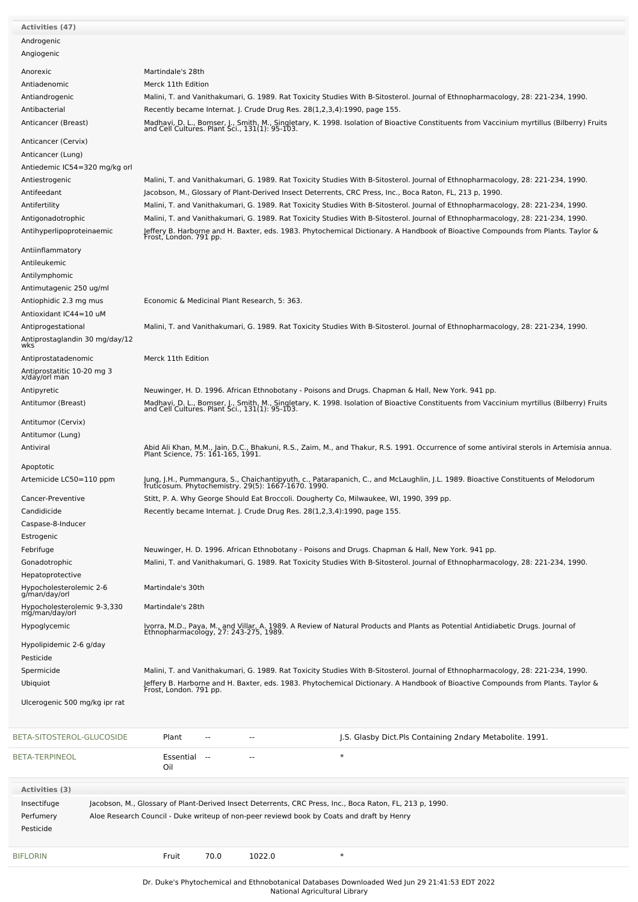| Activities (47) | |
|---|---|
| Androgenic | |
| Angiogenic | |
| Anorexic | Martindale's 28th |
| Antiadenomic | Merck 11th Edition |
| Antiandrogenic | Malini, T. and Vanithakumari, G. 1989. Rat Toxicity Studies With B-Sitosterol. Journal of Ethnopharmacology, 28: 221-234, 1990. |
| Antibacterial | Recently became Internat. J. Crude Drug Res. 28(1,2,3,4):1990, page 155. |
| Anticancer (Breast) | Madhavi, D. L., Bomser, J., Smith, M., Singletary, K. 1998. Isolation of Bioactive Constituents from Vaccinium myrtillus (Bilberry) Fruits and Cell Cultures. Plant Sci., 131(1): 95-103. |
| Anticancer (Cervix) | |
| Anticancer (Lung) | |
| Antiedemic IC54=320 mg/kg orl | |
| Antiestrogenic | Malini, T. and Vanithakumari, G. 1989. Rat Toxicity Studies With B-Sitosterol. Journal of Ethnopharmacology, 28: 221-234, 1990. |
| Antifeedant | Jacobson, M., Glossary of Plant-Derived Insect Deterrents, CRC Press, Inc., Boca Raton, FL, 213 p, 1990. |
| Antifertility | Malini, T. and Vanithakumari, G. 1989. Rat Toxicity Studies With B-Sitosterol. Journal of Ethnopharmacology, 28: 221-234, 1990. |
| Antigonadotrophic | Malini, T. and Vanithakumari, G. 1989. Rat Toxicity Studies With B-Sitosterol. Journal of Ethnopharmacology, 28: 221-234, 1990. |
| Antihyperlipoproteinaemic | Jeffery B. Harborne and H. Baxter, eds. 1983. Phytochemical Dictionary. A Handbook of Bioactive Compounds from Plants. Taylor & Frost, London. 791 pp. |
| Antiinflammatory | |
| Antileukemic | |
| Antilymphomic | |
| Antimutagenic 250 ug/ml | |
| Antiophidic 2.3 mg mus | Economic & Medicinal Plant Research, 5: 363. |
| Antioxidant IC44=10 uM | |
| Antiprogestational | Malini, T. and Vanithakumari, G. 1989. Rat Toxicity Studies With B-Sitosterol. Journal of Ethnopharmacology, 28: 221-234, 1990. |
| Antiprostaglandin 30 mg/day/12 wks | |
| Antiprostatadenomic | Merck 11th Edition |
| Antiprostatitic 10-20 mg 3 x/day/orl man | |
| Antipyretic | Neuwinger, H. D. 1996. African Ethnobotany - Poisons and Drugs. Chapman & Hall, New York. 941 pp. |
| Antitumor (Breast) | Madhavi, D. L., Bomser, J., Smith, M., Singletary, K. 1998. Isolation of Bioactive Constituents from Vaccinium myrtillus (Bilberry) Fruits and Cell Cultures. Plant Sci., 131(1): 95-103. |
| Antitumor (Cervix) | |
| Antitumor (Lung) | |
| Antiviral | Abid Ali Khan, M.M., Jain, D.C., Bhakuni, R.S., Zaim, M., and Thakur, R.S. 1991. Occurrence of some antiviral sterols in Artemisia annua. Plant Science, 75: 161-165, 1991. |
| Apoptotic | |
| Artemicide LC50=110 ppm | Jung, J.H., Pummangura, S., Chaichantipyuth, c., Patarapanich, C., and McLaughlin, J.L. 1989. Bioactive Constituents of Melodorum fruticosum. Phytochemistry. 29(5): 1667-1670. 1990. |
| Cancer-Preventive | Stitt, P. A. Why George Should Eat Broccoli. Dougherty Co, Milwaukee, WI, 1990, 399 pp. |
| Candidicide | Recently became Internat. J. Crude Drug Res. 28(1,2,3,4):1990, page 155. |
| Caspase-8-Inducer | |
| Estrogenic | |
| Febrifuge | Neuwinger, H. D. 1996. African Ethnobotany - Poisons and Drugs. Chapman & Hall, New York. 941 pp. |
| Gonadotrophic | Malini, T. and Vanithakumari, G. 1989. Rat Toxicity Studies With B-Sitosterol. Journal of Ethnopharmacology, 28: 221-234, 1990. |
| Hepatoprotective | |
| Hypocholesterolemic 2-6 g/man/day/orl | Martindale's 30th |
| Hypocholesterolemic 9-3,330 mg/man/day/orl | Martindale's 28th |
| Hypoglycemic | Ivorra, M.D., Paya, M., and Villar, A. 1989. A Review of Natural Products and Plants as Potential Antidiabetic Drugs. Journal of Ethnopharmacology, 27: 243-275, 1989. |
| Hypolipidemic 2-6 g/day | |
| Pesticide | |
| Spermicide | Malini, T. and Vanithakumari, G. 1989. Rat Toxicity Studies With B-Sitosterol. Journal of Ethnopharmacology, 28: 221-234, 1990. |
| Ubiquiot | Jeffery B. Harborne and H. Baxter, eds. 1983. Phytochemical Dictionary. A Handbook of Bioactive Compounds from Plants. Taylor & Frost, London. 791 pp. |
| Ulcerogenic 500 mg/kg ipr rat | |

| | | | | |
|---|---|---|---|---|
| BETA-SITOSTEROL-GLUCOSIDE | Plant | -- | -- | J.S. Glasby Dict.Pls Containing 2ndary Metabolite. 1991. |
| BETA-TERPINEOL | Essential Oil | -- | -- | * |

| Activities (3) | |
|---|---|
| Insectifuge | Jacobson, M., Glossary of Plant-Derived Insect Deterrents, CRC Press, Inc., Boca Raton, FL, 213 p, 1990. |
| Perfumery | Aloe Research Council - Duke writeup of non-peer reviewd book by Coats and draft by Henry |
| Pesticide | |

| | | | | |
|---|---|---|---|---|
| BIFLORIN | Fruit | 70.0 | 1022.0 | * |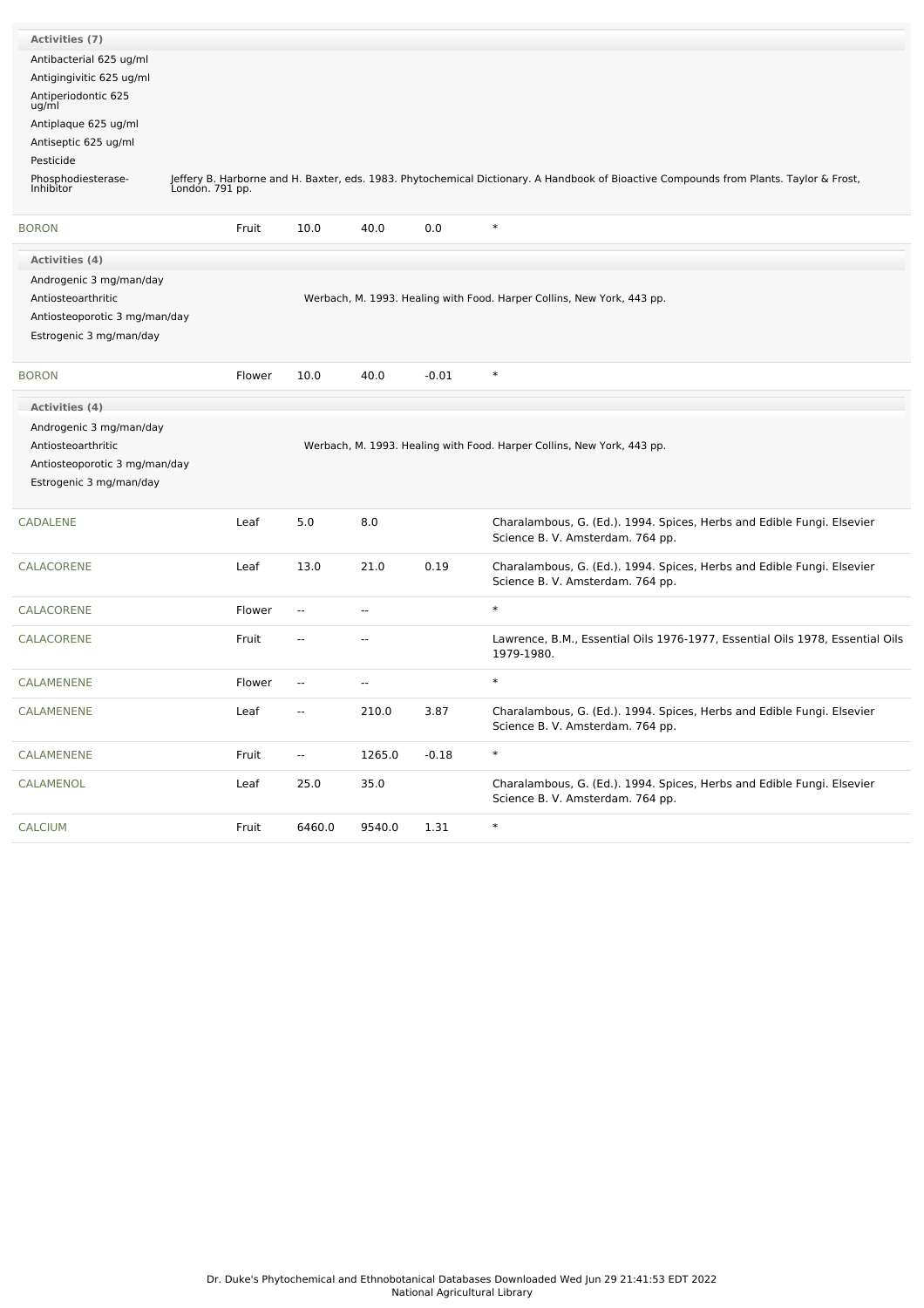**Activities (7)**

Antibacterial 625 ug/ml

Antigingivitic 625 ug/ml

Antiperiodontic 625 ug/ml

Antiplaque 625 ug/ml

Antiseptic 625 ug/ml

Pesticide

Phosphodiesterase-Inhibitor — Jeffery B. Harborne and H. Baxter, eds. 1983. Phytochemical Dictionary. A Handbook of Bioactive Compounds from Plants. Taylor & Frost, London. 791 pp.

| BORON | Fruit | 10.0 | 40.0 | 0.0 | * |
|---|---|---|---|---|---|

**Activities (4)**

Androgenic 3 mg/man/day

Antiosteoarthritic — Werbach, M. 1993. Healing with Food. Harper Collins, New York, 443 pp.

Antiosteoporotic 3 mg/man/day

Estrogenic 3 mg/man/day

| BORON | Flower | 10.0 | 40.0 | -0.01 | * |
|---|---|---|---|---|---|

**Activities (4)**

Androgenic 3 mg/man/day

Antiosteoarthritic — Werbach, M. 1993. Healing with Food. Harper Collins, New York, 443 pp.

Antiosteoporotic 3 mg/man/day

Estrogenic 3 mg/man/day

| | | | | | |
|---|---|---|---|---|---|
| CADALENE | Leaf | 5.0 | 8.0 | | Charalambous, G. (Ed.). 1994. Spices, Herbs and Edible Fungi. Elsevier Science B. V. Amsterdam. 764 pp. |
| CALACORENE | Leaf | 13.0 | 21.0 | 0.19 | Charalambous, G. (Ed.). 1994. Spices, Herbs and Edible Fungi. Elsevier Science B. V. Amsterdam. 764 pp. |
| CALACORENE | Flower | -- | -- | | * |
| CALACORENE | Fruit | -- | -- | | Lawrence, B.M., Essential Oils 1976-1977, Essential Oils 1978, Essential Oils 1979-1980. |
| CALAMENENE | Flower | -- | -- | | * |
| CALAMENENE | Leaf | -- | 210.0 | 3.87 | Charalambous, G. (Ed.). 1994. Spices, Herbs and Edible Fungi. Elsevier Science B. V. Amsterdam. 764 pp. |
| CALAMENENE | Fruit | -- | 1265.0 | -0.18 | * |
| CALAMENOL | Leaf | 25.0 | 35.0 | | Charalambous, G. (Ed.). 1994. Spices, Herbs and Edible Fungi. Elsevier Science B. V. Amsterdam. 764 pp. |
| CALCIUM | Fruit | 6460.0 | 9540.0 | 1.31 | * |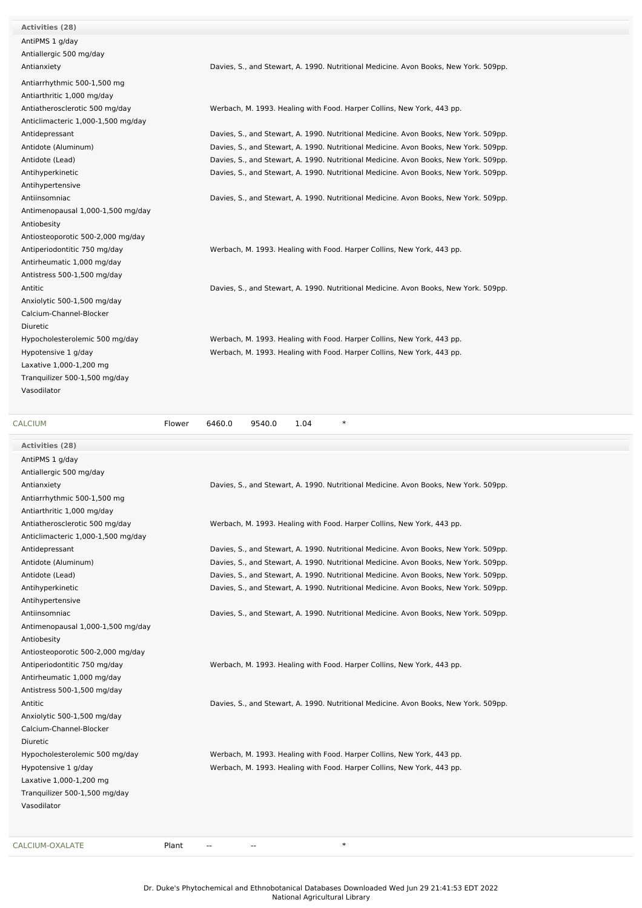**Activities (28)**

| Activity | Reference |
| --- | --- |
| AntiPMS 1 g/day | |
| Antiallergic 500 mg/day | |
| Antianxiety | Davies, S., and Stewart, A. 1990. Nutritional Medicine. Avon Books, New York. 509pp. |
| Antiarrhythmic 500-1,500 mg | |
| Antiarthritic 1,000 mg/day | |
| Antiatherosclerotic 500 mg/day | Werbach, M. 1993. Healing with Food. Harper Collins, New York, 443 pp. |
| Anticlimacteric 1,000-1,500 mg/day | |
| Antidepressant | Davies, S., and Stewart, A. 1990. Nutritional Medicine. Avon Books, New York. 509pp. |
| Antidote (Aluminum) | Davies, S., and Stewart, A. 1990. Nutritional Medicine. Avon Books, New York. 509pp. |
| Antidote (Lead) | Davies, S., and Stewart, A. 1990. Nutritional Medicine. Avon Books, New York. 509pp. |
| Antihyperkinetic | Davies, S., and Stewart, A. 1990. Nutritional Medicine. Avon Books, New York. 509pp. |
| Antihypertensive | |
| Antiinsomniac | Davies, S., and Stewart, A. 1990. Nutritional Medicine. Avon Books, New York. 509pp. |
| Antimenopausal 1,000-1,500 mg/day | |
| Antiobesity | |
| Antiosteoporotic 500-2,000 mg/day | |
| Antiperiodontitic 750 mg/day | Werbach, M. 1993. Healing with Food. Harper Collins, New York, 443 pp. |
| Antirheumatic 1,000 mg/day | |
| Antistress 500-1,500 mg/day | |
| Antitic | Davies, S., and Stewart, A. 1990. Nutritional Medicine. Avon Books, New York. 509pp. |
| Anxiolytic 500-1,500 mg/day | |
| Calcium-Channel-Blocker | |
| Diuretic | |
| Hypocholesterolemic 500 mg/day | Werbach, M. 1993. Healing with Food. Harper Collins, New York, 443 pp. |
| Hypotensive 1 g/day | Werbach, M. 1993. Healing with Food. Harper Collins, New York, 443 pp. |
| Laxative 1,000-1,200 mg | |
| Tranquilizer 500-1,500 mg/day | |
| Vasodilator | |

| Chemical | Part | Low | High | SD | |
| --- | --- | --- | --- | --- | --- |
| CALCIUM | Flower | 6460.0 | 9540.0 | 1.04 | * |

**Activities (28)**

| Activity | Reference |
| --- | --- |
| AntiPMS 1 g/day | |
| Antiallergic 500 mg/day | |
| Antianxiety | Davies, S., and Stewart, A. 1990. Nutritional Medicine. Avon Books, New York. 509pp. |
| Antiarrhythmic 500-1,500 mg | |
| Antiarthritic 1,000 mg/day | |
| Antiatherosclerotic 500 mg/day | Werbach, M. 1993. Healing with Food. Harper Collins, New York, 443 pp. |
| Anticlimacteric 1,000-1,500 mg/day | |
| Antidepressant | Davies, S., and Stewart, A. 1990. Nutritional Medicine. Avon Books, New York. 509pp. |
| Antidote (Aluminum) | Davies, S., and Stewart, A. 1990. Nutritional Medicine. Avon Books, New York. 509pp. |
| Antidote (Lead) | Davies, S., and Stewart, A. 1990. Nutritional Medicine. Avon Books, New York. 509pp. |
| Antihyperkinetic | Davies, S., and Stewart, A. 1990. Nutritional Medicine. Avon Books, New York. 509pp. |
| Antihypertensive | |
| Antiinsomniac | Davies, S., and Stewart, A. 1990. Nutritional Medicine. Avon Books, New York. 509pp. |
| Antimenopausal 1,000-1,500 mg/day | |
| Antiobesity | |
| Antiosteoporotic 500-2,000 mg/day | |
| Antiperiodontitic 750 mg/day | Werbach, M. 1993. Healing with Food. Harper Collins, New York, 443 pp. |
| Antirheumatic 1,000 mg/day | |
| Antistress 500-1,500 mg/day | |
| Antitic | Davies, S., and Stewart, A. 1990. Nutritional Medicine. Avon Books, New York. 509pp. |
| Anxiolytic 500-1,500 mg/day | |
| Calcium-Channel-Blocker | |
| Diuretic | |
| Hypocholesterolemic 500 mg/day | Werbach, M. 1993. Healing with Food. Harper Collins, New York, 443 pp. |
| Hypotensive 1 g/day | Werbach, M. 1993. Healing with Food. Harper Collins, New York, 443 pp. |
| Laxative 1,000-1,200 mg | |
| Tranquilizer 500-1,500 mg/day | |
| Vasodilator | |

| Chemical | Part | Low | High | SD | |
| --- | --- | --- | --- | --- | --- |
| CALCIUM-OXALATE | Plant | -- | -- | | * |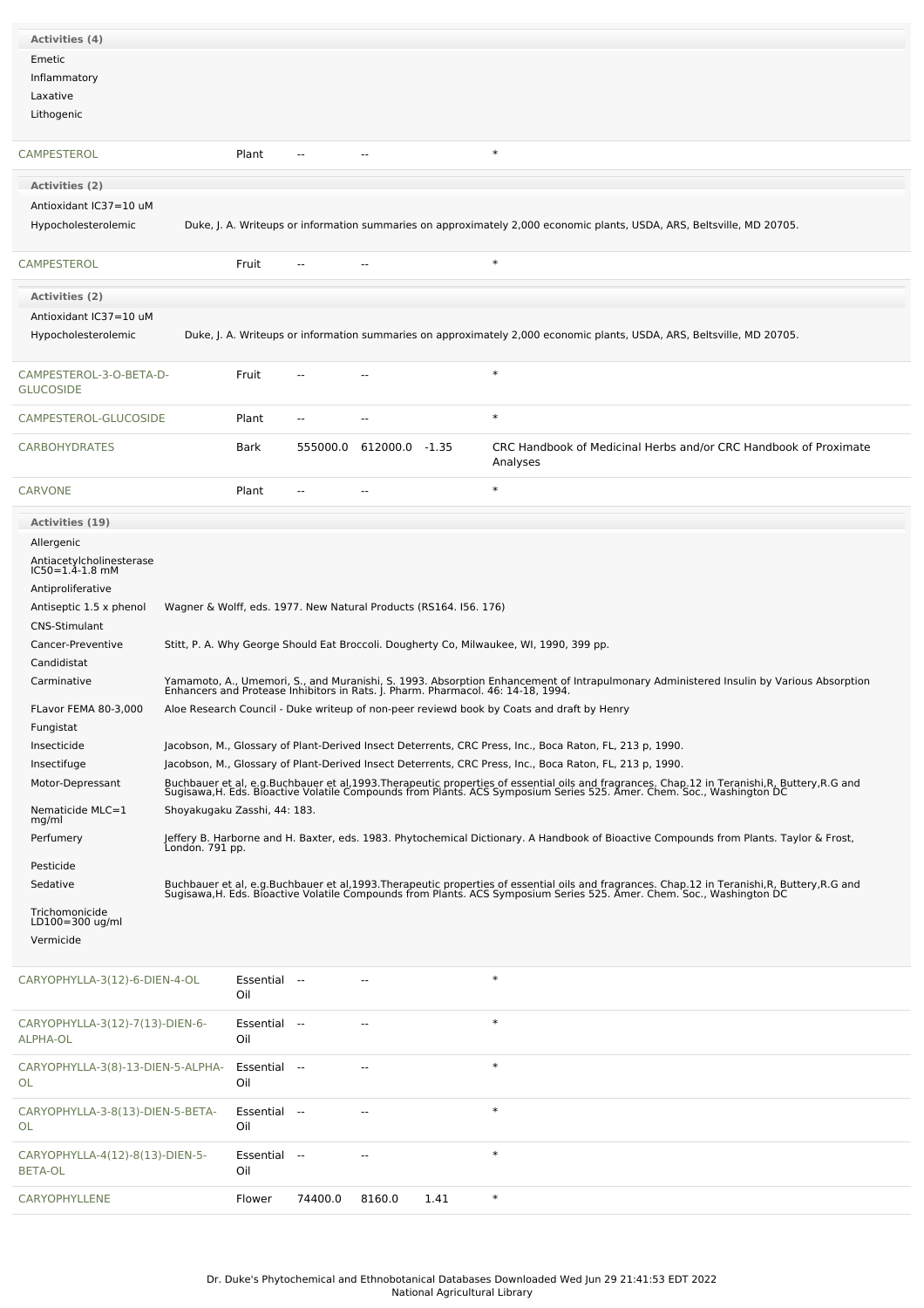**Activities (4)**

Emetic

Inflammatory

Laxative

Lithogenic

| CAMPESTEROL | Plant | -- | -- | | * |
|---|---|---|---|---|---|

**Activities (2)**

| | |
|---|---|
| Antioxidant IC37=10 uM | |
| Hypocholesterolemic | Duke, J. A. Writeups or information summaries on approximately 2,000 economic plants, USDA, ARS, Beltsville, MD 20705. |

| CAMPESTEROL | Fruit | -- | -- | | * |
|---|---|---|---|---|---|

**Activities (2)**

| | |
|---|---|
| Antioxidant IC37=10 uM | |
| Hypocholesterolemic | Duke, J. A. Writeups or information summaries on approximately 2,000 economic plants, USDA, ARS, Beltsville, MD 20705. |

| | | | | | |
|---|---|---|---|---|---|
| CAMPESTEROL-3-O-BETA-D-GLUCOSIDE | Fruit | -- | -- | | * |
| CAMPESTEROL-GLUCOSIDE | Plant | -- | -- | | * |
| CARBOHYDRATES | Bark | 555000.0 | 612000.0 | -1.35 | CRC Handbook of Medicinal Herbs and/or CRC Handbook of Proximate Analyses |
| CARVONE | Plant | -- | -- | | * |

**Activities (19)**

| | |
|---|---|
| Allergenic | |
| Antiacetylcholinesterase IC50=1.4-1.8 mM | |
| Antiproliferative | |
| Antiseptic 1.5 x phenol | Wagner & Wolff, eds. 1977. New Natural Products (RS164. I56. 176) |
| CNS-Stimulant | |
| Cancer-Preventive | Stitt, P. A. Why George Should Eat Broccoli. Dougherty Co, Milwaukee, WI, 1990, 399 pp. |
| Candidistat | |
| Carminative | Yamamoto, A., Umemori, S., and Muranishi, S. 1993. Absorption Enhancement of Intrapulmonary Administered Insulin by Various Absorption Enhancers and Protease Inhibitors in Rats. J. Pharm. Pharmacol. 46: 14-18, 1994. |
| FLavor FEMA 80-3,000 | Aloe Research Council - Duke writeup of non-peer reviewd book by Coats and draft by Henry |
| Fungistat | |
| Insecticide | Jacobson, M., Glossary of Plant-Derived Insect Deterrents, CRC Press, Inc., Boca Raton, FL, 213 p, 1990. |
| Insectifuge | Jacobson, M., Glossary of Plant-Derived Insect Deterrents, CRC Press, Inc., Boca Raton, FL, 213 p, 1990. |
| Motor-Depressant | Buchbauer et al, e.g.Buchbauer et al,1993.Therapeutic properties of essential oils and fragrances. Chap.12 in Teranishi,R, Buttery,R.G and Sugisawa,H. Eds. Bioactive Volatile Compounds from Plants. ACS Symposium Series 525. Amer. Chem. Soc., Washington DC |
| Nematicide MLC=1 mg/ml | Shoyakugaku Zasshi, 44: 183. |
| Perfumery | Jeffery B. Harborne and H. Baxter, eds. 1983. Phytochemical Dictionary. A Handbook of Bioactive Compounds from Plants. Taylor & Frost, London. 791 pp. |
| Pesticide | |
| Sedative | Buchbauer et al, e.g.Buchbauer et al,1993.Therapeutic properties of essential oils and fragrances. Chap.12 in Teranishi,R, Buttery,R.G and Sugisawa,H. Eds. Bioactive Volatile Compounds from Plants. ACS Symposium Series 525. Amer. Chem. Soc., Washington DC |
| Trichomonicide LD100=300 ug/ml | |
| Vermicide | |

| | | | | | |
|---|---|---|---|---|---|
| CARYOPHYLLA-3(12)-6-DIEN-4-OL | Essential Oil | -- | -- | | * |
| CARYOPHYLLA-3(12)-7(13)-DIEN-6-ALPHA-OL | Essential Oil | -- | -- | | * |
| CARYOPHYLLA-3(8)-13-DIEN-5-ALPHA-OL | Essential Oil | -- | -- | | * |
| CARYOPHYLLA-3-8(13)-DIEN-5-BETA-OL | Essential Oil | -- | -- | | * |
| CARYOPHYLLA-4(12)-8(13)-DIEN-5-BETA-OL | Essential Oil | -- | -- | | * |
| CARYOPHYLLENE | Flower | 74400.0 | 8160.0 | 1.41 | * |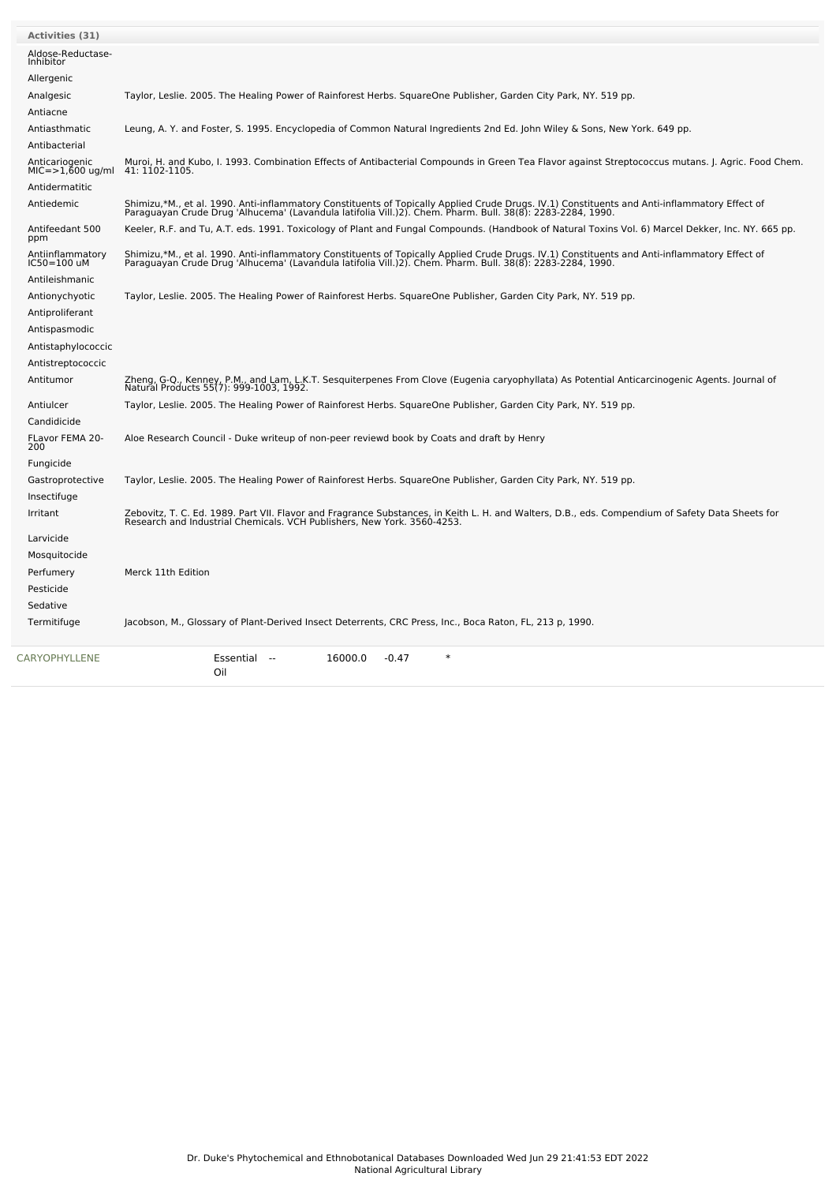| Activities (31) | |
|---|---|
| Aldose-Reductase-Inhibitor | |
| Allergenic | |
| Analgesic | Taylor, Leslie. 2005. The Healing Power of Rainforest Herbs. SquareOne Publisher, Garden City Park, NY. 519 pp. |
| Antiacne | |
| Antiasthmatic | Leung, A. Y. and Foster, S. 1995. Encyclopedia of Common Natural Ingredients 2nd Ed. John Wiley & Sons, New York. 649 pp. |
| Antibacterial | |
| Anticariogenic MIC=>1,600 ug/ml | Muroi, H. and Kubo, I. 1993. Combination Effects of Antibacterial Compounds in Green Tea Flavor against Streptococcus mutans. J. Agric. Food Chem. 41: 1102-1105. |
| Antidermatitic | |
| Antiedemic | Shimizu,*M., et al. 1990. Anti-inflammatory Constituents of Topically Applied Crude Drugs. IV.1) Constituents and Anti-inflammatory Effect of Paraguayan Crude Drug 'Alhucema' (Lavandula latifolia Vill.)2). Chem. Pharm. Bull. 38(8): 2283-2284, 1990. |
| Antifeedant 500 ppm | Keeler, R.F. and Tu, A.T. eds. 1991. Toxicology of Plant and Fungal Compounds. (Handbook of Natural Toxins Vol. 6) Marcel Dekker, Inc. NY. 665 pp. |
| Antiinflammatory IC50=100 uM | Shimizu,*M., et al. 1990. Anti-inflammatory Constituents of Topically Applied Crude Drugs. IV.1) Constituents and Anti-inflammatory Effect of Paraguayan Crude Drug 'Alhucema' (Lavandula latifolia Vill.)2). Chem. Pharm. Bull. 38(8): 2283-2284, 1990. |
| Antileishmanic | |
| Antionychyotic | Taylor, Leslie. 2005. The Healing Power of Rainforest Herbs. SquareOne Publisher, Garden City Park, NY. 519 pp. |
| Antiproliferant | |
| Antispasmodic | |
| Antistaphylococcic | |
| Antistreptococcic | |
| Antitumor | Zheng, G-Q., Kenney, P.M., and Lam, L.K.T. Sesquiterpenes From Clove (Eugenia caryophyllata) As Potential Anticarcinogenic Agents. Journal of Natural Products 55(7): 999-1003, 1992. |
| Antiulcer | Taylor, Leslie. 2005. The Healing Power of Rainforest Herbs. SquareOne Publisher, Garden City Park, NY. 519 pp. |
| Candidicide | |
| FLavor FEMA 20-200 | Aloe Research Council - Duke writeup of non-peer reviewd book by Coats and draft by Henry |
| Fungicide | |
| Gastroprotective | Taylor, Leslie. 2005. The Healing Power of Rainforest Herbs. SquareOne Publisher, Garden City Park, NY. 519 pp. |
| Insectifuge | |
| Irritant | Zebovitz, T. C. Ed. 1989. Part VII. Flavor and Fragrance Substances, in Keith L. H. and Walters, D.B., eds. Compendium of Safety Data Sheets for Research and Industrial Chemicals. VCH Publishers, New York. 3560-4253. |
| Larvicide | |
| Mosquitocide | |
| Perfumery | Merck 11th Edition |
| Pesticide | |
| Sedative | |
| Termitifuge | Jacobson, M., Glossary of Plant-Derived Insect Deterrents, CRC Press, Inc., Boca Raton, FL, 213 p, 1990. |

| CARYOPHYLLENE | Essential Oil | -- | 16000.0 | -0.47 | * |
|---|---|---|---|---|---|

Dr. Duke's Phytochemical and Ethnobotanical Databases Downloaded Wed Jun 29 21:41:53 EDT 2022
National Agricultural Library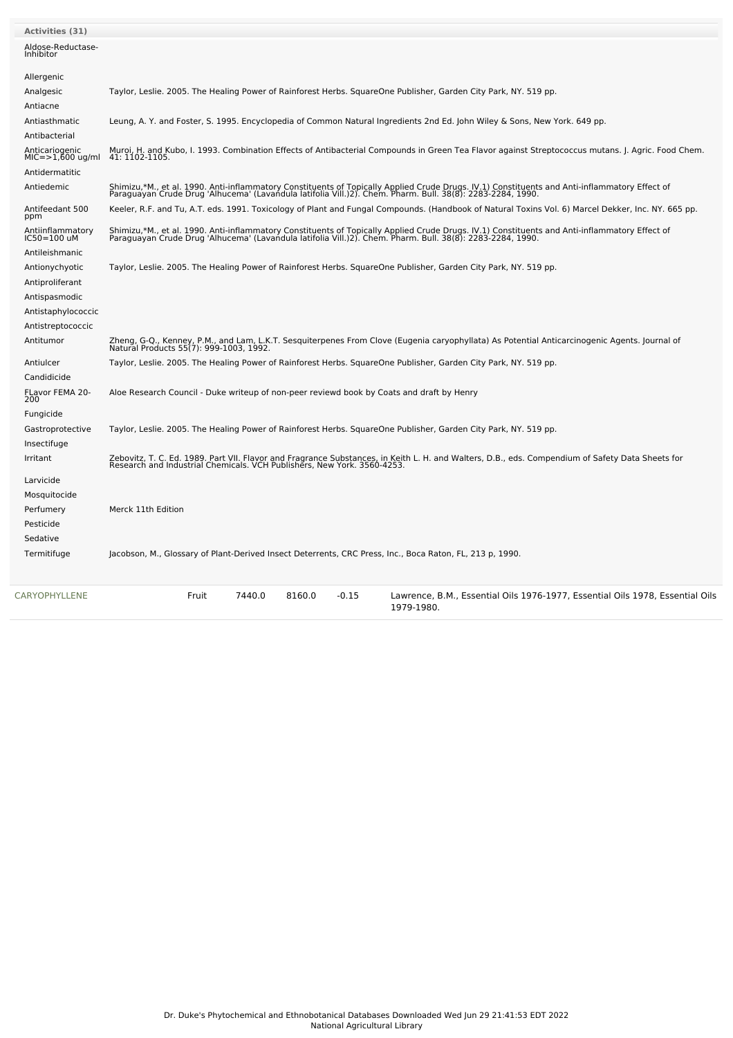**Activities (31)**

| Activity | Reference |
|---|---|
| Aldose-Reductase-Inhibitor | |
| Allergenic | |
| Analgesic | Taylor, Leslie. 2005. The Healing Power of Rainforest Herbs. SquareOne Publisher, Garden City Park, NY. 519 pp. |
| Antiacne | |
| Antiasthmatic | Leung, A. Y. and Foster, S. 1995. Encyclopedia of Common Natural Ingredients 2nd Ed. John Wiley & Sons, New York. 649 pp. |
| Antibacterial | |
| Anticariogenic MIC=>1,600 ug/ml | Muroi, H. and Kubo, I. 1993. Combination Effects of Antibacterial Compounds in Green Tea Flavor against Streptococcus mutans. J. Agric. Food Chem. 41: 1102-1105. |
| Antidermatitic | |
| Antiedemic | Shimizu,*M., et al. 1990. Anti-inflammatory Constituents of Topically Applied Crude Drugs. IV.1) Constituents and Anti-inflammatory Effect of Paraguayan Crude Drug 'Alhucema' (Lavandula latifolia Vill.)2). Chem. Pharm. Bull. 38(8): 2283-2284, 1990. |
| Antifeedant 500 ppm | Keeler, R.F. and Tu, A.T. eds. 1991. Toxicology of Plant and Fungal Compounds. (Handbook of Natural Toxins Vol. 6) Marcel Dekker, Inc. NY. 665 pp. |
| Antiinflammatory IC50=100 uM | Shimizu,*M., et al. 1990. Anti-inflammatory Constituents of Topically Applied Crude Drugs. IV.1) Constituents and Anti-inflammatory Effect of Paraguayan Crude Drug 'Alhucema' (Lavandula latifolia Vill.)2). Chem. Pharm. Bull. 38(8): 2283-2284, 1990. |
| Antileishmanic | |
| Antionychyotic | Taylor, Leslie. 2005. The Healing Power of Rainforest Herbs. SquareOne Publisher, Garden City Park, NY. 519 pp. |
| Antiproliferant | |
| Antispasmodic | |
| Antistaphylococcic | |
| Antistreptococcic | |
| Antitumor | Zheng, G-Q., Kenney, P.M., and Lam, L.K.T. Sesquiterpenes From Clove (Eugenia caryophyllata) As Potential Anticarcinogenic Agents. Journal of Natural Products 55(7): 999-1003, 1992. |
| Antiulcer | Taylor, Leslie. 2005. The Healing Power of Rainforest Herbs. SquareOne Publisher, Garden City Park, NY. 519 pp. |
| Candidicide | |
| FLavor FEMA 20-200 | Aloe Research Council - Duke writeup of non-peer reviewd book by Coats and draft by Henry |
| Fungicide | |
| Gastroprotective | Taylor, Leslie. 2005. The Healing Power of Rainforest Herbs. SquareOne Publisher, Garden City Park, NY. 519 pp. |
| Insectifuge | |
| Irritant | Zebovitz, T. C. Ed. 1989. Part VII. Flavor and Fragrance Substances, in Keith L. H. and Walters, D.B., eds. Compendium of Safety Data Sheets for Research and Industrial Chemicals. VCH Publishers, New York. 3560-4253. |
| Larvicide | |
| Mosquitocide | |
| Perfumery | Merck 11th Edition |
| Pesticide | |
| Sedative | |
| Termitifuge | Jacobson, M., Glossary of Plant-Derived Insect Deterrents, CRC Press, Inc., Boca Raton, FL, 213 p, 1990. |

| | | | | | |
|---|---|---|---|---|---|
| CARYOPHYLLENE | Fruit | 7440.0 | 8160.0 | -0.15 | Lawrence, B.M., Essential Oils 1976-1977, Essential Oils 1978, Essential Oils 1979-1980. |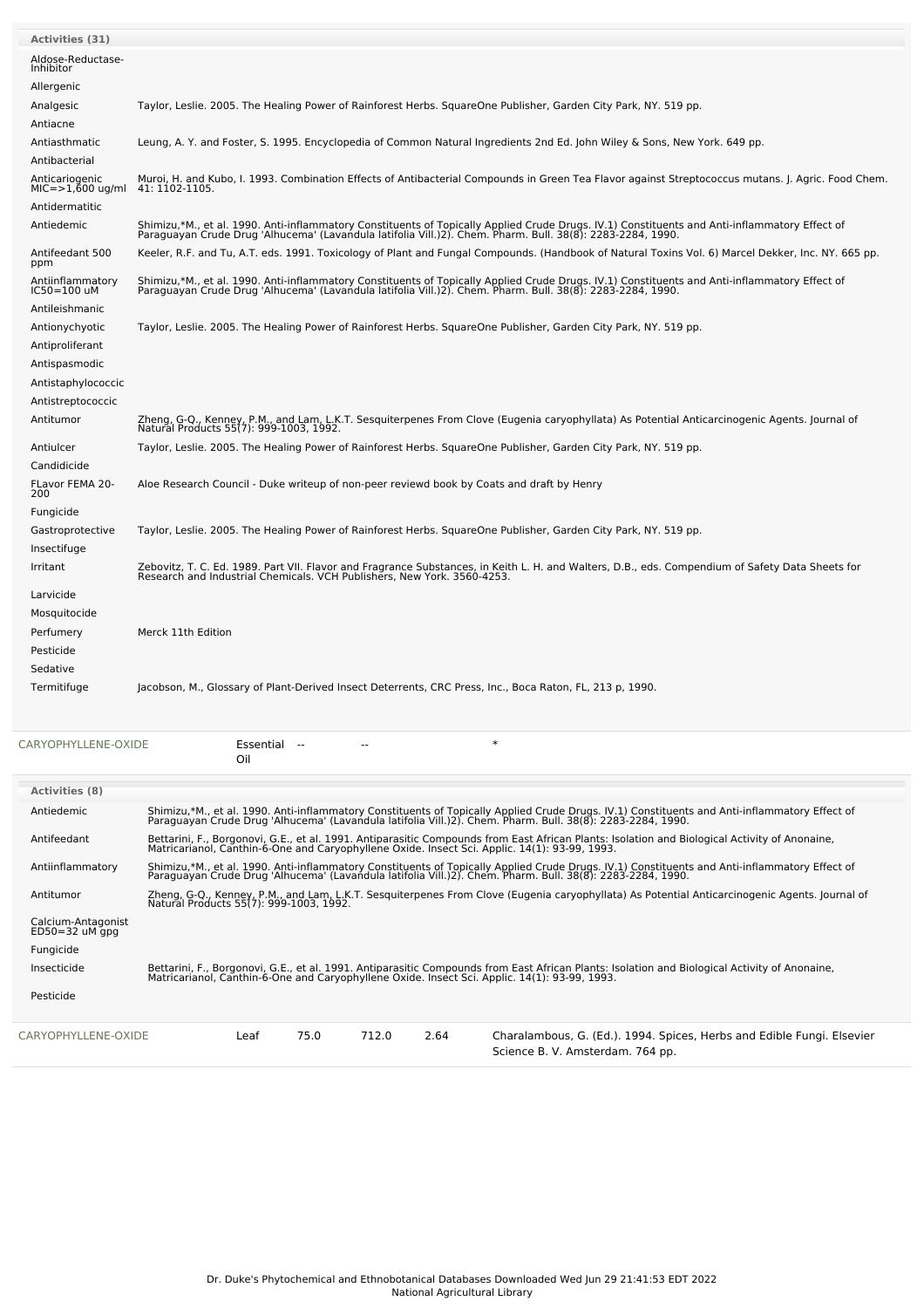| Activities (31) | |
|---|---|
| Aldose-Reductase-Inhibitor | |
| Allergenic | |
| Analgesic | Taylor, Leslie. 2005. The Healing Power of Rainforest Herbs. SquareOne Publisher, Garden City Park, NY. 519 pp. |
| Antiacne | |
| Antiasthmatic | Leung, A. Y. and Foster, S. 1995. Encyclopedia of Common Natural Ingredients 2nd Ed. John Wiley & Sons, New York. 649 pp. |
| Antibacterial | |
| Anticariogenic MIC=>1,600 ug/ml | Muroi, H. and Kubo, I. 1993. Combination Effects of Antibacterial Compounds in Green Tea Flavor against Streptococcus mutans. J. Agric. Food Chem. 41: 1102-1105. |
| Antidermatitic | |
| Antiedemic | Shimizu,*M., et al. 1990. Anti-inflammatory Constituents of Topically Applied Crude Drugs. IV.1) Constituents and Anti-inflammatory Effect of Paraguayan Crude Drug 'Alhucema' (Lavandula latifolia Vill.)2). Chem. Pharm. Bull. 38(8): 2283-2284, 1990. |
| Antifeedant 500 ppm | Keeler, R.F. and Tu, A.T. eds. 1991. Toxicology of Plant and Fungal Compounds. (Handbook of Natural Toxins Vol. 6) Marcel Dekker, Inc. NY. 665 pp. |
| Antiinflammatory IC50=100 uM | Shimizu,*M., et al. 1990. Anti-inflammatory Constituents of Topically Applied Crude Drugs. IV.1) Constituents and Anti-inflammatory Effect of Paraguayan Crude Drug 'Alhucema' (Lavandula latifolia Vill.)2). Chem. Pharm. Bull. 38(8): 2283-2284, 1990. |
| Antileishmanic | |
| Antionychyotic | Taylor, Leslie. 2005. The Healing Power of Rainforest Herbs. SquareOne Publisher, Garden City Park, NY. 519 pp. |
| Antiproliferant | |
| Antispasmodic | |
| Antistaphylococcic | |
| Antistreptococcic | |
| Antitumor | Zheng, G-Q., Kenney, P.M., and Lam, L.K.T. Sesquiterpenes From Clove (Eugenia caryophyllata) As Potential Anticarcinogenic Agents. Journal of Natural Products 55(7): 999-1003, 1992. |
| Antiulcer | Taylor, Leslie. 2005. The Healing Power of Rainforest Herbs. SquareOne Publisher, Garden City Park, NY. 519 pp. |
| Candidicide | |
| FLavor FEMA 20-200 | Aloe Research Council - Duke writeup of non-peer reviewd book by Coats and draft by Henry |
| Fungicide | |
| Gastroprotective | Taylor, Leslie. 2005. The Healing Power of Rainforest Herbs. SquareOne Publisher, Garden City Park, NY. 519 pp. |
| Insectifuge | |
| Irritant | Zebovitz, T. C. Ed. 1989. Part VII. Flavor and Fragrance Substances, in Keith L. H. and Walters, D.B., eds. Compendium of Safety Data Sheets for Research and Industrial Chemicals. VCH Publishers, New York. 3560-4253. |
| Larvicide | |
| Mosquitocide | |
| Perfumery | Merck 11th Edition |
| Pesticide | |
| Sedative | |
| Termitifuge | Jacobson, M., Glossary of Plant-Derived Insect Deterrents, CRC Press, Inc., Boca Raton, FL, 213 p, 1990. |

| CARYOPHYLLENE-OXIDE | Essential Oil | -- | -- | | * |
|---|---|---|---|---|---|

| Activities (8) | |
|---|---|
| Antiedemic | Shimizu,*M., et al. 1990. Anti-inflammatory Constituents of Topically Applied Crude Drugs. IV.1) Constituents and Anti-inflammatory Effect of Paraguayan Crude Drug 'Alhucema' (Lavandula latifolia Vill.)2). Chem. Pharm. Bull. 38(8): 2283-2284, 1990. |
| Antifeedant | Bettarini, F., Borgonovi, G.E., et al. 1991. Antiparasitic Compounds from East African Plants: Isolation and Biological Activity of Anonaine, Matricarianol, Canthin-6-One and Caryophyllene Oxide. Insect Sci. Applic. 14(1): 93-99, 1993. |
| Antiinflammatory | Shimizu,*M., et al. 1990. Anti-inflammatory Constituents of Topically Applied Crude Drugs. IV.1) Constituents and Anti-inflammatory Effect of Paraguayan Crude Drug 'Alhucema' (Lavandula latifolia Vill.)2). Chem. Pharm. Bull. 38(8): 2283-2284, 1990. |
| Antitumor | Zheng, G-Q., Kenney, P.M., and Lam, L.K.T. Sesquiterpenes From Clove (Eugenia caryophyllata) As Potential Anticarcinogenic Agents. Journal of Natural Products 55(7): 999-1003, 1992. |
| Calcium-Antagonist ED50=32 uM gpg | |
| Fungicide | |
| Insecticide | Bettarini, F., Borgonovi, G.E., et al. 1991. Antiparasitic Compounds from East African Plants: Isolation and Biological Activity of Anonaine, Matricarianol, Canthin-6-One and Caryophyllene Oxide. Insect Sci. Applic. 14(1): 93-99, 1993. |
| Pesticide | |

| CARYOPHYLLENE-OXIDE | Leaf | 75.0 | 712.0 | 2.64 | Charalambous, G. (Ed.). 1994. Spices, Herbs and Edible Fungi. Elsevier Science B. V. Amsterdam. 764 pp. |
|---|---|---|---|---|---|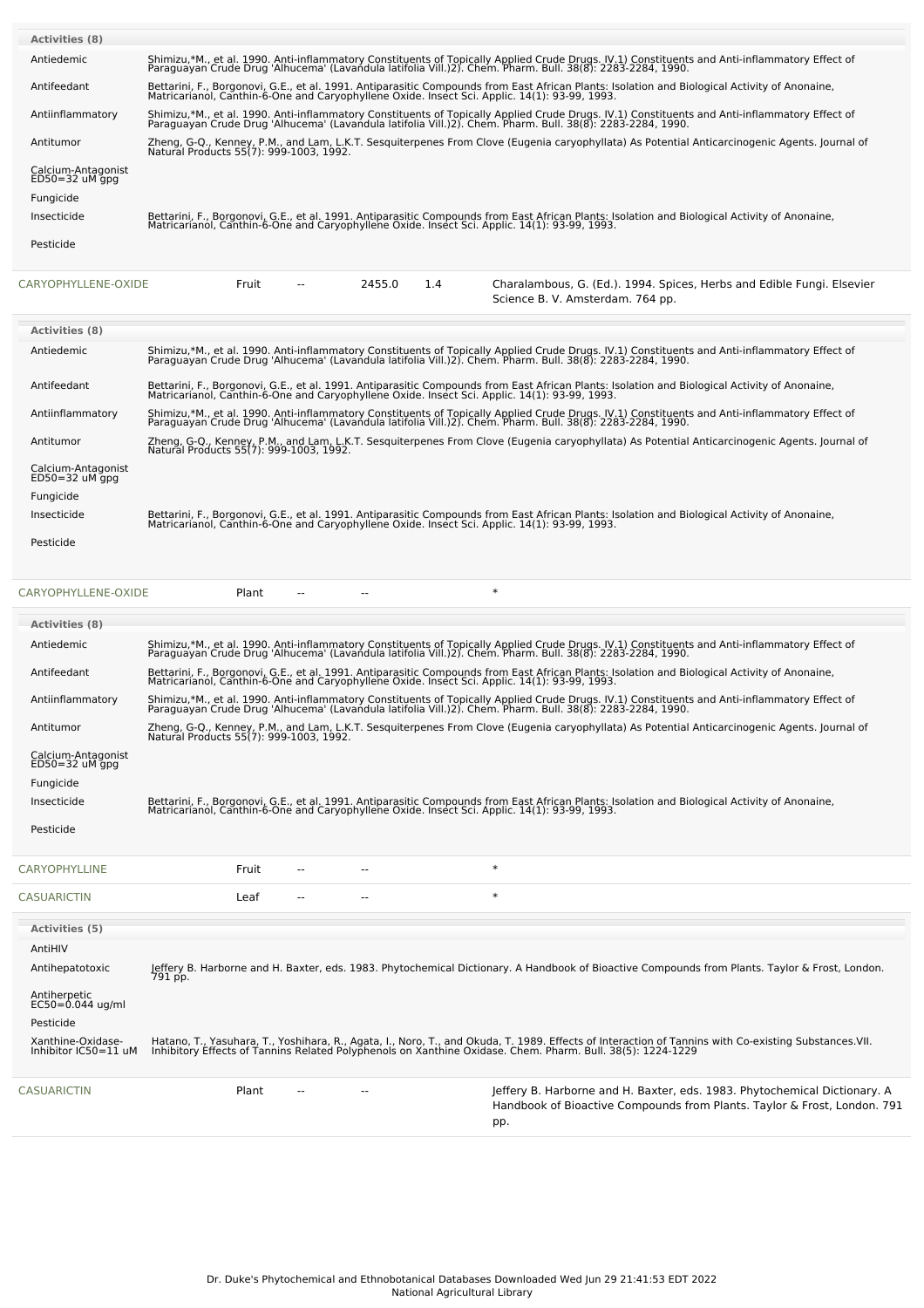| Activities (8) | |
|---|---|
| Antiedemic | Shimizu,*M., et al. 1990. Anti-inflammatory Constituents of Topically Applied Crude Drugs. IV.1) Constituents and Anti-inflammatory Effect of Paraguayan Crude Drug 'Alhucema' (Lavandula latifolia Vill.)2). Chem. Pharm. Bull. 38(8): 2283-2284, 1990. |
| Antifeedant | Bettarini, F., Borgonovi, G.E., et al. 1991. Antiparasitic Compounds from East African Plants: Isolation and Biological Activity of Anonaine, Matricarianol, Canthin-6-One and Caryophyllene Oxide. Insect Sci. Applic. 14(1): 93-99, 1993. |
| Antiinflammatory | Shimizu,*M., et al. 1990. Anti-inflammatory Constituents of Topically Applied Crude Drugs. IV.1) Constituents and Anti-inflammatory Effect of Paraguayan Crude Drug 'Alhucema' (Lavandula latifolia Vill.)2). Chem. Pharm. Bull. 38(8): 2283-2284, 1990. |
| Antitumor | Zheng, G-Q., Kenney, P.M., and Lam, L.K.T. Sesquiterpenes From Clove (Eugenia caryophyllata) As Potential Anticarcinogenic Agents. Journal of Natural Products 55(7): 999-1003, 1992. |
| Calcium-Antagonist ED50=32 uM gpg | |
| Fungicide | |
| Insecticide | Bettarini, F., Borgonovi, G.E., et al. 1991. Antiparasitic Compounds from East African Plants: Isolation and Biological Activity of Anonaine, Matricarianol, Canthin-6-One and Caryophyllene Oxide. Insect Sci. Applic. 14(1): 93-99, 1993. |
| Pesticide | |

| Chemical | Part | Low | High | SD | Reference |
|---|---|---|---|---|---|
| CARYOPHYLLENE-OXIDE | Fruit | -- | 2455.0 | 1.4 | Charalambous, G. (Ed.). 1994. Spices, Herbs and Edible Fungi. Elsevier Science B. V. Amsterdam. 764 pp. |

| Activities (8) | |
|---|---|
| Antiedemic | Shimizu,*M., et al. 1990. Anti-inflammatory Constituents of Topically Applied Crude Drugs. IV.1) Constituents and Anti-inflammatory Effect of Paraguayan Crude Drug 'Alhucema' (Lavandula latifolia Vill.)2). Chem. Pharm. Bull. 38(8): 2283-2284, 1990. |
| Antifeedant | Bettarini, F., Borgonovi, G.E., et al. 1991. Antiparasitic Compounds from East African Plants: Isolation and Biological Activity of Anonaine, Matricarianol, Canthin-6-One and Caryophyllene Oxide. Insect Sci. Applic. 14(1): 93-99, 1993. |
| Antiinflammatory | Shimizu,*M., et al. 1990. Anti-inflammatory Constituents of Topically Applied Crude Drugs. IV.1) Constituents and Anti-inflammatory Effect of Paraguayan Crude Drug 'Alhucema' (Lavandula latifolia Vill.)2). Chem. Pharm. Bull. 38(8): 2283-2284, 1990. |
| Antitumor | Zheng, G-Q., Kenney, P.M., and Lam, L.K.T. Sesquiterpenes From Clove (Eugenia caryophyllata) As Potential Anticarcinogenic Agents. Journal of Natural Products 55(7): 999-1003, 1992. |
| Calcium-Antagonist ED50=32 uM gpg | |
| Fungicide | |
| Insecticide | Bettarini, F., Borgonovi, G.E., et al. 1991. Antiparasitic Compounds from East African Plants: Isolation and Biological Activity of Anonaine, Matricarianol, Canthin-6-One and Caryophyllene Oxide. Insect Sci. Applic. 14(1): 93-99, 1993. |
| Pesticide | |

| Chemical | Part | Low | High | SD | Reference |
|---|---|---|---|---|---|
| CARYOPHYLLENE-OXIDE | Plant | -- | -- | | * |

| Activities (8) | |
|---|---|
| Antiedemic | Shimizu,*M., et al. 1990. Anti-inflammatory Constituents of Topically Applied Crude Drugs. IV.1) Constituents and Anti-inflammatory Effect of Paraguayan Crude Drug 'Alhucema' (Lavandula latifolia Vill.)2). Chem. Pharm. Bull. 38(8): 2283-2284, 1990. |
| Antifeedant | Bettarini, F., Borgonovi, G.E., et al. 1991. Antiparasitic Compounds from East African Plants: Isolation and Biological Activity of Anonaine, Matricarianol, Canthin-6-One and Caryophyllene Oxide. Insect Sci. Applic. 14(1): 93-99, 1993. |
| Antiinflammatory | Shimizu,*M., et al. 1990. Anti-inflammatory Constituents of Topically Applied Crude Drugs. IV.1) Constituents and Anti-inflammatory Effect of Paraguayan Crude Drug 'Alhucema' (Lavandula latifolia Vill.)2). Chem. Pharm. Bull. 38(8): 2283-2284, 1990. |
| Antitumor | Zheng, G-Q., Kenney, P.M., and Lam, L.K.T. Sesquiterpenes From Clove (Eugenia caryophyllata) As Potential Anticarcinogenic Agents. Journal of Natural Products 55(7): 999-1003, 1992. |
| Calcium-Antagonist ED50=32 uM gpg | |
| Fungicide | |
| Insecticide | Bettarini, F., Borgonovi, G.E., et al. 1991. Antiparasitic Compounds from East African Plants: Isolation and Biological Activity of Anonaine, Matricarianol, Canthin-6-One and Caryophyllene Oxide. Insect Sci. Applic. 14(1): 93-99, 1993. |
| Pesticide | |

| Chemical | Part | Low | High | SD | Reference |
|---|---|---|---|---|---|
| CARYOPHYLLINE | Fruit | -- | -- | | * |
| CASUARICTIN | Leaf | -- | -- | | * |

| Activities (5) | |
|---|---|
| AntiHIV | |
| Antihepatotoxic | Jeffery B. Harborne and H. Baxter, eds. 1983. Phytochemical Dictionary. A Handbook of Bioactive Compounds from Plants. Taylor & Frost, London. 791 pp. |
| Antiherpetic EC50=0.044 ug/ml | |
| Pesticide | |
| Xanthine-Oxidase-Inhibitor IC50=11 uM | Hatano, T., Yasuhara, T., Yoshihara, R., Agata, I., Noro, T., and Okuda, T. 1989. Effects of Interaction of Tannins with Co-existing Substances.VII. Inhibitory Effects of Tannins Related Polyphenols on Xanthine Oxidase. Chem. Pharm. Bull. 38(5): 1224-1229 |

| Chemical | Part | Low | High | SD | Reference |
|---|---|---|---|---|---|
| CASUARICTIN | Plant | -- | -- | | Jeffery B. Harborne and H. Baxter, eds. 1983. Phytochemical Dictionary. A Handbook of Bioactive Compounds from Plants. Taylor & Frost, London. 791 pp. |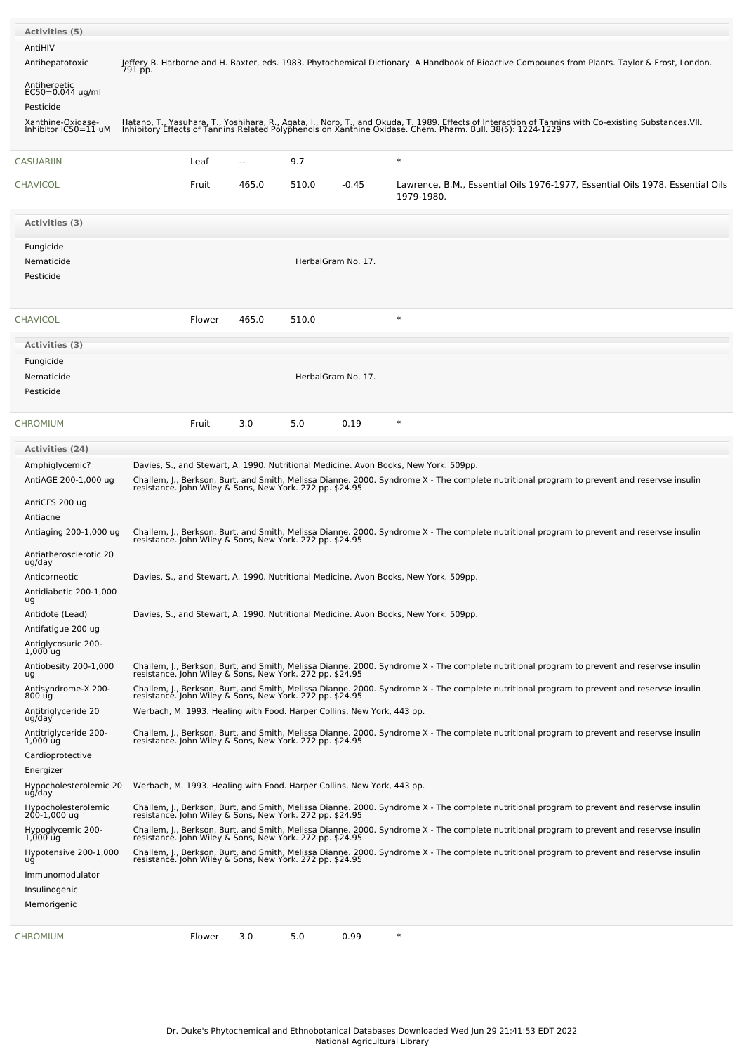**Activities (5)**

| Activity | Reference |
|---|---|
| AntiHIV | |
| Antihepatotoxic | Jeffery B. Harborne and H. Baxter, eds. 1983. Phytochemical Dictionary. A Handbook of Bioactive Compounds from Plants. Taylor & Frost, London. 791 pp. |
| Antiherpetic EC50=0.044 ug/ml | |
| Pesticide | |
| Xanthine-Oxidase-Inhibitor IC50=11 uM | Hatano, T., Yasuhara, T., Yoshihara, R., Agata, I., Noro, T., and Okuda, T. 1989. Effects of Interaction of Tannins with Co-existing Substances.VII. Inhibitory Effects of Tannins Related Polyphenols on Xanthine Oxidase. Chem. Pharm. Bull. 38(5): 1224-1229 |

| Chemical | Part | Low | High | SD | Reference |
|---|---|---|---|---|---|
| CASUARIIN | Leaf | -- | 9.7 | | * |
| CHAVICOL | Fruit | 465.0 | 510.0 | -0.45 | Lawrence, B.M., Essential Oils 1976-1977, Essential Oils 1978, Essential Oils 1979-1980. |

**Activities (3)**

| Activity | Reference |
|---|---|
| Fungicide | |
| Nematicide | HerbalGram No. 17. |
| Pesticide | |

| Chemical | Part | Low | High | SD | Reference |
|---|---|---|---|---|---|
| CHAVICOL | Flower | 465.0 | 510.0 | | * |

**Activities (3)**

| Activity | Reference |
|---|---|
| Fungicide | |
| Nematicide | HerbalGram No. 17. |
| Pesticide | |

| Chemical | Part | Low | High | SD | Reference |
|---|---|---|---|---|---|
| CHROMIUM | Fruit | 3.0 | 5.0 | 0.19 | * |

**Activities (24)**

| Activity | Reference |
|---|---|
| Amphiglycemic? | Davies, S., and Stewart, A. 1990. Nutritional Medicine. Avon Books, New York. 509pp. |
| AntiAGE 200-1,000 ug | Challem, J., Berkson, Burt, and Smith, Melissa Dianne. 2000. Syndrome X - The complete nutritional program to prevent and reservse insulin resistance. John Wiley & Sons, New York. 272 pp. $24.95 |
| AntiCFS 200 ug | |
| Antiacne | |
| Antiaging 200-1,000 ug | Challem, J., Berkson, Burt, and Smith, Melissa Dianne. 2000. Syndrome X - The complete nutritional program to prevent and reservse insulin resistance. John Wiley & Sons, New York. 272 pp. $24.95 |
| Antiatherosclerotic 20 ug/day | |
| Anticorneotic | Davies, S., and Stewart, A. 1990. Nutritional Medicine. Avon Books, New York. 509pp. |
| Antidiabetic 200-1,000 ug | |
| Antidote (Lead) | Davies, S., and Stewart, A. 1990. Nutritional Medicine. Avon Books, New York. 509pp. |
| Antifatigue 200 ug | |
| Antiglycosuric 200-1,000 ug | |
| Antiobesity 200-1,000 ug | Challem, J., Berkson, Burt, and Smith, Melissa Dianne. 2000. Syndrome X - The complete nutritional program to prevent and reservse insulin resistance. John Wiley & Sons, New York. 272 pp. $24.95 |
| Antisyndrome-X 200-800 ug | Challem, J., Berkson, Burt, and Smith, Melissa Dianne. 2000. Syndrome X - The complete nutritional program to prevent and reservse insulin resistance. John Wiley & Sons, New York. 272 pp. $24.95 |
| Antitriglyceride 20 ug/day | Werbach, M. 1993. Healing with Food. Harper Collins, New York, 443 pp. |
| Antitriglyceride 200-1,000 ug | Challem, J., Berkson, Burt, and Smith, Melissa Dianne. 2000. Syndrome X - The complete nutritional program to prevent and reservse insulin resistance. John Wiley & Sons, New York. 272 pp. $24.95 |
| Cardioprotective | |
| Energizer | |
| Hypocholesterolemic 20 ug/day | Werbach, M. 1993. Healing with Food. Harper Collins, New York, 443 pp. |
| Hypocholesterolemic 200-1,000 ug | Challem, J., Berkson, Burt, and Smith, Melissa Dianne. 2000. Syndrome X - The complete nutritional program to prevent and reservse insulin resistance. John Wiley & Sons, New York. 272 pp. $24.95 |
| Hypoglycemic 200-1,000 ug | Challem, J., Berkson, Burt, and Smith, Melissa Dianne. 2000. Syndrome X - The complete nutritional program to prevent and reservse insulin resistance. John Wiley & Sons, New York. 272 pp. $24.95 |
| Hypotensive 200-1,000 ug | Challem, J., Berkson, Burt, and Smith, Melissa Dianne. 2000. Syndrome X - The complete nutritional program to prevent and reservse insulin resistance. John Wiley & Sons, New York. 272 pp. $24.95 |
| Immunomodulator | |
| Insulinogenic | |
| Memorigenic | |

| Chemical | Part | Low | High | SD | Reference |
|---|---|---|---|---|---|
| CHROMIUM | Flower | 3.0 | 5.0 | 0.99 | * |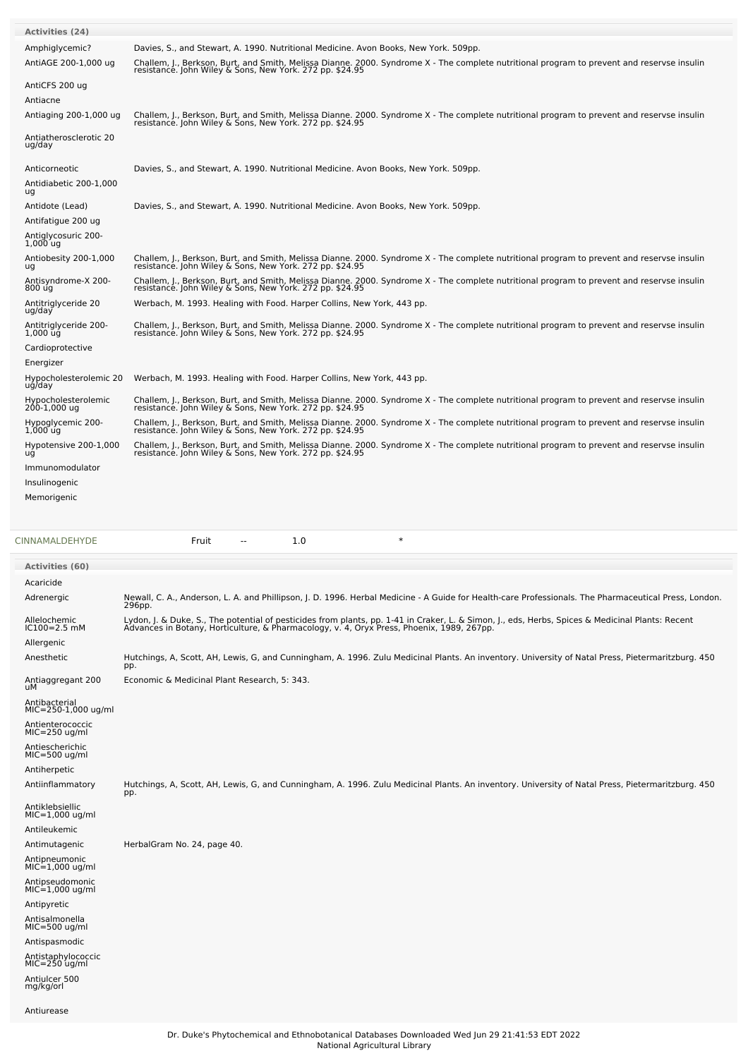**Activities (24)**

| Activity | Reference |
|---|---|
| Amphiglycemic? | Davies, S., and Stewart, A. 1990. Nutritional Medicine. Avon Books, New York. 509pp. |
| AntiAGE 200-1,000 ug | Challem, J., Berkson, Burt, and Smith, Melissa Dianne. 2000. Syndrome X - The complete nutritional program to prevent and reservse insulin resistance. John Wiley & Sons, New York. 272 pp. $24.95 |
| AntiCFS 200 ug | |
| Antiacne | |
| Antiaging 200-1,000 ug | Challem, J., Berkson, Burt, and Smith, Melissa Dianne. 2000. Syndrome X - The complete nutritional program to prevent and reservse insulin resistance. John Wiley & Sons, New York. 272 pp. $24.95 |
| Antiatherosclerotic 20 ug/day | |
| Anticorneotic | Davies, S., and Stewart, A. 1990. Nutritional Medicine. Avon Books, New York. 509pp. |
| Antidiabetic 200-1,000 ug | |
| Antidote (Lead) | Davies, S., and Stewart, A. 1990. Nutritional Medicine. Avon Books, New York. 509pp. |
| Antifatigue 200 ug | |
| Antiglycosuric 200-1,000 ug | |
| Antiobesity 200-1,000 ug | Challem, J., Berkson, Burt, and Smith, Melissa Dianne. 2000. Syndrome X - The complete nutritional program to prevent and reservse insulin resistance. John Wiley & Sons, New York. 272 pp. $24.95 |
| Antisyndrome-X 200-800 ug | Challem, J., Berkson, Burt, and Smith, Melissa Dianne. 2000. Syndrome X - The complete nutritional program to prevent and reservse insulin resistance. John Wiley & Sons, New York. 272 pp. $24.95 |
| Antitriglyceride 20 ug/day | Werbach, M. 1993. Healing with Food. Harper Collins, New York, 443 pp. |
| Antitriglyceride 200-1,000 ug | Challem, J., Berkson, Burt, and Smith, Melissa Dianne. 2000. Syndrome X - The complete nutritional program to prevent and reservse insulin resistance. John Wiley & Sons, New York. 272 pp. $24.95 |
| Cardioprotective | |
| Energizer | |
| Hypocholesterolemic 20 ug/day | Werbach, M. 1993. Healing with Food. Harper Collins, New York, 443 pp. |
| Hypocholesterolemic 200-1,000 ug | Challem, J., Berkson, Burt, and Smith, Melissa Dianne. 2000. Syndrome X - The complete nutritional program to prevent and reservse insulin resistance. John Wiley & Sons, New York. 272 pp. $24.95 |
| Hypoglycemic 200-1,000 ug | Challem, J., Berkson, Burt, and Smith, Melissa Dianne. 2000. Syndrome X - The complete nutritional program to prevent and reservse insulin resistance. John Wiley & Sons, New York. 272 pp. $24.95 |
| Hypotensive 200-1,000 ug | Challem, J., Berkson, Burt, and Smith, Melissa Dianne. 2000. Syndrome X - The complete nutritional program to prevent and reservse insulin resistance. John Wiley & Sons, New York. 272 pp. $24.95 |
| Immunomodulator | |
| Insulinogenic | |
| Memorigenic | |

| Chemical | Part | Low | High | |
|---|---|---|---|---|
| CINNAMALDEHYDE | Fruit | -- | 1.0 | * |

**Activities (60)**

| Activity | Reference |
|---|---|
| Acaricide | |
| Adrenergic | Newall, C. A., Anderson, L. A. and Phillipson, J. D. 1996. Herbal Medicine - A Guide for Health-care Professionals. The Pharmaceutical Press, London. 296pp. |
| Allelochemic IC100=2.5 mM | Lydon, J. & Duke, S., The potential of pesticides from plants, pp. 1-41 in Craker, L. & Simon, J., eds, Herbs, Spices & Medicinal Plants: Recent Advances in Botany, Horticulture, & Pharmacology, v. 4, Oryx Press, Phoenix, 1989, 267pp. |
| Allergenic | |
| Anesthetic | Hutchings, A, Scott, AH, Lewis, G, and Cunningham, A. 1996. Zulu Medicinal Plants. An inventory. University of Natal Press, Pietermaritzburg. 450 pp. |
| Antiaggregant 200 uM | Economic & Medicinal Plant Research, 5: 343. |
| Antibacterial MIC=250-1,000 ug/ml | |
| Antienterococcic MIC=250 ug/ml | |
| Antiescherichic MIC=500 ug/ml | |
| Antiherpetic | |
| Antiinflammatory | Hutchings, A, Scott, AH, Lewis, G, and Cunningham, A. 1996. Zulu Medicinal Plants. An inventory. University of Natal Press, Pietermaritzburg. 450 pp. |
| Antiklebsiellic MIC=1,000 ug/ml | |
| Antileukemic | |
| Antimutagenic | HerbalGram No. 24, page 40. |
| Antipneumonic MIC=1,000 ug/ml | |
| Antipseudomonic MIC=1,000 ug/ml | |
| Antipyretic | |
| Antisalmonella MIC=500 ug/ml | |
| Antispasmodic | |
| Antistaphylococcic MIC=250 ug/ml | |
| Antiulcer 500 mg/kg/orl | |
| Antiurease | |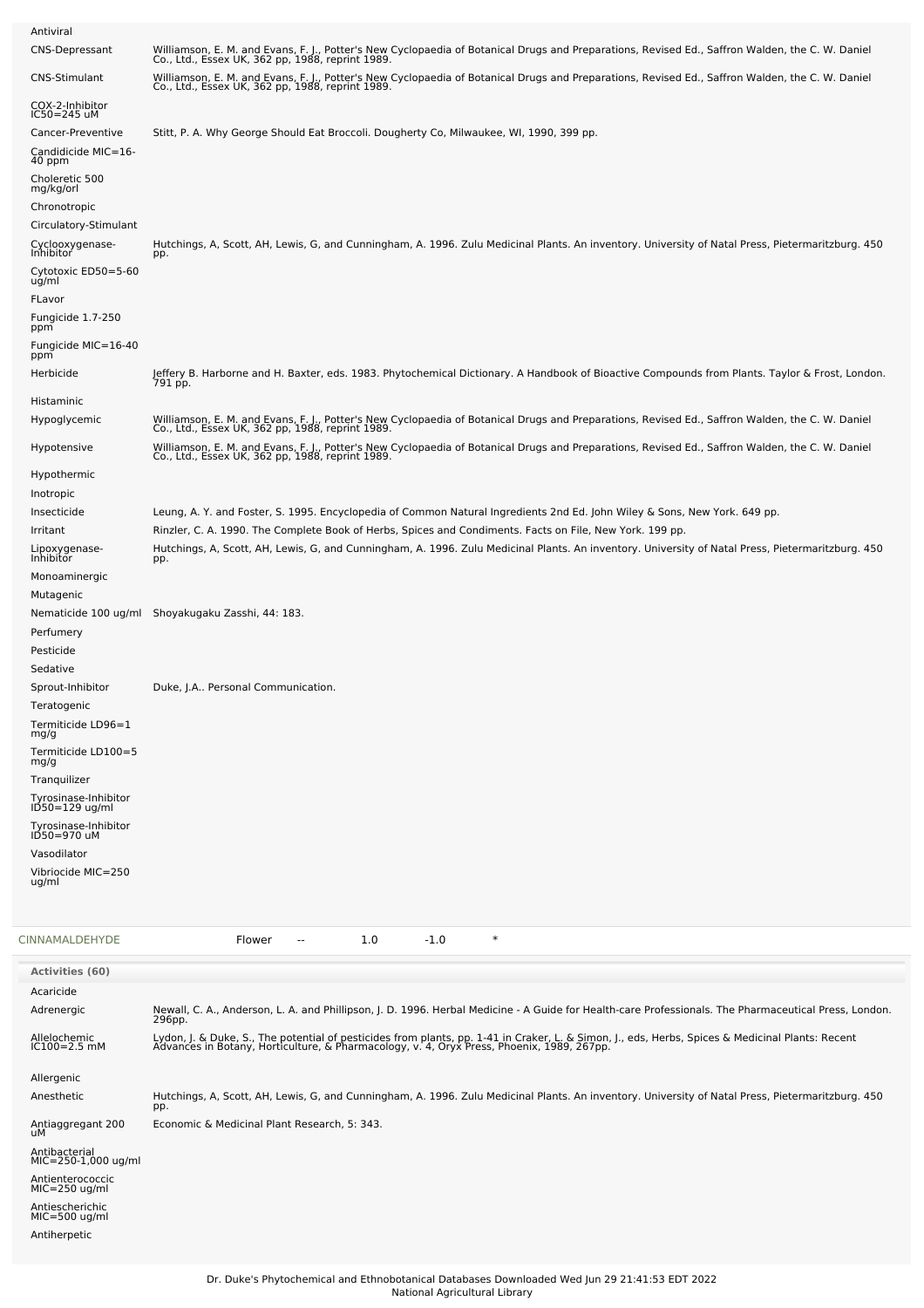| Activity | Reference |
|---|---|
| Antiviral | |
| CNS-Depressant | Williamson, E. M. and Evans, F. J., Potter's New Cyclopaedia of Botanical Drugs and Preparations, Revised Ed., Saffron Walden, the C. W. Daniel Co., Ltd., Essex UK, 362 pp, 1988, reprint 1989. |
| CNS-Stimulant | Williamson, E. M. and Evans, F. J., Potter's New Cyclopaedia of Botanical Drugs and Preparations, Revised Ed., Saffron Walden, the C. W. Daniel Co., Ltd., Essex UK, 362 pp, 1988, reprint 1989. |
| COX-2-Inhibitor IC50=245 uM | |
| Cancer-Preventive | Stitt, P. A. Why George Should Eat Broccoli. Dougherty Co, Milwaukee, WI, 1990, 399 pp. |
| Candidicide MIC=16-40 ppm | |
| Choleretic 500 mg/kg/orl | |
| Chronotropic | |
| Circulatory-Stimulant | |
| Cyclooxygenase-Inhibitor | Hutchings, A, Scott, AH, Lewis, G, and Cunningham, A. 1996. Zulu Medicinal Plants. An inventory. University of Natal Press, Pietermaritzburg. 450 pp. |
| Cytotoxic ED50=5-60 ug/ml | |
| FLavor | |
| Fungicide 1.7-250 ppm | |
| Fungicide MIC=16-40 ppm | |
| Herbicide | Jeffery B. Harborne and H. Baxter, eds. 1983. Phytochemical Dictionary. A Handbook of Bioactive Compounds from Plants. Taylor & Frost, London. 791 pp. |
| Histaminic | |
| Hypoglycemic | Williamson, E. M. and Evans, F. J., Potter's New Cyclopaedia of Botanical Drugs and Preparations, Revised Ed., Saffron Walden, the C. W. Daniel Co., Ltd., Essex UK, 362 pp, 1988, reprint 1989. |
| Hypotensive | Williamson, E. M. and Evans, F. J., Potter's New Cyclopaedia of Botanical Drugs and Preparations, Revised Ed., Saffron Walden, the C. W. Daniel Co., Ltd., Essex UK, 362 pp, 1988, reprint 1989. |
| Hypothermic | |
| Inotropic | |
| Insecticide | Leung, A. Y. and Foster, S. 1995. Encyclopedia of Common Natural Ingredients 2nd Ed. John Wiley & Sons, New York. 649 pp. |
| Irritant | Rinzler, C. A. 1990. The Complete Book of Herbs, Spices and Condiments. Facts on File, New York. 199 pp. |
| Lipoxygenase-Inhibitor | Hutchings, A, Scott, AH, Lewis, G, and Cunningham, A. 1996. Zulu Medicinal Plants. An inventory. University of Natal Press, Pietermaritzburg. 450 pp. |
| Monoaminergic | |
| Mutagenic | |
| Nematicide 100 ug/ml | Shoyakugaku Zasshi, 44: 183. |
| Perfumery | |
| Pesticide | |
| Sedative | |
| Sprout-Inhibitor | Duke, J.A.. Personal Communication. |
| Teratogenic | |
| Termiticide LD96=1 mg/g | |
| Termiticide LD100=5 mg/g | |
| Tranquilizer | |
| Tyrosinase-Inhibitor ID50=129 ug/ml | |
| Tyrosinase-Inhibitor ID50=970 uM | |
| Vasodilator | |
| Vibriocide MIC=250 ug/ml | |

| CINNAMALDEHYDE | Flower | -- | 1.0 | -1.0 | * |
|---|---|---|---|---|---|

**Activities (60)**

| Activity | Reference |
|---|---|
| Acaricide | |
| Adrenergic | Newall, C. A., Anderson, L. A. and Phillipson, J. D. 1996. Herbal Medicine - A Guide for Health-care Professionals. The Pharmaceutical Press, London. 296pp. |
| Allelochemic IC100=2.5 mM | Lydon, J. & Duke, S., The potential of pesticides from plants, pp. 1-41 in Craker, L. & Simon, J., eds, Herbs, Spices & Medicinal Plants: Recent Advances in Botany, Horticulture, & Pharmacology, v. 4, Oryx Press, Phoenix, 1989, 267pp. |
| Allergenic | |
| Anesthetic | Hutchings, A, Scott, AH, Lewis, G, and Cunningham, A. 1996. Zulu Medicinal Plants. An inventory. University of Natal Press, Pietermaritzburg. 450 pp. |
| Antiaggregant 200 uM | Economic & Medicinal Plant Research, 5: 343. |
| Antibacterial MIC=250-1,000 ug/ml | |
| Antienterococcic MIC=250 ug/ml | |
| Antiescherichic MIC=500 ug/ml | |
| Antiherpetic | |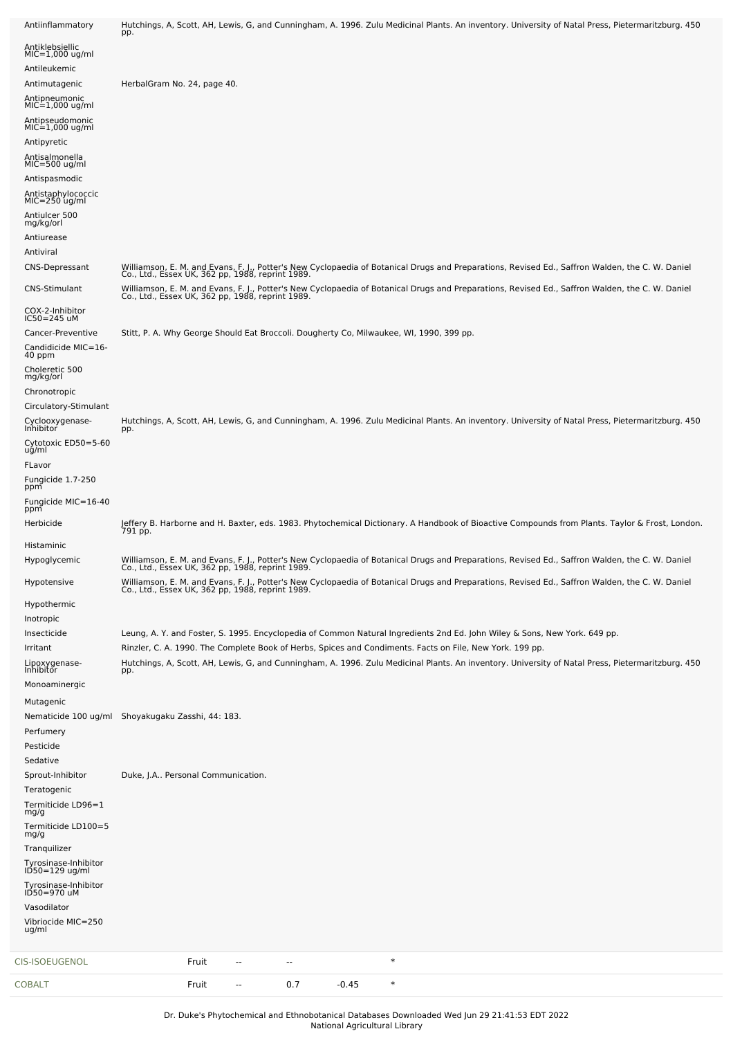| Activity | Reference |
|---|---|
| Antiinflammatory | Hutchings, A, Scott, AH, Lewis, G, and Cunningham, A. 1996. Zulu Medicinal Plants. An inventory. University of Natal Press, Pietermaritzburg. 450 pp. |
| Antiklebsiellic MIC=1,000 ug/ml | |
| Antileukemic | |
| Antimutagenic | HerbalGram No. 24, page 40. |
| Antipneumonic MIC=1,000 ug/ml | |
| Antipseudomonic MIC=1,000 ug/ml | |
| Antipyretic | |
| Antisalmonella MIC=500 ug/ml | |
| Antispasmodic | |
| Antistaphylococcic MIC=250 ug/ml | |
| Antiulcer 500 mg/kg/orl | |
| Antiurease | |
| Antiviral | |
| CNS-Depressant | Williamson, E. M. and Evans, F. J., Potter's New Cyclopaedia of Botanical Drugs and Preparations, Revised Ed., Saffron Walden, the C. W. Daniel Co., Ltd., Essex UK, 362 pp, 1988, reprint 1989. |
| CNS-Stimulant | Williamson, E. M. and Evans, F. J., Potter's New Cyclopaedia of Botanical Drugs and Preparations, Revised Ed., Saffron Walden, the C. W. Daniel Co., Ltd., Essex UK, 362 pp, 1988, reprint 1989. |
| COX-2-Inhibitor IC50=245 uM | |
| Cancer-Preventive | Stitt, P. A. Why George Should Eat Broccoli. Dougherty Co, Milwaukee, WI, 1990, 399 pp. |
| Candidicide MIC=16-40 ppm | |
| Choleretic 500 mg/kg/orl | |
| Chronotropic | |
| Circulatory-Stimulant | |
| Cyclooxygenase-Inhibitor | Hutchings, A, Scott, AH, Lewis, G, and Cunningham, A. 1996. Zulu Medicinal Plants. An inventory. University of Natal Press, Pietermaritzburg. 450 pp. |
| Cytotoxic ED50=5-60 ug/ml | |
| FLavor | |
| Fungicide 1.7-250 ppm | |
| Fungicide MIC=16-40 ppm | |
| Herbicide | Jeffery B. Harborne and H. Baxter, eds. 1983. Phytochemical Dictionary. A Handbook of Bioactive Compounds from Plants. Taylor & Frost, London. 791 pp. |
| Histaminic | |
| Hypoglycemic | Williamson, E. M. and Evans, F. J., Potter's New Cyclopaedia of Botanical Drugs and Preparations, Revised Ed., Saffron Walden, the C. W. Daniel Co., Ltd., Essex UK, 362 pp, 1988, reprint 1989. |
| Hypotensive | Williamson, E. M. and Evans, F. J., Potter's New Cyclopaedia of Botanical Drugs and Preparations, Revised Ed., Saffron Walden, the C. W. Daniel Co., Ltd., Essex UK, 362 pp, 1988, reprint 1989. |
| Hypothermic | |
| Inotropic | |
| Insecticide | Leung, A. Y. and Foster, S. 1995. Encyclopedia of Common Natural Ingredients 2nd Ed. John Wiley & Sons, New York. 649 pp. |
| Irritant | Rinzler, C. A. 1990. The Complete Book of Herbs, Spices and Condiments. Facts on File, New York. 199 pp. |
| Lipoxygenase-Inhibitor | Hutchings, A, Scott, AH, Lewis, G, and Cunningham, A. 1996. Zulu Medicinal Plants. An inventory. University of Natal Press, Pietermaritzburg. 450 pp. |
| Monoaminergic | |
| Mutagenic | |
| Nematicide 100 ug/ml | Shoyakugaku Zasshi, 44: 183. |
| Perfumery | |
| Pesticide | |
| Sedative | |
| Sprout-Inhibitor | Duke, J.A.. Personal Communication. |
| Teratogenic | |
| Termiticide LD96=1 mg/g | |
| Termiticide LD100=5 mg/g | |
| Tranquilizer | |
| Tyrosinase-Inhibitor ID50=129 ug/ml | |
| Tyrosinase-Inhibitor ID50=970 uM | |
| Vasodilator | |
| Vibriocide MIC=250 ug/ml | |

| Chemical | Part | Low | High | SD | |
|---|---|---|---|---|---|
| CIS-ISOEUGENOL | Fruit | -- | -- | | * |
| COBALT | Fruit | -- | 0.7 | -0.45 | * |

Dr. Duke's Phytochemical and Ethnobotanical Databases Downloaded Wed Jun 29 21:41:53 EDT 2022
National Agricultural Library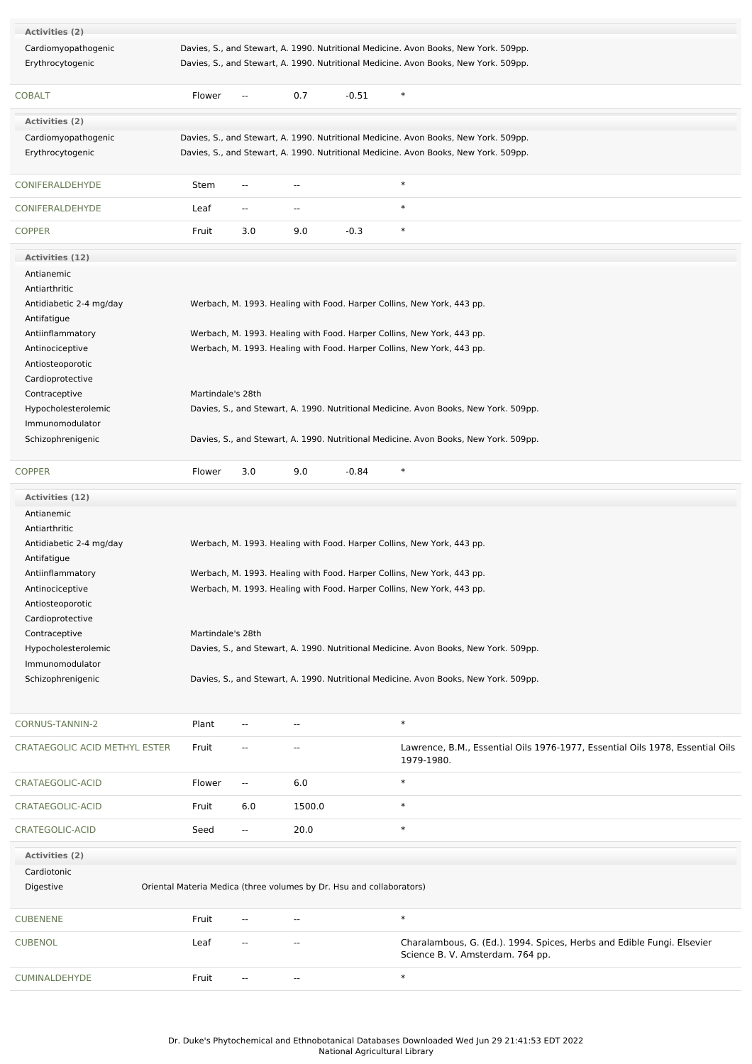**Activities (2)**

| Activity | Reference |
| --- | --- |
| Cardiomyopathogenic | Davies, S., and Stewart, A. 1990. Nutritional Medicine. Avon Books, New York. 509pp. |
| Erythrocytogenic | Davies, S., and Stewart, A. 1990. Nutritional Medicine. Avon Books, New York. 509pp. |

| Chemical | Part | Low PPM | High PPM | StdDev | Reference |
| --- | --- | --- | --- | --- | --- |
| COBALT | Flower | -- | 0.7 | -0.51 | * |

**Activities (2)**

| Activity | Reference |
| --- | --- |
| Cardiomyopathogenic | Davies, S., and Stewart, A. 1990. Nutritional Medicine. Avon Books, New York. 509pp. |
| Erythrocytogenic | Davies, S., and Stewart, A. 1990. Nutritional Medicine. Avon Books, New York. 509pp. |

| Chemical | Part | Low PPM | High PPM | StdDev | Reference |
| --- | --- | --- | --- | --- | --- |
| CONIFERALDEHYDE | Stem | -- | -- | | * |
| CONIFERALDEHYDE | Leaf | -- | -- | | * |
| COPPER | Fruit | 3.0 | 9.0 | -0.3 | * |

**Activities (12)**

| Activity | Reference |
| --- | --- |
| Antianemic | |
| Antiarthritic | |
| Antidiabetic 2-4 mg/day | Werbach, M. 1993. Healing with Food. Harper Collins, New York, 443 pp. |
| Antifatigue | |
| Antiinflammatory | Werbach, M. 1993. Healing with Food. Harper Collins, New York, 443 pp. |
| Antinociceptive | Werbach, M. 1993. Healing with Food. Harper Collins, New York, 443 pp. |
| Antiosteoporotic | |
| Cardioprotective | |
| Contraceptive | Martindale's 28th |
| Hypocholesterolemic | Davies, S., and Stewart, A. 1990. Nutritional Medicine. Avon Books, New York. 509pp. |
| Immunomodulator | |
| Schizophrenigenic | Davies, S., and Stewart, A. 1990. Nutritional Medicine. Avon Books, New York. 509pp. |

| Chemical | Part | Low PPM | High PPM | StdDev | Reference |
| --- | --- | --- | --- | --- | --- |
| COPPER | Flower | 3.0 | 9.0 | -0.84 | * |

**Activities (12)**

| Activity | Reference |
| --- | --- |
| Antianemic | |
| Antiarthritic | |
| Antidiabetic 2-4 mg/day | Werbach, M. 1993. Healing with Food. Harper Collins, New York, 443 pp. |
| Antifatigue | |
| Antiinflammatory | Werbach, M. 1993. Healing with Food. Harper Collins, New York, 443 pp. |
| Antinociceptive | Werbach, M. 1993. Healing with Food. Harper Collins, New York, 443 pp. |
| Antiosteoporotic | |
| Cardioprotective | |
| Contraceptive | Martindale's 28th |
| Hypocholesterolemic | Davies, S., and Stewart, A. 1990. Nutritional Medicine. Avon Books, New York. 509pp. |
| Immunomodulator | |
| Schizophrenigenic | Davies, S., and Stewart, A. 1990. Nutritional Medicine. Avon Books, New York. 509pp. |

| Chemical | Part | Low PPM | High PPM | StdDev | Reference |
| --- | --- | --- | --- | --- | --- |
| CORNUS-TANNIN-2 | Plant | -- | -- | | * |
| CRATAEGOLIC ACID METHYL ESTER | Fruit | -- | -- | | Lawrence, B.M., Essential Oils 1976-1977, Essential Oils 1978, Essential Oils 1979-1980. |
| CRATAEGOLIC-ACID | Flower | -- | 6.0 | | * |
| CRATAEGOLIC-ACID | Fruit | 6.0 | 1500.0 | | * |
| CRATEGOLIC-ACID | Seed | -- | 20.0 | | * |

**Activities (2)**

| Activity | Reference |
| --- | --- |
| Cardiotonic | |
| Digestive | Oriental Materia Medica (three volumes by Dr. Hsu and collaborators) |

| Chemical | Part | Low PPM | High PPM | StdDev | Reference |
| --- | --- | --- | --- | --- | --- |
| CUBENENE | Fruit | -- | -- | | * |
| CUBENOL | Leaf | -- | -- | | Charalambous, G. (Ed.). 1994. Spices, Herbs and Edible Fungi. Elsevier Science B. V. Amsterdam. 764 pp. |
| CUMINALDEHYDE | Fruit | -- | -- | | * |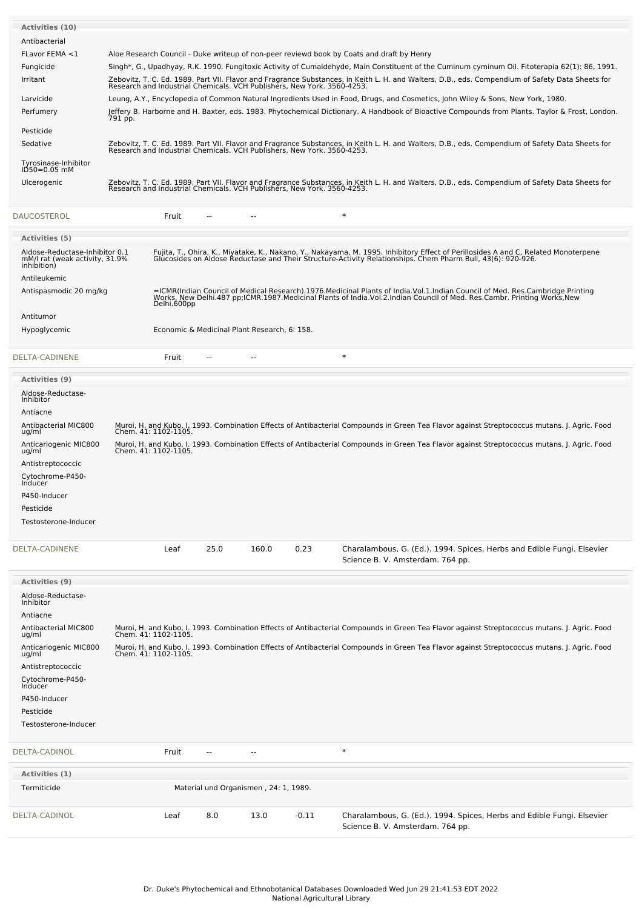| Activities (10) | |
|---|---|
| Antibacterial | |
| FLavor FEMA <1 | Aloe Research Council - Duke writeup of non-peer reviewd book by Coats and draft by Henry |
| Fungicide | Singh*, G., Upadhyay, R.K. 1990. Fungitoxic Activity of Cumaldehyde, Main Constituent of the Cuminum cyminum Oil. Fitoterapia 62(1): 86, 1991. |
| Irritant | Zebovitz, T. C. Ed. 1989. Part VII. Flavor and Fragrance Substances, in Keith L. H. and Walters, D.B., eds. Compendium of Safety Data Sheets for Research and Industrial Chemicals. VCH Publishers, New York. 3560-4253. |
| Larvicide | Leung, A.Y., Encyclopedia of Common Natural Ingredients Used in Food, Drugs, and Cosmetics, John Wiley & Sons, New York, 1980. |
| Perfumery | Jeffery B. Harborne and H. Baxter, eds. 1983. Phytochemical Dictionary. A Handbook of Bioactive Compounds from Plants. Taylor & Frost, London. 791 pp. |
| Pesticide | |
| Sedative | Zebovitz, T. C. Ed. 1989. Part VII. Flavor and Fragrance Substances, in Keith L. H. and Walters, D.B., eds. Compendium of Safety Data Sheets for Research and Industrial Chemicals. VCH Publishers, New York. 3560-4253. |
| Tyrosinase-Inhibitor ID50=0.05 mM | |
| Ulcerogenic | Zebovitz, T. C. Ed. 1989. Part VII. Flavor and Fragrance Substances, in Keith L. H. and Walters, D.B., eds. Compendium of Safety Data Sheets for Research and Industrial Chemicals. VCH Publishers, New York. 3560-4253. |

| DAUCOSTEROL | Fruit | -- | -- | | * |
|---|---|---|---|---|---|

| Activities (5) | |
|---|---|
| Aldose-Reductase-Inhibitor 0.1 mM/l rat (weak activity, 31.9% inhibition) | Fujita, T., Ohira, K., Miyatake, K., Nakano, Y., Nakayama, M. 1995. Inhibitory Effect of Perillosides A and C, Related Monoterpene Glucosides on Aldose Reductase and Their Structure-Activity Relationships. Chem Pharm Bull, 43(6): 920-926. |
| Antileukemic | |
| Antispasmodic 20 mg/kg | =ICMR(Indian Council of Medical Research).1976.Medicinal Plants of India.Vol.1.Indian Council of Med. Res.Cambridge Printing Works, New Delhi.487 pp;ICMR.1987.Medicinal Plants of India.Vol.2.Indian Council of Med. Res.Cambr. Printing Works,New Delhi.600pp |
| Antitumor | |
| Hypoglycemic | Economic & Medicinal Plant Research, 6: 158. |

| DELTA-CADINENE | Fruit | -- | -- | | * |
|---|---|---|---|---|---|

| Activities (9) | |
|---|---|
| Aldose-Reductase-Inhibitor | |
| Antiacne | |
| Antibacterial MIC800 ug/ml | Muroi, H. and Kubo, I. 1993. Combination Effects of Antibacterial Compounds in Green Tea Flavor against Streptococcus mutans. J. Agric. Food Chem. 41: 1102-1105. |
| Anticariogenic MIC800 ug/ml | Muroi, H. and Kubo, I. 1993. Combination Effects of Antibacterial Compounds in Green Tea Flavor against Streptococcus mutans. J. Agric. Food Chem. 41: 1102-1105. |
| Antistreptococcic | |
| Cytochrome-P450-Inducer | |
| P450-Inducer | |
| Pesticide | |
| Testosterone-Inducer | |

| DELTA-CADINENE | Leaf | 25.0 | 160.0 | 0.23 | Charalambous, G. (Ed.). 1994. Spices, Herbs and Edible Fungi. Elsevier Science B. V. Amsterdam. 764 pp. |
|---|---|---|---|---|---|

| Activities (9) | |
|---|---|
| Aldose-Reductase-Inhibitor | |
| Antiacne | |
| Antibacterial MIC800 ug/ml | Muroi, H. and Kubo, I. 1993. Combination Effects of Antibacterial Compounds in Green Tea Flavor against Streptococcus mutans. J. Agric. Food Chem. 41: 1102-1105. |
| Anticariogenic MIC800 ug/ml | Muroi, H. and Kubo, I. 1993. Combination Effects of Antibacterial Compounds in Green Tea Flavor against Streptococcus mutans. J. Agric. Food Chem. 41: 1102-1105. |
| Antistreptococcic | |
| Cytochrome-P450-Inducer | |
| P450-Inducer | |
| Pesticide | |
| Testosterone-Inducer | |

| DELTA-CADINOL | Fruit | -- | -- | | * |
|---|---|---|---|---|---|

| Activities (1) | |
|---|---|
| Termiticide | Material und Organismen , 24: 1, 1989. |

| DELTA-CADINOL | Leaf | 8.0 | 13.0 | -0.11 | Charalambous, G. (Ed.). 1994. Spices, Herbs and Edible Fungi. Elsevier Science B. V. Amsterdam. 764 pp. |
|---|---|---|---|---|---|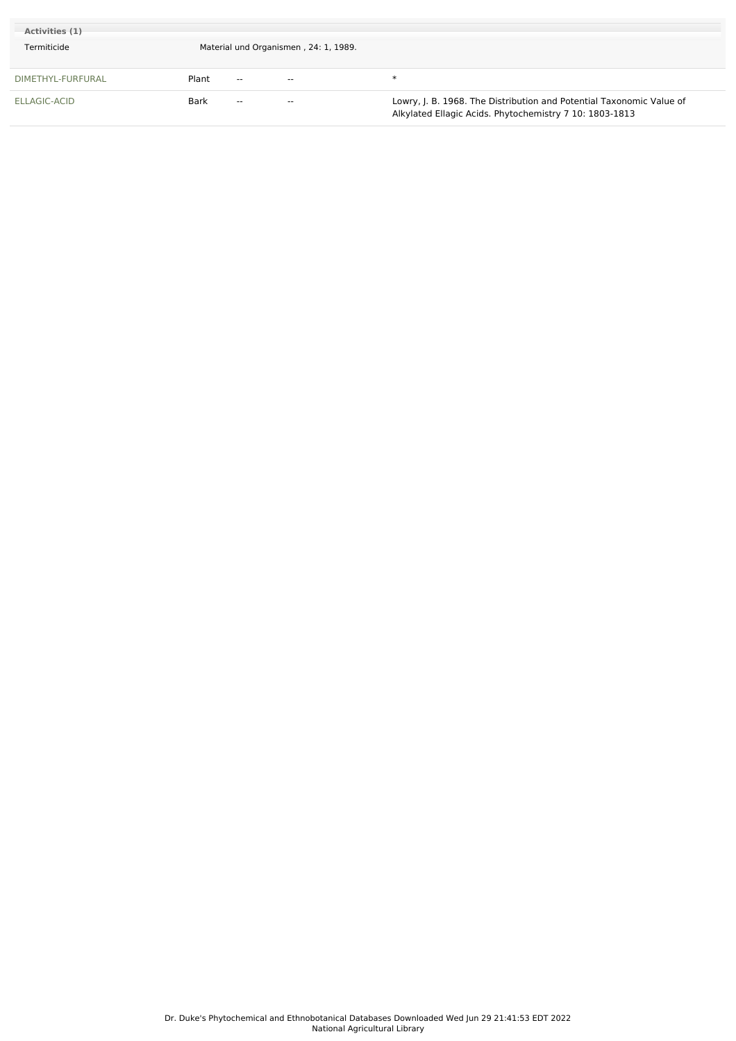**Activities (1)**

| Termiticide | Material und Organismen , 24: 1, 1989. |
|---|---|

| | | | | |
|---|---|---|---|---|
| DIMETHYL-FURFURAL | Plant | -- | -- | * |
| ELLAGIC-ACID | Bark | -- | -- | Lowry, J. B. 1968. The Distribution and Potential Taxonomic Value of Alkylated Ellagic Acids. Phytochemistry 7 10: 1803-1813 |

Dr. Duke's Phytochemical and Ethnobotanical Databases Downloaded Wed Jun 29 21:41:53 EDT 2022
National Agricultural Library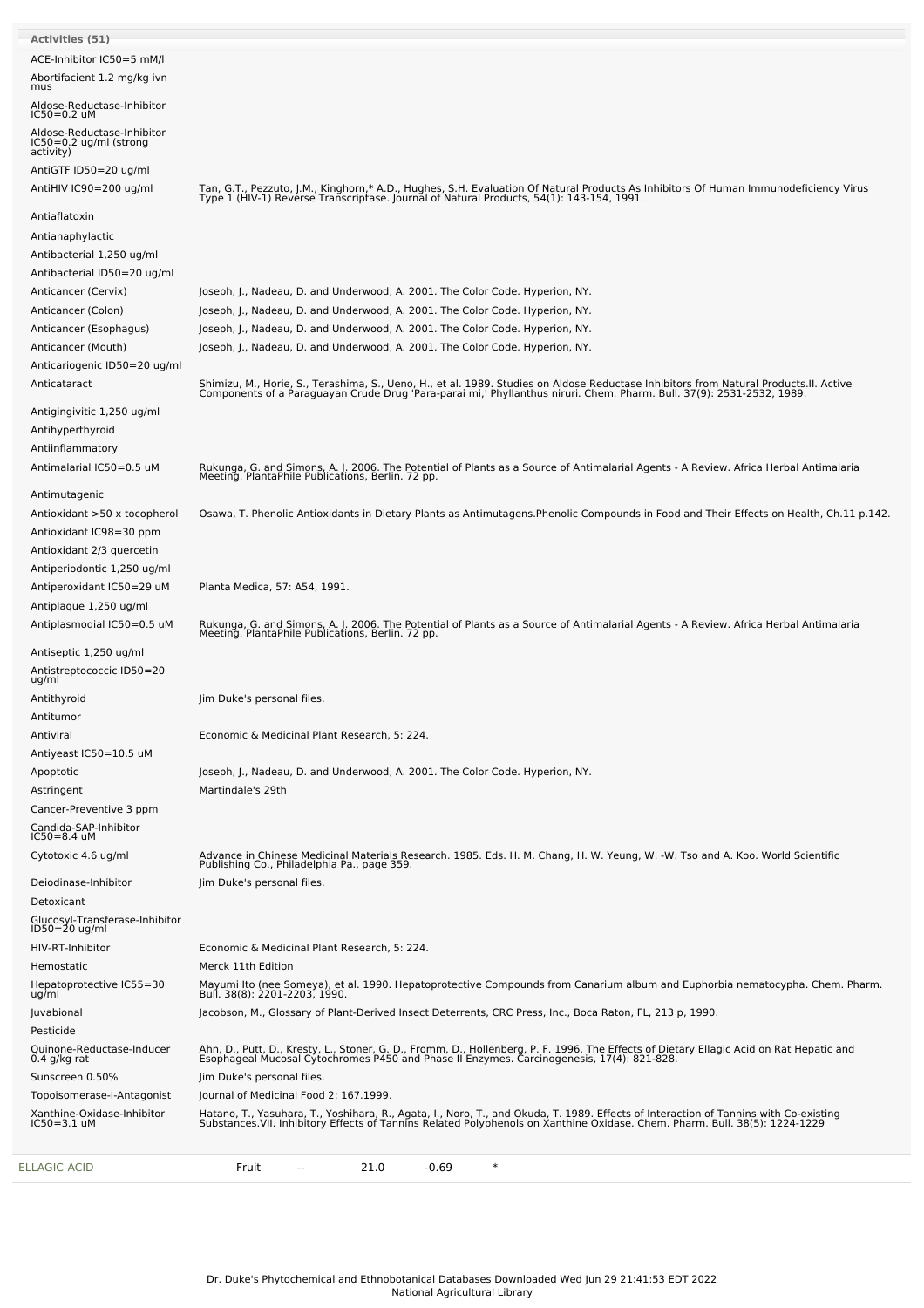| Activities (51) | |
|---|---|
| ACE-Inhibitor IC50=5 mM/l | |
| Abortifacient 1.2 mg/kg ivn mus | |
| Aldose-Reductase-Inhibitor IC50=0.2 uM | |
| Aldose-Reductase-Inhibitor IC50=0.2 ug/ml (strong activity) | |
| AntiGTF ID50=20 ug/ml | |
| AntiHIV IC90=200 ug/ml | Tan, G.T., Pezzuto, J.M., Kinghorn,* A.D., Hughes, S.H. Evaluation Of Natural Products As Inhibitors Of Human Immunodeficiency Virus Type 1 (HIV-1) Reverse Transcriptase. Journal of Natural Products, 54(1): 143-154, 1991. |
| Antiaflatoxin | |
| Antianaphylactic | |
| Antibacterial 1,250 ug/ml | |
| Antibacterial ID50=20 ug/ml | |
| Anticancer (Cervix) | Joseph, J., Nadeau, D. and Underwood, A. 2001. The Color Code. Hyperion, NY. |
| Anticancer (Colon) | Joseph, J., Nadeau, D. and Underwood, A. 2001. The Color Code. Hyperion, NY. |
| Anticancer (Esophagus) | Joseph, J., Nadeau, D. and Underwood, A. 2001. The Color Code. Hyperion, NY. |
| Anticancer (Mouth) | Joseph, J., Nadeau, D. and Underwood, A. 2001. The Color Code. Hyperion, NY. |
| Anticariogenic ID50=20 ug/ml | |
| Anticataract | Shimizu, M., Horie, S., Terashima, S., Ueno, H., et al. 1989. Studies on Aldose Reductase Inhibitors from Natural Products.II. Active Components of a Paraguayan Crude Drug 'Para-parai mi,' Phyllanthus niruri. Chem. Pharm. Bull. 37(9): 2531-2532, 1989. |
| Antigingivitic 1,250 ug/ml | |
| Antihyperthyroid | |
| Antiinflammatory | |
| Antimalarial IC50=0.5 uM | Rukunga, G. and Simons, A. J. 2006. The Potential of Plants as a Source of Antimalarial Agents - A Review. Africa Herbal Antimalaria Meeting. PlantaPhile Publications, Berlin. 72 pp. |
| Antimutagenic | |
| Antioxidant >50 x tocopherol | Osawa, T. Phenolic Antioxidants in Dietary Plants as Antimutagens.Phenolic Compounds in Food and Their Effects on Health, Ch.11 p.142. |
| Antioxidant IC98=30 ppm | |
| Antioxidant 2/3 quercetin | |
| Antiperiodontic 1,250 ug/ml | |
| Antiperoxidant IC50=29 uM | Planta Medica, 57: A54, 1991. |
| Antiplaque 1,250 ug/ml | |
| Antiplasmodial IC50=0.5 uM | Rukunga, G. and Simons, A. J. 2006. The Potential of Plants as a Source of Antimalarial Agents - A Review. Africa Herbal Antimalaria Meeting. PlantaPhile Publications, Berlin. 72 pp. |
| Antiseptic 1,250 ug/ml | |
| Antistreptococcic ID50=20 ug/ml | |
| Antithyroid | Jim Duke's personal files. |
| Antitumor | |
| Antiviral | Economic & Medicinal Plant Research, 5: 224. |
| Antiyeast IC50=10.5 uM | |
| Apoptotic | Joseph, J., Nadeau, D. and Underwood, A. 2001. The Color Code. Hyperion, NY. |
| Astringent | Martindale's 29th |
| Cancer-Preventive 3 ppm | |
| Candida-SAP-Inhibitor IC50=8.4 uM | |
| Cytotoxic 4.6 ug/ml | Advance in Chinese Medicinal Materials Research. 1985. Eds. H. M. Chang, H. W. Yeung, W. -W. Tso and A. Koo. World Scientific Publishing Co., Philadelphia Pa., page 359. |
| Deiodinase-Inhibitor | Jim Duke's personal files. |
| Detoxicant | |
| Glucosyl-Transferase-Inhibitor ID50=20 ug/ml | |
| HIV-RT-Inhibitor | Economic & Medicinal Plant Research, 5: 224. |
| Hemostatic | Merck 11th Edition |
| Hepatoprotective IC55=30 ug/ml | Mayumi Ito (nee Someya), et al. 1990. Hepatoprotective Compounds from Canarium album and Euphorbia nematocypha. Chem. Pharm. Bull. 38(8): 2201-2203, 1990. |
| Juvabional | Jacobson, M., Glossary of Plant-Derived Insect Deterrents, CRC Press, Inc., Boca Raton, FL, 213 p, 1990. |
| Pesticide | |
| Quinone-Reductase-Inducer 0.4 g/kg rat | Ahn, D., Putt, D., Kresty, L., Stoner, G. D., Fromm, D., Hollenberg, P. F. 1996. The Effects of Dietary Ellagic Acid on Rat Hepatic and Esophageal Mucosal Cytochromes P450 and Phase II Enzymes. Carcinogenesis, 17(4): 821-828. |
| Sunscreen 0.50% | Jim Duke's personal files. |
| Topoisomerase-I-Antagonist | Journal of Medicinal Food 2: 167.1999. |
| Xanthine-Oxidase-Inhibitor IC50=3.1 uM | Hatano, T., Yasuhara, T., Yoshihara, R., Agata, I., Noro, T., and Okuda, T. 1989. Effects of Interaction of Tannins with Co-existing Substances.VII. Inhibitory Effects of Tannins Related Polyphenols on Xanthine Oxidase. Chem. Pharm. Bull. 38(5): 1224-1229 |

| ELLAGIC-ACID | Fruit | -- | 21.0 | -0.69 | * |
|---|---|---|---|---|---|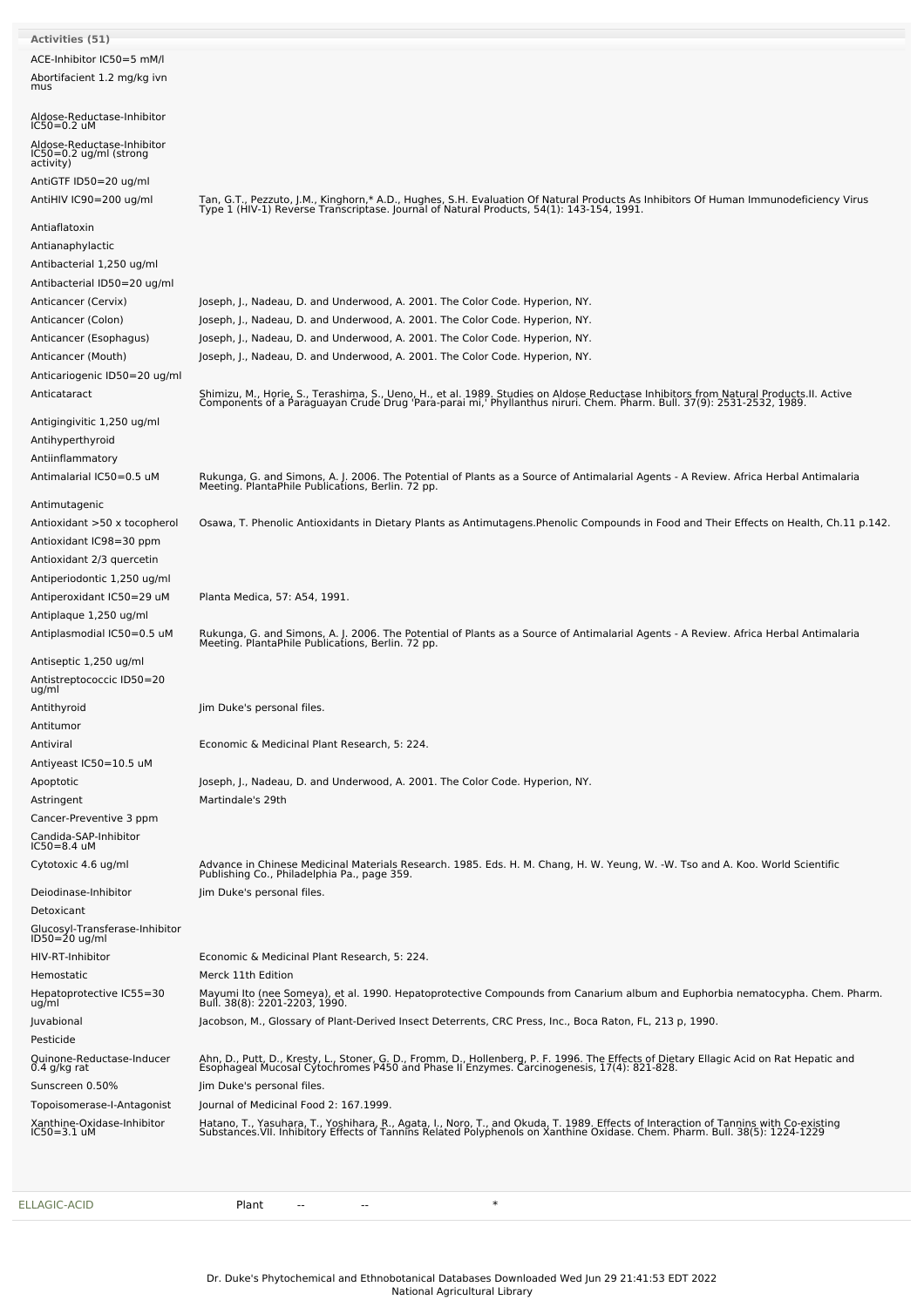**Activities (51)**

| Activity | Reference |
|---|---|
| ACE-Inhibitor IC50=5 mM/l | |
| Abortifacient 1.2 mg/kg ivn mus | |
| Aldose-Reductase-Inhibitor IC50=0.2 uM | |
| Aldose-Reductase-Inhibitor IC50=0.2 ug/ml (strong activity) | |
| AntiGTF ID50=20 ug/ml | |
| AntiHIV IC90=200 ug/ml | Tan, G.T., Pezzuto, J.M., Kinghorn,* A.D., Hughes, S.H. Evaluation Of Natural Products As Inhibitors Of Human Immunodeficiency Virus Type 1 (HIV-1) Reverse Transcriptase. Journal of Natural Products, 54(1): 143-154, 1991. |
| Antiaflatoxin | |
| Antianaphylactic | |
| Antibacterial 1,250 ug/ml | |
| Antibacterial ID50=20 ug/ml | |
| Anticancer (Cervix) | Joseph, J., Nadeau, D. and Underwood, A. 2001. The Color Code. Hyperion, NY. |
| Anticancer (Colon) | Joseph, J., Nadeau, D. and Underwood, A. 2001. The Color Code. Hyperion, NY. |
| Anticancer (Esophagus) | Joseph, J., Nadeau, D. and Underwood, A. 2001. The Color Code. Hyperion, NY. |
| Anticancer (Mouth) | Joseph, J., Nadeau, D. and Underwood, A. 2001. The Color Code. Hyperion, NY. |
| Anticariogenic ID50=20 ug/ml | |
| Anticataract | Shimizu, M., Horie, S., Terashima, S., Ueno, H., et al. 1989. Studies on Aldose Reductase Inhibitors from Natural Products.II. Active Components of a Paraguayan Crude Drug 'Para-parai mi,' Phyllanthus niruri. Chem. Pharm. Bull. 37(9): 2531-2532, 1989. |
| Antigingivitic 1,250 ug/ml | |
| Antihyperthyroid | |
| Antiinflammatory | |
| Antimalarial IC50=0.5 uM | Rukunga, G. and Simons, A. J. 2006. The Potential of Plants as a Source of Antimalarial Agents - A Review. Africa Herbal Antimalaria Meeting. PlantaPhile Publications, Berlin. 72 pp. |
| Antimutagenic | |
| Antioxidant >50 x tocopherol | Osawa, T. Phenolic Antioxidants in Dietary Plants as Antimutagens.Phenolic Compounds in Food and Their Effects on Health, Ch.11 p.142. |
| Antioxidant IC98=30 ppm | |
| Antioxidant 2/3 quercetin | |
| Antiperiodontic 1,250 ug/ml | |
| Antiperoxidant IC50=29 uM | Planta Medica, 57: A54, 1991. |
| Antiplaque 1,250 ug/ml | |
| Antiplasmodial IC50=0.5 uM | Rukunga, G. and Simons, A. J. 2006. The Potential of Plants as a Source of Antimalarial Agents - A Review. Africa Herbal Antimalaria Meeting. PlantaPhile Publications, Berlin. 72 pp. |
| Antiseptic 1,250 ug/ml | |
| Antistreptococcic ID50=20 ug/ml | |
| Antithyroid | Jim Duke's personal files. |
| Antitumor | |
| Antiviral | Economic & Medicinal Plant Research, 5: 224. |
| Antiyeast IC50=10.5 uM | |
| Apoptotic | Joseph, J., Nadeau, D. and Underwood, A. 2001. The Color Code. Hyperion, NY. |
| Astringent | Martindale's 29th |
| Cancer-Preventive 3 ppm | |
| Candida-SAP-Inhibitor IC50=8.4 uM | |
| Cytotoxic 4.6 ug/ml | Advance in Chinese Medicinal Materials Research. 1985. Eds. H. M. Chang, H. W. Yeung, W. -W. Tso and A. Koo. World Scientific Publishing Co., Philadelphia Pa., page 359. |
| Deiodinase-Inhibitor | Jim Duke's personal files. |
| Detoxicant | |
| Glucosyl-Transferase-Inhibitor ID50=20 ug/ml | |
| HIV-RT-Inhibitor | Economic & Medicinal Plant Research, 5: 224. |
| Hemostatic | Merck 11th Edition |
| Hepatoprotective IC55=30 ug/ml | Mayumi Ito (nee Someya), et al. 1990. Hepatoprotective Compounds from Canarium album and Euphorbia nematocypha. Chem. Pharm. Bull. 38(8): 2201-2203, 1990. |
| Juvabional | Jacobson, M., Glossary of Plant-Derived Insect Deterrents, CRC Press, Inc., Boca Raton, FL, 213 p, 1990. |
| Pesticide | |
| Quinone-Reductase-Inducer 0.4 g/kg rat | Ahn, D., Putt, D., Kresty, L., Stoner, G. D., Fromm, D., Hollenberg, P. F. 1996. The Effects of Dietary Ellagic Acid on Rat Hepatic and Esophageal Mucosal Cytochromes P450 and Phase II Enzymes. Carcinogenesis, 17(4): 821-828. |
| Sunscreen 0.50% | Jim Duke's personal files. |
| Topoisomerase-I-Antagonist | Journal of Medicinal Food 2: 167.1999. |
| Xanthine-Oxidase-Inhibitor IC50=3.1 uM | Hatano, T., Yasuhara, T., Yoshihara, R., Agata, I., Noro, T., and Okuda, T. 1989. Effects of Interaction of Tannins with Co-existing Substances.VII. Inhibitory Effects of Tannins Related Polyphenols on Xanthine Oxidase. Chem. Pharm. Bull. 38(5): 1224-1229 |

| ELLAGIC-ACID | Plant | -- | -- | * |
|---|---|---|---|---|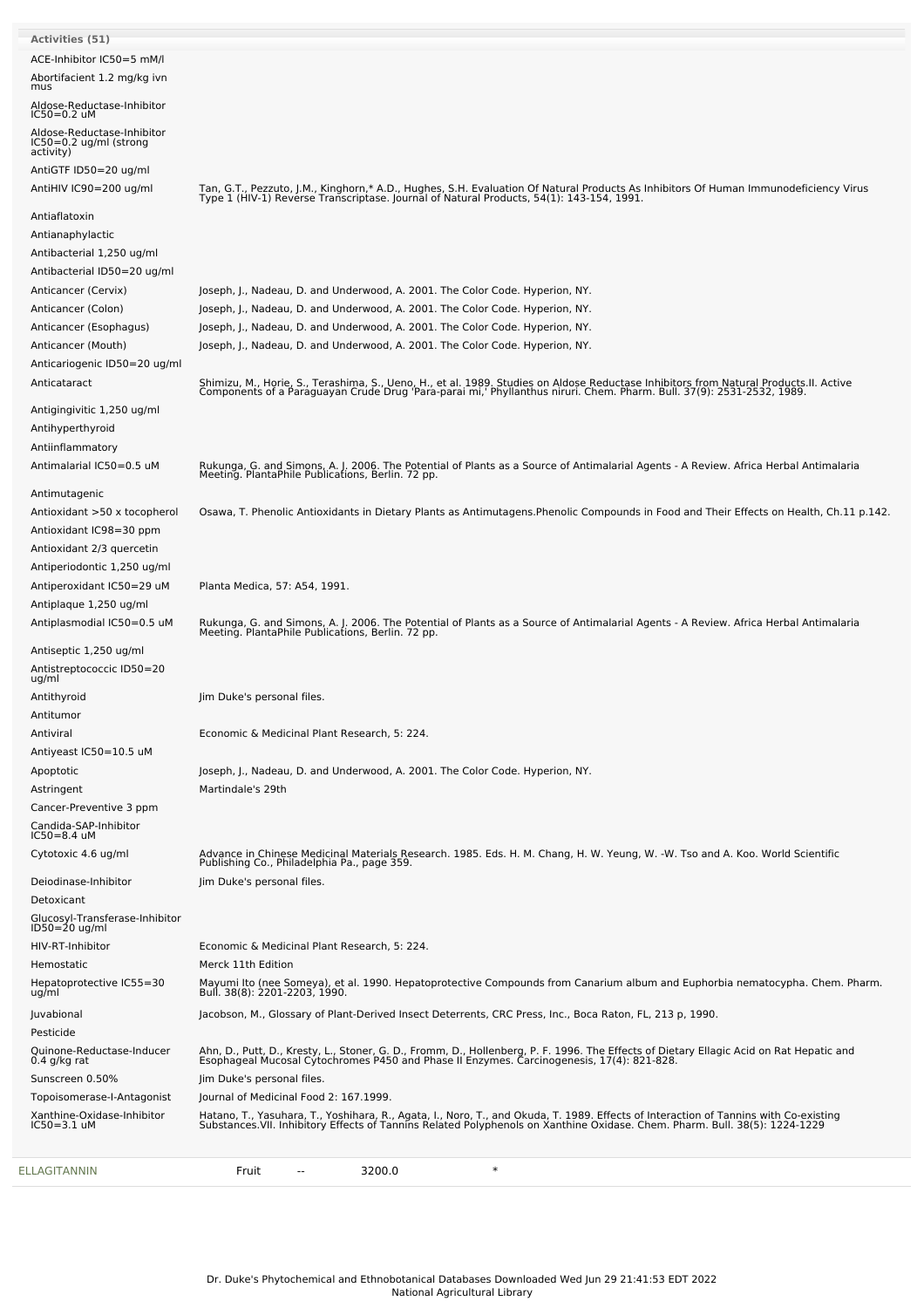**Activities (51)**

| Activity | Reference |
|---|---|
| ACE-Inhibitor IC50=5 mM/l | |
| Abortifacient 1.2 mg/kg ivn mus | |
| Aldose-Reductase-Inhibitor IC50=0.2 uM | |
| Aldose-Reductase-Inhibitor IC50=0.2 ug/ml (strong activity) | |
| AntiGTF ID50=20 ug/ml | |
| AntiHIV IC90=200 ug/ml | Tan, G.T., Pezzuto, J.M., Kinghorn,* A.D., Hughes, S.H. Evaluation Of Natural Products As Inhibitors Of Human Immunodeficiency Virus Type 1 (HIV-1) Reverse Transcriptase. Journal of Natural Products, 54(1): 143-154, 1991. |
| Antiaflatoxin | |
| Antianaphylactic | |
| Antibacterial 1,250 ug/ml | |
| Antibacterial ID50=20 ug/ml | |
| Anticancer (Cervix) | Joseph, J., Nadeau, D. and Underwood, A. 2001. The Color Code. Hyperion, NY. |
| Anticancer (Colon) | Joseph, J., Nadeau, D. and Underwood, A. 2001. The Color Code. Hyperion, NY. |
| Anticancer (Esophagus) | Joseph, J., Nadeau, D. and Underwood, A. 2001. The Color Code. Hyperion, NY. |
| Anticancer (Mouth) | Joseph, J., Nadeau, D. and Underwood, A. 2001. The Color Code. Hyperion, NY. |
| Anticariogenic ID50=20 ug/ml | |
| Anticataract | Shimizu, M., Horie, S., Terashima, S., Ueno, H., et al. 1989. Studies on Aldose Reductase Inhibitors from Natural Products.II. Active Components of a Paraguayan Crude Drug 'Para-parai mi,' Phyllanthus niruri. Chem. Pharm. Bull. 37(9): 2531-2532, 1989. |
| Antigingivitic 1,250 ug/ml | |
| Antihyperthyroid | |
| Antiinflammatory | |
| Antimalarial IC50=0.5 uM | Rukunga, G. and Simons, A. J. 2006. The Potential of Plants as a Source of Antimalarial Agents - A Review. Africa Herbal Antimalaria Meeting. PlantaPhile Publications, Berlin. 72 pp. |
| Antimutagenic | |
| Antioxidant >50 x tocopherol | Osawa, T. Phenolic Antioxidants in Dietary Plants as Antimutagens.Phenolic Compounds in Food and Their Effects on Health, Ch.11 p.142. |
| Antioxidant IC98=30 ppm | |
| Antioxidant 2/3 quercetin | |
| Antiperiodontic 1,250 ug/ml | |
| Antiperoxidant IC50=29 uM | Planta Medica, 57: A54, 1991. |
| Antiplaque 1,250 ug/ml | |
| Antiplasmodial IC50=0.5 uM | Rukunga, G. and Simons, A. J. 2006. The Potential of Plants as a Source of Antimalarial Agents - A Review. Africa Herbal Antimalaria Meeting. PlantaPhile Publications, Berlin. 72 pp. |
| Antiseptic 1,250 ug/ml | |
| Antistreptococcic ID50=20 ug/ml | |
| Antithyroid | Jim Duke's personal files. |
| Antitumor | |
| Antiviral | Economic & Medicinal Plant Research, 5: 224. |
| Antiyeast IC50=10.5 uM | |
| Apoptotic | Joseph, J., Nadeau, D. and Underwood, A. 2001. The Color Code. Hyperion, NY. |
| Astringent | Martindale's 29th |
| Cancer-Preventive 3 ppm | |
| Candida-SAP-Inhibitor IC50=8.4 uM | |
| Cytotoxic 4.6 ug/ml | Advance in Chinese Medicinal Materials Research. 1985. Eds. H. M. Chang, H. W. Yeung, W. -W. Tso and A. Koo. World Scientific Publishing Co., Philadelphia Pa., page 359. |
| Deiodinase-Inhibitor | Jim Duke's personal files. |
| Detoxicant | |
| Glucosyl-Transferase-Inhibitor ID50=20 ug/ml | |
| HIV-RT-Inhibitor | Economic & Medicinal Plant Research, 5: 224. |
| Hemostatic | Merck 11th Edition |
| Hepatoprotective IC55=30 ug/ml | Mayumi Ito (nee Someya), et al. 1990. Hepatoprotective Compounds from Canarium album and Euphorbia nematocypha. Chem. Pharm. Bull. 38(8): 2201-2203, 1990. |
| Juvabional | Jacobson, M., Glossary of Plant-Derived Insect Deterrents, CRC Press, Inc., Boca Raton, FL, 213 p, 1990. |
| Pesticide | |
| Quinone-Reductase-Inducer 0.4 g/kg rat | Ahn, D., Putt, D., Kresty, L., Stoner, G. D., Fromm, D., Hollenberg, P. F. 1996. The Effects of Dietary Ellagic Acid on Rat Hepatic and Esophageal Mucosal Cytochromes P450 and Phase II Enzymes. Carcinogenesis, 17(4): 821-828. |
| Sunscreen 0.50% | Jim Duke's personal files. |
| Topoisomerase-I-Antagonist | Journal of Medicinal Food 2: 167.1999. |
| Xanthine-Oxidase-Inhibitor IC50=3.1 uM | Hatano, T., Yasuhara, T., Yoshihara, R., Agata, I., Noro, T., and Okuda, T. 1989. Effects of Interaction of Tannins with Co-existing Substances.VII. Inhibitory Effects of Tannins Related Polyphenols on Xanthine Oxidase. Chem. Pharm. Bull. 38(5): 1224-1229 |

| Chemical | Part | Low | High | |
|---|---|---|---|---|
| ELLAGITANNIN | Fruit | -- | 3200.0 | * |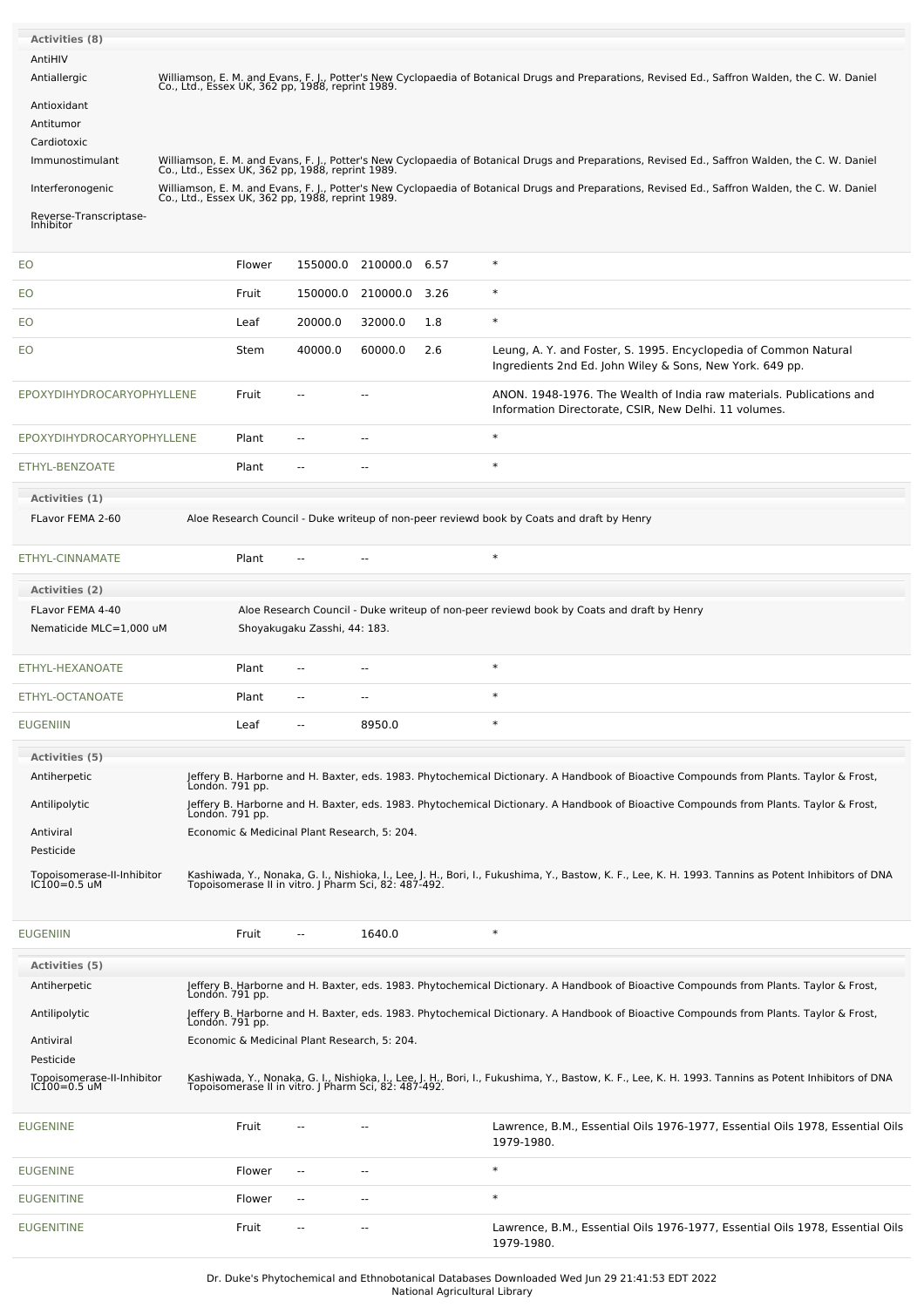**Activities (8)**

| Activity | Reference |
|---|---|
| AntiHIV | |
| Antiallergic | Williamson, E. M. and Evans, F. J., Potter's New Cyclopaedia of Botanical Drugs and Preparations, Revised Ed., Saffron Walden, the C. W. Daniel Co., Ltd., Essex UK, 362 pp, 1988, reprint 1989. |
| Antioxidant | |
| Antitumor | |
| Cardiotoxic | |
| Immunostimulant | Williamson, E. M. and Evans, F. J., Potter's New Cyclopaedia of Botanical Drugs and Preparations, Revised Ed., Saffron Walden, the C. W. Daniel Co., Ltd., Essex UK, 362 pp, 1988, reprint 1989. |
| Interferonogenic | Williamson, E. M. and Evans, F. J., Potter's New Cyclopaedia of Botanical Drugs and Preparations, Revised Ed., Saffron Walden, the C. W. Daniel Co., Ltd., Essex UK, 362 pp, 1988, reprint 1989. |
| Reverse-Transcriptase-Inhibitor | |

| Chemical | Part | Low | High | SD | Reference |
|---|---|---|---|---|---|
| EO | Flower | 155000.0 | 210000.0 | 6.57 | * |
| EO | Fruit | 150000.0 | 210000.0 | 3.26 | * |
| EO | Leaf | 20000.0 | 32000.0 | 1.8 | * |
| EO | Stem | 40000.0 | 60000.0 | 2.6 | Leung, A. Y. and Foster, S. 1995. Encyclopedia of Common Natural Ingredients 2nd Ed. John Wiley & Sons, New York. 649 pp. |
| EPOXYDIHYDROCARYOPHYLLENE | Fruit | -- | -- | | ANON. 1948-1976. The Wealth of India raw materials. Publications and Information Directorate, CSIR, New Delhi. 11 volumes. |
| EPOXYDIHYDROCARYOPHYLLENE | Plant | -- | -- | | * |
| ETHYL-BENZOATE | Plant | -- | -- | | * |

**Activities (1)**

| Activity | Reference |
|---|---|
| FLavor FEMA 2-60 | Aloe Research Council - Duke writeup of non-peer reviewd book by Coats and draft by Henry |

| Chemical | Part | Low | High | SD | Reference |
|---|---|---|---|---|---|
| ETHYL-CINNAMATE | Plant | -- | -- | | * |

**Activities (2)**

| Activity | Reference |
|---|---|
| FLavor FEMA 4-40 | Aloe Research Council - Duke writeup of non-peer reviewd book by Coats and draft by Henry |
| Nematicide MLC=1,000 uM | Shoyakugaku Zasshi, 44: 183. |

| Chemical | Part | Low | High | SD | Reference |
|---|---|---|---|---|---|
| ETHYL-HEXANOATE | Plant | -- | -- | | * |
| ETHYL-OCTANOATE | Plant | -- | -- | | * |
| EUGENIIN | Leaf | -- | 8950.0 | | * |

**Activities (5)**

| Activity | Reference |
|---|---|
| Antiherpetic | Jeffery B. Harborne and H. Baxter, eds. 1983. Phytochemical Dictionary. A Handbook of Bioactive Compounds from Plants. Taylor & Frost, London. 791 pp. |
| Antilipolytic | Jeffery B. Harborne and H. Baxter, eds. 1983. Phytochemical Dictionary. A Handbook of Bioactive Compounds from Plants. Taylor & Frost, London. 791 pp. |
| Antiviral | Economic & Medicinal Plant Research, 5: 204. |
| Pesticide | |
| Topoisomerase-II-Inhibitor IC100=0.5 uM | Kashiwada, Y., Nonaka, G. I., Nishioka, I., Lee, J. H., Bori, I., Fukushima, Y., Bastow, K. F., Lee, K. H. 1993. Tannins as Potent Inhibitors of DNA Topoisomerase II in vitro. J Pharm Sci, 82: 487-492. |

| Chemical | Part | Low | High | SD | Reference |
|---|---|---|---|---|---|
| EUGENIIN | Fruit | -- | 1640.0 | | * |

**Activities (5)**

| Activity | Reference |
|---|---|
| Antiherpetic | Jeffery B. Harborne and H. Baxter, eds. 1983. Phytochemical Dictionary. A Handbook of Bioactive Compounds from Plants. Taylor & Frost, London. 791 pp. |
| Antilipolytic | Jeffery B. Harborne and H. Baxter, eds. 1983. Phytochemical Dictionary. A Handbook of Bioactive Compounds from Plants. Taylor & Frost, London. 791 pp. |
| Antiviral | Economic & Medicinal Plant Research, 5: 204. |
| Pesticide | |
| Topoisomerase-II-Inhibitor IC100=0.5 uM | Kashiwada, Y., Nonaka, G. I., Nishioka, I., Lee, J. H., Bori, I., Fukushima, Y., Bastow, K. F., Lee, K. H. 1993. Tannins as Potent Inhibitors of DNA Topoisomerase II in vitro. J Pharm Sci, 82: 487-492. |

| Chemical | Part | Low | High | SD | Reference |
|---|---|---|---|---|---|
| EUGENINE | Fruit | -- | -- | | Lawrence, B.M., Essential Oils 1976-1977, Essential Oils 1978, Essential Oils 1979-1980. |
| EUGENINE | Flower | -- | -- | | * |
| EUGENITINE | Flower | -- | -- | | * |
| EUGENITINE | Fruit | -- | -- | | Lawrence, B.M., Essential Oils 1976-1977, Essential Oils 1978, Essential Oils 1979-1980. |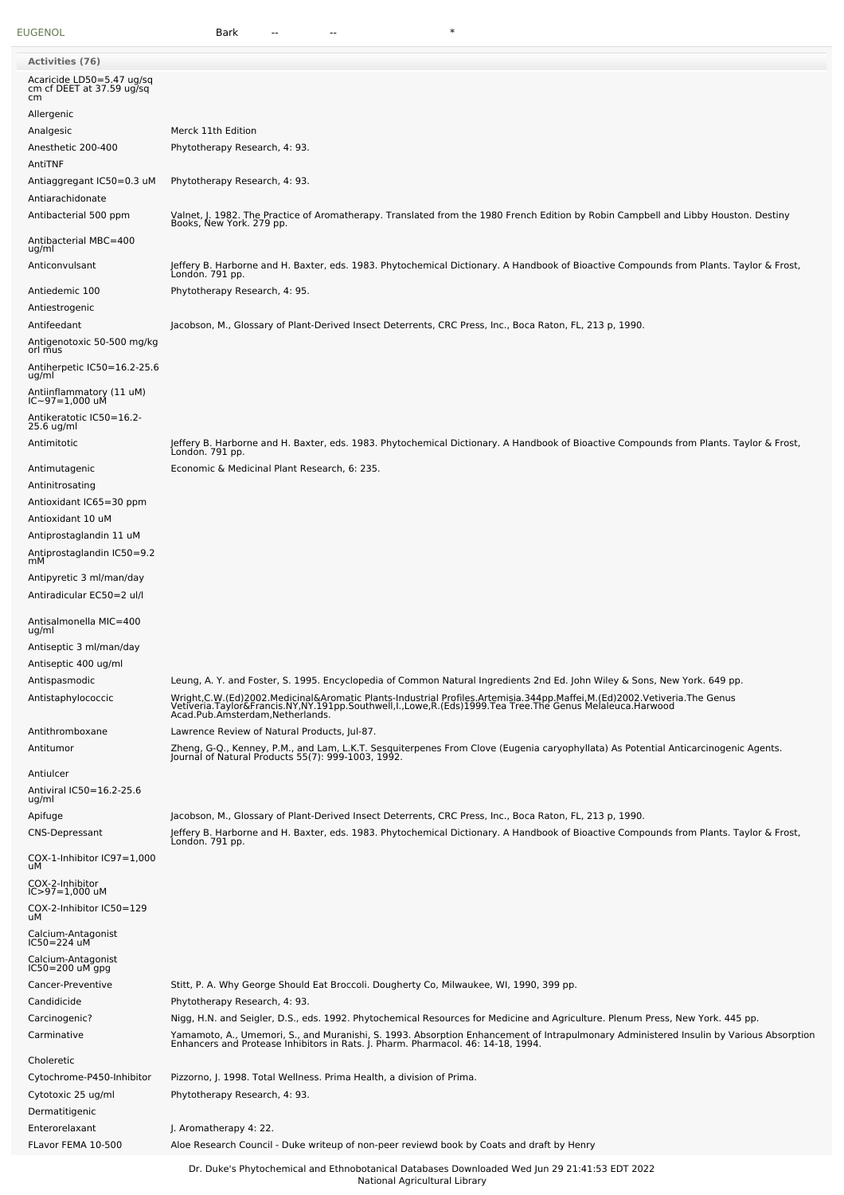| EUGENOL | Bark | -- | -- | * |
|---|---|---|---|---|

**Activities (76)**

| Activity | Reference |
|---|---|
| Acaricide LD50=5.47 ug/sq cm cf DEET at 37.59 ug/sq cm | |
| Allergenic | |
| Analgesic | Merck 11th Edition |
| Anesthetic 200-400 | Phytotherapy Research, 4: 93. |
| AntiTNF | |
| Antiaggregant IC50=0.3 uM | Phytotherapy Research, 4: 93. |
| Antiarachidonate | |
| Antibacterial 500 ppm | Valnet, J. 1982. The Practice of Aromatherapy. Translated from the 1980 French Edition by Robin Campbell and Libby Houston. Destiny Books, New York. 279 pp. |
| Antibacterial MBC=400 ug/ml | |
| Anticonvulsant | Jeffery B. Harborne and H. Baxter, eds. 1983. Phytochemical Dictionary. A Handbook of Bioactive Compounds from Plants. Taylor & Frost, London. 791 pp. |
| Antiedemic 100 | Phytotherapy Research, 4: 95. |
| Antiestrogenic | |
| Antifeedant | Jacobson, M., Glossary of Plant-Derived Insect Deterrents, CRC Press, Inc., Boca Raton, FL, 213 p, 1990. |
| Antigenotoxic 50-500 mg/kg orl mus | |
| Antiherpetic IC50=16.2-25.6 ug/ml | |
| Antiinflammatory (11 uM) IC~97=1,000 uM | |
| Antikeratotic IC50=16.2-25.6 ug/ml | |
| Antimitotic | Jeffery B. Harborne and H. Baxter, eds. 1983. Phytochemical Dictionary. A Handbook of Bioactive Compounds from Plants. Taylor & Frost, London. 791 pp. |
| Antimutagenic | Economic & Medicinal Plant Research, 6: 235. |
| Antinitrosating | |
| Antioxidant IC65=30 ppm | |
| Antioxidant 10 uM | |
| Antiprostaglandin 11 uM | |
| Antiprostaglandin IC50=9.2 mM | |
| Antipyretic 3 ml/man/day | |
| Antiradicular EC50=2 ul/l | |
| Antisalmonella MIC=400 ug/ml | |
| Antiseptic 3 ml/man/day | |
| Antiseptic 400 ug/ml | |
| Antispasmodic | Leung, A. Y. and Foster, S. 1995. Encyclopedia of Common Natural Ingredients 2nd Ed. John Wiley & Sons, New York. 649 pp. |
| Antistaphylococcic | Wright,C.W.(Ed)2002.Medicinal&Aromatic Plants-Industrial Profiles.Artemisia.344pp.Maffei,M.(Ed)2002.Vetiveria.The Genus Vetiveria.Taylor&Francis.NY,NY.191pp.Southwell,I.,Lowe,R.(Eds)1999.Tea Tree.The Genus Melaleuca.Harwood Acad.Pub.Amsterdam,Netherlands. |
| Antithromboxane | Lawrence Review of Natural Products, Jul-87. |
| Antitumor | Zheng, G-Q., Kenney, P.M., and Lam, L.K.T. Sesquiterpenes From Clove (Eugenia caryophyllata) As Potential Anticarcinogenic Agents. Journal of Natural Products 55(7): 999-1003, 1992. |
| Antiulcer | |
| Antiviral IC50=16.2-25.6 ug/ml | |
| Apifuge | Jacobson, M., Glossary of Plant-Derived Insect Deterrents, CRC Press, Inc., Boca Raton, FL, 213 p, 1990. |
| CNS-Depressant | Jeffery B. Harborne and H. Baxter, eds. 1983. Phytochemical Dictionary. A Handbook of Bioactive Compounds from Plants. Taylor & Frost, London. 791 pp. |
| COX-1-Inhibitor IC97=1,000 uM | |
| COX-2-Inhibitor IC>97=1,000 uM | |
| COX-2-Inhibitor IC50=129 uM | |
| Calcium-Antagonist IC50=224 uM | |
| Calcium-Antagonist IC50=200 uM gpg | |
| Cancer-Preventive | Stitt, P. A. Why George Should Eat Broccoli. Dougherty Co, Milwaukee, WI, 1990, 399 pp. |
| Candidicide | Phytotherapy Research, 4: 93. |
| Carcinogenic? | Nigg, H.N. and Seigler, D.S., eds. 1992. Phytochemical Resources for Medicine and Agriculture. Plenum Press, New York. 445 pp. |
| Carminative | Yamamoto, A., Umemori, S., and Muranishi, S. 1993. Absorption Enhancement of Intrapulmonary Administered Insulin by Various Absorption Enhancers and Protease Inhibitors in Rats. J. Pharm. Pharmacol. 46: 14-18, 1994. |
| Choleretic | |
| Cytochrome-P450-Inhibitor | Pizzorno, J. 1998. Total Wellness. Prima Health, a division of Prima. |
| Cytotoxic 25 ug/ml | Phytotherapy Research, 4: 93. |
| Dermatitigenic | |
| Enterorelaxant | J. Aromatherapy 4: 22. |
| FLavor FEMA 10-500 | Aloe Research Council - Duke writeup of non-peer reviewd book by Coats and draft by Henry |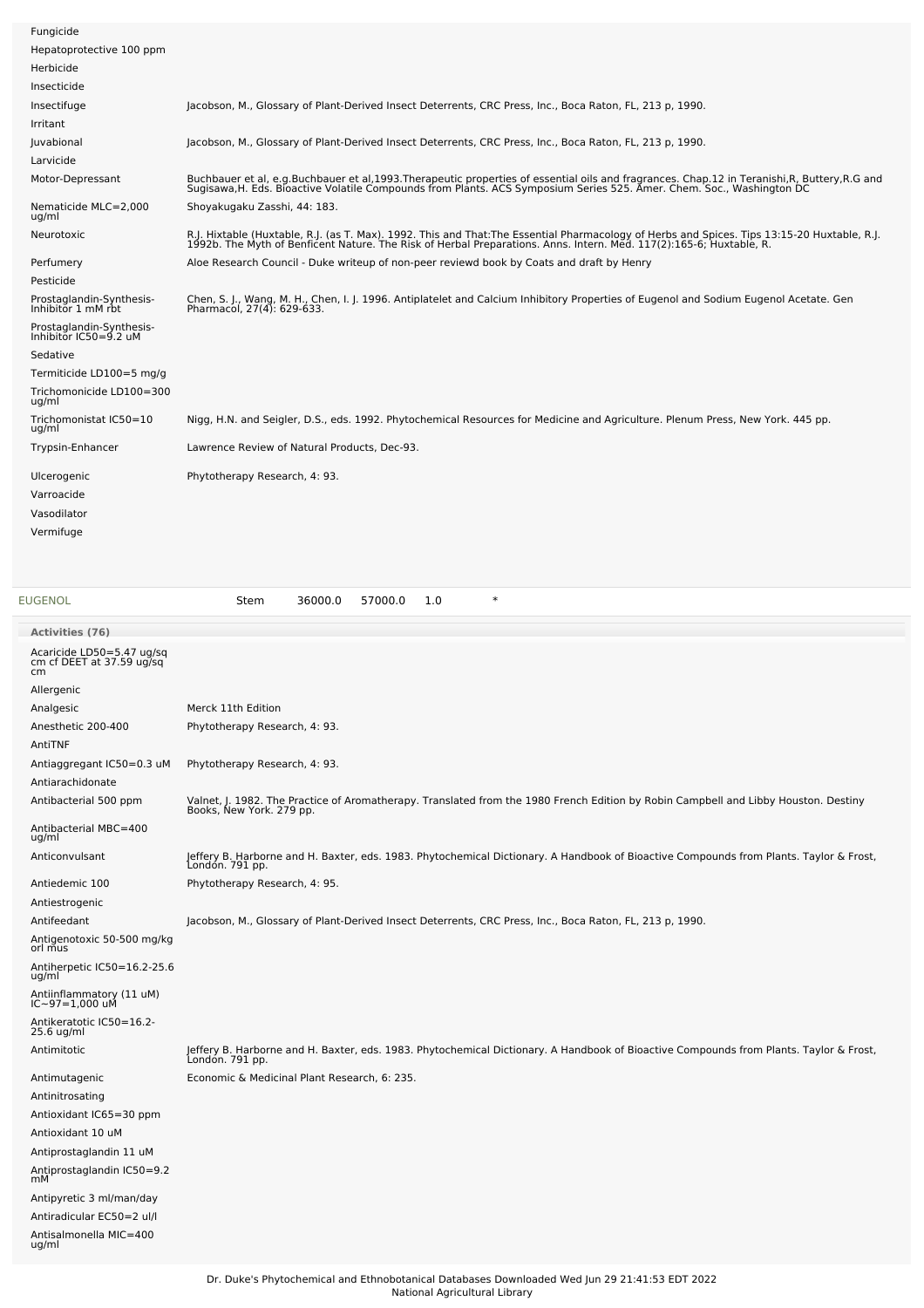| | |
|---|---|
| Fungicide | |
| Hepatoprotective 100 ppm | |
| Herbicide | |
| Insecticide | |
| Insectifuge | Jacobson, M., Glossary of Plant-Derived Insect Deterrents, CRC Press, Inc., Boca Raton, FL, 213 p, 1990. |
| Irritant | |
| Juvabional | Jacobson, M., Glossary of Plant-Derived Insect Deterrents, CRC Press, Inc., Boca Raton, FL, 213 p, 1990. |
| Larvicide | |
| Motor-Depressant | Buchbauer et al, e.g.Buchbauer et al,1993.Therapeutic properties of essential oils and fragrances. Chap.12 in Teranishi,R, Buttery,R.G and Sugisawa,H. Eds. Bioactive Volatile Compounds from Plants. ACS Symposium Series 525. Amer. Chem. Soc., Washington DC |
| Nematicide MLC=2,000 ug/ml | Shoyakugaku Zasshi, 44: 183. |
| Neurotoxic | R.J. Hixtable (Huxtable, R.J. (as T. Max). 1992. This and That:The Essential Pharmacology of Herbs and Spices. Tips 13:15-20 Huxtable, R.J. 1992b. The Myth of Benficent Nature. The Risk of Herbal Preparations. Anns. Intern. Med. 117(2):165-6; Huxtable, R. |
| Perfumery | Aloe Research Council - Duke writeup of non-peer reviewd book by Coats and draft by Henry |
| Pesticide | |
| Prostaglandin-Synthesis-Inhibitor 1 mM rbt | Chen, S. J., Wang, M. H., Chen, I. J. 1996. Antiplatelet and Calcium Inhibitory Properties of Eugenol and Sodium Eugenol Acetate. Gen Pharmacol, 27(4): 629-633. |
| Prostaglandin-Synthesis-Inhibitor IC50=9.2 uM | |
| Sedative | |
| Termiticide LD100=5 mg/g | |
| Trichomonicide LD100=300 ug/ml | |
| Trichomonistat IC50=10 ug/ml | Nigg, H.N. and Seigler, D.S., eds. 1992. Phytochemical Resources for Medicine and Agriculture. Plenum Press, New York. 445 pp. |
| Trypsin-Enhancer | Lawrence Review of Natural Products, Dec-93. |
| Ulcerogenic | Phytotherapy Research, 4: 93. |
| Varroacide | |
| Vasodilator | |
| Vermifuge | |

| EUGENOL | Stem | 36000.0 | 57000.0 | 1.0 | * |
|---|---|---|---|---|---|

**Activities (76)**

| | |
|---|---|
| Acaricide LD50=5.47 ug/sq cm cf DEET at 37.59 ug/sq cm | |
| Allergenic | |
| Analgesic | Merck 11th Edition |
| Anesthetic 200-400 | Phytotherapy Research, 4: 93. |
| AntiTNF | |
| Antiaggregant IC50=0.3 uM | Phytotherapy Research, 4: 93. |
| Antiarachidonate | |
| Antibacterial 500 ppm | Valnet, J. 1982. The Practice of Aromatherapy. Translated from the 1980 French Edition by Robin Campbell and Libby Houston. Destiny Books, New York. 279 pp. |
| Antibacterial MBC=400 ug/ml | |
| Anticonvulsant | Jeffery B. Harborne and H. Baxter, eds. 1983. Phytochemical Dictionary. A Handbook of Bioactive Compounds from Plants. Taylor & Frost, London. 791 pp. |
| Antiedemic 100 | Phytotherapy Research, 4: 95. |
| Antiestrogenic | |
| Antifeedant | Jacobson, M., Glossary of Plant-Derived Insect Deterrents, CRC Press, Inc., Boca Raton, FL, 213 p, 1990. |
| Antigenotoxic 50-500 mg/kg orl mus | |
| Antiherpetic IC50=16.2-25.6 ug/ml | |
| Antiinflammatory (11 uM) IC~97=1,000 uM | |
| Antikeratotic IC50=16.2-25.6 ug/ml | |
| Antimitotic | Jeffery B. Harborne and H. Baxter, eds. 1983. Phytochemical Dictionary. A Handbook of Bioactive Compounds from Plants. Taylor & Frost, London. 791 pp. |
| Antimutagenic | Economic & Medicinal Plant Research, 6: 235. |
| Antinitrosating | |
| Antioxidant IC65=30 ppm | |
| Antioxidant 10 uM | |
| Antiprostaglandin 11 uM | |
| Antiprostaglandin IC50=9.2 mM | |
| Antipyretic 3 ml/man/day | |
| Antiradicular EC50=2 ul/l | |
| Antisalmonella MIC=400 ug/ml | |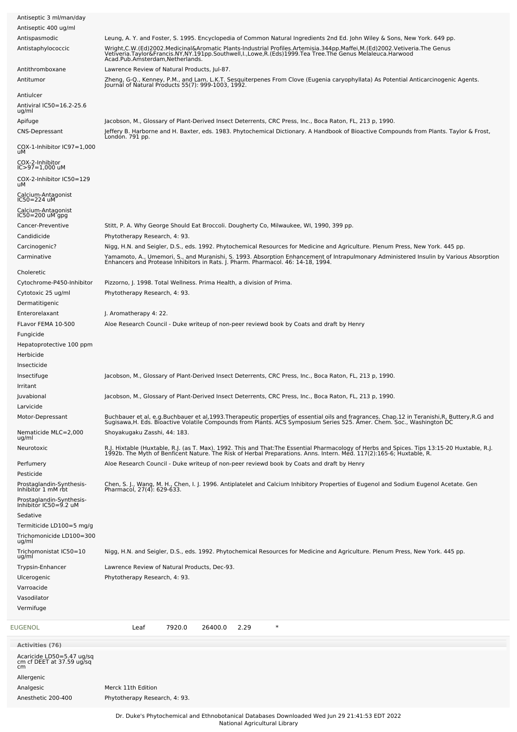| Activity | Reference |
|---|---|
| Antiseptic 3 ml/man/day | |
| Antiseptic 400 ug/ml | |
| Antispasmodic | Leung, A. Y. and Foster, S. 1995. Encyclopedia of Common Natural Ingredients 2nd Ed. John Wiley & Sons, New York. 649 pp. |
| Antistaphylococcic | Wright,C.W.(Ed)2002.Medicinal&Aromatic Plants-Industrial Profiles.Artemisia.344pp.Maffei,M.(Ed)2002.Vetiveria.The Genus Vetiveria.Taylor&Francis.NY,NY.191pp.Southwell,I.,Lowe,R.(Eds)1999.Tea Tree.The Genus Melaleuca.Harwood Acad.Pub.Amsterdam,Netherlands. |
| Antithromboxane | Lawrence Review of Natural Products, Jul-87. |
| Antitumor | Zheng, G-Q., Kenney, P.M., and Lam, L.K.T. Sesquiterpenes From Clove (Eugenia caryophyllata) As Potential Anticarcinogenic Agents. Journal of Natural Products 55(7): 999-1003, 1992. |
| Antiulcer | |
| Antiviral IC50=16.2-25.6 ug/ml | |
| Apifuge | Jacobson, M., Glossary of Plant-Derived Insect Deterrents, CRC Press, Inc., Boca Raton, FL, 213 p, 1990. |
| CNS-Depressant | Jeffery B. Harborne and H. Baxter, eds. 1983. Phytochemical Dictionary. A Handbook of Bioactive Compounds from Plants. Taylor & Frost, London. 791 pp. |
| COX-1-Inhibitor IC97=1,000 uM | |
| COX-2-Inhibitor IC>97=1,000 uM | |
| COX-2-Inhibitor IC50=129 uM | |
| Calcium-Antagonist IC50=224 uM | |
| Calcium-Antagonist IC50=200 uM gpg | |
| Cancer-Preventive | Stitt, P. A. Why George Should Eat Broccoli. Dougherty Co, Milwaukee, WI, 1990, 399 pp. |
| Candidicide | Phytotherapy Research, 4: 93. |
| Carcinogenic? | Nigg, H.N. and Seigler, D.S., eds. 1992. Phytochemical Resources for Medicine and Agriculture. Plenum Press, New York. 445 pp. |
| Carminative | Yamamoto, A., Umemori, S., and Muranishi, S. 1993. Absorption Enhancement of Intrapulmonary Administered Insulin by Various Absorption Enhancers and Protease Inhibitors in Rats. J. Pharm. Pharmacol. 46: 14-18, 1994. |
| Choleretic | |
| Cytochrome-P450-Inhibitor | Pizzorno, J. 1998. Total Wellness. Prima Health, a division of Prima. |
| Cytotoxic 25 ug/ml | Phytotherapy Research, 4: 93. |
| Dermatitigenic | |
| Enterorelaxant | J. Aromatherapy 4: 22. |
| FLavor FEMA 10-500 | Aloe Research Council - Duke writeup of non-peer reviewd book by Coats and draft by Henry |
| Fungicide | |
| Hepatoprotective 100 ppm | |
| Herbicide | |
| Insecticide | |
| Insectifuge | Jacobson, M., Glossary of Plant-Derived Insect Deterrents, CRC Press, Inc., Boca Raton, FL, 213 p, 1990. |
| Irritant | |
| Juvabional | Jacobson, M., Glossary of Plant-Derived Insect Deterrents, CRC Press, Inc., Boca Raton, FL, 213 p, 1990. |
| Larvicide | |
| Motor-Depressant | Buchbauer et al, e.g.Buchbauer et al,1993.Therapeutic properties of essential oils and fragrances. Chap.12 in Teranishi,R, Buttery,R.G and Sugisawa,H. Eds. Bioactive Volatile Compounds from Plants. ACS Symposium Series 525. Amer. Chem. Soc., Washington DC |
| Nematicide MLC=2,000 ug/ml | Shoyakugaku Zasshi, 44: 183. |
| Neurotoxic | R.J. Hixtable (Huxtable, R.J. (as T. Max). 1992. This and That:The Essential Pharmacology of Herbs and Spices. Tips 13:15-20 Huxtable, R.J. 1992b. The Myth of Benficent Nature. The Risk of Herbal Preparations. Anns. Intern. Med. 117(2):165-6; Huxtable, R. |
| Perfumery | Aloe Research Council - Duke writeup of non-peer reviewd book by Coats and draft by Henry |
| Pesticide | |
| Prostaglandin-Synthesis-Inhibitor 1 mM rbt | Chen, S. J., Wang, M. H., Chen, I. J. 1996. Antiplatelet and Calcium Inhibitory Properties of Eugenol and Sodium Eugenol Acetate. Gen Pharmacol, 27(4): 629-633. |
| Prostaglandin-Synthesis-Inhibitor IC50=9.2 uM | |
| Sedative | |
| Termiticide LD100=5 mg/g | |
| Trichomonicide LD100=300 ug/ml | |
| Trichomonistat IC50=10 ug/ml | Nigg, H.N. and Seigler, D.S., eds. 1992. Phytochemical Resources for Medicine and Agriculture. Plenum Press, New York. 445 pp. |
| Trypsin-Enhancer | Lawrence Review of Natural Products, Dec-93. |
| Ulcerogenic | Phytotherapy Research, 4: 93. |
| Varroacide | |
| Vasodilator | |
| Vermifuge | |

| Chemical | Part | Low | High | SD | |
|---|---|---|---|---|---|
| EUGENOL | Leaf | 7920.0 | 26400.0 | 2.29 | * |

**Activities (76)**

| Activity | Reference |
|---|---|
| Acaricide LD50=5.47 ug/sq cm cf DEET at 37.59 ug/sq cm | |
| Allergenic | |
| Analgesic | Merck 11th Edition |
| Anesthetic 200-400 | Phytotherapy Research, 4: 93. |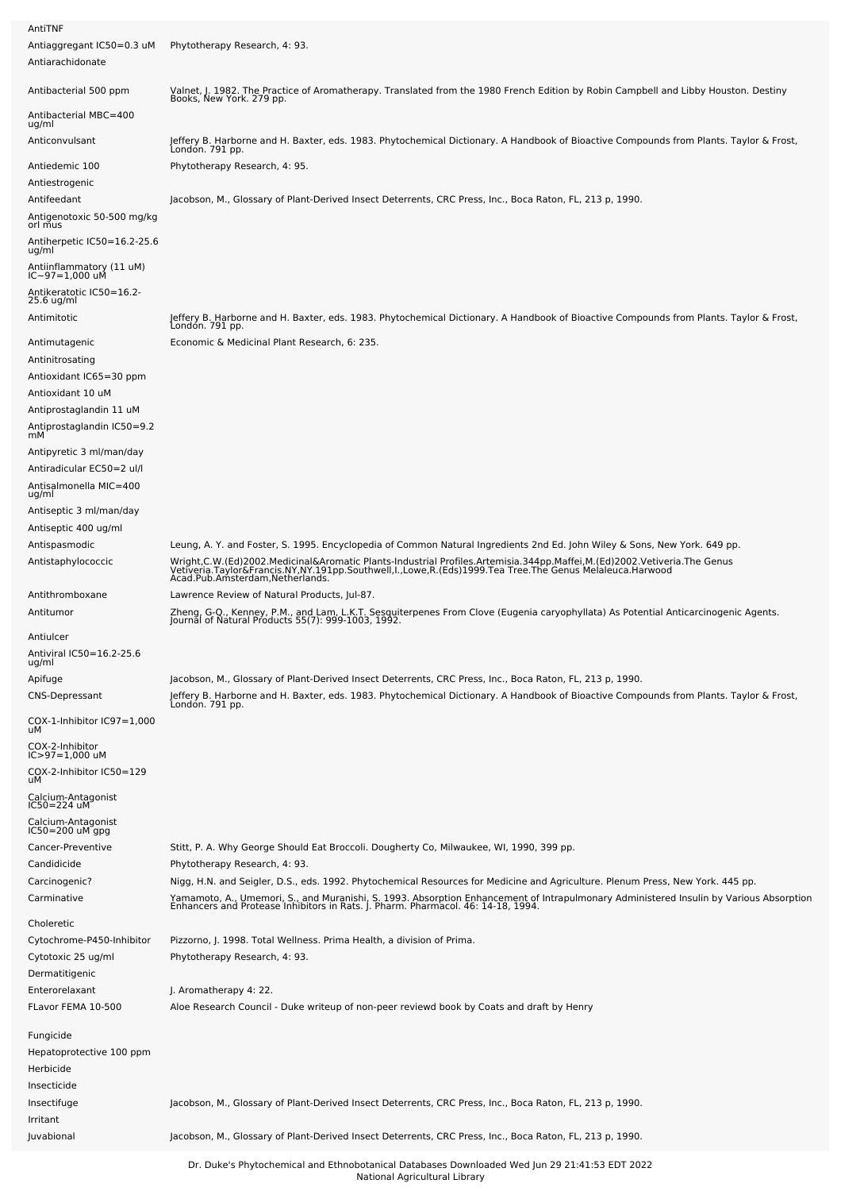| | |
|---|---|
| AntiTNF | |
| Antiaggregant IC50=0.3 uM | Phytotherapy Research, 4: 93. |
| Antiarachidonate | |
| Antibacterial 500 ppm | Valnet, J. 1982. The Practice of Aromatherapy. Translated from the 1980 French Edition by Robin Campbell and Libby Houston. Destiny Books, New York. 279 pp. |
| Antibacterial MBC=400 ug/ml | |
| Anticonvulsant | Jeffery B. Harborne and H. Baxter, eds. 1983. Phytochemical Dictionary. A Handbook of Bioactive Compounds from Plants. Taylor & Frost, London. 791 pp. |
| Antiedemic 100 | Phytotherapy Research, 4: 95. |
| Antiestrogenic | |
| Antifeedant | Jacobson, M., Glossary of Plant-Derived Insect Deterrents, CRC Press, Inc., Boca Raton, FL, 213 p, 1990. |
| Antigenotoxic 50-500 mg/kg orl mus | |
| Antiherpetic IC50=16.2-25.6 ug/ml | |
| Antiinflammatory (11 uM) IC~97=1,000 uM | |
| Antikeratotic IC50=16.2-25.6 ug/ml | |
| Antimitotic | Jeffery B. Harborne and H. Baxter, eds. 1983. Phytochemical Dictionary. A Handbook of Bioactive Compounds from Plants. Taylor & Frost, London. 791 pp. |
| Antimutagenic | Economic & Medicinal Plant Research, 6: 235. |
| Antinitrosating | |
| Antioxidant IC65=30 ppm | |
| Antioxidant 10 uM | |
| Antiprostaglandin 11 uM | |
| Antiprostaglandin IC50=9.2 mM | |
| Antipyretic 3 ml/man/day | |
| Antiradicular EC50=2 ul/l | |
| Antisalmonella MIC=400 ug/ml | |
| Antiseptic 3 ml/man/day | |
| Antiseptic 400 ug/ml | |
| Antispasmodic | Leung, A. Y. and Foster, S. 1995. Encyclopedia of Common Natural Ingredients 2nd Ed. John Wiley & Sons, New York. 649 pp. |
| Antistaphylococcic | Wright,C.W.(Ed)2002.Medicinal&Aromatic Plants-Industrial Profiles.Artemisia.344pp.Maffei,M.(Ed)2002.Vetiveria.The Genus Vetiveria.Taylor&Francis.NY,NY.191pp.Southwell,I.,Lowe,R.(Eds)1999.Tea Tree.The Genus Melaleuca.Harwood Acad.Pub.Amsterdam,Netherlands. |
| Antithromboxane | Lawrence Review of Natural Products, Jul-87. |
| Antitumor | Zheng, G-Q., Kenney, P.M., and Lam, L.K.T. Sesquiterpenes From Clove (Eugenia caryophyllata) As Potential Anticarcinogenic Agents. Journal of Natural Products 55(7): 999-1003, 1992. |
| Antiulcer | |
| Antiviral IC50=16.2-25.6 ug/ml | |
| Apifuge | Jacobson, M., Glossary of Plant-Derived Insect Deterrents, CRC Press, Inc., Boca Raton, FL, 213 p, 1990. |
| CNS-Depressant | Jeffery B. Harborne and H. Baxter, eds. 1983. Phytochemical Dictionary. A Handbook of Bioactive Compounds from Plants. Taylor & Frost, London. 791 pp. |
| COX-1-Inhibitor IC97=1,000 uM | |
| COX-2-Inhibitor IC>97=1,000 uM | |
| COX-2-Inhibitor IC50=129 uM | |
| Calcium-Antagonist IC50=224 uM | |
| Calcium-Antagonist IC50=200 uM gpg | |
| Cancer-Preventive | Stitt, P. A. Why George Should Eat Broccoli. Dougherty Co, Milwaukee, WI, 1990, 399 pp. |
| Candidicide | Phytotherapy Research, 4: 93. |
| Carcinogenic? | Nigg, H.N. and Seigler, D.S., eds. 1992. Phytochemical Resources for Medicine and Agriculture. Plenum Press, New York. 445 pp. |
| Carminative | Yamamoto, A., Umemori, S., and Muranishi, S. 1993. Absorption Enhancement of Intrapulmonary Administered Insulin by Various Absorption Enhancers and Protease Inhibitors in Rats. J. Pharm. Pharmacol. 46: 14-18, 1994. |
| Choleretic | |
| Cytochrome-P450-Inhibitor | Pizzorno, J. 1998. Total Wellness. Prima Health, a division of Prima. |
| Cytotoxic 25 ug/ml | Phytotherapy Research, 4: 93. |
| Dermatitigenic | |
| Enterorelaxant | J. Aromatherapy 4: 22. |
| FLavor FEMA 10-500 | Aloe Research Council - Duke writeup of non-peer reviewd book by Coats and draft by Henry |
| Fungicide | |
| Hepatoprotective 100 ppm | |
| Herbicide | |
| Insecticide | |
| Insectifuge | Jacobson, M., Glossary of Plant-Derived Insect Deterrents, CRC Press, Inc., Boca Raton, FL, 213 p, 1990. |
| Irritant | |
| Juvabional | Jacobson, M., Glossary of Plant-Derived Insect Deterrents, CRC Press, Inc., Boca Raton, FL, 213 p, 1990. |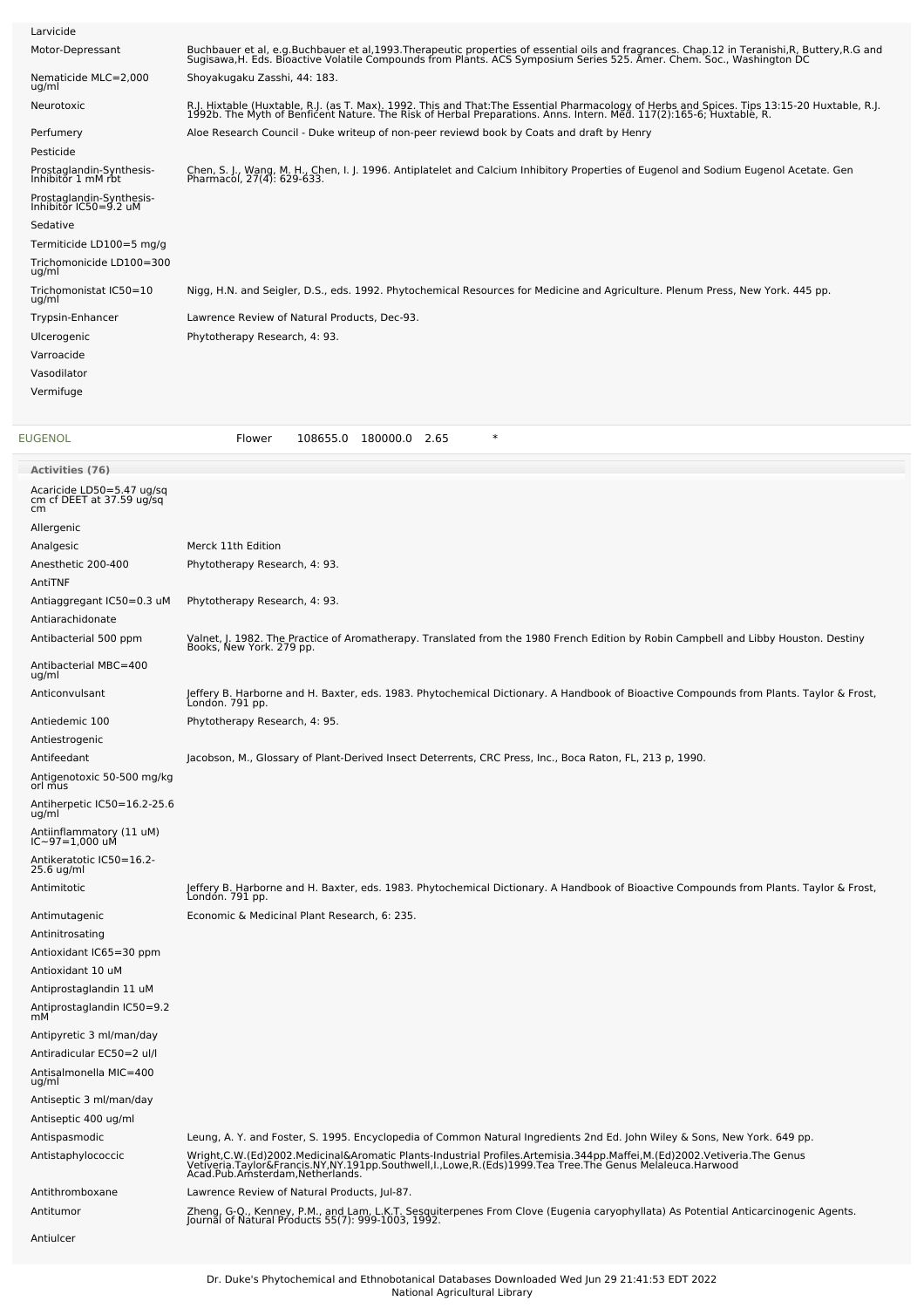| | |
|---|---|
| Larvicide | |
| Motor-Depressant | Buchbauer et al, e.g.Buchbauer et al,1993.Therapeutic properties of essential oils and fragrances. Chap.12 in Teranishi,R, Buttery,R.G and Sugisawa,H. Eds. Bioactive Volatile Compounds from Plants. ACS Symposium Series 525. Amer. Chem. Soc., Washington DC |
| Nematicide MLC=2,000 ug/ml | Shoyakugaku Zasshi, 44: 183. |
| Neurotoxic | R.J. Hixtable (Huxtable, R.J. (as T. Max). 1992. This and That:The Essential Pharmacology of Herbs and Spices. Tips 13:15-20 Huxtable, R.J. 1992b. The Myth of Benficent Nature. The Risk of Herbal Preparations. Anns. Intern. Med. 117(2):165-6; Huxtable, R. |
| Perfumery | Aloe Research Council - Duke writeup of non-peer reviewd book by Coats and draft by Henry |
| Pesticide | |
| Prostaglandin-Synthesis-Inhibitor 1 mM rbt | Chen, S. J., Wang, M. H., Chen, I. J. 1996. Antiplatelet and Calcium Inhibitory Properties of Eugenol and Sodium Eugenol Acetate. Gen Pharmacol, 27(4): 629-633. |
| Prostaglandin-Synthesis-Inhibitor IC50=9.2 uM | |
| Sedative | |
| Termiticide LD100=5 mg/g | |
| Trichomonicide LD100=300 ug/ml | |
| Trichomonistat IC50=10 ug/ml | Nigg, H.N. and Seigler, D.S., eds. 1992. Phytochemical Resources for Medicine and Agriculture. Plenum Press, New York. 445 pp. |
| Trypsin-Enhancer | Lawrence Review of Natural Products, Dec-93. |
| Ulcerogenic | Phytotherapy Research, 4: 93. |
| Varroacide | |
| Vasodilator | |
| Vermifuge | |

| | | | | | |
|---|---|---|---|---|---|
| EUGENOL | Flower | 108655.0 | 180000.0 | 2.65 | * |

**Activities (76)**

| | |
|---|---|
| Acaricide LD50=5.47 ug/sq cm cf DEET at 37.59 ug/sq cm | |
| Allergenic | |
| Analgesic | Merck 11th Edition |
| Anesthetic 200-400 | Phytotherapy Research, 4: 93. |
| AntiTNF | |
| Antiaggregant IC50=0.3 uM | Phytotherapy Research, 4: 93. |
| Antiarachidonate | |
| Antibacterial 500 ppm | Valnet, J. 1982. The Practice of Aromatherapy. Translated from the 1980 French Edition by Robin Campbell and Libby Houston. Destiny Books, New York. 279 pp. |
| Antibacterial MBC=400 ug/ml | |
| Anticonvulsant | Jeffery B. Harborne and H. Baxter, eds. 1983. Phytochemical Dictionary. A Handbook of Bioactive Compounds from Plants. Taylor & Frost, London. 791 pp. |
| Antiedemic 100 | Phytotherapy Research, 4: 95. |
| Antiestrogenic | |
| Antifeedant | Jacobson, M., Glossary of Plant-Derived Insect Deterrents, CRC Press, Inc., Boca Raton, FL, 213 p, 1990. |
| Antigenotoxic 50-500 mg/kg orl mus | |
| Antiherpetic IC50=16.2-25.6 ug/ml | |
| Antiinflammatory (11 uM) IC~97=1,000 uM | |
| Antikeratotic IC50=16.2-25.6 ug/ml | |
| Antimitotic | Jeffery B. Harborne and H. Baxter, eds. 1983. Phytochemical Dictionary. A Handbook of Bioactive Compounds from Plants. Taylor & Frost, London. 791 pp. |
| Antimutagenic | Economic & Medicinal Plant Research, 6: 235. |
| Antinitrosating | |
| Antioxidant IC65=30 ppm | |
| Antioxidant 10 uM | |
| Antiprostaglandin 11 uM | |
| Antiprostaglandin IC50=9.2 mM | |
| Antipyretic 3 ml/man/day | |
| Antiradicular EC50=2 ul/l | |
| Antisalmonella MIC=400 ug/ml | |
| Antiseptic 3 ml/man/day | |
| Antiseptic 400 ug/ml | |
| Antispasmodic | Leung, A. Y. and Foster, S. 1995. Encyclopedia of Common Natural Ingredients 2nd Ed. John Wiley & Sons, New York. 649 pp. |
| Antistaphylococcic | Wright,C.W.(Ed)2002.Medicinal&Aromatic Plants-Industrial Profiles.Artemisia.344pp.Maffei,M.(Ed)2002.Vetiveria.The Genus Vetiveria.Taylor&Francis.NY,NY.191pp.Southwell,I.,Lowe,R.(Eds)1999.Tea Tree.The Genus Melaleuca.Harwood Acad.Pub.Amsterdam,Netherlands. |
| Antithromboxane | Lawrence Review of Natural Products, Jul-87. |
| Antitumor | Zheng, G-Q., Kenney, P.M., and Lam, L.K.T. Sesquiterpenes From Clove (Eugenia caryophyllata) As Potential Anticarcinogenic Agents. Journal of Natural Products 55(7): 999-1003, 1992. |
| Antiulcer | |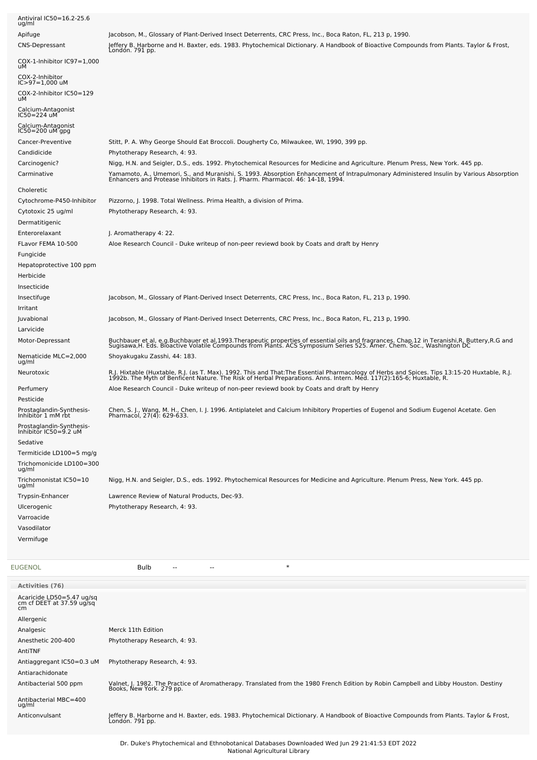| | |
|---|---|
| Antiviral IC50=16.2-25.6 ug/ml | |
| Apifuge | Jacobson, M., Glossary of Plant-Derived Insect Deterrents, CRC Press, Inc., Boca Raton, FL, 213 p, 1990. |
| CNS-Depressant | Jeffery B. Harborne and H. Baxter, eds. 1983. Phytochemical Dictionary. A Handbook of Bioactive Compounds from Plants. Taylor & Frost, London. 791 pp. |
| COX-1-Inhibitor IC97=1,000 uM | |
| COX-2-Inhibitor IC>97=1,000 uM | |
| COX-2-Inhibitor IC50=129 uM | |
| Calcium-Antagonist IC50=224 uM | |
| Calcium-Antagonist IC50=200 uM gpg | |
| Cancer-Preventive | Stitt, P. A. Why George Should Eat Broccoli. Dougherty Co, Milwaukee, WI, 1990, 399 pp. |
| Candidicide | Phytotherapy Research, 4: 93. |
| Carcinogenic? | Nigg, H.N. and Seigler, D.S., eds. 1992. Phytochemical Resources for Medicine and Agriculture. Plenum Press, New York. 445 pp. |
| Carminative | Yamamoto, A., Umemori, S., and Muranishi, S. 1993. Absorption Enhancement of Intrapulmonary Administered Insulin by Various Absorption Enhancers and Protease Inhibitors in Rats. J. Pharm. Pharmacol. 46: 14-18, 1994. |
| Choleretic | |
| Cytochrome-P450-Inhibitor | Pizzorno, J. 1998. Total Wellness. Prima Health, a division of Prima. |
| Cytotoxic 25 ug/ml | Phytotherapy Research, 4: 93. |
| Dermatitigenic | |
| Enterorelaxant | J. Aromatherapy 4: 22. |
| FLavor FEMA 10-500 | Aloe Research Council - Duke writeup of non-peer reviewd book by Coats and draft by Henry |
| Fungicide | |
| Hepatoprotective 100 ppm | |
| Herbicide | |
| Insecticide | |
| Insectifuge | Jacobson, M., Glossary of Plant-Derived Insect Deterrents, CRC Press, Inc., Boca Raton, FL, 213 p, 1990. |
| Irritant | |
| Juvabional | Jacobson, M., Glossary of Plant-Derived Insect Deterrents, CRC Press, Inc., Boca Raton, FL, 213 p, 1990. |
| Larvicide | |
| Motor-Depressant | Buchbauer et al, e.g.Buchbauer et al,1993.Therapeutic properties of essential oils and fragrances. Chap.12 in Teranishi,R, Buttery,R.G and Sugisawa,H. Eds. Bioactive Volatile Compounds from Plants. ACS Symposium Series 525. Amer. Chem. Soc., Washington DC |
| Nematicide MLC=2,000 ug/ml | Shoyakugaku Zasshi, 44: 183. |
| Neurotoxic | R.J. Hixtable (Huxtable, R.J. (as T. Max). 1992. This and That:The Essential Pharmacology of Herbs and Spices. Tips 13:15-20 Huxtable, R.J. 1992b. The Myth of Benficent Nature. The Risk of Herbal Preparations. Anns. Intern. Med. 117(2):165-6; Huxtable, R. |
| Perfumery | Aloe Research Council - Duke writeup of non-peer reviewd book by Coats and draft by Henry |
| Pesticide | |
| Prostaglandin-Synthesis-Inhibitor 1 mM rbt | Chen, S. J., Wang, M. H., Chen, I. J. 1996. Antiplatelet and Calcium Inhibitory Properties of Eugenol and Sodium Eugenol Acetate. Gen Pharmacol, 27(4): 629-633. |
| Prostaglandin-Synthesis-Inhibitor IC50=9.2 uM | |
| Sedative | |
| Termiticide LD100=5 mg/g | |
| Trichomonicide LD100=300 ug/ml | |
| Trichomonistat IC50=10 ug/ml | Nigg, H.N. and Seigler, D.S., eds. 1992. Phytochemical Resources for Medicine and Agriculture. Plenum Press, New York. 445 pp. |
| Trypsin-Enhancer | Lawrence Review of Natural Products, Dec-93. |
| Ulcerogenic | Phytotherapy Research, 4: 93. |
| Varroacide | |
| Vasodilator | |
| Vermifuge | |

| EUGENOL | Bulb | -- | -- | * |
|---|---|---|---|---|

**Activities (76)**

| | |
|---|---|
| Acaricide LD50=5.47 ug/sq cm cf DEET at 37.59 ug/sq cm | |
| Allergenic | |
| Analgesic | Merck 11th Edition |
| Anesthetic 200-400 | Phytotherapy Research, 4: 93. |
| AntiTNF | |
| Antiaggregant IC50=0.3 uM | Phytotherapy Research, 4: 93. |
| Antiarachidonate | |
| Antibacterial 500 ppm | Valnet, J. 1982. The Practice of Aromatherapy. Translated from the 1980 French Edition by Robin Campbell and Libby Houston. Destiny Books, New York. 279 pp. |
| Antibacterial MBC=400 ug/ml | |
| Anticonvulsant | Jeffery B. Harborne and H. Baxter, eds. 1983. Phytochemical Dictionary. A Handbook of Bioactive Compounds from Plants. Taylor & Frost, London. 791 pp. |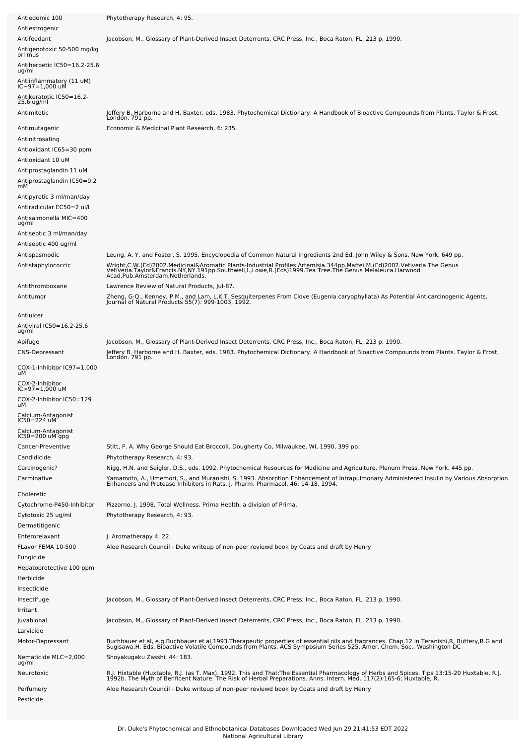| | |
|---|---|
| Antiedemic 100 | Phytotherapy Research, 4: 95. |
| Antiestrogenic | |
| Antifeedant | Jacobson, M., Glossary of Plant-Derived Insect Deterrents, CRC Press, Inc., Boca Raton, FL, 213 p, 1990. |
| Antigenotoxic 50-500 mg/kg orl mus | |
| Antiherpetic IC50=16.2-25.6 ug/ml | |
| Antiinflammatory (11 uM) IC~97=1,000 uM | |
| Antikeratotic IC50=16.2-25.6 ug/ml | |
| Antimitotic | Jeffery B. Harborne and H. Baxter, eds. 1983. Phytochemical Dictionary. A Handbook of Bioactive Compounds from Plants. Taylor & Frost, London. 791 pp. |
| Antimutagenic | Economic & Medicinal Plant Research, 6: 235. |
| Antinitrosating | |
| Antioxidant IC65=30 ppm | |
| Antioxidant 10 uM | |
| Antiprostaglandin 11 uM | |
| Antiprostaglandin IC50=9.2 mM | |
| Antipyretic 3 ml/man/day | |
| Antiradicular EC50=2 ul/l | |
| Antisalmonella MIC=400 ug/ml | |
| Antiseptic 3 ml/man/day | |
| Antiseptic 400 ug/ml | |
| Antispasmodic | Leung, A. Y. and Foster, S. 1995. Encyclopedia of Common Natural Ingredients 2nd Ed. John Wiley & Sons, New York. 649 pp. |
| Antistaphylococcic | Wright,C.W.(Ed)2002.Medicinal&Aromatic Plants-Industrial Profiles.Artemisia.344pp.Maffei,M.(Ed)2002.Vetiveria.The Genus Vetiveria.Taylor&Francis.NY,NY.191pp.Southwell,I.,Lowe,R.(Eds)1999.Tea Tree.The Genus Melaleuca.Harwood Acad.Pub.Amsterdam,Netherlands. |
| Antithromboxane | Lawrence Review of Natural Products, Jul-87. |
| Antitumor | Zheng, G-Q., Kenney, P.M., and Lam, L.K.T. Sesquiterpenes From Clove (Eugenia caryophyllata) As Potential Anticarcinogenic Agents. Journal of Natural Products 55(7): 999-1003, 1992. |
| Antiulcer | |
| Antiviral IC50=16.2-25.6 ug/ml | |
| Apifuge | Jacobson, M., Glossary of Plant-Derived Insect Deterrents, CRC Press, Inc., Boca Raton, FL, 213 p, 1990. |
| CNS-Depressant | Jeffery B. Harborne and H. Baxter, eds. 1983. Phytochemical Dictionary. A Handbook of Bioactive Compounds from Plants. Taylor & Frost, London. 791 pp. |
| COX-1-Inhibitor IC97=1,000 uM | |
| COX-2-Inhibitor IC>97=1,000 uM | |
| COX-2-Inhibitor IC50=129 uM | |
| Calcium-Antagonist IC50=224 uM | |
| Calcium-Antagonist IC50=200 uM gpg | |
| Cancer-Preventive | Stitt, P. A. Why George Should Eat Broccoli. Dougherty Co, Milwaukee, WI, 1990, 399 pp. |
| Candidicide | Phytotherapy Research, 4: 93. |
| Carcinogenic? | Nigg, H.N. and Seigler, D.S., eds. 1992. Phytochemical Resources for Medicine and Agriculture. Plenum Press, New York. 445 pp. |
| Carminative | Yamamoto, A., Umemori, S., and Muranishi, S. 1993. Absorption Enhancement of Intrapulmonary Administered Insulin by Various Absorption Enhancers and Protease Inhibitors in Rats. J. Pharm. Pharmacol. 46: 14-18, 1994. |
| Choleretic | |
| Cytochrome-P450-Inhibitor | Pizzorno, J. 1998. Total Wellness. Prima Health, a division of Prima. |
| Cytotoxic 25 ug/ml | Phytotherapy Research, 4: 93. |
| Dermatitigenic | |
| Enterorelaxant | J. Aromatherapy 4: 22. |
| FLavor FEMA 10-500 | Aloe Research Council - Duke writeup of non-peer reviewd book by Coats and draft by Henry |
| Fungicide | |
| Hepatoprotective 100 ppm | |
| Herbicide | |
| Insecticide | |
| Insectifuge | Jacobson, M., Glossary of Plant-Derived Insect Deterrents, CRC Press, Inc., Boca Raton, FL, 213 p, 1990. |
| Irritant | |
| Juvabional | Jacobson, M., Glossary of Plant-Derived Insect Deterrents, CRC Press, Inc., Boca Raton, FL, 213 p, 1990. |
| Larvicide | |
| Motor-Depressant | Buchbauer et al, e.g.Buchbauer et al,1993.Therapeutic properties of essential oils and fragrances. Chap.12 in Teranishi,R, Buttery,R.G and Sugisawa,H. Eds. Bioactive Volatile Compounds from Plants. ACS Symposium Series 525. Amer. Chem. Soc., Washington DC |
| Nematicide MLC=2,000 ug/ml | Shoyakugaku Zasshi, 44: 183. |
| Neurotoxic | R.J. Hixtable (Huxtable, R.J. (as T. Max). 1992. This and That:The Essential Pharmacology of Herbs and Spices. Tips 13:15-20 Huxtable, R.J. 1992b. The Myth of Benficent Nature. The Risk of Herbal Preparations. Anns. Intern. Med. 117(2):165-6; Huxtable, R. |
| Perfumery | Aloe Research Council - Duke writeup of non-peer reviewd book by Coats and draft by Henry |
| Pesticide | |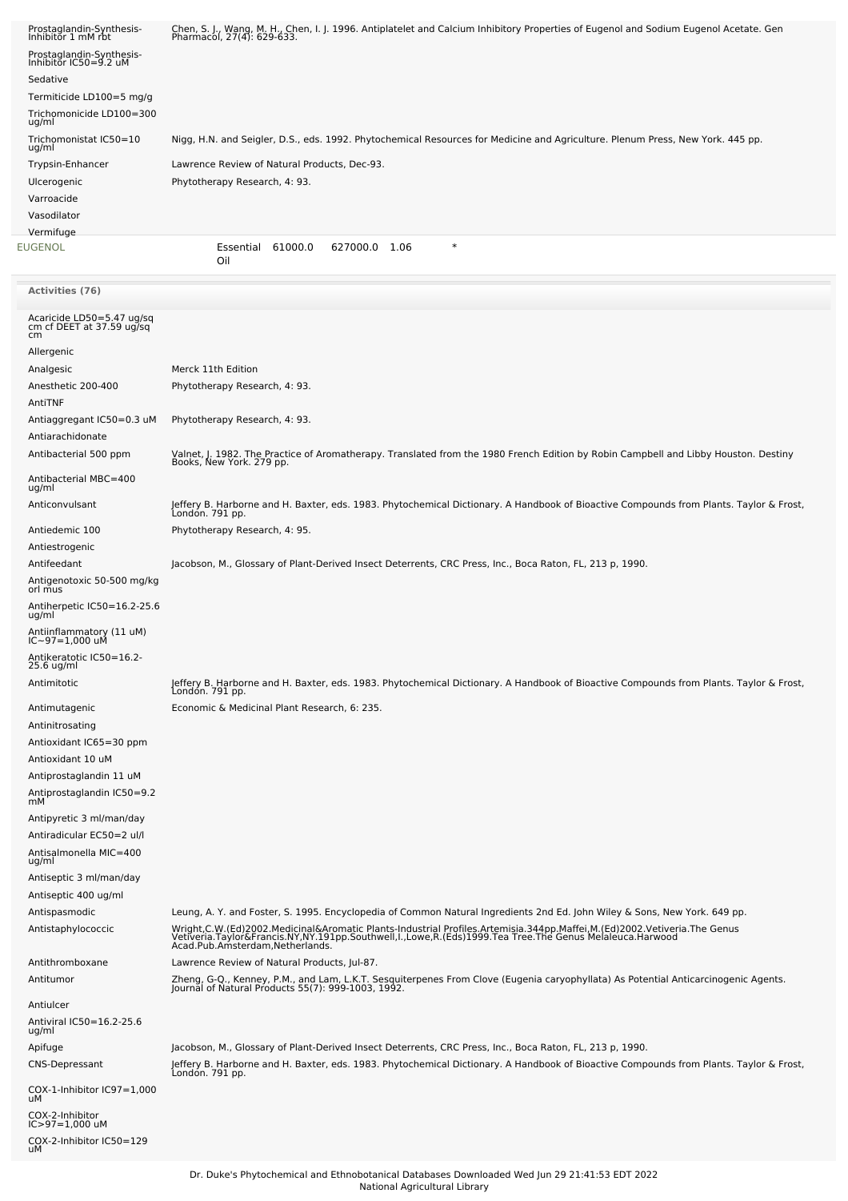| | |
|---|---|
| Prostaglandin-Synthesis-Inhibitor 1 mM rbt | Chen, S. J., Wang, M. H., Chen, I. J. 1996. Antiplatelet and Calcium Inhibitory Properties of Eugenol and Sodium Eugenol Acetate. Gen Pharmacol, 27(4): 629-633. |
| Prostaglandin-Synthesis-Inhibitor IC50=9.2 uM | |
| Sedative | |
| Termiticide LD100=5 mg/g | |
| Trichomonicide LD100=300 ug/ml | |
| Trichomonistat IC50=10 ug/ml | Nigg, H.N. and Seigler, D.S., eds. 1992. Phytochemical Resources for Medicine and Agriculture. Plenum Press, New York. 445 pp. |
| Trypsin-Enhancer | Lawrence Review of Natural Products, Dec-93. |
| Ulcerogenic | Phytotherapy Research, 4: 93. |
| Varroacide | |
| Vasodilator | |
| Vermifuge | |

| | | | | | |
|---|---|---|---|---|---|
| EUGENOL | Essential Oil | 61000.0 | 627000.0 | 1.06 | * |

**Activities (76)**

| | |
|---|---|
| Acaricide LD50=5.47 ug/sq cm cf DEET at 37.59 ug/sq cm | |
| Allergenic | |
| Analgesic | Merck 11th Edition |
| Anesthetic 200-400 | Phytotherapy Research, 4: 93. |
| AntiTNF | |
| Antiaggregant IC50=0.3 uM | Phytotherapy Research, 4: 93. |
| Antiarachidonate | |
| Antibacterial 500 ppm | Valnet, J. 1982. The Practice of Aromatherapy. Translated from the 1980 French Edition by Robin Campbell and Libby Houston. Destiny Books, New York. 279 pp. |
| Antibacterial MBC=400 ug/ml | |
| Anticonvulsant | Jeffery B. Harborne and H. Baxter, eds. 1983. Phytochemical Dictionary. A Handbook of Bioactive Compounds from Plants. Taylor & Frost, London. 791 pp. |
| Antiedemic 100 | Phytotherapy Research, 4: 95. |
| Antiestrogenic | |
| Antifeedant | Jacobson, M., Glossary of Plant-Derived Insect Deterrents, CRC Press, Inc., Boca Raton, FL, 213 p, 1990. |
| Antigenotoxic 50-500 mg/kg orl mus | |
| Antiherpetic IC50=16.2-25.6 ug/ml | |
| Antiinflammatory (11 uM) IC~97=1,000 uM | |
| Antikeratotic IC50=16.2-25.6 ug/ml | |
| Antimitotic | Jeffery B. Harborne and H. Baxter, eds. 1983. Phytochemical Dictionary. A Handbook of Bioactive Compounds from Plants. Taylor & Frost, London. 791 pp. |
| Antimutagenic | Economic & Medicinal Plant Research, 6: 235. |
| Antinitrosating | |
| Antioxidant IC65=30 ppm | |
| Antioxidant 10 uM | |
| Antiprostaglandin 11 uM | |
| Antiprostaglandin IC50=9.2 mM | |
| Antipyretic 3 ml/man/day | |
| Antiradicular EC50=2 ul/l | |
| Antisalmonella MIC=400 ug/ml | |
| Antiseptic 3 ml/man/day | |
| Antiseptic 400 ug/ml | |
| Antispasmodic | Leung, A. Y. and Foster, S. 1995. Encyclopedia of Common Natural Ingredients 2nd Ed. John Wiley & Sons, New York. 649 pp. |
| Antistaphylococcic | Wright,C.W.(Ed)2002.Medicinal&Aromatic Plants-Industrial Profiles.Artemisia.344pp.Maffei,M.(Ed)2002.Vetiveria.The Genus Vetiveria.Taylor&Francis.NY,NY.191pp.Southwell,I.,Lowe,R.(Eds)1999.Tea Tree.The Genus Melaleuca.Harwood Acad.Pub.Amsterdam,Netherlands. |
| Antithromboxane | Lawrence Review of Natural Products, Jul-87. |
| Antitumor | Zheng, G-Q., Kenney, P.M., and Lam, L.K.T. Sesquiterpenes From Clove (Eugenia caryophyllata) As Potential Anticarcinogenic Agents. Journal of Natural Products 55(7): 999-1003, 1992. |
| Antiulcer | |
| Antiviral IC50=16.2-25.6 ug/ml | |
| Apifuge | Jacobson, M., Glossary of Plant-Derived Insect Deterrents, CRC Press, Inc., Boca Raton, FL, 213 p, 1990. |
| CNS-Depressant | Jeffery B. Harborne and H. Baxter, eds. 1983. Phytochemical Dictionary. A Handbook of Bioactive Compounds from Plants. Taylor & Frost, London. 791 pp. |
| COX-1-Inhibitor IC97=1,000 uM | |
| COX-2-Inhibitor IC>97=1,000 uM | |
| COX-2-Inhibitor IC50=129 uM | |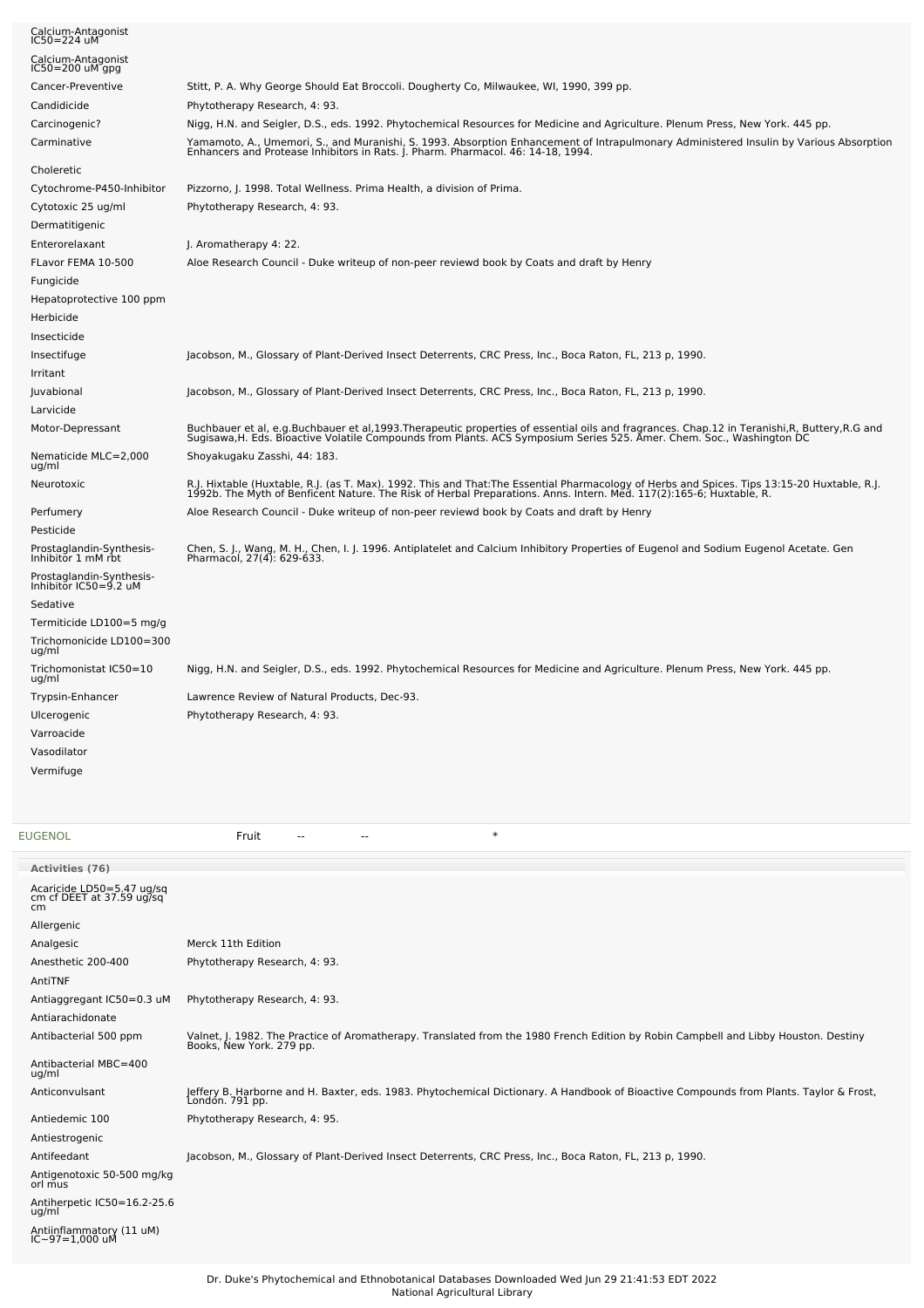| | |
|---|---|
| Calcium-Antagonist IC50=224 uM | |
| Calcium-Antagonist IC50=200 uM gpg | |
| Cancer-Preventive | Stitt, P. A. Why George Should Eat Broccoli. Dougherty Co, Milwaukee, WI, 1990, 399 pp. |
| Candidicide | Phytotherapy Research, 4: 93. |
| Carcinogenic? | Nigg, H.N. and Seigler, D.S., eds. 1992. Phytochemical Resources for Medicine and Agriculture. Plenum Press, New York. 445 pp. |
| Carminative | Yamamoto, A., Umemori, S., and Muranishi, S. 1993. Absorption Enhancement of Intrapulmonary Administered Insulin by Various Absorption Enhancers and Protease Inhibitors in Rats. J. Pharm. Pharmacol. 46: 14-18, 1994. |
| Choleretic | |
| Cytochrome-P450-Inhibitor | Pizzorno, J. 1998. Total Wellness. Prima Health, a division of Prima. |
| Cytotoxic 25 ug/ml | Phytotherapy Research, 4: 93. |
| Dermatitigenic | |
| Enterorelaxant | J. Aromatherapy 4: 22. |
| FLavor FEMA 10-500 | Aloe Research Council - Duke writeup of non-peer reviewd book by Coats and draft by Henry |
| Fungicide | |
| Hepatoprotective 100 ppm | |
| Herbicide | |
| Insecticide | |
| Insectifuge | Jacobson, M., Glossary of Plant-Derived Insect Deterrents, CRC Press, Inc., Boca Raton, FL, 213 p, 1990. |
| Irritant | |
| Juvabional | Jacobson, M., Glossary of Plant-Derived Insect Deterrents, CRC Press, Inc., Boca Raton, FL, 213 p, 1990. |
| Larvicide | |
| Motor-Depressant | Buchbauer et al, e.g.Buchbauer et al,1993.Therapeutic properties of essential oils and fragrances. Chap.12 in Teranishi,R, Buttery,R.G and Sugisawa,H. Eds. Bioactive Volatile Compounds from Plants. ACS Symposium Series 525. Amer. Chem. Soc., Washington DC |
| Nematicide MLC=2,000 ug/ml | Shoyakugaku Zasshi, 44: 183. |
| Neurotoxic | R.J. Hixtable (Huxtable, R.J. (as T. Max). 1992. This and That:The Essential Pharmacology of Herbs and Spices. Tips 13:15-20 Huxtable, R.J. 1992b. The Myth of Benficent Nature. The Risk of Herbal Preparations. Anns. Intern. Med. 117(2):165-6; Huxtable, R. |
| Perfumery | Aloe Research Council - Duke writeup of non-peer reviewd book by Coats and draft by Henry |
| Pesticide | |
| Prostaglandin-Synthesis-Inhibitor 1 mM rbt | Chen, S. J., Wang, M. H., Chen, I. J. 1996. Antiplatelet and Calcium Inhibitory Properties of Eugenol and Sodium Eugenol Acetate. Gen Pharmacol, 27(4): 629-633. |
| Prostaglandin-Synthesis-Inhibitor IC50=9.2 uM | |
| Sedative | |
| Termiticide LD100=5 mg/g | |
| Trichomonicide LD100=300 ug/ml | |
| Trichomonistat IC50=10 ug/ml | Nigg, H.N. and Seigler, D.S., eds. 1992. Phytochemical Resources for Medicine and Agriculture. Plenum Press, New York. 445 pp. |
| Trypsin-Enhancer | Lawrence Review of Natural Products, Dec-93. |
| Ulcerogenic | Phytotherapy Research, 4: 93. |
| Varroacide | |
| Vasodilator | |
| Vermifuge | |

EUGENOL    Fruit    --    --    *

**Activities (76)**

| | |
|---|---|
| Acaricide LD50=5.47 ug/sq cm cf DEET at 37.59 ug/sq cm | |
| Allergenic | |
| Analgesic | Merck 11th Edition |
| Anesthetic 200-400 | Phytotherapy Research, 4: 93. |
| AntiTNF | |
| Antiaggregant IC50=0.3 uM | Phytotherapy Research, 4: 93. |
| Antiarachidonate | |
| Antibacterial 500 ppm | Valnet, J. 1982. The Practice of Aromatherapy. Translated from the 1980 French Edition by Robin Campbell and Libby Houston. Destiny Books, New York. 279 pp. |
| Antibacterial MBC=400 ug/ml | |
| Anticonvulsant | Jeffery B. Harborne and H. Baxter, eds. 1983. Phytochemical Dictionary. A Handbook of Bioactive Compounds from Plants. Taylor & Frost, London. 791 pp. |
| Antiedemic 100 | Phytotherapy Research, 4: 95. |
| Antiestrogenic | |
| Antifeedant | Jacobson, M., Glossary of Plant-Derived Insect Deterrents, CRC Press, Inc., Boca Raton, FL, 213 p, 1990. |
| Antigenotoxic 50-500 mg/kg orl mus | |
| Antiherpetic IC50=16.2-25.6 ug/ml | |
| Antiinflammatory (11 uM) IC~97=1,000 uM | |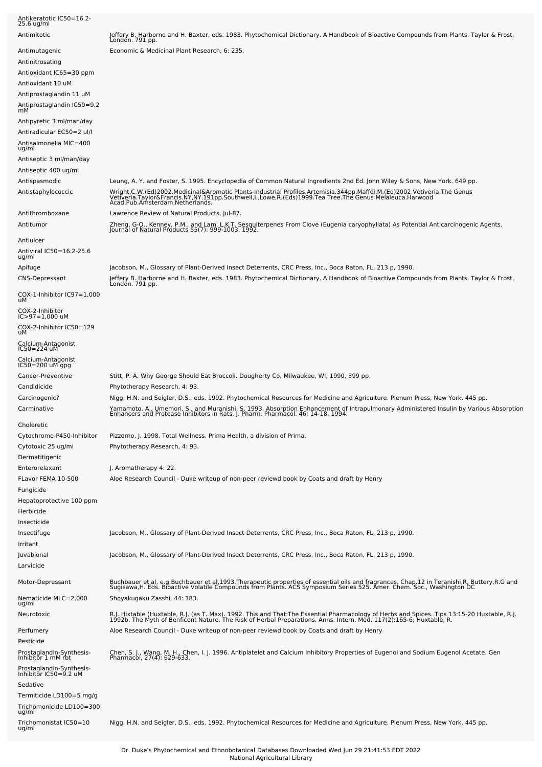| | |
|---|---|
| Antikeratotic IC50=16.2-25.6 ug/ml | |
| Antimitotic | Jeffery B. Harborne and H. Baxter, eds. 1983. Phytochemical Dictionary. A Handbook of Bioactive Compounds from Plants. Taylor & Frost, London. 791 pp. |
| Antimutagenic | Economic & Medicinal Plant Research, 6: 235. |
| Antinitrosating | |
| Antioxidant IC65=30 ppm | |
| Antioxidant 10 uM | |
| Antiprostaglandin 11 uM | |
| Antiprostaglandin IC50=9.2 mM | |
| Antipyretic 3 ml/man/day | |
| Antiradicular EC50=2 ul/l | |
| Antisalmonella MIC=400 ug/ml | |
| Antiseptic 3 ml/man/day | |
| Antiseptic 400 ug/ml | |
| Antispasmodic | Leung, A. Y. and Foster, S. 1995. Encyclopedia of Common Natural Ingredients 2nd Ed. John Wiley & Sons, New York. 649 pp. |
| Antistaphylococcic | Wright,C.W.(Ed)2002.Medicinal&Aromatic Plants-Industrial Profiles.Artemisia.344pp.Maffei,M.(Ed)2002.Vetiveria.The Genus Vetiveria.Taylor&Francis.NY,NY.191pp.Southwell,I.,Lowe,R.(Eds)1999.Tea Tree.The Genus Melaleuca.Harwood Acad.Pub.Amsterdam,Netherlands. |
| Antithromboxane | Lawrence Review of Natural Products, Jul-87. |
| Antitumor | Zheng, G-Q., Kenney, P.M., and Lam, L.K.T. Sesquiterpenes From Clove (Eugenia caryophyllata) As Potential Anticarcinogenic Agents. Journal of Natural Products 55(7): 999-1003, 1992. |
| Antiulcer | |
| Antiviral IC50=16.2-25.6 ug/ml | |
| Apifuge | Jacobson, M., Glossary of Plant-Derived Insect Deterrents, CRC Press, Inc., Boca Raton, FL, 213 p, 1990. |
| CNS-Depressant | Jeffery B. Harborne and H. Baxter, eds. 1983. Phytochemical Dictionary. A Handbook of Bioactive Compounds from Plants. Taylor & Frost, London. 791 pp. |
| COX-1-Inhibitor IC97=1,000 uM | |
| COX-2-Inhibitor IC>97=1,000 uM | |
| COX-2-Inhibitor IC50=129 uM | |
| Calcium-Antagonist IC50=224 uM | |
| Calcium-Antagonist IC50=200 uM gpg | |
| Cancer-Preventive | Stitt, P. A. Why George Should Eat Broccoli. Dougherty Co, Milwaukee, WI, 1990, 399 pp. |
| Candidicide | Phytotherapy Research, 4: 93. |
| Carcinogenic? | Nigg, H.N. and Seigler, D.S., eds. 1992. Phytochemical Resources for Medicine and Agriculture. Plenum Press, New York. 445 pp. |
| Carminative | Yamamoto, A., Umemori, S., and Muranishi, S. 1993. Absorption Enhancement of Intrapulmonary Administered Insulin by Various Absorption Enhancers and Protease Inhibitors in Rats. J. Pharm. Pharmacol. 46: 14-18, 1994. |
| Choleretic | |
| Cytochrome-P450-Inhibitor | Pizzorno, J. 1998. Total Wellness. Prima Health, a division of Prima. |
| Cytotoxic 25 ug/ml | Phytotherapy Research, 4: 93. |
| Dermatitigenic | |
| Enterorelaxant | J. Aromatherapy 4: 22. |
| FLavor FEMA 10-500 | Aloe Research Council - Duke writeup of non-peer reviewd book by Coats and draft by Henry |
| Fungicide | |
| Hepatoprotective 100 ppm | |
| Herbicide | |
| Insecticide | |
| Insectifuge | Jacobson, M., Glossary of Plant-Derived Insect Deterrents, CRC Press, Inc., Boca Raton, FL, 213 p, 1990. |
| Irritant | |
| Juvabional | Jacobson, M., Glossary of Plant-Derived Insect Deterrents, CRC Press, Inc., Boca Raton, FL, 213 p, 1990. |
| Larvicide | |
| Motor-Depressant | Buchbauer et al, e.g.Buchbauer et al,1993.Therapeutic properties of essential oils and fragrances. Chap.12 in Teranishi,R, Buttery,R.G and Sugisawa,H. Eds. Bioactive Volatile Compounds from Plants. ACS Symposium Series 525. Amer. Chem. Soc., Washington DC |
| Nematicide MLC=2,000 ug/ml | Shoyakugaku Zasshi, 44: 183. |
| Neurotoxic | R.J. Hixtable (Huxtable, R.J. (as T. Max). 1992. This and That:The Essential Pharmacology of Herbs and Spices. Tips 13:15-20 Huxtable, R.J. 1992b. The Myth of Benficent Nature. The Risk of Herbal Preparations. Anns. Intern. Med. 117(2):165-6; Huxtable, R. |
| Perfumery | Aloe Research Council - Duke writeup of non-peer reviewd book by Coats and draft by Henry |
| Pesticide | |
| Prostaglandin-Synthesis-Inhibitor 1 mM rbt | Chen, S. J., Wang, M. H., Chen, I. J. 1996. Antiplatelet and Calcium Inhibitory Properties of Eugenol and Sodium Eugenol Acetate. Gen Pharmacol, 27(4): 629-633. |
| Prostaglandin-Synthesis-Inhibitor IC50=9.2 uM | |
| Sedative | |
| Termiticide LD100=5 mg/g | |
| Trichomonicide LD100=300 ug/ml | |
| Trichomonistat IC50=10 ug/ml | Nigg, H.N. and Seigler, D.S., eds. 1992. Phytochemical Resources for Medicine and Agriculture. Plenum Press, New York. 445 pp. |

Dr. Duke's Phytochemical and Ethnobotanical Databases Downloaded Wed Jun 29 21:41:53 EDT 2022
National Agricultural Library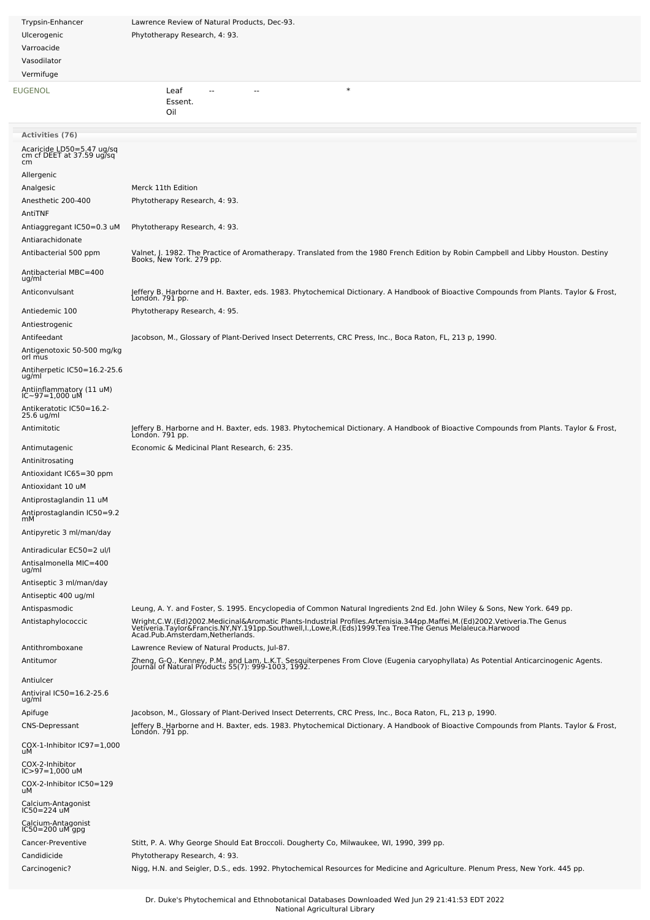| | |
|---|---|
| Trypsin-Enhancer | Lawrence Review of Natural Products, Dec-93. |
| Ulcerogenic | Phytotherapy Research, 4: 93. |
| Varroacide | |
| Vasodilator | |
| Vermifuge | |

| | | | | |
|---|---|---|---|---|
| EUGENOL | Leaf Essent. Oil | -- | -- | * |

| Activities (76) | |
|---|---|
| Acaricide LD50=5.47 ug/sq cm cf DEET at 37.59 ug/sq cm | |
| Allergenic | |
| Analgesic | Merck 11th Edition |
| Anesthetic 200-400 | Phytotherapy Research, 4: 93. |
| AntiTNF | |
| Antiaggregant IC50=0.3 uM | Phytotherapy Research, 4: 93. |
| Antiarachidonate | |
| Antibacterial 500 ppm | Valnet, J. 1982. The Practice of Aromatherapy. Translated from the 1980 French Edition by Robin Campbell and Libby Houston. Destiny Books, New York. 279 pp. |
| Antibacterial MBC=400 ug/ml | |
| Anticonvulsant | Jeffery B. Harborne and H. Baxter, eds. 1983. Phytochemical Dictionary. A Handbook of Bioactive Compounds from Plants. Taylor & Frost, London. 791 pp. |
| Antiedemic 100 | Phytotherapy Research, 4: 95. |
| Antiestrogenic | |
| Antifeedant | Jacobson, M., Glossary of Plant-Derived Insect Deterrents, CRC Press, Inc., Boca Raton, FL, 213 p, 1990. |
| Antigenotoxic 50-500 mg/kg orl mus | |
| Antiherpetic IC50=16.2-25.6 ug/ml | |
| Antiinflammatory (11 uM) IC~97=1,000 uM | |
| Antikeratotic IC50=16.2-25.6 ug/ml | |
| Antimitotic | Jeffery B. Harborne and H. Baxter, eds. 1983. Phytochemical Dictionary. A Handbook of Bioactive Compounds from Plants. Taylor & Frost, London. 791 pp. |
| Antimutagenic | Economic & Medicinal Plant Research, 6: 235. |
| Antinitrosating | |
| Antioxidant IC65=30 ppm | |
| Antioxidant 10 uM | |
| Antiprostaglandin 11 uM | |
| Antiprostaglandin IC50=9.2 mM | |
| Antipyretic 3 ml/man/day | |
| Antiradicular EC50=2 ul/l | |
| Antisalmonella MIC=400 ug/ml | |
| Antiseptic 3 ml/man/day | |
| Antiseptic 400 ug/ml | |
| Antispasmodic | Leung, A. Y. and Foster, S. 1995. Encyclopedia of Common Natural Ingredients 2nd Ed. John Wiley & Sons, New York. 649 pp. |
| Antistaphylococcic | Wright,C.W.(Ed)2002.Medicinal&Aromatic Plants-Industrial Profiles.Artemisia.344pp.Maffei,M.(Ed)2002.Vetiveria.The Genus Vetiveria.Taylor&Francis.NY,NY.191pp.Southwell,I.,Lowe,R.(Eds)1999.Tea Tree.The Genus Melaleuca.Harwood Acad.Pub.Amsterdam,Netherlands. |
| Antithromboxane | Lawrence Review of Natural Products, Jul-87. |
| Antitumor | Zheng, G-Q., Kenney, P.M., and Lam, L.K.T. Sesquiterpenes From Clove (Eugenia caryophyllata) As Potential Anticarcinogenic Agents. Journal of Natural Products 55(7): 999-1003, 1992. |
| Antiulcer | |
| Antiviral IC50=16.2-25.6 ug/ml | |
| Apifuge | Jacobson, M., Glossary of Plant-Derived Insect Deterrents, CRC Press, Inc., Boca Raton, FL, 213 p, 1990. |
| CNS-Depressant | Jeffery B. Harborne and H. Baxter, eds. 1983. Phytochemical Dictionary. A Handbook of Bioactive Compounds from Plants. Taylor & Frost, London. 791 pp. |
| COX-1-Inhibitor IC97=1,000 uM | |
| COX-2-Inhibitor IC>97=1,000 uM | |
| COX-2-Inhibitor IC50=129 uM | |
| Calcium-Antagonist IC50=224 uM | |
| Calcium-Antagonist IC50=200 uM gpg | |
| Cancer-Preventive | Stitt, P. A. Why George Should Eat Broccoli. Dougherty Co, Milwaukee, WI, 1990, 399 pp. |
| Candidicide | Phytotherapy Research, 4: 93. |
| Carcinogenic? | Nigg, H.N. and Seigler, D.S., eds. 1992. Phytochemical Resources for Medicine and Agriculture. Plenum Press, New York. 445 pp. |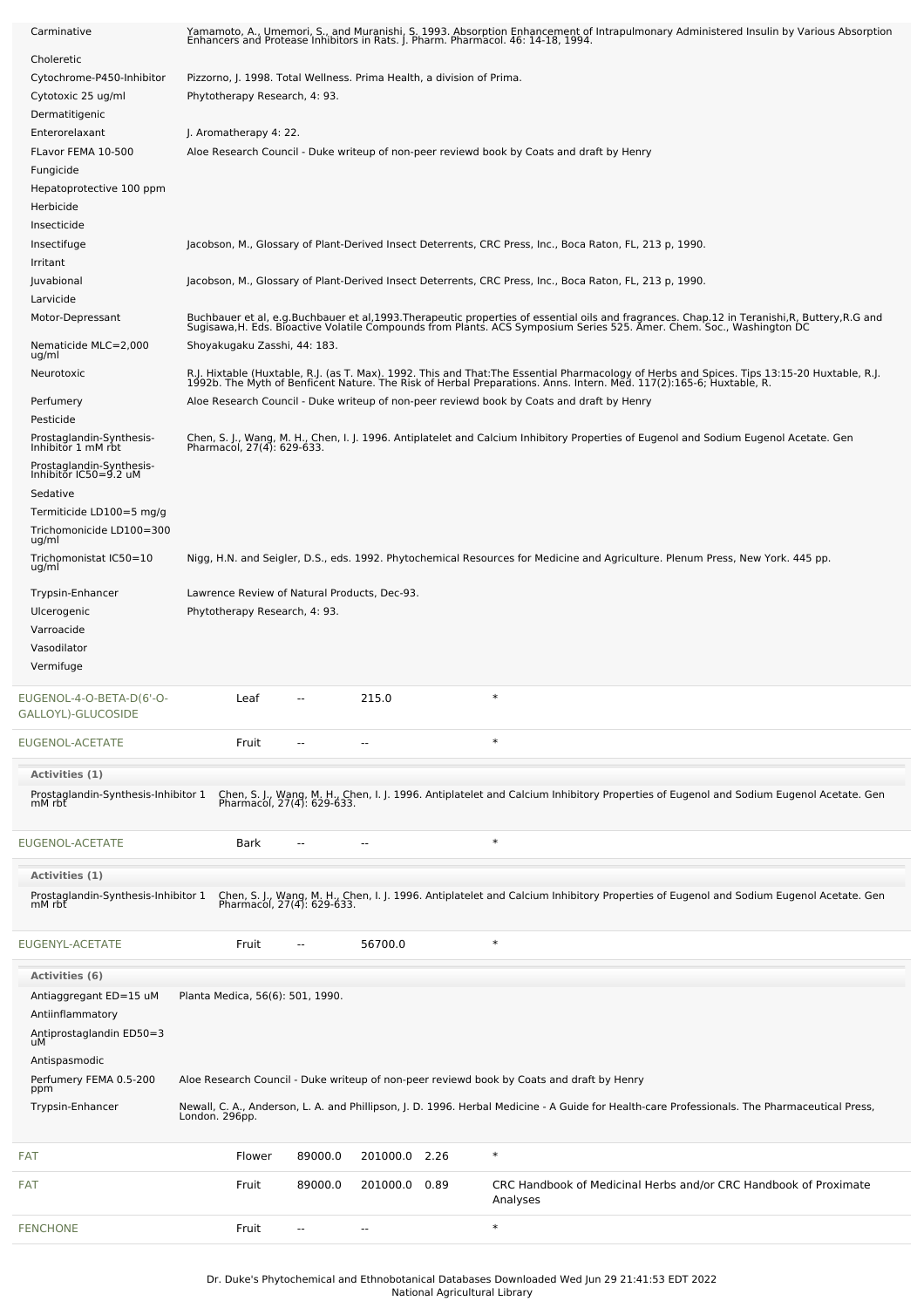| Activity | Reference |
|---|---|
| Carminative | Yamamoto, A., Umemori, S., and Muranishi, S. 1993. Absorption Enhancement of Intrapulmonary Administered Insulin by Various Absorption Enhancers and Protease Inhibitors in Rats. J. Pharm. Pharmacol. 46: 14-18, 1994. |
| Choleretic | |
| Cytochrome-P450-Inhibitor | Pizzorno, J. 1998. Total Wellness. Prima Health, a division of Prima. |
| Cytotoxic 25 ug/ml | Phytotherapy Research, 4: 93. |
| Dermatitigenic | |
| Enterorelaxant | J. Aromatherapy 4: 22. |
| FLavor FEMA 10-500 | Aloe Research Council - Duke writeup of non-peer reviewd book by Coats and draft by Henry |
| Fungicide | |
| Hepatoprotective 100 ppm | |
| Herbicide | |
| Insecticide | |
| Insectifuge | Jacobson, M., Glossary of Plant-Derived Insect Deterrents, CRC Press, Inc., Boca Raton, FL, 213 p, 1990. |
| Irritant | |
| Juvabional | Jacobson, M., Glossary of Plant-Derived Insect Deterrents, CRC Press, Inc., Boca Raton, FL, 213 p, 1990. |
| Larvicide | |
| Motor-Depressant | Buchbauer et al, e.g.Buchbauer et al,1993.Therapeutic properties of essential oils and fragrances. Chap.12 in Teranishi,R, Buttery,R.G and Sugisawa,H. Eds. Bioactive Volatile Compounds from Plants. ACS Symposium Series 525. Amer. Chem. Soc., Washington DC |
| Nematicide MLC=2,000 ug/ml | Shoyakugaku Zasshi, 44: 183. |
| Neurotoxic | R.J. Hixtable (Huxtable, R.J. (as T. Max). 1992. This and That:The Essential Pharmacology of Herbs and Spices. Tips 13:15-20 Huxtable, R.J. 1992b. The Myth of Benficent Nature. The Risk of Herbal Preparations. Anns. Intern. Med. 117(2):165-6; Huxtable, R. |
| Perfumery | Aloe Research Council - Duke writeup of non-peer reviewd book by Coats and draft by Henry |
| Pesticide | |
| Prostaglandin-Synthesis-Inhibitor 1 mM rbt | Chen, S. J., Wang, M. H., Chen, I. J. 1996. Antiplatelet and Calcium Inhibitory Properties of Eugenol and Sodium Eugenol Acetate. Gen Pharmacol, 27(4): 629-633. |
| Prostaglandin-Synthesis-Inhibitor IC50=9.2 uM | |
| Sedative | |
| Termiticide LD100=5 mg/g | |
| Trichomonicide LD100=300 ug/ml | |
| Trichomonistat IC50=10 ug/ml | Nigg, H.N. and Seigler, D.S., eds. 1992. Phytochemical Resources for Medicine and Agriculture. Plenum Press, New York. 445 pp. |
| Trypsin-Enhancer | Lawrence Review of Natural Products, Dec-93. |
| Ulcerogenic | Phytotherapy Research, 4: 93. |
| Varroacide | |
| Vasodilator | |
| Vermifuge | |

| Chemical | Part | Low | High | SD | Reference |
|---|---|---|---|---|---|
| EUGENOL-4-O-BETA-D(6'-O-GALLOYL)-GLUCOSIDE | Leaf | -- | 215.0 | | * |
| EUGENOL-ACETATE | Fruit | -- | -- | | * |

**Activities (1)**

| Activity | Reference |
|---|---|
| Prostaglandin-Synthesis-Inhibitor 1 mM rbt | Chen, S. J., Wang, M. H., Chen, I. J. 1996. Antiplatelet and Calcium Inhibitory Properties of Eugenol and Sodium Eugenol Acetate. Gen Pharmacol, 27(4): 629-633. |

| Chemical | Part | Low | High | SD | Reference |
|---|---|---|---|---|---|
| EUGENOL-ACETATE | Bark | -- | -- | | * |

**Activities (1)**

| Activity | Reference |
|---|---|
| Prostaglandin-Synthesis-Inhibitor 1 mM rbt | Chen, S. J., Wang, M. H., Chen, I. J. 1996. Antiplatelet and Calcium Inhibitory Properties of Eugenol and Sodium Eugenol Acetate. Gen Pharmacol, 27(4): 629-633. |

| Chemical | Part | Low | High | SD | Reference |
|---|---|---|---|---|---|
| EUGENYL-ACETATE | Fruit | -- | 56700.0 | | * |

**Activities (6)**

| Activity | Reference |
|---|---|
| Antiaggregant ED=15 uM | Planta Medica, 56(6): 501, 1990. |
| Antiinflammatory | |
| Antiprostaglandin ED50=3 uM | |
| Antispasmodic | |
| Perfumery FEMA 0.5-200 ppm | Aloe Research Council - Duke writeup of non-peer reviewd book by Coats and draft by Henry |
| Trypsin-Enhancer | Newall, C. A., Anderson, L. A. and Phillipson, J. D. 1996. Herbal Medicine - A Guide for Health-care Professionals. The Pharmaceutical Press, London. 296pp. |

| Chemical | Part | Low | High | SD | Reference |
|---|---|---|---|---|---|
| FAT | Flower | 89000.0 | 201000.0 | 2.26 | * |
| FAT | Fruit | 89000.0 | 201000.0 | 0.89 | CRC Handbook of Medicinal Herbs and/or CRC Handbook of Proximate Analyses |
| FENCHONE | Fruit | -- | -- | | * |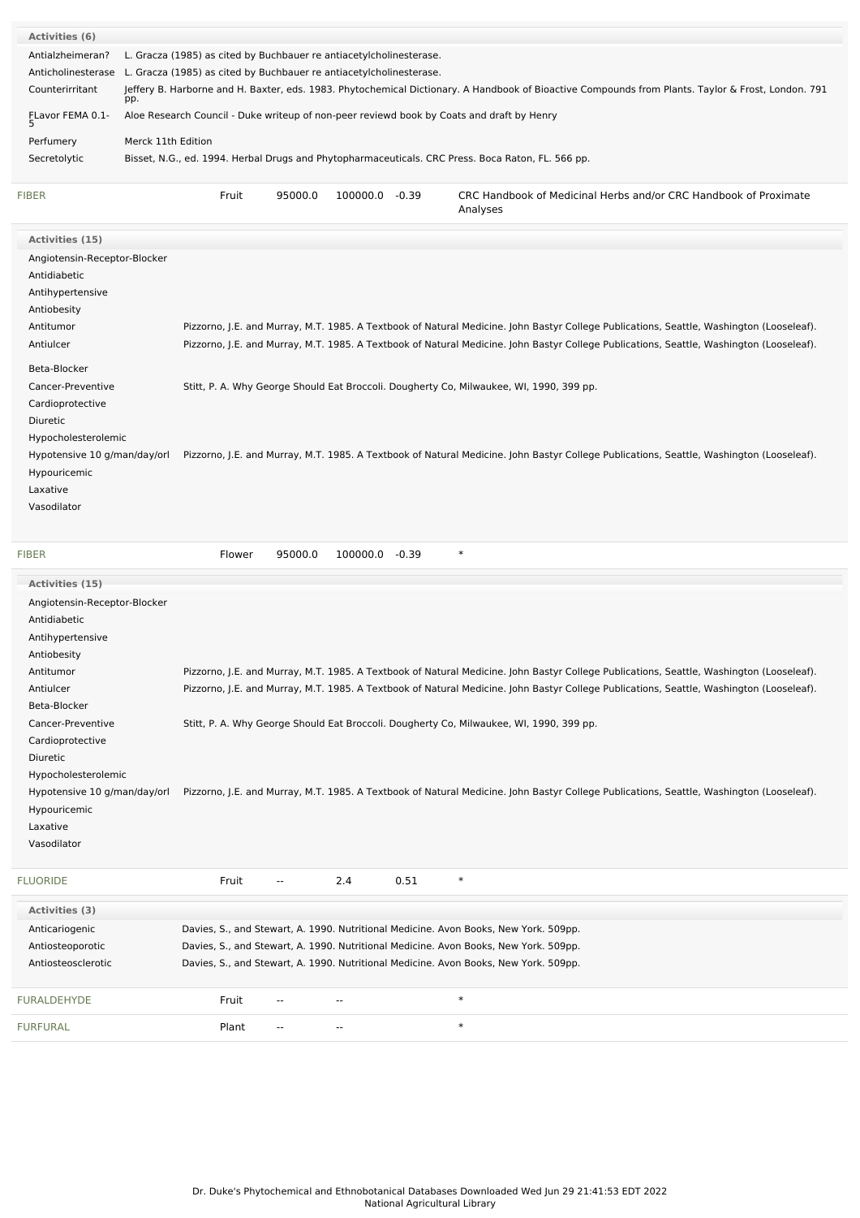**Activities (6)**

| Activity | Reference |
|---|---|
| Antialzheimeran? | L. Gracza (1985) as cited by Buchbauer re antiacetylcholinesterase. |
| Anticholinesterase | L. Gracza (1985) as cited by Buchbauer re antiacetylcholinesterase. |
| Counterirritant | Jeffery B. Harborne and H. Baxter, eds. 1983. Phytochemical Dictionary. A Handbook of Bioactive Compounds from Plants. Taylor & Frost, London. 791 pp. |
| FLavor FEMA 0.1-5 | Aloe Research Council - Duke writeup of non-peer reviewd book by Coats and draft by Henry |
| Perfumery | Merck 11th Edition |
| Secretolytic | Bisset, N.G., ed. 1994. Herbal Drugs and Phytopharmaceuticals. CRC Press. Boca Raton, FL. 566 pp. |

| Chemical | Part | Low | High | SD | Reference |
|---|---|---|---|---|---|
| FIBER | Fruit | 95000.0 | 100000.0 | -0.39 | CRC Handbook of Medicinal Herbs and/or CRC Handbook of Proximate Analyses |

**Activities (15)**

| Activity | Reference |
|---|---|
| Angiotensin-Receptor-Blocker | |
| Antidiabetic | |
| Antihypertensive | |
| Antiobesity | |
| Antitumor | Pizzorno, J.E. and Murray, M.T. 1985. A Textbook of Natural Medicine. John Bastyr College Publications, Seattle, Washington (Looseleaf). |
| Antiulcer | Pizzorno, J.E. and Murray, M.T. 1985. A Textbook of Natural Medicine. John Bastyr College Publications, Seattle, Washington (Looseleaf). |
| Beta-Blocker | |
| Cancer-Preventive | Stitt, P. A. Why George Should Eat Broccoli. Dougherty Co, Milwaukee, WI, 1990, 399 pp. |
| Cardioprotective | |
| Diuretic | |
| Hypocholesterolemic | |
| Hypotensive 10 g/man/day/orl | Pizzorno, J.E. and Murray, M.T. 1985. A Textbook of Natural Medicine. John Bastyr College Publications, Seattle, Washington (Looseleaf). |
| Hypouricemic | |
| Laxative | |
| Vasodilator | |

| Chemical | Part | Low | High | SD | Reference |
|---|---|---|---|---|---|
| FIBER | Flower | 95000.0 | 100000.0 | -0.39 | * |

**Activities (15)**

| Activity | Reference |
|---|---|
| Angiotensin-Receptor-Blocker | |
| Antidiabetic | |
| Antihypertensive | |
| Antiobesity | |
| Antitumor | Pizzorno, J.E. and Murray, M.T. 1985. A Textbook of Natural Medicine. John Bastyr College Publications, Seattle, Washington (Looseleaf). |
| Antiulcer | Pizzorno, J.E. and Murray, M.T. 1985. A Textbook of Natural Medicine. John Bastyr College Publications, Seattle, Washington (Looseleaf). |
| Beta-Blocker | |
| Cancer-Preventive | Stitt, P. A. Why George Should Eat Broccoli. Dougherty Co, Milwaukee, WI, 1990, 399 pp. |
| Cardioprotective | |
| Diuretic | |
| Hypocholesterolemic | |
| Hypotensive 10 g/man/day/orl | Pizzorno, J.E. and Murray, M.T. 1985. A Textbook of Natural Medicine. John Bastyr College Publications, Seattle, Washington (Looseleaf). |
| Hypouricemic | |
| Laxative | |
| Vasodilator | |

| Chemical | Part | Low | High | SD | Reference |
|---|---|---|---|---|---|
| FLUORIDE | Fruit | -- | 2.4 | 0.51 | * |

**Activities (3)**

| Activity | Reference |
|---|---|
| Anticariogenic | Davies, S., and Stewart, A. 1990. Nutritional Medicine. Avon Books, New York. 509pp. |
| Antiosteoporotic | Davies, S., and Stewart, A. 1990. Nutritional Medicine. Avon Books, New York. 509pp. |
| Antiosteosclerotic | Davies, S., and Stewart, A. 1990. Nutritional Medicine. Avon Books, New York. 509pp. |

| Chemical | Part | Low | High | SD | Reference |
|---|---|---|---|---|---|
| FURALDEHYDE | Fruit | -- | -- | | * |
| FURFURAL | Plant | -- | -- | | * |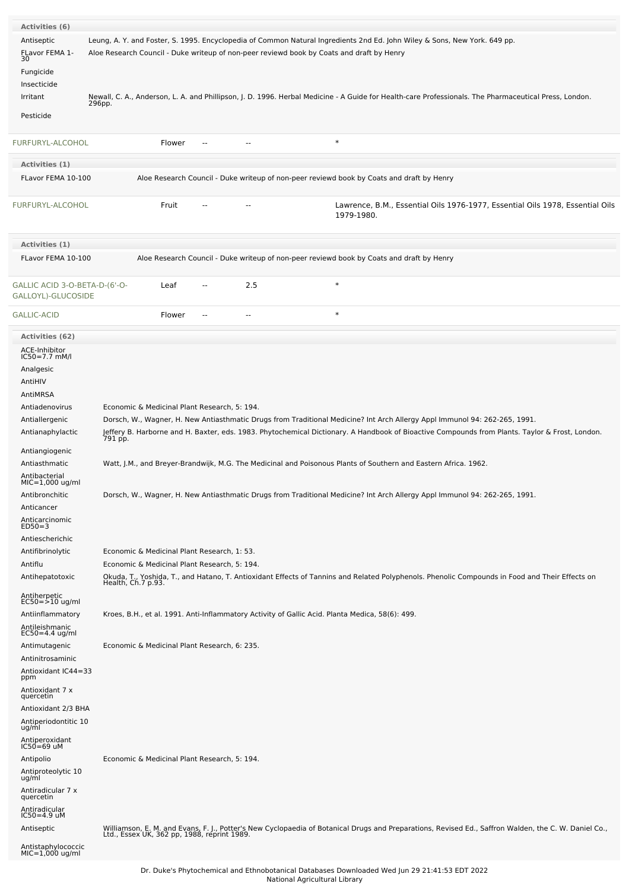| Activities (6) | |
|---|---|
| Antiseptic | Leung, A. Y. and Foster, S. 1995. Encyclopedia of Common Natural Ingredients 2nd Ed. John Wiley & Sons, New York. 649 pp. |
| FLavor FEMA 1-30 | Aloe Research Council - Duke writeup of non-peer reviewd book by Coats and draft by Henry |
| Fungicide | |
| Insecticide | |
| Irritant | Newall, C. A., Anderson, L. A. and Phillipson, J. D. 1996. Herbal Medicine - A Guide for Health-care Professionals. The Pharmaceutical Press, London. 296pp. |
| Pesticide | |

| FURFURYL-ALCOHOL | Flower | -- | -- | * |
|---|---|---|---|---|

| Activities (1) | |
|---|---|
| FLavor FEMA 10-100 | Aloe Research Council - Duke writeup of non-peer reviewd book by Coats and draft by Henry |

| FURFURYL-ALCOHOL | Fruit | -- | -- | Lawrence, B.M., Essential Oils 1976-1977, Essential Oils 1978, Essential Oils 1979-1980. |
|---|---|---|---|---|

| Activities (1) | |
|---|---|
| FLavor FEMA 10-100 | Aloe Research Council - Duke writeup of non-peer reviewd book by Coats and draft by Henry |

| GALLIC ACID 3-O-BETA-D-(6'-O-GALLOYL)-GLUCOSIDE | Leaf | -- | 2.5 | * |
|---|---|---|---|---|
| GALLIC-ACID | Flower | -- | -- | * |

| Activities (62) | |
|---|---|
| ACE-Inhibitor IC50=7.7 mM/l | |
| Analgesic | |
| AntiHIV | |
| AntiMRSA | |
| Antiadenovirus | Economic & Medicinal Plant Research, 5: 194. |
| Antiallergenic | Dorsch, W., Wagner, H. New Antiasthmatic Drugs from Traditional Medicine? Int Arch Allergy Appl Immunol 94: 262-265, 1991. |
| Antianaphylactic | Jeffery B. Harborne and H. Baxter, eds. 1983. Phytochemical Dictionary. A Handbook of Bioactive Compounds from Plants. Taylor & Frost, London. 791 pp. |
| Antiangiogenic | |
| Antiasthmatic | Watt, J.M., and Breyer-Brandwijk, M.G. The Medicinal and Poisonous Plants of Southern and Eastern Africa. 1962. |
| Antibacterial MIC=1,000 ug/ml | |
| Antibronchitic | Dorsch, W., Wagner, H. New Antiasthmatic Drugs from Traditional Medicine? Int Arch Allergy Appl Immunol 94: 262-265, 1991. |
| Anticancer | |
| Anticarcinomic ED50=3 | |
| Antiescherichic | |
| Antifibrinolytic | Economic & Medicinal Plant Research, 1: 53. |
| Antiflu | Economic & Medicinal Plant Research, 5: 194. |
| Antihepatotoxic | Okuda, T., Yoshida, T., and Hatano, T. Antioxidant Effects of Tannins and Related Polyphenols. Phenolic Compounds in Food and Their Effects on Health, Ch.7 p.93. |
| Antiherpetic EC50=>10 ug/ml | |
| Antiinflammatory | Kroes, B.H., et al. 1991. Anti-Inflammatory Activity of Gallic Acid. Planta Medica, 58(6): 499. |
| Antileishmanic EC50=4.4 ug/ml | |
| Antimutagenic | Economic & Medicinal Plant Research, 6: 235. |
| Antinitrosaminic | |
| Antioxidant IC44=33 ppm | |
| Antioxidant 7 x quercetin | |
| Antioxidant 2/3 BHA | |
| Antiperiodontitic 10 ug/ml | |
| Antiperoxidant IC50=69 uM | |
| Antipolio | Economic & Medicinal Plant Research, 5: 194. |
| Antiproteolytic 10 ug/ml | |
| Antiradicular 7 x quercetin | |
| Antiradicular IC50=4.9 uM | |
| Antiseptic | Williamson, E. M. and Evans, F. J., Potter's New Cyclopaedia of Botanical Drugs and Preparations, Revised Ed., Saffron Walden, the C. W. Daniel Co., Ltd., Essex UK, 362 pp, 1988, reprint 1989. |
| Antistaphylococcic MIC=1,000 ug/ml | |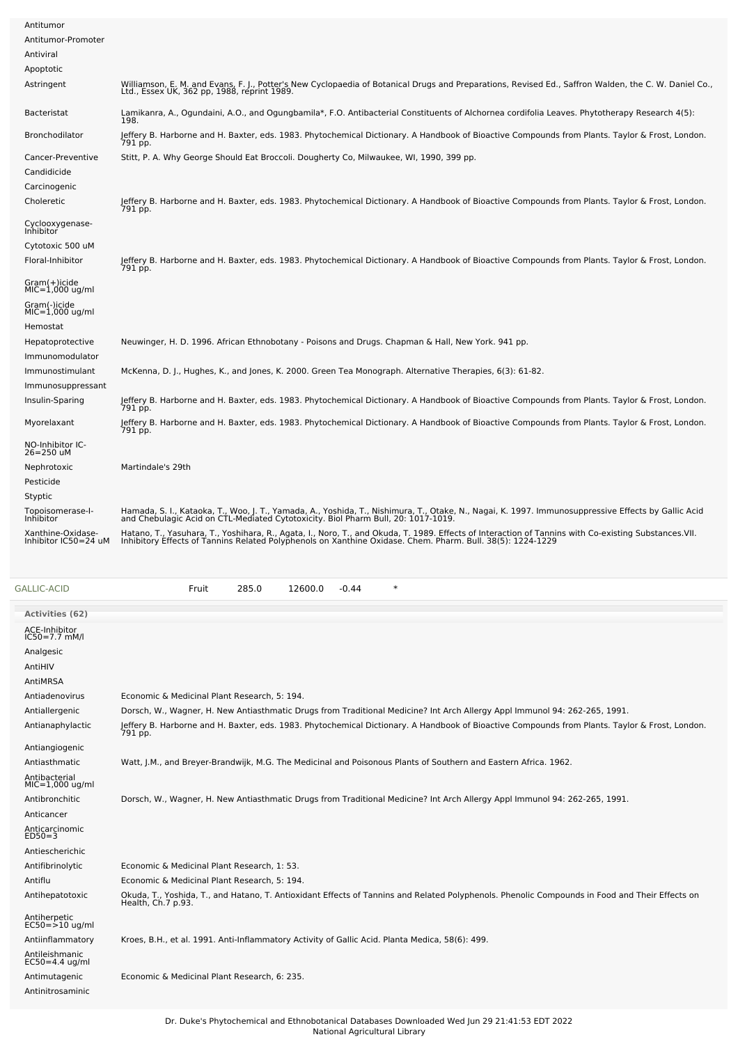| | |
|---|---|
| Antitumor | |
| Antitumor-Promoter | |
| Antiviral | |
| Apoptotic | |
| Astringent | Williamson, E. M. and Evans, F. J., Potter's New Cyclopaedia of Botanical Drugs and Preparations, Revised Ed., Saffron Walden, the C. W. Daniel Co., Ltd., Essex UK, 362 pp, 1988, reprint 1989. |
| Bacteristat | Lamikanra, A., Ogundaini, A.O., and Ogungbamila*, F.O. Antibacterial Constituents of Alchornea cordifolia Leaves. Phytotherapy Research 4(5): 198. |
| Bronchodilator | Jeffery B. Harborne and H. Baxter, eds. 1983. Phytochemical Dictionary. A Handbook of Bioactive Compounds from Plants. Taylor & Frost, London. 791 pp. |
| Cancer-Preventive | Stitt, P. A. Why George Should Eat Broccoli. Dougherty Co, Milwaukee, WI, 1990, 399 pp. |
| Candidicide | |
| Carcinogenic | |
| Choleretic | Jeffery B. Harborne and H. Baxter, eds. 1983. Phytochemical Dictionary. A Handbook of Bioactive Compounds from Plants. Taylor & Frost, London. 791 pp. |
| Cyclooxygenase-Inhibitor | |
| Cytotoxic 500 uM | |
| Floral-Inhibitor | Jeffery B. Harborne and H. Baxter, eds. 1983. Phytochemical Dictionary. A Handbook of Bioactive Compounds from Plants. Taylor & Frost, London. 791 pp. |
| Gram(+)icide MIC=1,000 ug/ml | |
| Gram(-)icide MIC=1,000 ug/ml | |
| Hemostat | |
| Hepatoprotective | Neuwinger, H. D. 1996. African Ethnobotany - Poisons and Drugs. Chapman & Hall, New York. 941 pp. |
| Immunomodulator | |
| Immunostimulant | McKenna, D. J., Hughes, K., and Jones, K. 2000. Green Tea Monograph. Alternative Therapies, 6(3): 61-82. |
| Immunosuppressant | |
| Insulin-Sparing | Jeffery B. Harborne and H. Baxter, eds. 1983. Phytochemical Dictionary. A Handbook of Bioactive Compounds from Plants. Taylor & Frost, London. 791 pp. |
| Myorelaxant | Jeffery B. Harborne and H. Baxter, eds. 1983. Phytochemical Dictionary. A Handbook of Bioactive Compounds from Plants. Taylor & Frost, London. 791 pp. |
| NO-Inhibitor IC-26=250 uM | |
| Nephrotoxic | Martindale's 29th |
| Pesticide | |
| Styptic | |
| Topoisomerase-I-Inhibitor | Hamada, S. I., Kataoka, T., Woo, J. T., Yamada, A., Yoshida, T., Nishimura, T., Otake, N., Nagai, K. 1997. Immunosuppressive Effects by Gallic Acid and Chebulagic Acid on CTL-Mediated Cytotoxicity. Biol Pharm Bull, 20: 1017-1019. |
| Xanthine-Oxidase-Inhibitor IC50=24 uM | Hatano, T., Yasuhara, T., Yoshihara, R., Agata, I., Noro, T., and Okuda, T. 1989. Effects of Interaction of Tannins with Co-existing Substances.VII. Inhibitory Effects of Tannins Related Polyphenols on Xanthine Oxidase. Chem. Pharm. Bull. 38(5): 1224-1229 |

| GALLIC-ACID | Fruit | 285.0 | 12600.0 | -0.44 | * |
|---|---|---|---|---|---|

**Activities (62)**

| | |
|---|---|
| ACE-Inhibitor IC50=7.7 mM/l | |
| Analgesic | |
| AntiHIV | |
| AntiMRSA | |
| Antiadenovirus | Economic & Medicinal Plant Research, 5: 194. |
| Antiallergenic | Dorsch, W., Wagner, H. New Antiasthmatic Drugs from Traditional Medicine? Int Arch Allergy Appl Immunol 94: 262-265, 1991. |
| Antianaphylactic | Jeffery B. Harborne and H. Baxter, eds. 1983. Phytochemical Dictionary. A Handbook of Bioactive Compounds from Plants. Taylor & Frost, London. 791 pp. |
| Antiangiogenic | |
| Antiasthmatic | Watt, J.M., and Breyer-Brandwijk, M.G. The Medicinal and Poisonous Plants of Southern and Eastern Africa. 1962. |
| Antibacterial MIC=1,000 ug/ml | |
| Antibronchitic | Dorsch, W., Wagner, H. New Antiasthmatic Drugs from Traditional Medicine? Int Arch Allergy Appl Immunol 94: 262-265, 1991. |
| Anticancer | |
| Anticarcinomic ED50=3 | |
| Antiescherichic | |
| Antifibrinolytic | Economic & Medicinal Plant Research, 1: 53. |
| Antiflu | Economic & Medicinal Plant Research, 5: 194. |
| Antihepatotoxic | Okuda, T., Yoshida, T., and Hatano, T. Antioxidant Effects of Tannins and Related Polyphenols. Phenolic Compounds in Food and Their Effects on Health, Ch.7 p.93. |
| Antiherpetic EC50=>10 ug/ml | |
| Antiinflammatory | Kroes, B.H., et al. 1991. Anti-Inflammatory Activity of Gallic Acid. Planta Medica, 58(6): 499. |
| Antileishmanic EC50=4.4 ug/ml | |
| Antimutagenic | Economic & Medicinal Plant Research, 6: 235. |
| Antinitrosaminic | |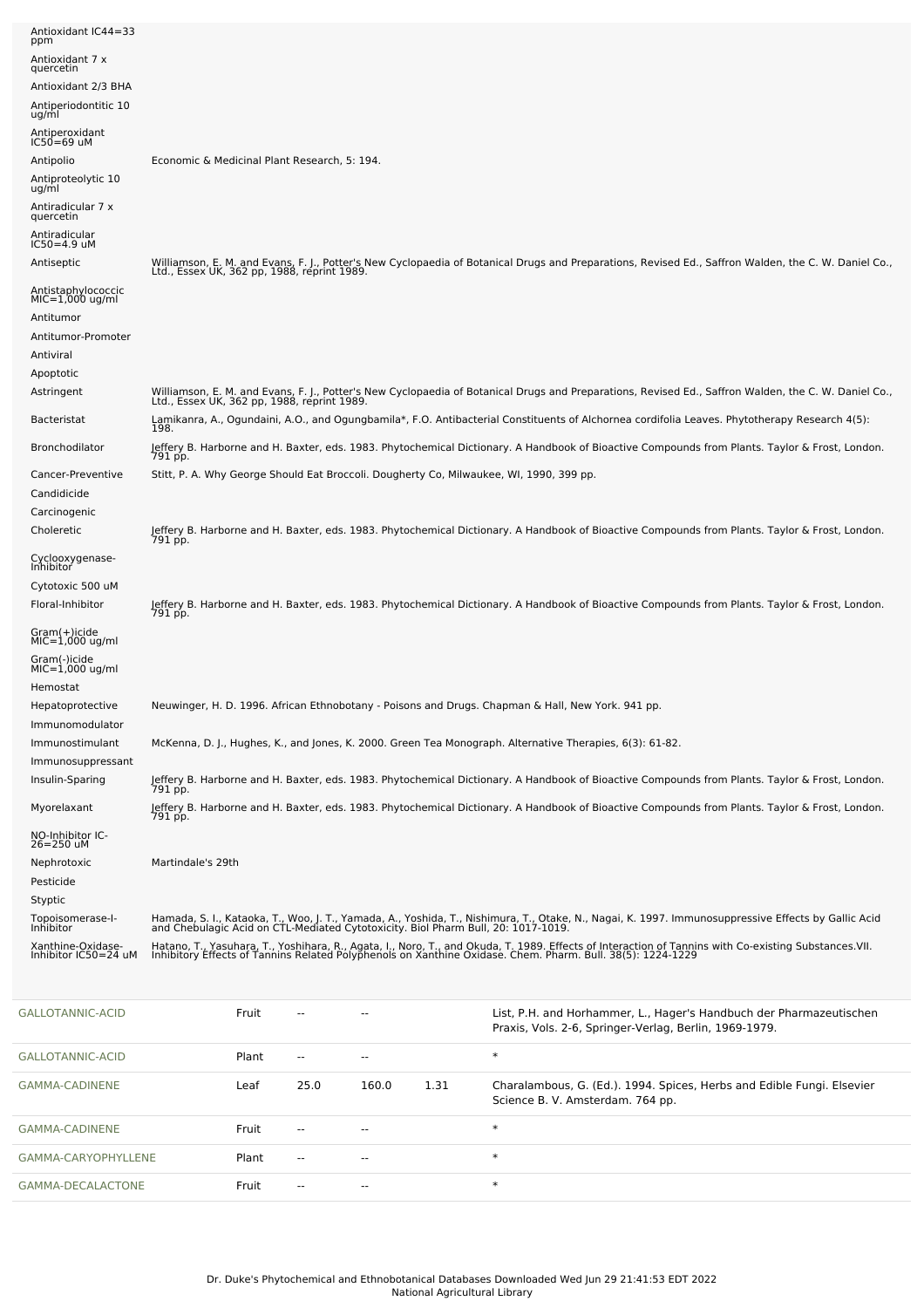| Activity | Reference |
|---|---|
| Antioxidant IC44=33 ppm | |
| Antioxidant 7 x quercetin | |
| Antioxidant 2/3 BHA | |
| Antiperiodontitic 10 ug/ml | |
| Antiperoxidant IC50=69 uM | |
| Antipolio | Economic & Medicinal Plant Research, 5: 194. |
| Antiproteolytic 10 ug/ml | |
| Antiradicular 7 x quercetin | |
| Antiradicular IC50=4.9 uM | |
| Antiseptic | Williamson, E. M. and Evans, F. J., Potter's New Cyclopaedia of Botanical Drugs and Preparations, Revised Ed., Saffron Walden, the C. W. Daniel Co., Ltd., Essex UK, 362 pp, 1988, reprint 1989. |
| Antistaphylococcic MIC=1,000 ug/ml | |
| Antitumor | |
| Antitumor-Promoter | |
| Antiviral | |
| Apoptotic | |
| Astringent | Williamson, E. M. and Evans, F. J., Potter's New Cyclopaedia of Botanical Drugs and Preparations, Revised Ed., Saffron Walden, the C. W. Daniel Co., Ltd., Essex UK, 362 pp, 1988, reprint 1989. |
| Bacteristat | Lamikanra, A., Ogundaini, A.O., and Ogungbamila*, F.O. Antibacterial Constituents of Alchornea cordifolia Leaves. Phytotherapy Research 4(5): 198. |
| Bronchodilator | Jeffery B. Harborne and H. Baxter, eds. 1983. Phytochemical Dictionary. A Handbook of Bioactive Compounds from Plants. Taylor & Frost, London. 791 pp. |
| Cancer-Preventive | Stitt, P. A. Why George Should Eat Broccoli. Dougherty Co, Milwaukee, WI, 1990, 399 pp. |
| Candidicide | |
| Carcinogenic | |
| Choleretic | Jeffery B. Harborne and H. Baxter, eds. 1983. Phytochemical Dictionary. A Handbook of Bioactive Compounds from Plants. Taylor & Frost, London. 791 pp. |
| Cyclooxygenase-Inhibitor | |
| Cytotoxic 500 uM | |
| Floral-Inhibitor | Jeffery B. Harborne and H. Baxter, eds. 1983. Phytochemical Dictionary. A Handbook of Bioactive Compounds from Plants. Taylor & Frost, London. 791 pp. |
| Gram(+)icide MIC=1,000 ug/ml | |
| Gram(-)icide MIC=1,000 ug/ml | |
| Hemostat | |
| Hepatoprotective | Neuwinger, H. D. 1996. African Ethnobotany - Poisons and Drugs. Chapman & Hall, New York. 941 pp. |
| Immunomodulator | |
| Immunostimulant | McKenna, D. J., Hughes, K., and Jones, K. 2000. Green Tea Monograph. Alternative Therapies, 6(3): 61-82. |
| Immunosuppressant | |
| Insulin-Sparing | Jeffery B. Harborne and H. Baxter, eds. 1983. Phytochemical Dictionary. A Handbook of Bioactive Compounds from Plants. Taylor & Frost, London. 791 pp. |
| Myorelaxant | Jeffery B. Harborne and H. Baxter, eds. 1983. Phytochemical Dictionary. A Handbook of Bioactive Compounds from Plants. Taylor & Frost, London. 791 pp. |
| NO-Inhibitor IC-26=250 uM | |
| Nephrotoxic | Martindale's 29th |
| Pesticide | |
| Styptic | |
| Topoisomerase-I-Inhibitor | Hamada, S. I., Kataoka, T., Woo, J. T., Yamada, A., Yoshida, T., Nishimura, T., Otake, N., Nagai, K. 1997. Immunosuppressive Effects by Gallic Acid and Chebulagic Acid on CTL-Mediated Cytotoxicity. Biol Pharm Bull, 20: 1017-1019. |
| Xanthine-Oxidase-Inhibitor IC50=24 uM | Hatano, T., Yasuhara, T., Yoshihara, R., Agata, I., Noro, T., and Okuda, T. 1989. Effects of Interaction of Tannins with Co-existing Substances.VII. Inhibitory Effects of Tannins Related Polyphenols on Xanthine Oxidase. Chem. Pharm. Bull. 38(5): 1224-1229 |

| Chemical | Part | Low | High | | Reference |
|---|---|---|---|---|---|
| GALLOTANNIC-ACID | Fruit | -- | -- | | List, P.H. and Horhammer, L., Hager's Handbuch der Pharmazeutischen Praxis, Vols. 2-6, Springer-Verlag, Berlin, 1969-1979. |
| GALLOTANNIC-ACID | Plant | -- | -- | | * |
| GAMMA-CADINENE | Leaf | 25.0 | 160.0 | 1.31 | Charalambous, G. (Ed.). 1994. Spices, Herbs and Edible Fungi. Elsevier Science B. V. Amsterdam. 764 pp. |
| GAMMA-CADINENE | Fruit | -- | -- | | * |
| GAMMA-CARYOPHYLLENE | Plant | -- | -- | | * |
| GAMMA-DECALACTONE | Fruit | -- | -- | | * |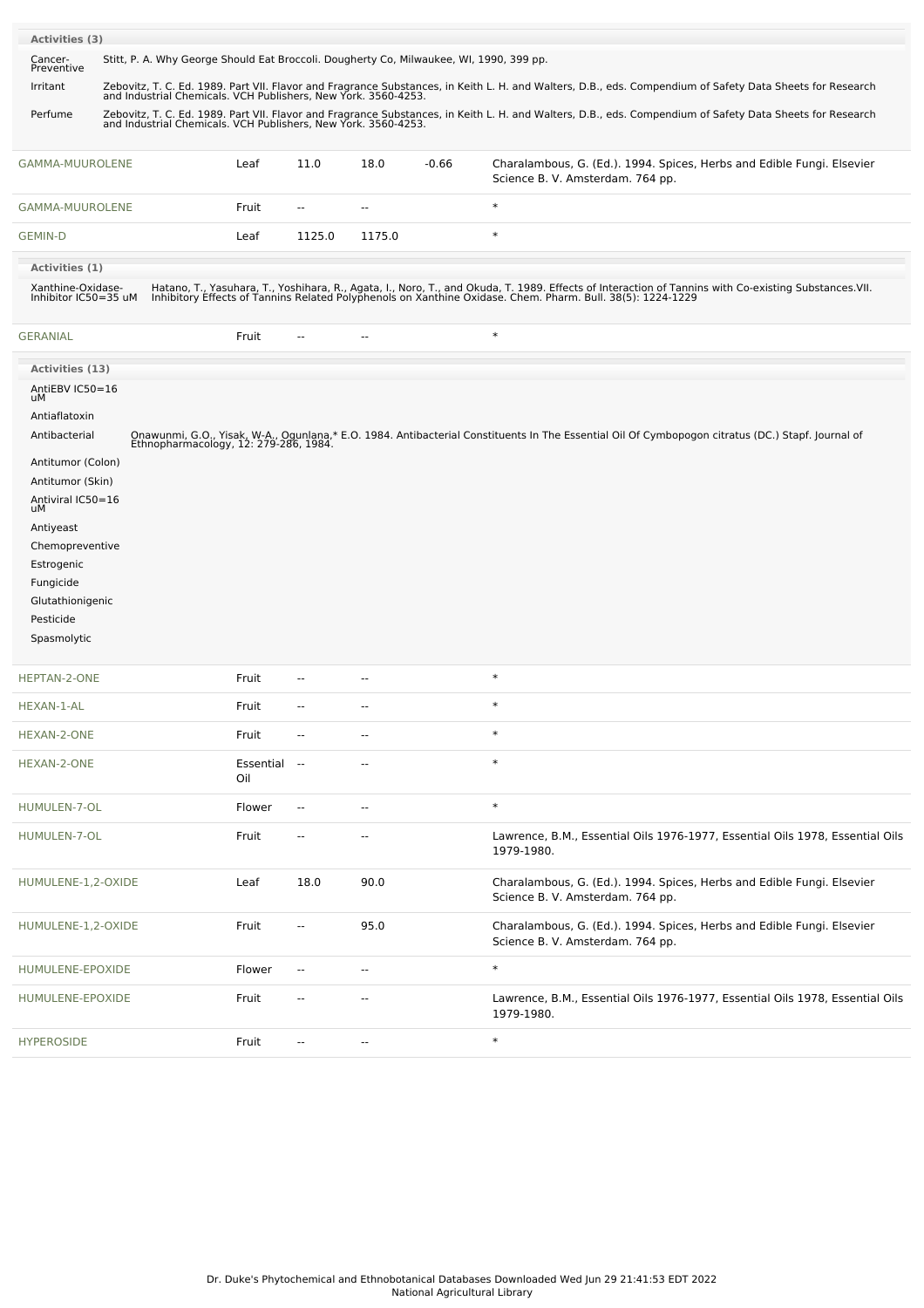**Activities (3)**

| | |
|---|---|
| Cancer-Preventive | Stitt, P. A. Why George Should Eat Broccoli. Dougherty Co, Milwaukee, WI, 1990, 399 pp. |
| Irritant | Zebovitz, T. C. Ed. 1989. Part VII. Flavor and Fragrance Substances, in Keith L. H. and Walters, D.B., eds. Compendium of Safety Data Sheets for Research and Industrial Chemicals. VCH Publishers, New York. 3560-4253. |
| Perfume | Zebovitz, T. C. Ed. 1989. Part VII. Flavor and Fragrance Substances, in Keith L. H. and Walters, D.B., eds. Compendium of Safety Data Sheets for Research and Industrial Chemicals. VCH Publishers, New York. 3560-4253. |

| | | | | | |
|---|---|---|---|---|---|
| GAMMA-MUUROLENE | Leaf | 11.0 | 18.0 | -0.66 | Charalambous, G. (Ed.). 1994. Spices, Herbs and Edible Fungi. Elsevier Science B. V. Amsterdam. 764 pp. |
| GAMMA-MUUROLENE | Fruit | -- | -- | | * |
| GEMIN-D | Leaf | 1125.0 | 1175.0 | | * |

**Activities (1)**

| | |
|---|---|
| Xanthine-Oxidase-Inhibitor IC50=35 uM | Hatano, T., Yasuhara, T., Yoshihara, R., Agata, I., Noro, T., and Okuda, T. 1989. Effects of Interaction of Tannins with Co-existing Substances.VII. Inhibitory Effects of Tannins Related Polyphenols on Xanthine Oxidase. Chem. Pharm. Bull. 38(5): 1224-1229 |

| | | | | | |
|---|---|---|---|---|---|
| GERANIAL | Fruit | -- | -- | | * |

**Activities (13)**

| | |
|---|---|
| AntiEBV IC50=16 uM | |
| Antiaflatoxin | |
| Antibacterial | Onawunmi, G.O., Yisak, W-A., Ogunlana,* E.O. 1984. Antibacterial Constituents In The Essential Oil Of Cymbopogon citratus (DC.) Stapf. Journal of Ethnopharmacology, 12: 279-286, 1984. |
| Antitumor (Colon) | |
| Antitumor (Skin) | |
| Antiviral IC50=16 uM | |
| Antiyeast | |
| Chemopreventive | |
| Estrogenic | |
| Fungicide | |
| Glutathionigenic | |
| Pesticide | |
| Spasmolytic | |

| | | | | | |
|---|---|---|---|---|---|
| HEPTAN-2-ONE | Fruit | -- | -- | | * |
| HEXAN-1-AL | Fruit | -- | -- | | * |
| HEXAN-2-ONE | Fruit | -- | -- | | * |
| HEXAN-2-ONE | Essential Oil | -- | -- | | * |
| HUMULEN-7-OL | Flower | -- | -- | | * |
| HUMULEN-7-OL | Fruit | -- | -- | | Lawrence, B.M., Essential Oils 1976-1977, Essential Oils 1978, Essential Oils 1979-1980. |
| HUMULENE-1,2-OXIDE | Leaf | 18.0 | 90.0 | | Charalambous, G. (Ed.). 1994. Spices, Herbs and Edible Fungi. Elsevier Science B. V. Amsterdam. 764 pp. |
| HUMULENE-1,2-OXIDE | Fruit | -- | 95.0 | | Charalambous, G. (Ed.). 1994. Spices, Herbs and Edible Fungi. Elsevier Science B. V. Amsterdam. 764 pp. |
| HUMULENE-EPOXIDE | Flower | -- | -- | | * |
| HUMULENE-EPOXIDE | Fruit | -- | -- | | Lawrence, B.M., Essential Oils 1976-1977, Essential Oils 1978, Essential Oils 1979-1980. |
| HYPEROSIDE | Fruit | -- | -- | | * |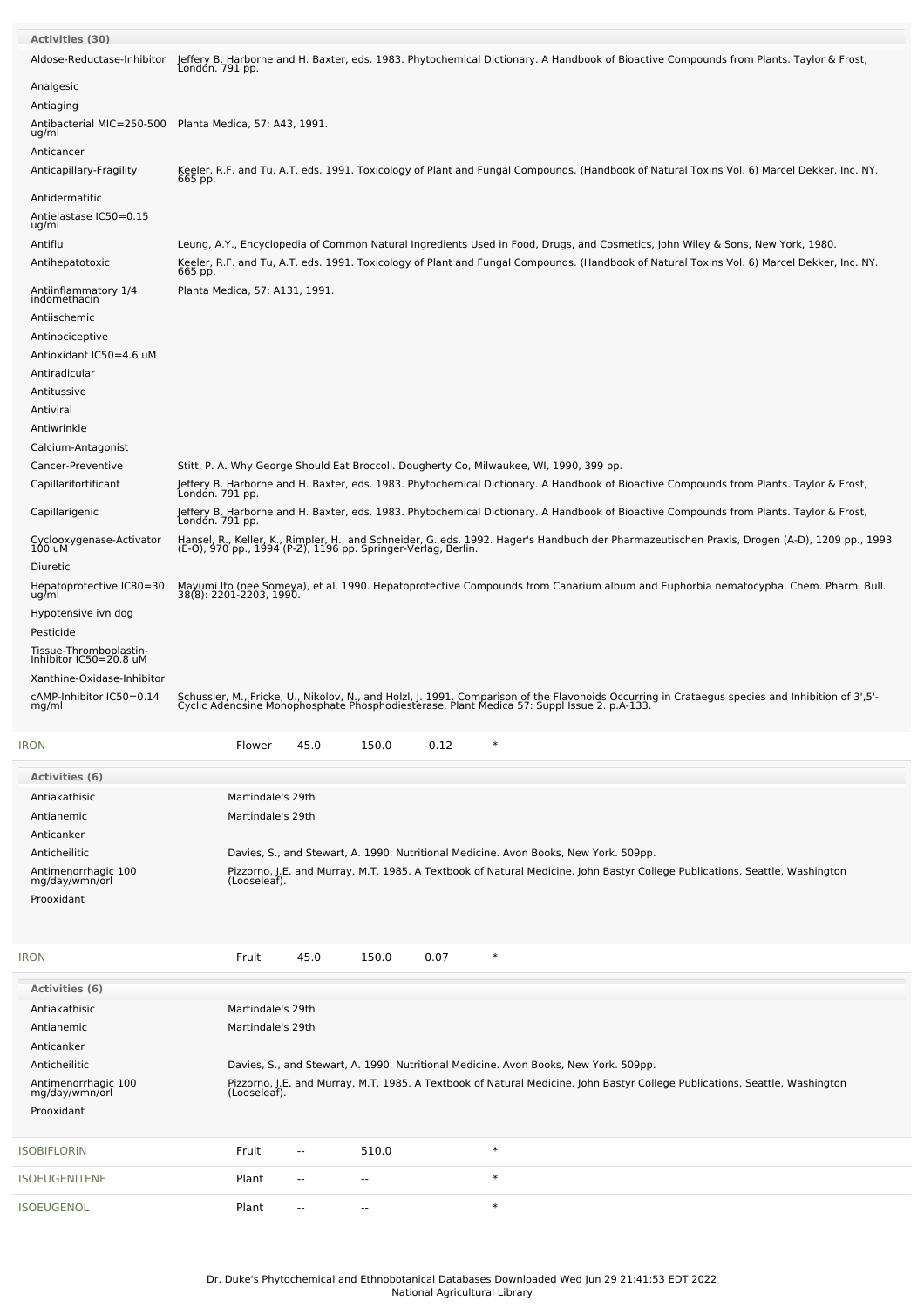**Activities (30)**

| Activity | Reference |
|---|---|
| Aldose-Reductase-Inhibitor | Jeffery B. Harborne and H. Baxter, eds. 1983. Phytochemical Dictionary. A Handbook of Bioactive Compounds from Plants. Taylor & Frost, London. 791 pp. |
| Analgesic | |
| Antiaging | |
| Antibacterial MIC=250-500 ug/ml | Planta Medica, 57: A43, 1991. |
| Anticancer | |
| Anticapillary-Fragility | Keeler, R.F. and Tu, A.T. eds. 1991. Toxicology of Plant and Fungal Compounds. (Handbook of Natural Toxins Vol. 6) Marcel Dekker, Inc. NY. 665 pp. |
| Antidermatitic | |
| Antielastase IC50=0.15 ug/ml | |
| Antiflu | Leung, A.Y., Encyclopedia of Common Natural Ingredients Used in Food, Drugs, and Cosmetics, John Wiley & Sons, New York, 1980. |
| Antihepatotoxic | Keeler, R.F. and Tu, A.T. eds. 1991. Toxicology of Plant and Fungal Compounds. (Handbook of Natural Toxins Vol. 6) Marcel Dekker, Inc. NY. 665 pp. |
| Antiinflammatory 1/4 indomethacin | Planta Medica, 57: A131, 1991. |
| Antiischemic | |
| Antinociceptive | |
| Antioxidant IC50=4.6 uM | |
| Antiradicular | |
| Antitussive | |
| Antiviral | |
| Antiwrinkle | |
| Calcium-Antagonist | |
| Cancer-Preventive | Stitt, P. A. Why George Should Eat Broccoli. Dougherty Co, Milwaukee, WI, 1990, 399 pp. |
| Capillarifortificant | Jeffery B. Harborne and H. Baxter, eds. 1983. Phytochemical Dictionary. A Handbook of Bioactive Compounds from Plants. Taylor & Frost, London. 791 pp. |
| Capillarigenic | Jeffery B. Harborne and H. Baxter, eds. 1983. Phytochemical Dictionary. A Handbook of Bioactive Compounds from Plants. Taylor & Frost, London. 791 pp. |
| Cyclooxygenase-Activator 100 uM | Hansel, R., Keller, K., Rimpler, H., and Schneider, G. eds. 1992. Hager's Handbuch der Pharmazeutischen Praxis, Drogen (A-D), 1209 pp., 1993 (E-O), 970 pp., 1994 (P-Z), 1196 pp. Springer-Verlag, Berlin. |
| Diuretic | |
| Hepatoprotective IC80=30 ug/ml | Mayumi Ito (nee Someya), et al. 1990. Hepatoprotective Compounds from Canarium album and Euphorbia nematocypha. Chem. Pharm. Bull. 38(8): 2201-2203, 1990. |
| Hypotensive ivn dog | |
| Pesticide | |
| Tissue-Thromboplastin-Inhibitor IC50=20.8 uM | |
| Xanthine-Oxidase-Inhibitor | |
| cAMP-Inhibitor IC50=0.14 mg/ml | Schussler, M., Fricke, U., Nikolov, N., and Holzl, J. 1991. Comparison of the Flavonoids Occurring in Crataegus species and Inhibition of 3',5'-Cyclic Adenosine Monophosphate Phosphodiesterase. Plant Medica 57: Suppl Issue 2. p.A-133. |

| IRON | Flower | 45.0 | 150.0 | -0.12 | * |
|---|---|---|---|---|---|

**Activities (6)**

| Activity | Reference |
|---|---|
| Antiakathisic | Martindale's 29th |
| Antianemic | Martindale's 29th |
| Anticanker | |
| Anticheilitic | Davies, S., and Stewart, A. 1990. Nutritional Medicine. Avon Books, New York. 509pp. |
| Antimenorrhagic 100 mg/day/wmn/orl | Pizzorno, J.E. and Murray, M.T. 1985. A Textbook of Natural Medicine. John Bastyr College Publications, Seattle, Washington (Looseleaf). |
| Prooxidant | |

| IRON | Fruit | 45.0 | 150.0 | 0.07 | * |
|---|---|---|---|---|---|

**Activities (6)**

| Activity | Reference |
|---|---|
| Antiakathisic | Martindale's 29th |
| Antianemic | Martindale's 29th |
| Anticanker | |
| Anticheilitic | Davies, S., and Stewart, A. 1990. Nutritional Medicine. Avon Books, New York. 509pp. |
| Antimenorrhagic 100 mg/day/wmn/orl | Pizzorno, J.E. and Murray, M.T. 1985. A Textbook of Natural Medicine. John Bastyr College Publications, Seattle, Washington (Looseleaf). |
| Prooxidant | |

| Chemical | Part | Low | High | SD | |
|---|---|---|---|---|---|
| ISOBIFLORIN | Fruit | -- | 510.0 | | * |
| ISOEUGENITENE | Plant | -- | -- | | * |
| ISOEUGENOL | Plant | -- | -- | | * |

Dr. Duke's Phytochemical and Ethnobotanical Databases Downloaded Wed Jun 29 21:41:53 EDT 2022
National Agricultural Library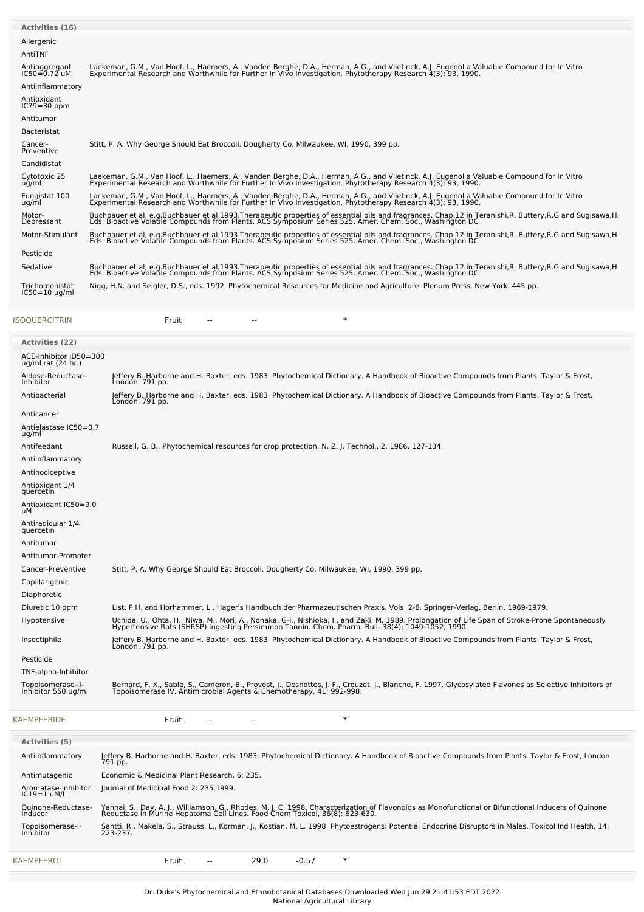| Activities (16) | |
|---|---|
| Allergenic | |
| AntiTNF | |
| Antiaggregant IC50=0.72 uM | Laekeman, G.M., Van Hoof, L., Haemers, A., Vanden Berghe, D.A., Herman, A.G., and Vlietinck, A.J. Eugenol a Valuable Compound for In Vitro Experimental Research and Worthwhile for Further In Vivo Investigation. Phytotherapy Research 4(3): 93, 1990. |
| Antiinflammatory | |
| Antioxidant IC79=30 ppm | |
| Antitumor | |
| Bacteristat | |
| Cancer-Preventive | Stitt, P. A. Why George Should Eat Broccoli. Dougherty Co, Milwaukee, WI, 1990, 399 pp. |
| Candidistat | |
| Cytotoxic 25 ug/ml | Laekeman, G.M., Van Hoof, L., Haemers, A., Vanden Berghe, D.A., Herman, A.G., and Vlietinck, A.J. Eugenol a Valuable Compound for In Vitro Experimental Research and Worthwhile for Further In Vivo Investigation. Phytotherapy Research 4(3): 93, 1990. |
| Fungistat 100 ug/ml | Laekeman, G.M., Van Hoof, L., Haemers, A., Vanden Berghe, D.A., Herman, A.G., and Vlietinck, A.J. Eugenol a Valuable Compound for In Vitro Experimental Research and Worthwhile for Further In Vivo Investigation. Phytotherapy Research 4(3): 93, 1990. |
| Motor-Depressant | Buchbauer et al, e.g.Buchbauer et al,1993.Therapeutic properties of essential oils and fragrances. Chap.12 in Teranishi,R, Buttery,R.G and Sugisawa,H. Eds. Bioactive Volatile Compounds from Plants. ACS Symposium Series 525. Amer. Chem. Soc., Washington DC |
| Motor-Stimulant | Buchbauer et al, e.g.Buchbauer et al,1993.Therapeutic properties of essential oils and fragrances. Chap.12 in Teranishi,R, Buttery,R.G and Sugisawa,H. Eds. Bioactive Volatile Compounds from Plants. ACS Symposium Series 525. Amer. Chem. Soc., Washington DC |
| Pesticide | |
| Sedative | Buchbauer et al, e.g.Buchbauer et al,1993.Therapeutic properties of essential oils and fragrances. Chap.12 in Teranishi,R, Buttery,R.G and Sugisawa,H. Eds. Bioactive Volatile Compounds from Plants. ACS Symposium Series 525. Amer. Chem. Soc., Washington DC |
| Trichomonistat IC50=10 ug/ml | Nigg, H.N. and Seigler, D.S., eds. 1992. Phytochemical Resources for Medicine and Agriculture. Plenum Press, New York. 445 pp. |

| ISOQUERCITRIN | Fruit | -- | -- | | * |
|---|---|---|---|---|---|

| Activities (22) | |
|---|---|
| ACE-Inhibitor ID50=300 ug/ml rat (24 hr.) | |
| Aldose-Reductase-Inhibitor | Jeffery B. Harborne and H. Baxter, eds. 1983. Phytochemical Dictionary. A Handbook of Bioactive Compounds from Plants. Taylor & Frost, London. 791 pp. |
| Antibacterial | Jeffery B. Harborne and H. Baxter, eds. 1983. Phytochemical Dictionary. A Handbook of Bioactive Compounds from Plants. Taylor & Frost, London. 791 pp. |
| Anticancer | |
| Antielastase IC50=0.7 ug/ml | |
| Antifeedant | Russell, G. B., Phytochemical resources for crop protection, N. Z. J. Technol., 2, 1986, 127-134. |
| Antiinflammatory | |
| Antinociceptive | |
| Antioxidant 1/4 quercetin | |
| Antioxidant IC50=9.0 uM | |
| Antiradicular 1/4 quercetin | |
| Antitumor | |
| Antitumor-Promoter | |
| Cancer-Preventive | Stitt, P. A. Why George Should Eat Broccoli. Dougherty Co, Milwaukee, WI, 1990, 399 pp. |
| Capillarigenic | |
| Diaphoretic | |
| Diuretic 10 ppm | List, P.H. and Horhammer, L., Hager's Handbuch der Pharmazeutischen Praxis, Vols. 2-6, Springer-Verlag, Berlin, 1969-1979. |
| Hypotensive | Uchida, U., Ohta, H., Niwa, M., Mori, A., Nonaka, G-i., Nishioka, I., and Zaki, M. 1989. Prolongation of Life Span of Stroke-Prone Spontaneously Hypertensive Rats (SHRSP) Ingesting Persimmon Tannin. Chem. Pharm. Bull. 38(4): 1049-1052, 1990. |
| Insectiphile | Jeffery B. Harborne and H. Baxter, eds. 1983. Phytochemical Dictionary. A Handbook of Bioactive Compounds from Plants. Taylor & Frost, London. 791 pp. |
| Pesticide | |
| TNF-alpha-Inhibitor | |
| Topoisomerase-II-Inhibitor 550 ug/ml | Bernard, F. X., Sable, S., Cameron, B., Provost, J., Desnottes, J. F., Crouzet, J., Blanche, F. 1997. Glycosylated Flavones as Selective Inhibitors of Topoisomerase IV. Antimicrobial Agents & Chemotherapy, 41: 992-998. |

| KAEMPFERIDE | Fruit | -- | -- | | * |
|---|---|---|---|---|---|

| Activities (5) | |
|---|---|
| Antiinflammatory | Jeffery B. Harborne and H. Baxter, eds. 1983. Phytochemical Dictionary. A Handbook of Bioactive Compounds from Plants. Taylor & Frost, London. 791 pp. |
| Antimutagenic | Economic & Medicinal Plant Research, 6: 235. |
| Aromatase-Inhibitor IC19=1 uM/l | Journal of Medicinal Food 2: 235.1999. |
| Quinone-Reductase-Inducer | Yannai, S., Day, A. J., Williamson, G., Rhodes, M. J. C. 1998. Characterization of Flavonoids as Monofunctional or Bifunctional Inducers of Quinone Reductase in Murine Hepatoma Cell Lines. Food Chem Toxicol, 36(8): 623-630. |
| Topoisomerase-I-Inhibitor | Santti, R., Makela, S., Strauss, L., Korman, J., Kostian, M. L. 1998. Phytoestrogens: Potential Endocrine Disruptors in Males. Toxicol Ind Health, 14: 223-237. |

| KAEMPFEROL | Fruit | -- | 29.0 | -0.57 | * |
|---|---|---|---|---|---|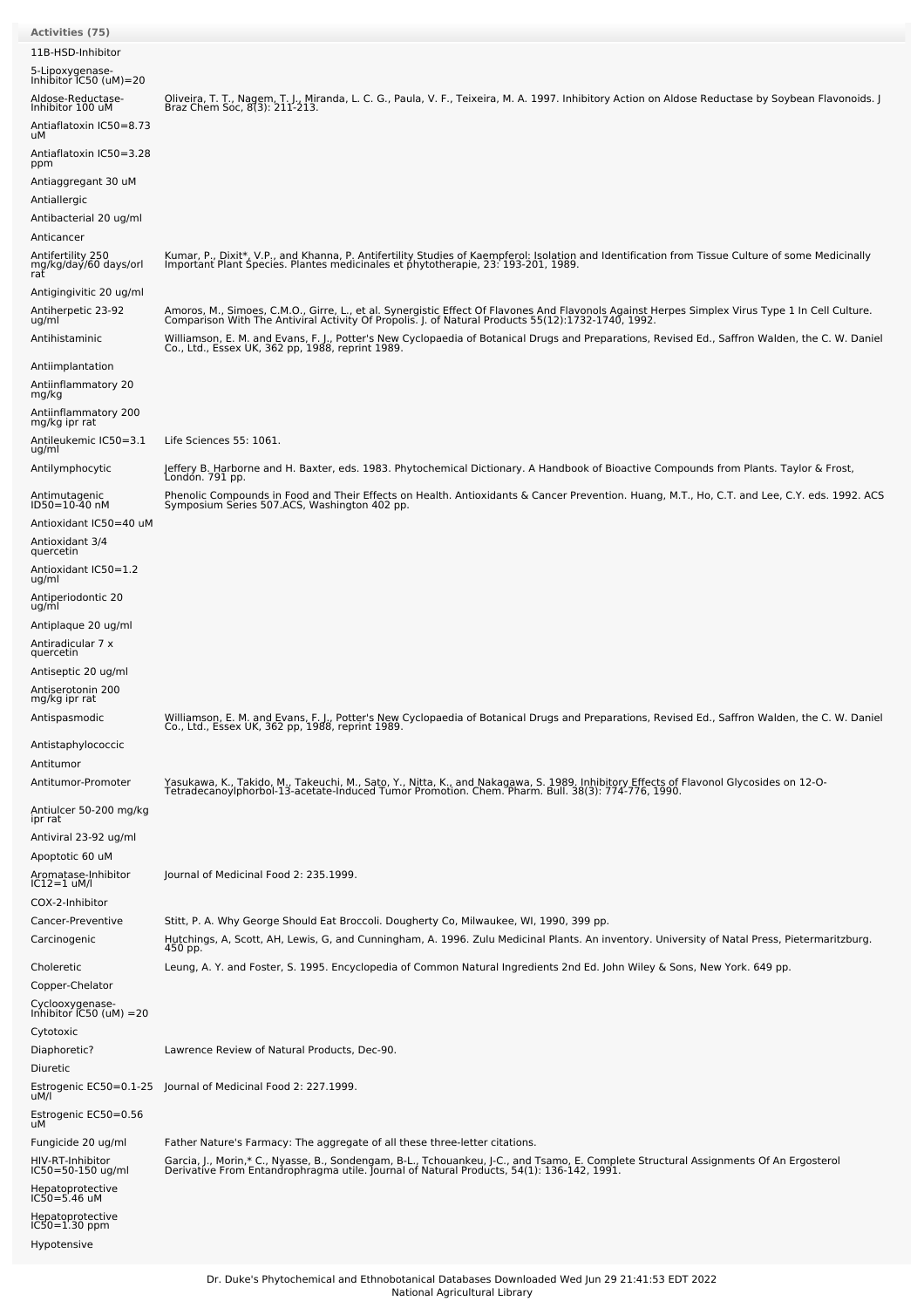**Activities (75)**

| Activity | Reference |
|---|---|
| 11B-HSD-Inhibitor | |
| 5-Lipoxygenase-Inhibitor IC50 (uM)=20 | |
| Aldose-Reductase-Inhibitor 100 uM | Oliveira, T. T., Nagem, T. J., Miranda, L. C. G., Paula, V. F., Teixeira, M. A. 1997. Inhibitory Action on Aldose Reductase by Soybean Flavonoids. J Braz Chem Soc, 8(3): 211-213. |
| Antiaflatoxin IC50=8.73 uM | |
| Antiaflatoxin IC50=3.28 ppm | |
| Antiaggregant 30 uM | |
| Antiallergic | |
| Antibacterial 20 ug/ml | |
| Anticancer | |
| Antifertility 250 mg/kg/day/60 days/orl rat | Kumar, P., Dixit*, V.P., and Khanna, P. Antifertility Studies of Kaempferol: Isolation and Identification from Tissue Culture of some Medicinally Important Plant Species. Plantes medicinales et phytotherapie, 23: 193-201, 1989. |
| Antigingivitic 20 ug/ml | |
| Antiherpetic 23-92 ug/ml | Amoros, M., Simoes, C.M.O., Girre, L., et al. Synergistic Effect Of Flavones And Flavonols Against Herpes Simplex Virus Type 1 In Cell Culture. Comparison With The Antiviral Activity Of Propolis. J. of Natural Products 55(12):1732-1740, 1992. |
| Antihistaminic | Williamson, E. M. and Evans, F. J., Potter's New Cyclopaedia of Botanical Drugs and Preparations, Revised Ed., Saffron Walden, the C. W. Daniel Co., Ltd., Essex UK, 362 pp, 1988, reprint 1989. |
| Antiimplantation | |
| Antiinflammatory 20 mg/kg | |
| Antiinflammatory 200 mg/kg ipr rat | |
| Antileukemic IC50=3.1 ug/ml | Life Sciences 55: 1061. |
| Antilymphocytic | Jeffery B. Harborne and H. Baxter, eds. 1983. Phytochemical Dictionary. A Handbook of Bioactive Compounds from Plants. Taylor & Frost, London. 791 pp. |
| Antimutagenic ID50=10-40 nM | Phenolic Compounds in Food and Their Effects on Health. Antioxidants & Cancer Prevention. Huang, M.T., Ho, C.T. and Lee, C.Y. eds. 1992. ACS Symposium Series 507.ACS, Washington 402 pp. |
| Antioxidant IC50=40 uM | |
| Antioxidant 3/4 quercetin | |
| Antioxidant IC50=1.2 ug/ml | |
| Antiperiodontic 20 ug/ml | |
| Antiplaque 20 ug/ml | |
| Antiradicular 7 x quercetin | |
| Antiseptic 20 ug/ml | |
| Antiserotonin 200 mg/kg ipr rat | |
| Antispasmodic | Williamson, E. M. and Evans, F. J., Potter's New Cyclopaedia of Botanical Drugs and Preparations, Revised Ed., Saffron Walden, the C. W. Daniel Co., Ltd., Essex UK, 362 pp, 1988, reprint 1989. |
| Antistaphylococcic | |
| Antitumor | |
| Antitumor-Promoter | Yasukawa, K., Takido, M., Takeuchi, M., Sato, Y., Nitta, K., and Nakagawa, S. 1989. Inhibitory Effects of Flavonol Glycosides on 12-O-Tetradecanoylphorbol-13-acetate-Induced Tumor Promotion. Chem. Pharm. Bull. 38(3): 774-776, 1990. |
| Antiulcer 50-200 mg/kg ipr rat | |
| Antiviral 23-92 ug/ml | |
| Apoptotic 60 uM | |
| Aromatase-Inhibitor IC12=1 uM/l | Journal of Medicinal Food 2: 235.1999. |
| COX-2-Inhibitor | |
| Cancer-Preventive | Stitt, P. A. Why George Should Eat Broccoli. Dougherty Co, Milwaukee, WI, 1990, 399 pp. |
| Carcinogenic | Hutchings, A, Scott, AH, Lewis, G, and Cunningham, A. 1996. Zulu Medicinal Plants. An inventory. University of Natal Press, Pietermaritzburg. 450 pp. |
| Choleretic | Leung, A. Y. and Foster, S. 1995. Encyclopedia of Common Natural Ingredients 2nd Ed. John Wiley & Sons, New York. 649 pp. |
| Copper-Chelator | |
| Cyclooxygenase-Inhibitor IC50 (uM) =20 | |
| Cytotoxic | |
| Diaphoretic? | Lawrence Review of Natural Products, Dec-90. |
| Diuretic | |
| Estrogenic EC50=0.1-25 uM/l | Journal of Medicinal Food 2: 227.1999. |
| Estrogenic EC50=0.56 uM | |
| Fungicide 20 ug/ml | Father Nature's Farmacy: The aggregate of all these three-letter citations. |
| HIV-RT-Inhibitor IC50=50-150 ug/ml | Garcia, J., Morin,* C., Nyasse, B., Sondengam, B-L., Tchouankeu, J-C., and Tsamo, E. Complete Structural Assignments Of An Ergosterol Derivative From Entandrophragma utile. Journal of Natural Products, 54(1): 136-142, 1991. |
| Hepatoprotective IC50=5.46 uM | |
| Hepatoprotective IC50=1.30 ppm | |
| Hypotensive | |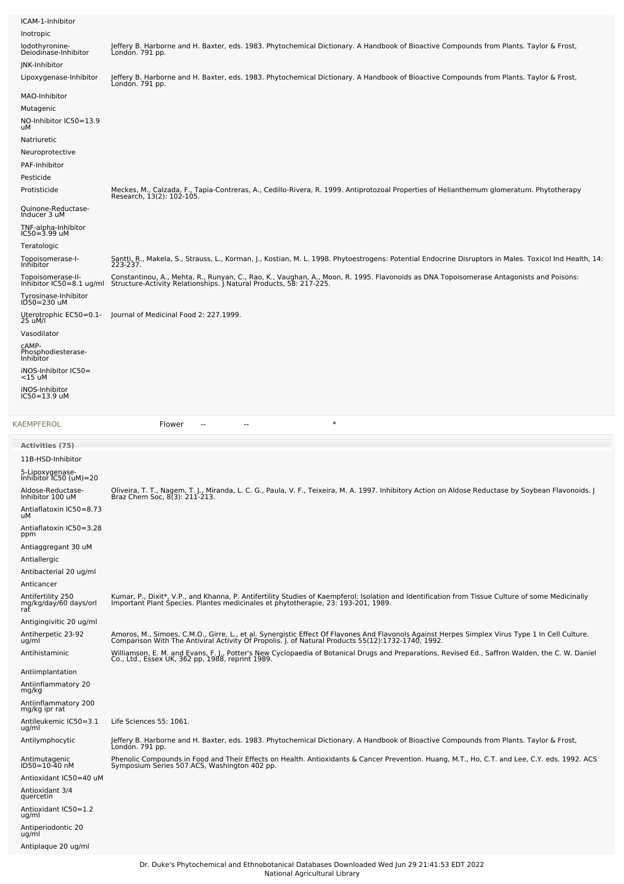| | |
|---|---|
| ICAM-1-Inhibitor | |
| Inotropic | |
| Iodothyronine-Deiodinase-Inhibitor | Jeffery B. Harborne and H. Baxter, eds. 1983. Phytochemical Dictionary. A Handbook of Bioactive Compounds from Plants. Taylor & Frost, London. 791 pp. |
| JNK-Inhibitor | |
| Lipoxygenase-Inhibitor | Jeffery B. Harborne and H. Baxter, eds. 1983. Phytochemical Dictionary. A Handbook of Bioactive Compounds from Plants. Taylor & Frost, London. 791 pp. |
| MAO-Inhibitor | |
| Mutagenic | |
| NO-Inhibitor IC50=13.9 uM | |
| Natriuretic | |
| Neuroprotective | |
| PAF-Inhibitor | |
| Pesticide | |
| Protisticide | Meckes, M., Calzada, F., Tapia-Contreras, A., Cedillo-Rivera, R. 1999. Antiprotozoal Properties of Helianthemum glomeratum. Phytotherapy Research, 13(2): 102-105. |
| Quinone-Reductase-Inducer 3 uM | |
| TNF-alpha-Inhibitor IC50=3.99 uM | |
| Teratologic | |
| Topoisomerase-I-Inhibitor | Santti, R., Makela, S., Strauss, L., Korman, J., Kostian, M. L. 1998. Phytoestrogens: Potential Endocrine Disruptors in Males. Toxicol Ind Health, 14: 223-237. |
| Topoisomerase-II-Inhibitor IC50=8.1 ug/ml | Constantinou, A., Mehta, R., Runyan, C., Rao, K., Vaughan, A., Moon, R. 1995. Flavonoids as DNA Topoisomerase Antagonists and Poisons: Structure-Activity Relationships. J Natural Products, 58: 217-225. |
| Tyrosinase-Inhibitor ID50=230 uM | |
| Uterotrophic EC50=0.1-25 uM/l | Journal of Medicinal Food 2: 227.1999. |
| Vasodilator | |
| cAMP-Phosphodiesterase-Inhibitor | |
| iNOS-Inhibitor IC50= <15 uM | |
| iNOS-Inhibitor IC50=13.9 uM | |

| KAEMPFEROL | Flower | -- | -- | * |
|---|---|---|---|---|

| Activities (75) | |
|---|---|
| 11B-HSD-Inhibitor | |
| 5-Lipoxygenase-Inhibitor IC50 (uM)=20 | |
| Aldose-Reductase-Inhibitor 100 uM | Oliveira, T. T., Nagem, T. J., Miranda, L. C. G., Paula, V. F., Teixeira, M. A. 1997. Inhibitory Action on Aldose Reductase by Soybean Flavonoids. J Braz Chem Soc, 8(3): 211-213. |
| Antiaflatoxin IC50=8.73 uM | |
| Antiaflatoxin IC50=3.28 ppm | |
| Antiaggregant 30 uM | |
| Antiallergic | |
| Antibacterial 20 ug/ml | |
| Anticancer | |
| Antifertility 250 mg/kg/day/60 days/orl rat | Kumar, P., Dixit*, V.P., and Khanna, P. Antifertility Studies of Kaempferol: Isolation and Identification from Tissue Culture of some Medicinally Important Plant Species. Plantes medicinales et phytotherapie, 23: 193-201, 1989. |
| Antigingivitic 20 ug/ml | |
| Antiherpetic 23-92 ug/ml | Amoros, M., Simoes, C.M.O., Girre, L., et al. Synergistic Effect Of Flavones And Flavonols Against Herpes Simplex Virus Type 1 In Cell Culture. Comparison With The Antiviral Activity Of Propolis. J. of Natural Products 55(12):1732-1740, 1992. |
| Antihistaminic | Williamson, E. M. and Evans, F. J., Potter's New Cyclopaedia of Botanical Drugs and Preparations, Revised Ed., Saffron Walden, the C. W. Daniel Co., Ltd., Essex UK, 362 pp, 1988, reprint 1989. |
| Antiimplantation | |
| Antiinflammatory 20 mg/kg | |
| Antiinflammatory 200 mg/kg ipr rat | |
| Antileukemic IC50=3.1 ug/ml | Life Sciences 55: 1061. |
| Antilymphocytic | Jeffery B. Harborne and H. Baxter, eds. 1983. Phytochemical Dictionary. A Handbook of Bioactive Compounds from Plants. Taylor & Frost, London. 791 pp. |
| Antimutagenic ID50=10-40 nM | Phenolic Compounds in Food and Their Effects on Health. Antioxidants & Cancer Prevention. Huang, M.T., Ho, C.T. and Lee, C.Y. eds. 1992. ACS Symposium Series 507.ACS, Washington 402 pp. |
| Antioxidant IC50=40 uM | |
| Antioxidant 3/4 quercetin | |
| Antioxidant IC50=1.2 ug/ml | |
| Antiperiodontic 20 ug/ml | |
| Antiplaque 20 ug/ml | |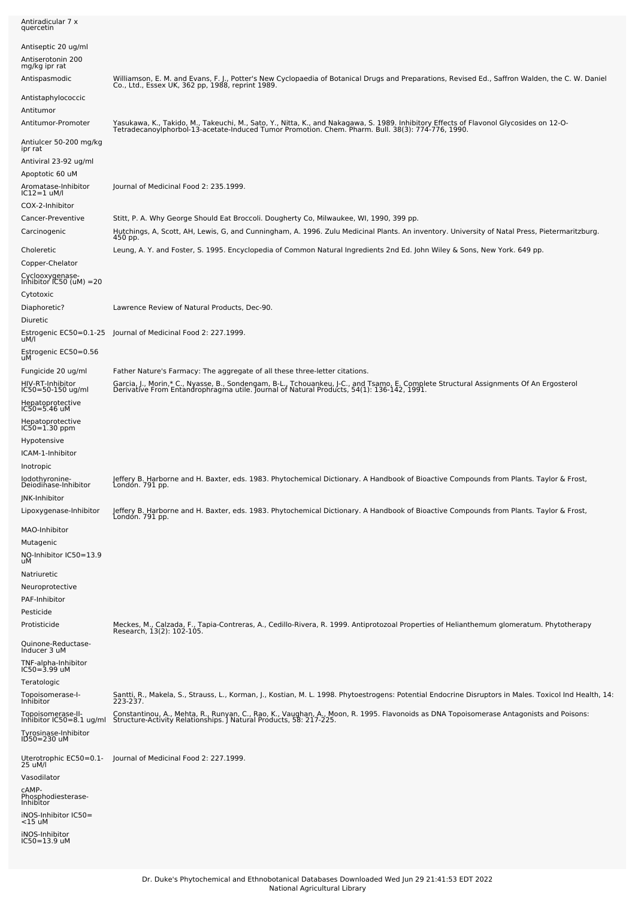| | |
|---|---|
| Antiradicular 7 x quercetin | |
| Antiseptic 20 ug/ml | |
| Antiserotonin 200 mg/kg ipr rat | |
| Antispasmodic | Williamson, E. M. and Evans, F. J., Potter's New Cyclopaedia of Botanical Drugs and Preparations, Revised Ed., Saffron Walden, the C. W. Daniel Co., Ltd., Essex UK, 362 pp, 1988, reprint 1989. |
| Antistaphylococcic | |
| Antitumor | |
| Antitumor-Promoter | Yasukawa, K., Takido, M., Takeuchi, M., Sato, Y., Nitta, K., and Nakagawa, S. 1989. Inhibitory Effects of Flavonol Glycosides on 12-O-Tetradecanoylphorbol-13-acetate-Induced Tumor Promotion. Chem. Pharm. Bull. 38(3): 774-776, 1990. |
| Antiulcer 50-200 mg/kg ipr rat | |
| Antiviral 23-92 ug/ml | |
| Apoptotic 60 uM | |
| Aromatase-Inhibitor IC12=1 uM/l | Journal of Medicinal Food 2: 235.1999. |
| COX-2-Inhibitor | |
| Cancer-Preventive | Stitt, P. A. Why George Should Eat Broccoli. Dougherty Co, Milwaukee, WI, 1990, 399 pp. |
| Carcinogenic | Hutchings, A, Scott, AH, Lewis, G, and Cunningham, A. 1996. Zulu Medicinal Plants. An inventory. University of Natal Press, Pietermaritzburg. 450 pp. |
| Choleretic | Leung, A. Y. and Foster, S. 1995. Encyclopedia of Common Natural Ingredients 2nd Ed. John Wiley & Sons, New York. 649 pp. |
| Copper-Chelator | |
| Cyclooxygenase-Inhibitor IC50 (uM) =20 | |
| Cytotoxic | |
| Diaphoretic? | Lawrence Review of Natural Products, Dec-90. |
| Diuretic | |
| Estrogenic EC50=0.1-25 uM/l | Journal of Medicinal Food 2: 227.1999. |
| Estrogenic EC50=0.56 uM | |
| Fungicide 20 ug/ml | Father Nature's Farmacy: The aggregate of all these three-letter citations. |
| HIV-RT-Inhibitor IC50=50-150 ug/ml | Garcia, J., Morin,* C., Nyasse, B., Sondengam, B-L., Tchouankeu, J-C., and Tsamo, E. Complete Structural Assignments Of An Ergosterol Derivative From Entandrophragma utile. Journal of Natural Products, 54(1): 136-142, 1991. |
| Hepatoprotective IC50=5.46 uM | |
| Hepatoprotective IC50=1.30 ppm | |
| Hypotensive | |
| ICAM-1-Inhibitor | |
| Inotropic | |
| Iodothyronine-Deiodinase-Inhibitor | Jeffery B. Harborne and H. Baxter, eds. 1983. Phytochemical Dictionary. A Handbook of Bioactive Compounds from Plants. Taylor & Frost, London. 791 pp. |
| JNK-Inhibitor | |
| Lipoxygenase-Inhibitor | Jeffery B. Harborne and H. Baxter, eds. 1983. Phytochemical Dictionary. A Handbook of Bioactive Compounds from Plants. Taylor & Frost, London. 791 pp. |
| MAO-Inhibitor | |
| Mutagenic | |
| NO-Inhibitor IC50=13.9 uM | |
| Natriuretic | |
| Neuroprotective | |
| PAF-Inhibitor | |
| Pesticide | |
| Protisticide | Meckes, M., Calzada, F., Tapia-Contreras, A., Cedillo-Rivera, R. 1999. Antiprotozoal Properties of Helianthemum glomeratum. Phytotherapy Research, 13(2): 102-105. |
| Quinone-Reductase-Inducer 3 uM | |
| TNF-alpha-Inhibitor IC50=3.99 uM | |
| Teratologic | |
| Topoisomerase-I-Inhibitor | Santti, R., Makela, S., Strauss, L., Korman, J., Kostian, M. L. 1998. Phytoestrogens: Potential Endocrine Disruptors in Males. Toxicol Ind Health, 14: 223-237. |
| Topoisomerase-II-Inhibitor IC50=8.1 ug/ml | Constantinou, A., Mehta, R., Runyan, C., Rao, K., Vaughan, A., Moon, R. 1995. Flavonoids as DNA Topoisomerase Antagonists and Poisons: Structure-Activity Relationships. J Natural Products, 58: 217-225. |
| Tyrosinase-Inhibitor ID50=230 uM | |
| Uterotrophic EC50=0.1-25 uM/l | Journal of Medicinal Food 2: 227.1999. |
| Vasodilator | |
| cAMP-Phosphodiesterase-Inhibitor | |
| iNOS-Inhibitor IC50= <15 uM | |
| iNOS-Inhibitor IC50=13.9 uM | |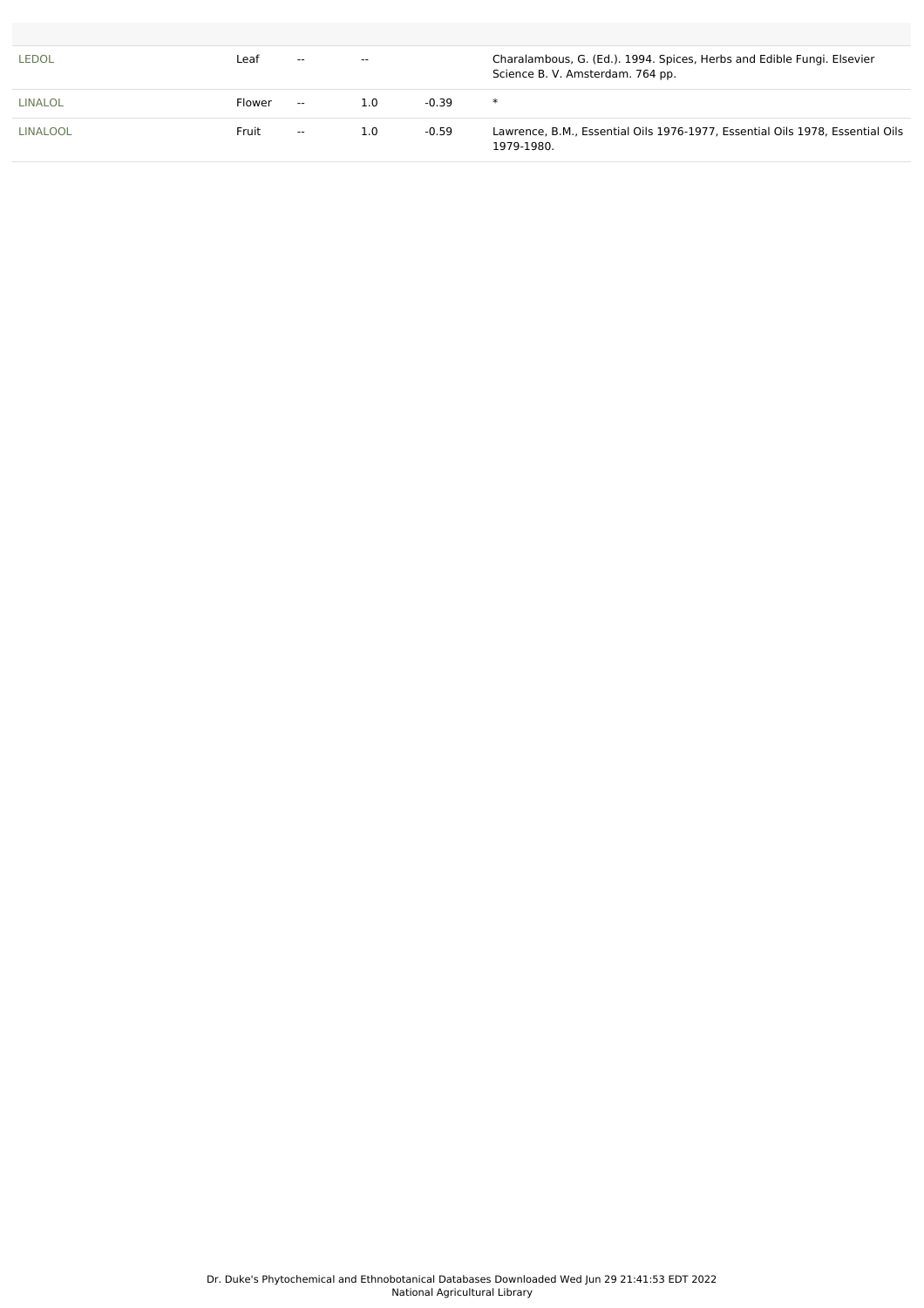| | | | | | |
|---|---|---|---|---|---|
| LEDOL | Leaf | -- | -- | | Charalambous, G. (Ed.). 1994. Spices, Herbs and Edible Fungi. Elsevier Science B. V. Amsterdam. 764 pp. |
| LINALOL | Flower | -- | 1.0 | -0.39 | * |
| LINALOOL | Fruit | -- | 1.0 | -0.59 | Lawrence, B.M., Essential Oils 1976-1977, Essential Oils 1978, Essential Oils 1979-1980. |

Dr. Duke's Phytochemical and Ethnobotanical Databases Downloaded Wed Jun 29 21:41:53 EDT 2022
National Agricultural Library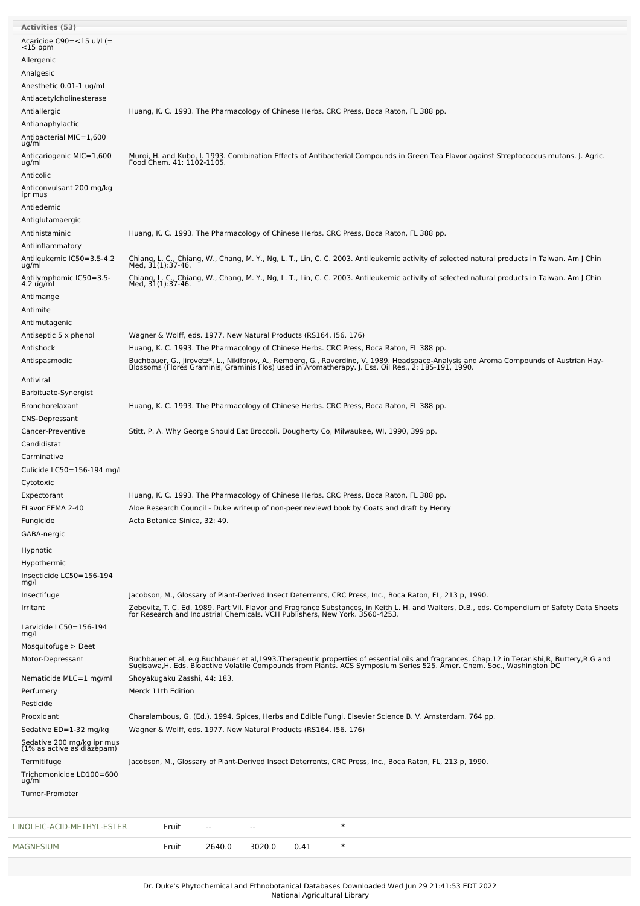**Activities (53)**

| Activity | Reference |
|---|---|
| Acaricide C90=<15 ul/l (=<15 ppm | |
| Allergenic | |
| Analgesic | |
| Anesthetic 0.01-1 ug/ml | |
| Antiacetylcholinesterase | |
| Antiallergic | Huang, K. C. 1993. The Pharmacology of Chinese Herbs. CRC Press, Boca Raton, FL 388 pp. |
| Antianaphylactic | |
| Antibacterial MIC=1,600 ug/ml | |
| Anticariogenic MIC=1,600 ug/ml | Muroi, H. and Kubo, I. 1993. Combination Effects of Antibacterial Compounds in Green Tea Flavor against Streptococcus mutans. J. Agric. Food Chem. 41: 1102-1105. |
| Anticolic | |
| Anticonvulsant 200 mg/kg ipr mus | |
| Antiedemic | |
| Antiglutamaergic | |
| Antihistaminic | Huang, K. C. 1993. The Pharmacology of Chinese Herbs. CRC Press, Boca Raton, FL 388 pp. |
| Antiinflammatory | |
| Antileukemic IC50=3.5-4.2 ug/ml | Chiang, L. C., Chiang, W., Chang, M. Y., Ng, L. T., Lin, C. C. 2003. Antileukemic activity of selected natural products in Taiwan. Am J Chin Med, 31(1):37-46. |
| Antilymphomic IC50=3.5-4.2 ug/ml | Chiang, L. C., Chiang, W., Chang, M. Y., Ng, L. T., Lin, C. C. 2003. Antileukemic activity of selected natural products in Taiwan. Am J Chin Med, 31(1):37-46. |
| Antimange | |
| Antimite | |
| Antimutagenic | |
| Antiseptic 5 x phenol | Wagner & Wolff, eds. 1977. New Natural Products (RS164. I56. 176) |
| Antishock | Huang, K. C. 1993. The Pharmacology of Chinese Herbs. CRC Press, Boca Raton, FL 388 pp. |
| Antispasmodic | Buchbauer, G., Jirovetz*, L., Nikiforov, A., Remberg, G., Raverdino, V. 1989. Headspace-Analysis and Aroma Compounds of Austrian Hay-Blossoms (Flores Graminis, Graminis Flos) used in Aromatherapy. J. Ess. Oil Res., 2: 185-191, 1990. |
| Antiviral | |
| Barbituate-Synergist | |
| Bronchorelaxant | Huang, K. C. 1993. The Pharmacology of Chinese Herbs. CRC Press, Boca Raton, FL 388 pp. |
| CNS-Depressant | |
| Cancer-Preventive | Stitt, P. A. Why George Should Eat Broccoli. Dougherty Co, Milwaukee, WI, 1990, 399 pp. |
| Candidistat | |
| Carminative | |
| Culicide LC50=156-194 mg/l | |
| Cytotoxic | |
| Expectorant | Huang, K. C. 1993. The Pharmacology of Chinese Herbs. CRC Press, Boca Raton, FL 388 pp. |
| FLavor FEMA 2-40 | Aloe Research Council - Duke writeup of non-peer reviewd book by Coats and draft by Henry |
| Fungicide | Acta Botanica Sinica, 32: 49. |
| GABA-nergic | |
| Hypnotic | |
| Hypothermic | |
| Insecticide LC50=156-194 mg/l | |
| Insectifuge | Jacobson, M., Glossary of Plant-Derived Insect Deterrents, CRC Press, Inc., Boca Raton, FL, 213 p, 1990. |
| Irritant | Zebovitz, T. C. Ed. 1989. Part VII. Flavor and Fragrance Substances, in Keith L. H. and Walters, D.B., eds. Compendium of Safety Data Sheets for Research and Industrial Chemicals. VCH Publishers, New York. 3560-4253. |
| Larvicide LC50=156-194 mg/l | |
| Mosquitofuge > Deet | |
| Motor-Depressant | Buchbauer et al, e.g.Buchbauer et al,1993.Therapeutic properties of essential oils and fragrances. Chap.12 in Teranishi,R, Buttery,R.G and Sugisawa,H. Eds. Bioactive Volatile Compounds from Plants. ACS Symposium Series 525. Amer. Chem. Soc., Washington DC |
| Nematicide MLC=1 mg/ml | Shoyakugaku Zasshi, 44: 183. |
| Perfumery | Merck 11th Edition |
| Pesticide | |
| Prooxidant | Charalambous, G. (Ed.). 1994. Spices, Herbs and Edible Fungi. Elsevier Science B. V. Amsterdam. 764 pp. |
| Sedative ED=1-32 mg/kg | Wagner & Wolff, eds. 1977. New Natural Products (RS164. I56. 176) |
| Sedative 200 mg/kg ipr mus (1% as active as diazepam) | |
| Termitifuge | Jacobson, M., Glossary of Plant-Derived Insect Deterrents, CRC Press, Inc., Boca Raton, FL, 213 p, 1990. |
| Trichomonicide LD100=600 ug/ml | |
| Tumor-Promoter | |

| | | | | | |
|---|---|---|---|---|---|
| LINOLEIC-ACID-METHYL-ESTER | Fruit | -- | -- | | * |
| MAGNESIUM | Fruit | 2640.0 | 3020.0 | 0.41 | * |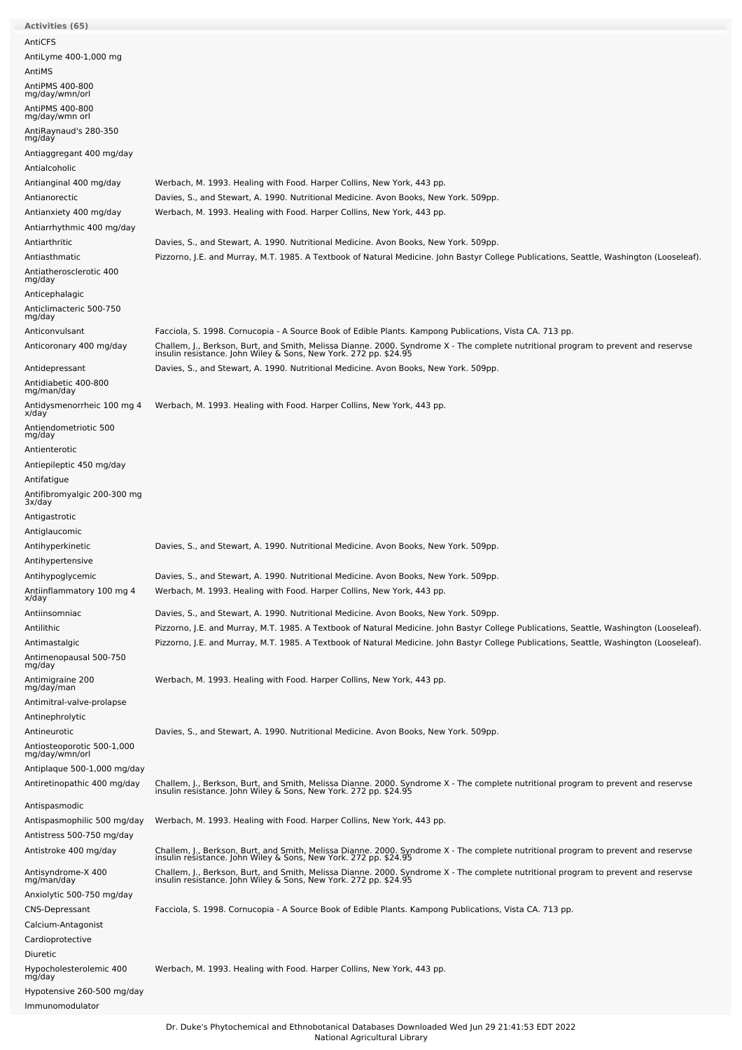| Activities (65) | |
|---|---|
| AntiCFS | |
| AntiLyme 400-1,000 mg | |
| AntiMS | |
| AntiPMS 400-800 mg/day/wmn/orl | |
| AntiPMS 400-800 mg/day/wmn orl | |
| AntiRaynaud's 280-350 mg/day | |
| Antiaggregant 400 mg/day | |
| Antialcoholic | |
| Antianginal 400 mg/day | Werbach, M. 1993. Healing with Food. Harper Collins, New York, 443 pp. |
| Antianorectic | Davies, S., and Stewart, A. 1990. Nutritional Medicine. Avon Books, New York. 509pp. |
| Antianxiety 400 mg/day | Werbach, M. 1993. Healing with Food. Harper Collins, New York, 443 pp. |
| Antiarrhythmic 400 mg/day | |
| Antiarthritic | Davies, S., and Stewart, A. 1990. Nutritional Medicine. Avon Books, New York. 509pp. |
| Antiasthmatic | Pizzorno, J.E. and Murray, M.T. 1985. A Textbook of Natural Medicine. John Bastyr College Publications, Seattle, Washington (Looseleaf). |
| Antiatherosclerotic 400 mg/day | |
| Anticephalagic | |
| Anticlimacteric 500-750 mg/day | |
| Anticonvulsant | Facciola, S. 1998. Cornucopia - A Source Book of Edible Plants. Kampong Publications, Vista CA. 713 pp. |
| Anticoronary 400 mg/day | Challem, J., Berkson, Burt, and Smith, Melissa Dianne. 2000. Syndrome X - The complete nutritional program to prevent and reservse insulin resistance. John Wiley & Sons, New York. 272 pp. $24.95 |
| Antidepressant | Davies, S., and Stewart, A. 1990. Nutritional Medicine. Avon Books, New York. 509pp. |
| Antidiabetic 400-800 mg/man/day | |
| Antidysmenorrheic 100 mg 4 x/day | Werbach, M. 1993. Healing with Food. Harper Collins, New York, 443 pp. |
| Antiendometriotic 500 mg/day | |
| Antienterotic | |
| Antiepileptic 450 mg/day | |
| Antifatigue | |
| Antifibromyalgic 200-300 mg 3x/day | |
| Antigastrotic | |
| Antiglaucomic | |
| Antihyperkinetic | Davies, S., and Stewart, A. 1990. Nutritional Medicine. Avon Books, New York. 509pp. |
| Antihypertensive | |
| Antihypoglycemic | Davies, S., and Stewart, A. 1990. Nutritional Medicine. Avon Books, New York. 509pp. |
| Antiinflammatory 100 mg 4 x/day | Werbach, M. 1993. Healing with Food. Harper Collins, New York, 443 pp. |
| Antiinsomniac | Davies, S., and Stewart, A. 1990. Nutritional Medicine. Avon Books, New York. 509pp. |
| Antilithic | Pizzorno, J.E. and Murray, M.T. 1985. A Textbook of Natural Medicine. John Bastyr College Publications, Seattle, Washington (Looseleaf). |
| Antimastalgic | Pizzorno, J.E. and Murray, M.T. 1985. A Textbook of Natural Medicine. John Bastyr College Publications, Seattle, Washington (Looseleaf). |
| Antimenopausal 500-750 mg/day | |
| Antimigraine 200 mg/day/man | Werbach, M. 1993. Healing with Food. Harper Collins, New York, 443 pp. |
| Antimitral-valve-prolapse | |
| Antinephrolytic | |
| Antineurotic | Davies, S., and Stewart, A. 1990. Nutritional Medicine. Avon Books, New York. 509pp. |
| Antiosteoporotic 500-1,000 mg/day/wmn/orl | |
| Antiplaque 500-1,000 mg/day | |
| Antiretinopathic 400 mg/day | Challem, J., Berkson, Burt, and Smith, Melissa Dianne. 2000. Syndrome X - The complete nutritional program to prevent and reservse insulin resistance. John Wiley & Sons, New York. 272 pp. $24.95 |
| Antispasmodic | |
| Antispasmophilic 500 mg/day | Werbach, M. 1993. Healing with Food. Harper Collins, New York, 443 pp. |
| Antistress 500-750 mg/day | |
| Antistroke 400 mg/day | Challem, J., Berkson, Burt, and Smith, Melissa Dianne. 2000. Syndrome X - The complete nutritional program to prevent and reservse insulin resistance. John Wiley & Sons, New York. 272 pp. $24.95 |
| Antisyndrome-X 400 mg/man/day | Challem, J., Berkson, Burt, and Smith, Melissa Dianne. 2000. Syndrome X - The complete nutritional program to prevent and reservse insulin resistance. John Wiley & Sons, New York. 272 pp. $24.95 |
| Anxiolytic 500-750 mg/day | |
| CNS-Depressant | Facciola, S. 1998. Cornucopia - A Source Book of Edible Plants. Kampong Publications, Vista CA. 713 pp. |
| Calcium-Antagonist | |
| Cardioprotective | |
| Diuretic | |
| Hypocholesterolemic 400 mg/day | Werbach, M. 1993. Healing with Food. Harper Collins, New York, 443 pp. |
| Hypotensive 260-500 mg/day | |
| Immunomodulator | |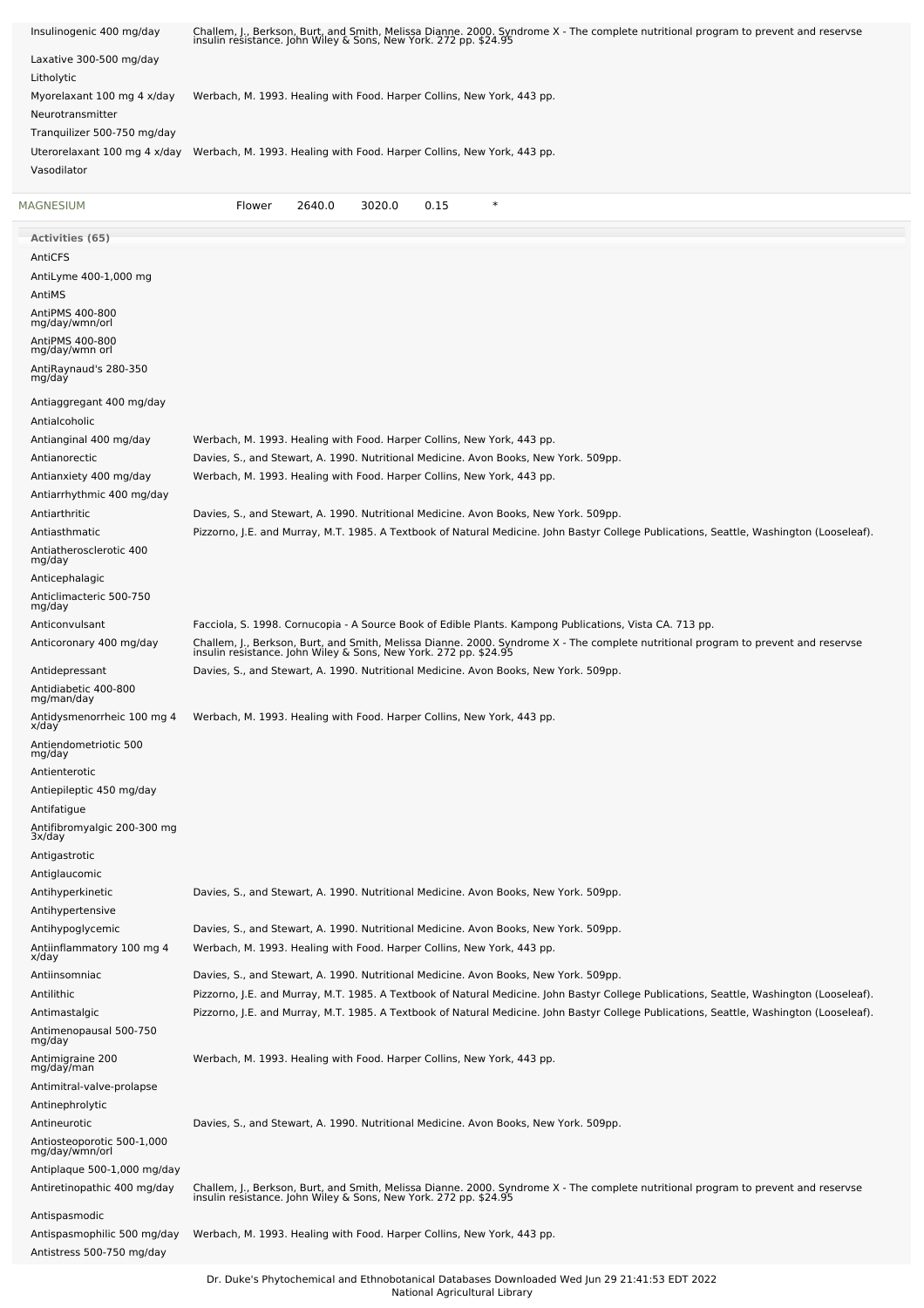| | |
|---|---|
| Insulinogenic 400 mg/day | Challem, J., Berkson, Burt, and Smith, Melissa Dianne. 2000. Syndrome X - The complete nutritional program to prevent and reservse insulin resistance. John Wiley & Sons, New York. 272 pp. $24.95 |
| Laxative 300-500 mg/day | |
| Litholytic | |
| Myorelaxant 100 mg 4 x/day | Werbach, M. 1993. Healing with Food. Harper Collins, New York, 443 pp. |
| Neurotransmitter | |
| Tranquilizer 500-750 mg/day | |
| Uterorelaxant 100 mg 4 x/day | Werbach, M. 1993. Healing with Food. Harper Collins, New York, 443 pp. |
| Vasodilator | |

| MAGNESIUM | Flower | 2640.0 | 3020.0 | 0.15 | * |
|---|---|---|---|---|---|

| Activities (65) | |
|---|---|
| AntiCFS | |
| AntiLyme 400-1,000 mg | |
| AntiMS | |
| AntiPMS 400-800 mg/day/wmn/orl | |
| AntiPMS 400-800 mg/day/wmn orl | |
| AntiRaynaud's 280-350 mg/day | |
| Antiaggregant 400 mg/day | |
| Antialcoholic | |
| Antianginal 400 mg/day | Werbach, M. 1993. Healing with Food. Harper Collins, New York, 443 pp. |
| Antianorectic | Davies, S., and Stewart, A. 1990. Nutritional Medicine. Avon Books, New York. 509pp. |
| Antianxiety 400 mg/day | Werbach, M. 1993. Healing with Food. Harper Collins, New York, 443 pp. |
| Antiarrhythmic 400 mg/day | |
| Antiarthritic | Davies, S., and Stewart, A. 1990. Nutritional Medicine. Avon Books, New York. 509pp. |
| Antiasthmatic | Pizzorno, J.E. and Murray, M.T. 1985. A Textbook of Natural Medicine. John Bastyr College Publications, Seattle, Washington (Looseleaf). |
| Antiatherosclerotic 400 mg/day | |
| Anticephalagic | |
| Anticlimacteric 500-750 mg/day | |
| Anticonvulsant | Facciola, S. 1998. Cornucopia - A Source Book of Edible Plants. Kampong Publications, Vista CA. 713 pp. |
| Anticoronary 400 mg/day | Challem, J., Berkson, Burt, and Smith, Melissa Dianne. 2000. Syndrome X - The complete nutritional program to prevent and reservse insulin resistance. John Wiley & Sons, New York. 272 pp. $24.95 |
| Antidepressant | Davies, S., and Stewart, A. 1990. Nutritional Medicine. Avon Books, New York. 509pp. |
| Antidiabetic 400-800 mg/man/day | |
| Antidysmenorrheic 100 mg 4 x/day | Werbach, M. 1993. Healing with Food. Harper Collins, New York, 443 pp. |
| Antiendometriotic 500 mg/day | |
| Antienterotic | |
| Antiepileptic 450 mg/day | |
| Antifatigue | |
| Antifibromyalgic 200-300 mg 3x/day | |
| Antigastrotic | |
| Antiglaucomic | |
| Antihyperkinetic | Davies, S., and Stewart, A. 1990. Nutritional Medicine. Avon Books, New York. 509pp. |
| Antihypertensive | |
| Antihypoglycemic | Davies, S., and Stewart, A. 1990. Nutritional Medicine. Avon Books, New York. 509pp. |
| Antiinflammatory 100 mg 4 x/day | Werbach, M. 1993. Healing with Food. Harper Collins, New York, 443 pp. |
| Antiinsomniac | Davies, S., and Stewart, A. 1990. Nutritional Medicine. Avon Books, New York. 509pp. |
| Antilithic | Pizzorno, J.E. and Murray, M.T. 1985. A Textbook of Natural Medicine. John Bastyr College Publications, Seattle, Washington (Looseleaf). |
| Antimastalgic | Pizzorno, J.E. and Murray, M.T. 1985. A Textbook of Natural Medicine. John Bastyr College Publications, Seattle, Washington (Looseleaf). |
| Antimenopausal 500-750 mg/day | |
| Antimigraine 200 mg/day/man | Werbach, M. 1993. Healing with Food. Harper Collins, New York, 443 pp. |
| Antimitral-valve-prolapse | |
| Antinephrolytic | |
| Antineurotic | Davies, S., and Stewart, A. 1990. Nutritional Medicine. Avon Books, New York. 509pp. |
| Antiosteoporotic 500-1,000 mg/day/wmn/orl | |
| Antiplaque 500-1,000 mg/day | |
| Antiretinopathic 400 mg/day | Challem, J., Berkson, Burt, and Smith, Melissa Dianne. 2000. Syndrome X - The complete nutritional program to prevent and reservse insulin resistance. John Wiley & Sons, New York. 272 pp. $24.95 |
| Antispasmodic | |
| Antispasmophilic 500 mg/day | Werbach, M. 1993. Healing with Food. Harper Collins, New York, 443 pp. |
| Antistress 500-750 mg/day | |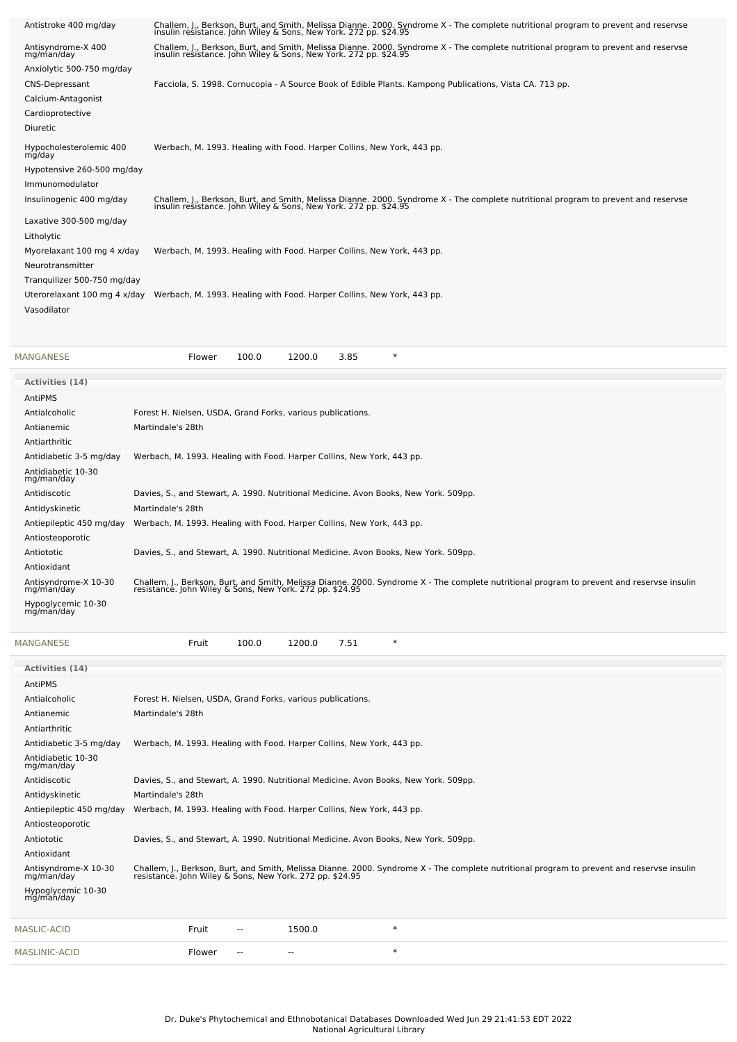| Activity | Reference |
|---|---|
| Antistroke 400 mg/day | Challem, J., Berkson, Burt, and Smith, Melissa Dianne. 2000. Syndrome X - The complete nutritional program to prevent and reservse insulin resistance. John Wiley & Sons, New York. 272 pp. $24.95 |
| Antisyndrome-X 400 mg/man/day | Challem, J., Berkson, Burt, and Smith, Melissa Dianne. 2000. Syndrome X - The complete nutritional program to prevent and reservse insulin resistance. John Wiley & Sons, New York. 272 pp. $24.95 |
| Anxiolytic 500-750 mg/day | |
| CNS-Depressant | Facciola, S. 1998. Cornucopia - A Source Book of Edible Plants. Kampong Publications, Vista CA. 713 pp. |
| Calcium-Antagonist | |
| Cardioprotective | |
| Diuretic | |
| Hypocholesterolemic 400 mg/day | Werbach, M. 1993. Healing with Food. Harper Collins, New York, 443 pp. |
| Hypotensive 260-500 mg/day | |
| Immunomodulator | |
| Insulinogenic 400 mg/day | Challem, J., Berkson, Burt, and Smith, Melissa Dianne. 2000. Syndrome X - The complete nutritional program to prevent and reservse insulin resistance. John Wiley & Sons, New York. 272 pp. $24.95 |
| Laxative 300-500 mg/day | |
| Litholytic | |
| Myorelaxant 100 mg 4 x/day | Werbach, M. 1993. Healing with Food. Harper Collins, New York, 443 pp. |
| Neurotransmitter | |
| Tranquilizer 500-750 mg/day | |
| Uterorelaxant 100 mg 4 x/day | Werbach, M. 1993. Healing with Food. Harper Collins, New York, 443 pp. |
| Vasodilator | |

| Chemical | Part | Low | High | SD | |
|---|---|---|---|---|---|
| MANGANESE | Flower | 100.0 | 1200.0 | 3.85 | * |

**Activities (14)**

| Activity | Reference |
|---|---|
| AntiPMS | |
| Antialcoholic | Forest H. Nielsen, USDA, Grand Forks, various publications. |
| Antianemic | Martindale's 28th |
| Antiarthritic | |
| Antidiabetic 3-5 mg/day | Werbach, M. 1993. Healing with Food. Harper Collins, New York, 443 pp. |
| Antidiabetic 10-30 mg/man/day | |
| Antidiscotic | Davies, S., and Stewart, A. 1990. Nutritional Medicine. Avon Books, New York. 509pp. |
| Antidyskinetic | Martindale's 28th |
| Antiepileptic 450 mg/day | Werbach, M. 1993. Healing with Food. Harper Collins, New York, 443 pp. |
| Antiosteoporotic | |
| Antiototic | Davies, S., and Stewart, A. 1990. Nutritional Medicine. Avon Books, New York. 509pp. |
| Antioxidant | |
| Antisyndrome-X 10-30 mg/man/day | Challem, J., Berkson, Burt, and Smith, Melissa Dianne. 2000. Syndrome X - The complete nutritional program to prevent and reservse insulin resistance. John Wiley & Sons, New York. 272 pp. $24.95 |
| Hypoglycemic 10-30 mg/man/day | |

| Chemical | Part | Low | High | SD | |
|---|---|---|---|---|---|
| MANGANESE | Fruit | 100.0 | 1200.0 | 7.51 | * |

**Activities (14)**

| Activity | Reference |
|---|---|
| AntiPMS | |
| Antialcoholic | Forest H. Nielsen, USDA, Grand Forks, various publications. |
| Antianemic | Martindale's 28th |
| Antiarthritic | |
| Antidiabetic 3-5 mg/day | Werbach, M. 1993. Healing with Food. Harper Collins, New York, 443 pp. |
| Antidiabetic 10-30 mg/man/day | |
| Antidiscotic | Davies, S., and Stewart, A. 1990. Nutritional Medicine. Avon Books, New York. 509pp. |
| Antidyskinetic | Martindale's 28th |
| Antiepileptic 450 mg/day | Werbach, M. 1993. Healing with Food. Harper Collins, New York, 443 pp. |
| Antiosteoporotic | |
| Antiototic | Davies, S., and Stewart, A. 1990. Nutritional Medicine. Avon Books, New York. 509pp. |
| Antioxidant | |
| Antisyndrome-X 10-30 mg/man/day | Challem, J., Berkson, Burt, and Smith, Melissa Dianne. 2000. Syndrome X - The complete nutritional program to prevent and reservse insulin resistance. John Wiley & Sons, New York. 272 pp. $24.95 |
| Hypoglycemic 10-30 mg/man/day | |

| Chemical | Part | Low | High | SD | |
|---|---|---|---|---|---|
| MASLIC-ACID | Fruit | -- | 1500.0 | | * |
| MASLINIC-ACID | Flower | -- | -- | | * |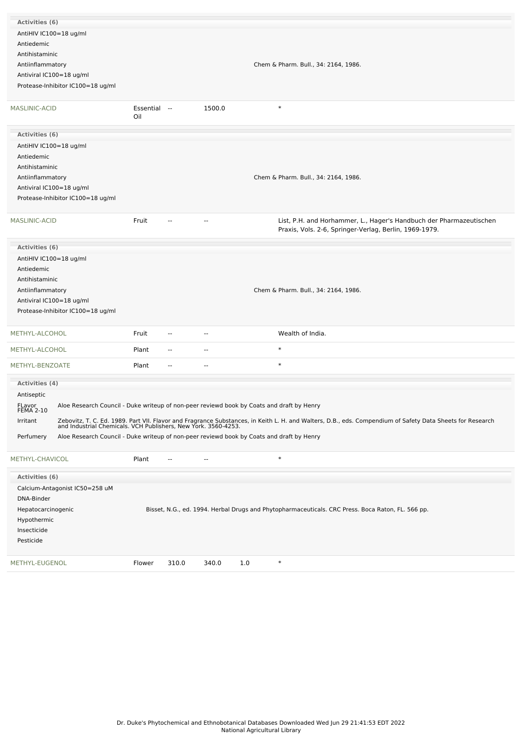**Activities (6)**

AntiHIV IC100=18 ug/ml
Antiedemic
Antihistaminic
Antiinflammatory
Antiviral IC100=18 ug/ml
Protease-Inhibitor IC100=18 ug/ml

Chem & Pharm. Bull., 34: 2164, 1986.

| MASLINIC-ACID | Essential Oil | -- | 1500.0 | | * |
|---|---|---|---|---|---|

**Activities (6)**

AntiHIV IC100=18 ug/ml
Antiedemic
Antihistaminic
Antiinflammatory
Antiviral IC100=18 ug/ml
Protease-Inhibitor IC100=18 ug/ml

Chem & Pharm. Bull., 34: 2164, 1986.

| MASLINIC-ACID | Fruit | -- | -- | | List, P.H. and Horhammer, L., Hager's Handbuch der Pharmazeutischen Praxis, Vols. 2-6, Springer-Verlag, Berlin, 1969-1979. |
|---|---|---|---|---|---|

**Activities (6)**

AntiHIV IC100=18 ug/ml
Antiedemic
Antihistaminic
Antiinflammatory
Antiviral IC100=18 ug/ml
Protease-Inhibitor IC100=18 ug/ml

Chem & Pharm. Bull., 34: 2164, 1986.

| METHYL-ALCOHOL | Fruit | -- | -- | | Wealth of India. |
|---|---|---|---|---|---|
| METHYL-ALCOHOL | Plant | -- | -- | | * |
| METHYL-BENZOATE | Plant | -- | -- | | * |

**Activities (4)**

| Activity | Reference |
|---|---|
| Antiseptic | |
| FLavor FEMA 2-10 | Aloe Research Council - Duke writeup of non-peer reviewd book by Coats and draft by Henry |
| Irritant | Zebovitz, T. C. Ed. 1989. Part VII. Flavor and Fragrance Substances, in Keith L. H. and Walters, D.B., eds. Compendium of Safety Data Sheets for Research and Industrial Chemicals. VCH Publishers, New York. 3560-4253. |
| Perfumery | Aloe Research Council - Duke writeup of non-peer reviewd book by Coats and draft by Henry |

| METHYL-CHAVICOL | Plant | -- | -- | | * |
|---|---|---|---|---|---|

**Activities (6)**

Calcium-Antagonist IC50=258 uM
DNA-Binder
Hepatocarcinogenic
Hypothermic
Insecticide
Pesticide

Bisset, N.G., ed. 1994. Herbal Drugs and Phytopharmaceuticals. CRC Press. Boca Raton, FL. 566 pp.

| METHYL-EUGENOL | Flower | 310.0 | 340.0 | 1.0 | * |
|---|---|---|---|---|---|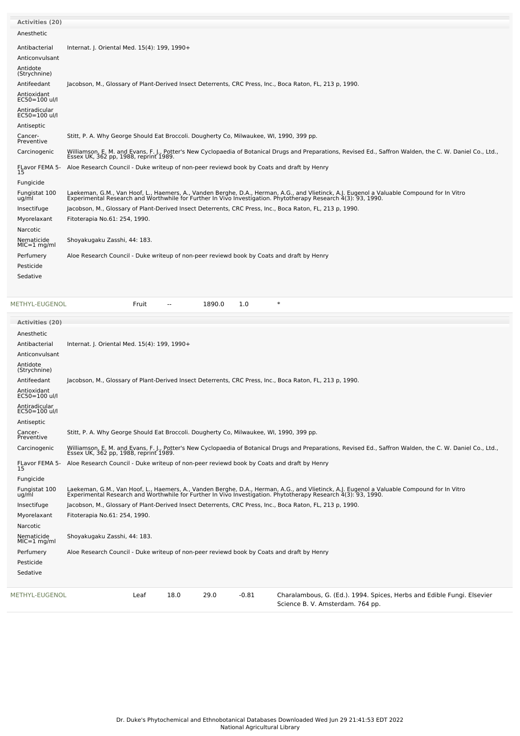**Activities (20)**

| Activity | Reference |
|---|---|
| Anesthetic | |
| Antibacterial | Internat. J. Oriental Med. 15(4): 199, 1990+ |
| Anticonvulsant | |
| Antidote (Strychnine) | |
| Antifeedant | Jacobson, M., Glossary of Plant-Derived Insect Deterrents, CRC Press, Inc., Boca Raton, FL, 213 p, 1990. |
| Antioxidant EC50=100 ul/l | |
| Antiradicular EC50=100 ul/l | |
| Antiseptic | |
| Cancer-Preventive | Stitt, P. A. Why George Should Eat Broccoli. Dougherty Co, Milwaukee, WI, 1990, 399 pp. |
| Carcinogenic | Williamson, E. M. and Evans, F. J., Potter's New Cyclopaedia of Botanical Drugs and Preparations, Revised Ed., Saffron Walden, the C. W. Daniel Co., Ltd., Essex UK, 362 pp, 1988, reprint 1989. |
| FLavor FEMA 5-15 | Aloe Research Council - Duke writeup of non-peer reviewd book by Coats and draft by Henry |
| Fungicide | |
| Fungistat 100 ug/ml | Laekeman, G.M., Van Hoof, L., Haemers, A., Vanden Berghe, D.A., Herman, A.G., and Vlietinck, A.J. Eugenol a Valuable Compound for In Vitro Experimental Research and Worthwhile for Further In Vivo Investigation. Phytotherapy Research 4(3): 93, 1990. |
| Insectifuge | Jacobson, M., Glossary of Plant-Derived Insect Deterrents, CRC Press, Inc., Boca Raton, FL, 213 p, 1990. |
| Myorelaxant | Fitoterapia No.61: 254, 1990. |
| Narcotic | |
| Nematicide MIC=1 mg/ml | Shoyakugaku Zasshi, 44: 183. |
| Perfumery | Aloe Research Council - Duke writeup of non-peer reviewd book by Coats and draft by Henry |
| Pesticide | |
| Sedative | |

| Chemical | Part | Low | High | SD | Reference |
|---|---|---|---|---|---|
| METHYL-EUGENOL | Fruit | -- | 1890.0 | 1.0 | * |

**Activities (20)**

| Activity | Reference |
|---|---|
| Anesthetic | |
| Antibacterial | Internat. J. Oriental Med. 15(4): 199, 1990+ |
| Anticonvulsant | |
| Antidote (Strychnine) | |
| Antifeedant | Jacobson, M., Glossary of Plant-Derived Insect Deterrents, CRC Press, Inc., Boca Raton, FL, 213 p, 1990. |
| Antioxidant EC50=100 ul/l | |
| Antiradicular EC50=100 ul/l | |
| Antiseptic | |
| Cancer-Preventive | Stitt, P. A. Why George Should Eat Broccoli. Dougherty Co, Milwaukee, WI, 1990, 399 pp. |
| Carcinogenic | Williamson, E. M. and Evans, F. J., Potter's New Cyclopaedia of Botanical Drugs and Preparations, Revised Ed., Saffron Walden, the C. W. Daniel Co., Ltd., Essex UK, 362 pp, 1988, reprint 1989. |
| FLavor FEMA 5-15 | Aloe Research Council - Duke writeup of non-peer reviewd book by Coats and draft by Henry |
| Fungicide | |
| Fungistat 100 ug/ml | Laekeman, G.M., Van Hoof, L., Haemers, A., Vanden Berghe, D.A., Herman, A.G., and Vlietinck, A.J. Eugenol a Valuable Compound for In Vitro Experimental Research and Worthwhile for Further In Vivo Investigation. Phytotherapy Research 4(3): 93, 1990. |
| Insectifuge | Jacobson, M., Glossary of Plant-Derived Insect Deterrents, CRC Press, Inc., Boca Raton, FL, 213 p, 1990. |
| Myorelaxant | Fitoterapia No.61: 254, 1990. |
| Narcotic | |
| Nematicide MIC=1 mg/ml | Shoyakugaku Zasshi, 44: 183. |
| Perfumery | Aloe Research Council - Duke writeup of non-peer reviewd book by Coats and draft by Henry |
| Pesticide | |
| Sedative | |

| Chemical | Part | Low | High | SD | Reference |
|---|---|---|---|---|---|
| METHYL-EUGENOL | Leaf | 18.0 | 29.0 | -0.81 | Charalambous, G. (Ed.). 1994. Spices, Herbs and Edible Fungi. Elsevier Science B. V. Amsterdam. 764 pp. |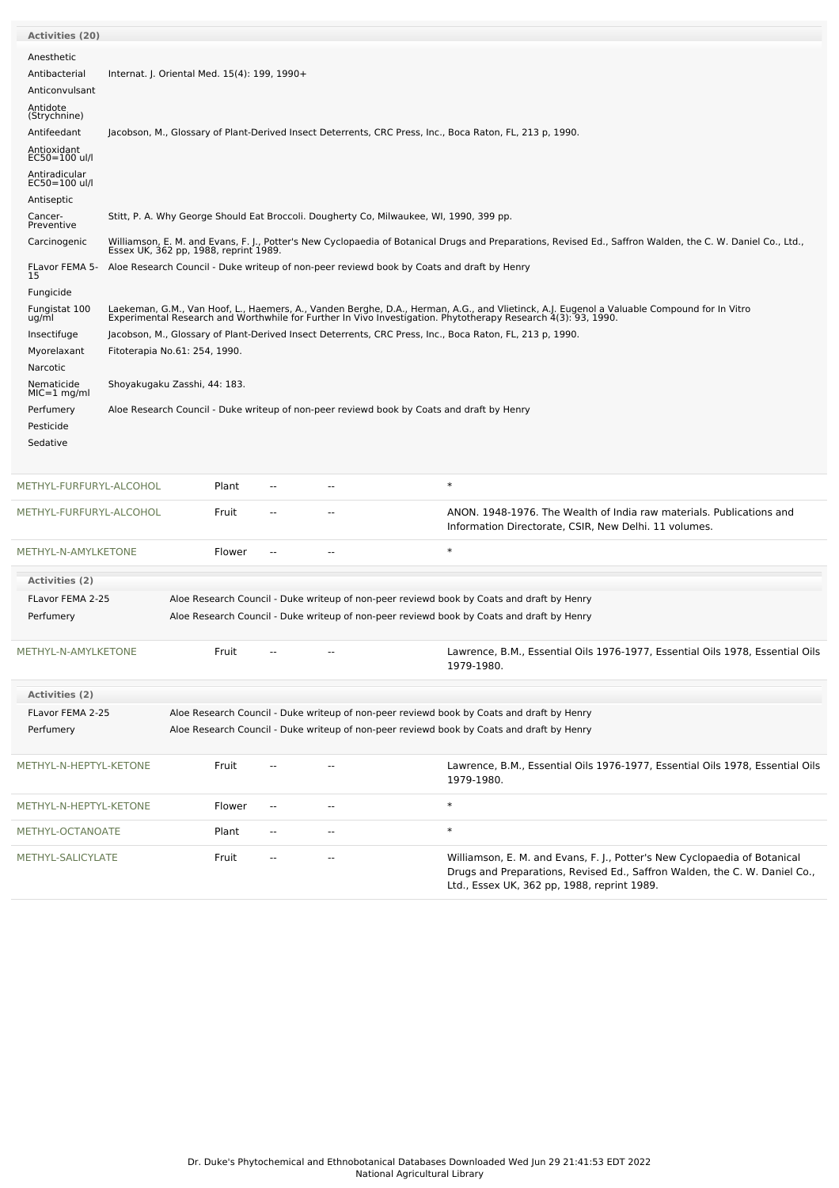**Activities (20)**

| Activity | Reference |
|---|---|
| Anesthetic | |
| Antibacterial | Internat. J. Oriental Med. 15(4): 199, 1990+ |
| Anticonvulsant | |
| Antidote (Strychnine) | |
| Antifeedant | Jacobson, M., Glossary of Plant-Derived Insect Deterrents, CRC Press, Inc., Boca Raton, FL, 213 p, 1990. |
| Antioxidant EC50=100 ul/l | |
| Antiradicular EC50=100 ul/l | |
| Antiseptic | |
| Cancer-Preventive | Stitt, P. A. Why George Should Eat Broccoli. Dougherty Co, Milwaukee, WI, 1990, 399 pp. |
| Carcinogenic | Williamson, E. M. and Evans, F. J., Potter's New Cyclopaedia of Botanical Drugs and Preparations, Revised Ed., Saffron Walden, the C. W. Daniel Co., Ltd., Essex UK, 362 pp, 1988, reprint 1989. |
| FLavor FEMA 5-15 | Aloe Research Council - Duke writeup of non-peer reviewd book by Coats and draft by Henry |
| Fungicide | |
| Fungistat 100 ug/ml | Laekeman, G.M., Van Hoof, L., Haemers, A., Vanden Berghe, D.A., Herman, A.G., and Vlietinck, A.J. Eugenol a Valuable Compound for In Vitro Experimental Research and Worthwhile for Further In Vivo Investigation. Phytotherapy Research 4(3): 93, 1990. |
| Insectifuge | Jacobson, M., Glossary of Plant-Derived Insect Deterrents, CRC Press, Inc., Boca Raton, FL, 213 p, 1990. |
| Myorelaxant | Fitoterapia No.61: 254, 1990. |
| Narcotic | |
| Nematicide MIC=1 mg/ml | Shoyakugaku Zasshi, 44: 183. |
| Perfumery | Aloe Research Council - Duke writeup of non-peer reviewd book by Coats and draft by Henry |
| Pesticide | |
| Sedative | |

| Chemical | Part | Low | High | Reference |
|---|---|---|---|---|
| METHYL-FURFURYL-ALCOHOL | Plant | -- | -- | * |
| METHYL-FURFURYL-ALCOHOL | Fruit | -- | -- | ANON. 1948-1976. The Wealth of India raw materials. Publications and Information Directorate, CSIR, New Delhi. 11 volumes. |
| METHYL-N-AMYLKETONE | Flower | -- | -- | * |

**Activities (2)**

| Activity | Reference |
|---|---|
| FLavor FEMA 2-25 | Aloe Research Council - Duke writeup of non-peer reviewd book by Coats and draft by Henry |
| Perfumery | Aloe Research Council - Duke writeup of non-peer reviewd book by Coats and draft by Henry |

| Chemical | Part | Low | High | Reference |
|---|---|---|---|---|
| METHYL-N-AMYLKETONE | Fruit | -- | -- | Lawrence, B.M., Essential Oils 1976-1977, Essential Oils 1978, Essential Oils 1979-1980. |

**Activities (2)**

| Activity | Reference |
|---|---|
| FLavor FEMA 2-25 | Aloe Research Council - Duke writeup of non-peer reviewd book by Coats and draft by Henry |
| Perfumery | Aloe Research Council - Duke writeup of non-peer reviewd book by Coats and draft by Henry |

| Chemical | Part | Low | High | Reference |
|---|---|---|---|---|
| METHYL-N-HEPTYL-KETONE | Fruit | -- | -- | Lawrence, B.M., Essential Oils 1976-1977, Essential Oils 1978, Essential Oils 1979-1980. |
| METHYL-N-HEPTYL-KETONE | Flower | -- | -- | * |
| METHYL-OCTANOATE | Plant | -- | -- | * |
| METHYL-SALICYLATE | Fruit | -- | -- | Williamson, E. M. and Evans, F. J., Potter's New Cyclopaedia of Botanical Drugs and Preparations, Revised Ed., Saffron Walden, the C. W. Daniel Co., Ltd., Essex UK, 362 pp, 1988, reprint 1989. |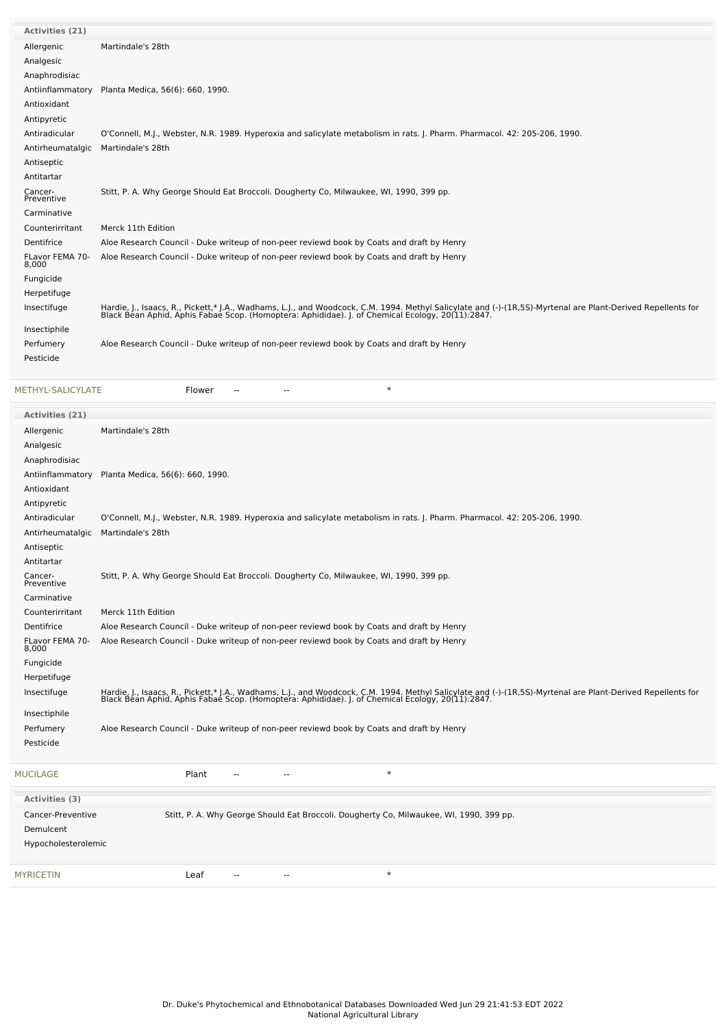**Activities (21)**

| Activity | Reference |
|---|---|
| Allergenic | Martindale's 28th |
| Analgesic | |
| Anaphrodisiac | |
| Antiinflammatory | Planta Medica, 56(6): 660, 1990. |
| Antioxidant | |
| Antipyretic | |
| Antiradicular | O'Connell, M.J., Webster, N.R. 1989. Hyperoxia and salicylate metabolism in rats. J. Pharm. Pharmacol. 42: 205-206, 1990. |
| Antirheumatalgic | Martindale's 28th |
| Antiseptic | |
| Antitartar | |
| Cancer-Preventive | Stitt, P. A. Why George Should Eat Broccoli. Dougherty Co, Milwaukee, WI, 1990, 399 pp. |
| Carminative | |
| Counterirritant | Merck 11th Edition |
| Dentifrice | Aloe Research Council - Duke writeup of non-peer reviewd book by Coats and draft by Henry |
| FLavor FEMA 70-8,000 | Aloe Research Council - Duke writeup of non-peer reviewd book by Coats and draft by Henry |
| Fungicide | |
| Herpetifuge | |
| Insectifuge | Hardie, J., Isaacs, R., Pickett,* J.A., Wadhams, L.J., and Woodcock, C.M. 1994. Methyl Salicylate and (-)-(1R,5S)-Myrtenal are Plant-Derived Repellents for Black Bean Aphid, Aphis Fabae Scop. (Homoptera: Aphididae). J. of Chemical Ecology, 20(11):2847. |
| Insectiphile | |
| Perfumery | Aloe Research Council - Duke writeup of non-peer reviewd book by Coats and draft by Henry |
| Pesticide | |

| METHYL-SALICYLATE | Flower | -- | -- | * |
|---|---|---|---|---|

**Activities (21)**

| Activity | Reference |
|---|---|
| Allergenic | Martindale's 28th |
| Analgesic | |
| Anaphrodisiac | |
| Antiinflammatory | Planta Medica, 56(6): 660, 1990. |
| Antioxidant | |
| Antipyretic | |
| Antiradicular | O'Connell, M.J., Webster, N.R. 1989. Hyperoxia and salicylate metabolism in rats. J. Pharm. Pharmacol. 42: 205-206, 1990. |
| Antirheumatalgic | Martindale's 28th |
| Antiseptic | |
| Antitartar | |
| Cancer-Preventive | Stitt, P. A. Why George Should Eat Broccoli. Dougherty Co, Milwaukee, WI, 1990, 399 pp. |
| Carminative | |
| Counterirritant | Merck 11th Edition |
| Dentifrice | Aloe Research Council - Duke writeup of non-peer reviewd book by Coats and draft by Henry |
| FLavor FEMA 70-8,000 | Aloe Research Council - Duke writeup of non-peer reviewd book by Coats and draft by Henry |
| Fungicide | |
| Herpetifuge | |
| Insectifuge | Hardie, J., Isaacs, R., Pickett,* J.A., Wadhams, L.J., and Woodcock, C.M. 1994. Methyl Salicylate and (-)-(1R,5S)-Myrtenal are Plant-Derived Repellents for Black Bean Aphid, Aphis Fabae Scop. (Homoptera: Aphididae). J. of Chemical Ecology, 20(11):2847. |
| Insectiphile | |
| Perfumery | Aloe Research Council - Duke writeup of non-peer reviewd book by Coats and draft by Henry |
| Pesticide | |

| MUCILAGE | Plant | -- | -- | * |
|---|---|---|---|---|

**Activities (3)**

| Activity | Reference |
|---|---|
| Cancer-Preventive | Stitt, P. A. Why George Should Eat Broccoli. Dougherty Co, Milwaukee, WI, 1990, 399 pp. |
| Demulcent | |
| Hypocholesterolemic | |

| MYRICETIN | Leaf | -- | -- | * |
|---|---|---|---|---|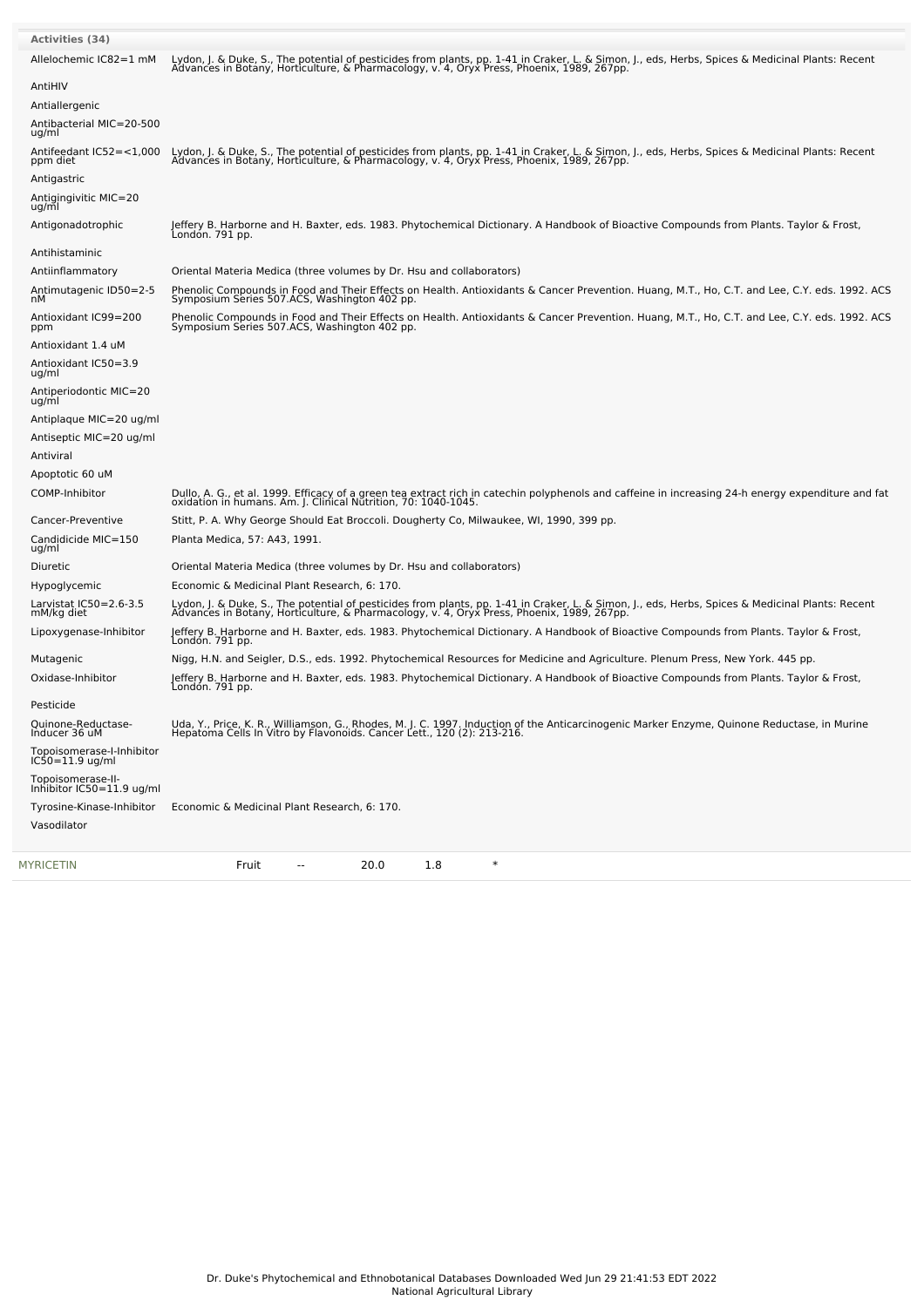**Activities (34)**

| Activity | Reference |
|---|---|
| Allelochemic IC82=1 mM | Lydon, J. & Duke, S., The potential of pesticides from plants, pp. 1-41 in Craker, L. & Simon, J., eds, Herbs, Spices & Medicinal Plants: Recent Advances in Botany, Horticulture, & Pharmacology, v. 4, Oryx Press, Phoenix, 1989, 267pp. |
| AntiHIV | |
| Antiallergenic | |
| Antibacterial MIC=20-500 ug/ml | |
| Antifeedant IC52=<1,000 ppm diet | Lydon, J. & Duke, S., The potential of pesticides from plants, pp. 1-41 in Craker, L. & Simon, J., eds, Herbs, Spices & Medicinal Plants: Recent Advances in Botany, Horticulture, & Pharmacology, v. 4, Oryx Press, Phoenix, 1989, 267pp. |
| Antigastric | |
| Antigingivitic MIC=20 ug/ml | |
| Antigonadotrophic | Jeffery B. Harborne and H. Baxter, eds. 1983. Phytochemical Dictionary. A Handbook of Bioactive Compounds from Plants. Taylor & Frost, London. 791 pp. |
| Antihistaminic | |
| Antiinflammatory | Oriental Materia Medica (three volumes by Dr. Hsu and collaborators) |
| Antimutagenic ID50=2-5 nM | Phenolic Compounds in Food and Their Effects on Health. Antioxidants & Cancer Prevention. Huang, M.T., Ho, C.T. and Lee, C.Y. eds. 1992. ACS Symposium Series 507.ACS, Washington 402 pp. |
| Antioxidant IC99=200 ppm | Phenolic Compounds in Food and Their Effects on Health. Antioxidants & Cancer Prevention. Huang, M.T., Ho, C.T. and Lee, C.Y. eds. 1992. ACS Symposium Series 507.ACS, Washington 402 pp. |
| Antioxidant 1.4 uM | |
| Antioxidant IC50=3.9 ug/ml | |
| Antiperiodontic MIC=20 ug/ml | |
| Antiplaque MIC=20 ug/ml | |
| Antiseptic MIC=20 ug/ml | |
| Antiviral | |
| Apoptotic 60 uM | |
| COMP-Inhibitor | Dullo, A. G., et al. 1999. Efficacy of a green tea extract rich in catechin polyphenols and caffeine in increasing 24-h energy expenditure and fat oxidation in humans. Am. J. Clinical Nutrition, 70: 1040-1045. |
| Cancer-Preventive | Stitt, P. A. Why George Should Eat Broccoli. Dougherty Co, Milwaukee, WI, 1990, 399 pp. |
| Candidicide MIC=150 ug/ml | Planta Medica, 57: A43, 1991. |
| Diuretic | Oriental Materia Medica (three volumes by Dr. Hsu and collaborators) |
| Hypoglycemic | Economic & Medicinal Plant Research, 6: 170. |
| Larvistat IC50=2.6-3.5 mM/kg diet | Lydon, J. & Duke, S., The potential of pesticides from plants, pp. 1-41 in Craker, L. & Simon, J., eds, Herbs, Spices & Medicinal Plants: Recent Advances in Botany, Horticulture, & Pharmacology, v. 4, Oryx Press, Phoenix, 1989, 267pp. |
| Lipoxygenase-Inhibitor | Jeffery B. Harborne and H. Baxter, eds. 1983. Phytochemical Dictionary. A Handbook of Bioactive Compounds from Plants. Taylor & Frost, London. 791 pp. |
| Mutagenic | Nigg, H.N. and Seigler, D.S., eds. 1992. Phytochemical Resources for Medicine and Agriculture. Plenum Press, New York. 445 pp. |
| Oxidase-Inhibitor | Jeffery B. Harborne and H. Baxter, eds. 1983. Phytochemical Dictionary. A Handbook of Bioactive Compounds from Plants. Taylor & Frost, London. 791 pp. |
| Pesticide | |
| Quinone-Reductase-Inducer 36 uM | Uda, Y., Price, K. R., Williamson, G., Rhodes, M. J. C. 1997. Induction of the Anticarcinogenic Marker Enzyme, Quinone Reductase, in Murine Hepatoma Cells In Vitro by Flavonoids. Cancer Lett., 120 (2): 213-216. |
| Topoisomerase-I-Inhibitor IC50=11.9 ug/ml | |
| Topoisomerase-II-Inhibitor IC50=11.9 ug/ml | |
| Tyrosine-Kinase-Inhibitor | Economic & Medicinal Plant Research, 6: 170. |
| Vasodilator | |

| | | | | | |
|---|---|---|---|---|---|
| MYRICETIN | Fruit | -- | 20.0 | 1.8 | * |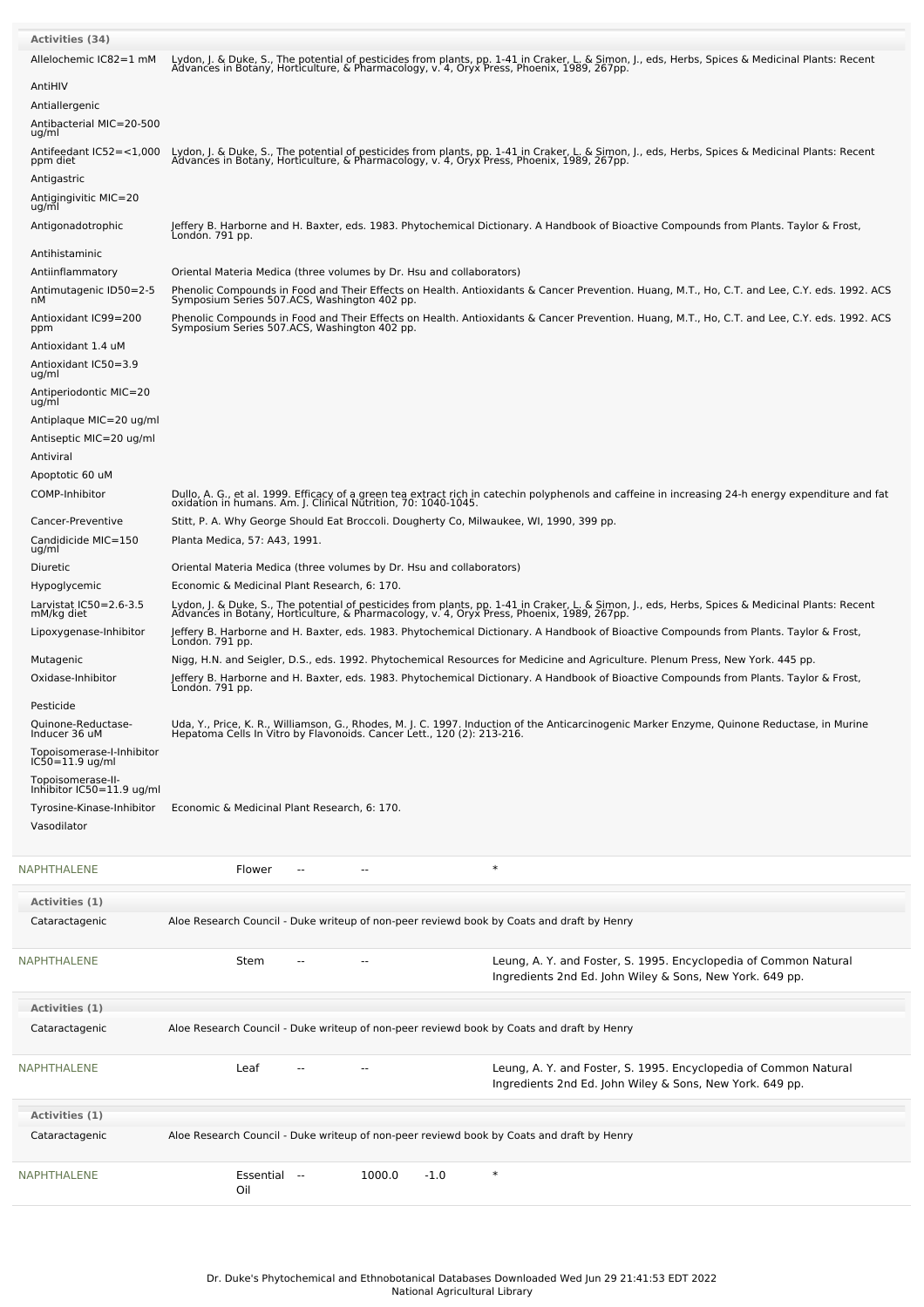**Activities (34)**

| Activity | Reference |
|---|---|
| Allelochemic IC82=1 mM | Lydon, J. & Duke, S., The potential of pesticides from plants, pp. 1-41 in Craker, L. & Simon, J., eds, Herbs, Spices & Medicinal Plants: Recent Advances in Botany, Horticulture, & Pharmacology, v. 4, Oryx Press, Phoenix, 1989, 267pp. |
| AntiHIV | |
| Antiallergenic | |
| Antibacterial MIC=20-500 ug/ml | |
| Antifeedant IC52=<1,000 ppm diet | Lydon, J. & Duke, S., The potential of pesticides from plants, pp. 1-41 in Craker, L. & Simon, J., eds, Herbs, Spices & Medicinal Plants: Recent Advances in Botany, Horticulture, & Pharmacology, v. 4, Oryx Press, Phoenix, 1989, 267pp. |
| Antigastric | |
| Antigingivitic MIC=20 ug/ml | |
| Antigonadotrophic | Jeffery B. Harborne and H. Baxter, eds. 1983. Phytochemical Dictionary. A Handbook of Bioactive Compounds from Plants. Taylor & Frost, London. 791 pp. |
| Antihistaminic | |
| Antiinflammatory | Oriental Materia Medica (three volumes by Dr. Hsu and collaborators) |
| Antimutagenic ID50=2-5 nM | Phenolic Compounds in Food and Their Effects on Health. Antioxidants & Cancer Prevention. Huang, M.T., Ho, C.T. and Lee, C.Y. eds. 1992. ACS Symposium Series 507.ACS, Washington 402 pp. |
| Antioxidant IC99=200 ppm | Phenolic Compounds in Food and Their Effects on Health. Antioxidants & Cancer Prevention. Huang, M.T., Ho, C.T. and Lee, C.Y. eds. 1992. ACS Symposium Series 507.ACS, Washington 402 pp. |
| Antioxidant 1.4 uM | |
| Antioxidant IC50=3.9 ug/ml | |
| Antiperiodontic MIC=20 ug/ml | |
| Antiplaque MIC=20 ug/ml | |
| Antiseptic MIC=20 ug/ml | |
| Antiviral | |
| Apoptotic 60 uM | |
| COMP-Inhibitor | Dullo, A. G., et al. 1999. Efficacy of a green tea extract rich in catechin polyphenols and caffeine in increasing 24-h energy expenditure and fat oxidation in humans. Am. J. Clinical Nutrition, 70: 1040-1045. |
| Cancer-Preventive | Stitt, P. A. Why George Should Eat Broccoli. Dougherty Co, Milwaukee, WI, 1990, 399 pp. |
| Candidicide MIC=150 ug/ml | Planta Medica, 57: A43, 1991. |
| Diuretic | Oriental Materia Medica (three volumes by Dr. Hsu and collaborators) |
| Hypoglycemic | Economic & Medicinal Plant Research, 6: 170. |
| Larvistat IC50=2.6-3.5 mM/kg diet | Lydon, J. & Duke, S., The potential of pesticides from plants, pp. 1-41 in Craker, L. & Simon, J., eds, Herbs, Spices & Medicinal Plants: Recent Advances in Botany, Horticulture, & Pharmacology, v. 4, Oryx Press, Phoenix, 1989, 267pp. |
| Lipoxygenase-Inhibitor | Jeffery B. Harborne and H. Baxter, eds. 1983. Phytochemical Dictionary. A Handbook of Bioactive Compounds from Plants. Taylor & Frost, London. 791 pp. |
| Mutagenic | Nigg, H.N. and Seigler, D.S., eds. 1992. Phytochemical Resources for Medicine and Agriculture. Plenum Press, New York. 445 pp. |
| Oxidase-Inhibitor | Jeffery B. Harborne and H. Baxter, eds. 1983. Phytochemical Dictionary. A Handbook of Bioactive Compounds from Plants. Taylor & Frost, London. 791 pp. |
| Pesticide | |
| Quinone-Reductase-Inducer 36 uM | Uda, Y., Price, K. R., Williamson, G., Rhodes, M. J. C. 1997. Induction of the Anticarcinogenic Marker Enzyme, Quinone Reductase, in Murine Hepatoma Cells In Vitro by Flavonoids. Cancer Lett., 120 (2): 213-216. |
| Topoisomerase-I-Inhibitor IC50=11.9 ug/ml | |
| Topoisomerase-II-Inhibitor IC50=11.9 ug/ml | |
| Tyrosine-Kinase-Inhibitor | Economic & Medicinal Plant Research, 6: 170. |
| Vasodilator | |

| NAPHTHALENE | Flower | -- | -- | | * |
|---|---|---|---|---|---|

**Activities (1)**

| Activity | Reference |
|---|---|
| Cataractagenic | Aloe Research Council - Duke writeup of non-peer reviewd book by Coats and draft by Henry |

| NAPHTHALENE | Stem | -- | -- | | Leung, A. Y. and Foster, S. 1995. Encyclopedia of Common Natural Ingredients 2nd Ed. John Wiley & Sons, New York. 649 pp. |
|---|---|---|---|---|---|

**Activities (1)**

| Activity | Reference |
|---|---|
| Cataractagenic | Aloe Research Council - Duke writeup of non-peer reviewd book by Coats and draft by Henry |

| NAPHTHALENE | Leaf | -- | -- | | Leung, A. Y. and Foster, S. 1995. Encyclopedia of Common Natural Ingredients 2nd Ed. John Wiley & Sons, New York. 649 pp. |
|---|---|---|---|---|---|

**Activities (1)**

| Activity | Reference |
|---|---|
| Cataractagenic | Aloe Research Council - Duke writeup of non-peer reviewd book by Coats and draft by Henry |

| NAPHTHALENE | Essential Oil | -- | 1000.0 | -1.0 | * |
|---|---|---|---|---|---|

Dr. Duke's Phytochemical and Ethnobotanical Databases Downloaded Wed Jun 29 21:41:53 EDT 2022
National Agricultural Library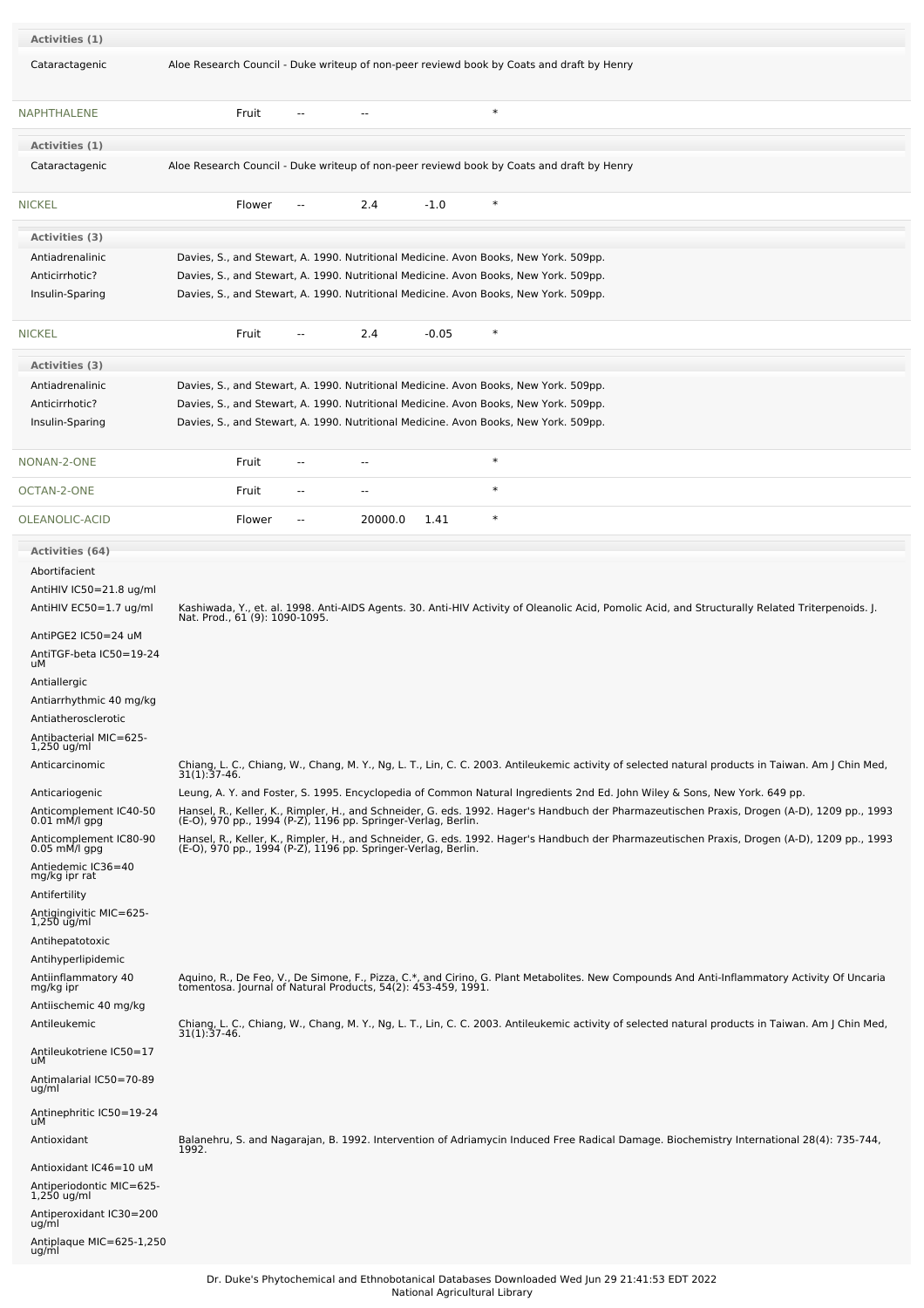| Activities (1) | |
|---|---|
| Cataractagenic | Aloe Research Council - Duke writeup of non-peer reviewd book by Coats and draft by Henry |

| NAPHTHALENE | Fruit | -- | -- | | * |
|---|---|---|---|---|---|

| Activities (1) | |
|---|---|
| Cataractagenic | Aloe Research Council - Duke writeup of non-peer reviewd book by Coats and draft by Henry |

| NICKEL | Flower | -- | 2.4 | -1.0 | * |
|---|---|---|---|---|---|

| Activities (3) | |
|---|---|
| Antiadrenalinic | Davies, S., and Stewart, A. 1990. Nutritional Medicine. Avon Books, New York. 509pp. |
| Anticirrhotic? | Davies, S., and Stewart, A. 1990. Nutritional Medicine. Avon Books, New York. 509pp. |
| Insulin-Sparing | Davies, S., and Stewart, A. 1990. Nutritional Medicine. Avon Books, New York. 509pp. |

| NICKEL | Fruit | -- | 2.4 | -0.05 | * |
|---|---|---|---|---|---|

| Activities (3) | |
|---|---|
| Antiadrenalinic | Davies, S., and Stewart, A. 1990. Nutritional Medicine. Avon Books, New York. 509pp. |
| Anticirrhotic? | Davies, S., and Stewart, A. 1990. Nutritional Medicine. Avon Books, New York. 509pp. |
| Insulin-Sparing | Davies, S., and Stewart, A. 1990. Nutritional Medicine. Avon Books, New York. 509pp. |

| NONAN-2-ONE | Fruit | -- | -- | | * |
|---|---|---|---|---|---|
| OCTAN-2-ONE | Fruit | -- | -- | | * |
| OLEANOLIC-ACID | Flower | -- | 20000.0 | 1.41 | * |

| Activities (64) | |
|---|---|
| Abortifacient | |
| AntiHIV IC50=21.8 ug/ml | |
| AntiHIV EC50=1.7 ug/ml | Kashiwada, Y., et. al. 1998. Anti-AIDS Agents. 30. Anti-HIV Activity of Oleanolic Acid, Pomolic Acid, and Structurally Related Triterpenoids. J. Nat. Prod., 61 (9): 1090-1095. |
| AntiPGE2 IC50=24 uM | |
| AntiTGF-beta IC50=19-24 uM | |
| Antiallergic | |
| Antiarrhythmic 40 mg/kg | |
| Antiatherosclerotic | |
| Antibacterial MIC=625-1,250 ug/ml | |
| Anticarcinomic | Chiang, L. C., Chiang, W., Chang, M. Y., Ng, L. T., Lin, C. C. 2003. Antileukemic activity of selected natural products in Taiwan. Am J Chin Med, 31(1):37-46. |
| Anticariogenic | Leung, A. Y. and Foster, S. 1995. Encyclopedia of Common Natural Ingredients 2nd Ed. John Wiley & Sons, New York. 649 pp. |
| Anticomplement IC40-50 0.01 mM/l gpg | Hansel, R., Keller, K., Rimpler, H., and Schneider, G. eds. 1992. Hager's Handbuch der Pharmazeutischen Praxis, Drogen (A-D), 1209 pp., 1993 (E-O), 970 pp., 1994 (P-Z), 1196 pp. Springer-Verlag, Berlin. |
| Anticomplement IC80-90 0.05 mM/l gpg | Hansel, R., Keller, K., Rimpler, H., and Schneider, G. eds. 1992. Hager's Handbuch der Pharmazeutischen Praxis, Drogen (A-D), 1209 pp., 1993 (E-O), 970 pp., 1994 (P-Z), 1196 pp. Springer-Verlag, Berlin. |
| Antiedemic IC36=40 mg/kg ipr rat | |
| Antifertility | |
| Antigingivitic MIC=625-1,250 ug/ml | |
| Antihepatotoxic | |
| Antihyperlipidemic | |
| Antiinflammatory 40 mg/kg ipr | Aquino, R., De Feo, V., De Simone, F., Pizza, C.*, and Cirino, G. Plant Metabolites. New Compounds And Anti-Inflammatory Activity Of Uncaria tomentosa. Journal of Natural Products, 54(2): 453-459, 1991. |
| Antiischemic 40 mg/kg | |
| Antileukemic | Chiang, L. C., Chiang, W., Chang, M. Y., Ng, L. T., Lin, C. C. 2003. Antileukemic activity of selected natural products in Taiwan. Am J Chin Med, 31(1):37-46. |
| Antileukotriene IC50=17 uM | |
| Antimalarial IC50=70-89 ug/ml | |
| Antinephritic IC50=19-24 uM | |
| Antioxidant | Balanehru, S. and Nagarajan, B. 1992. Intervention of Adriamycin Induced Free Radical Damage. Biochemistry International 28(4): 735-744, 1992. |
| Antioxidant IC46=10 uM | |
| Antiperiodontic MIC=625-1,250 ug/ml | |
| Antiperoxidant IC30=200 ug/ml | |
| Antiplaque MIC=625-1,250 ug/ml | |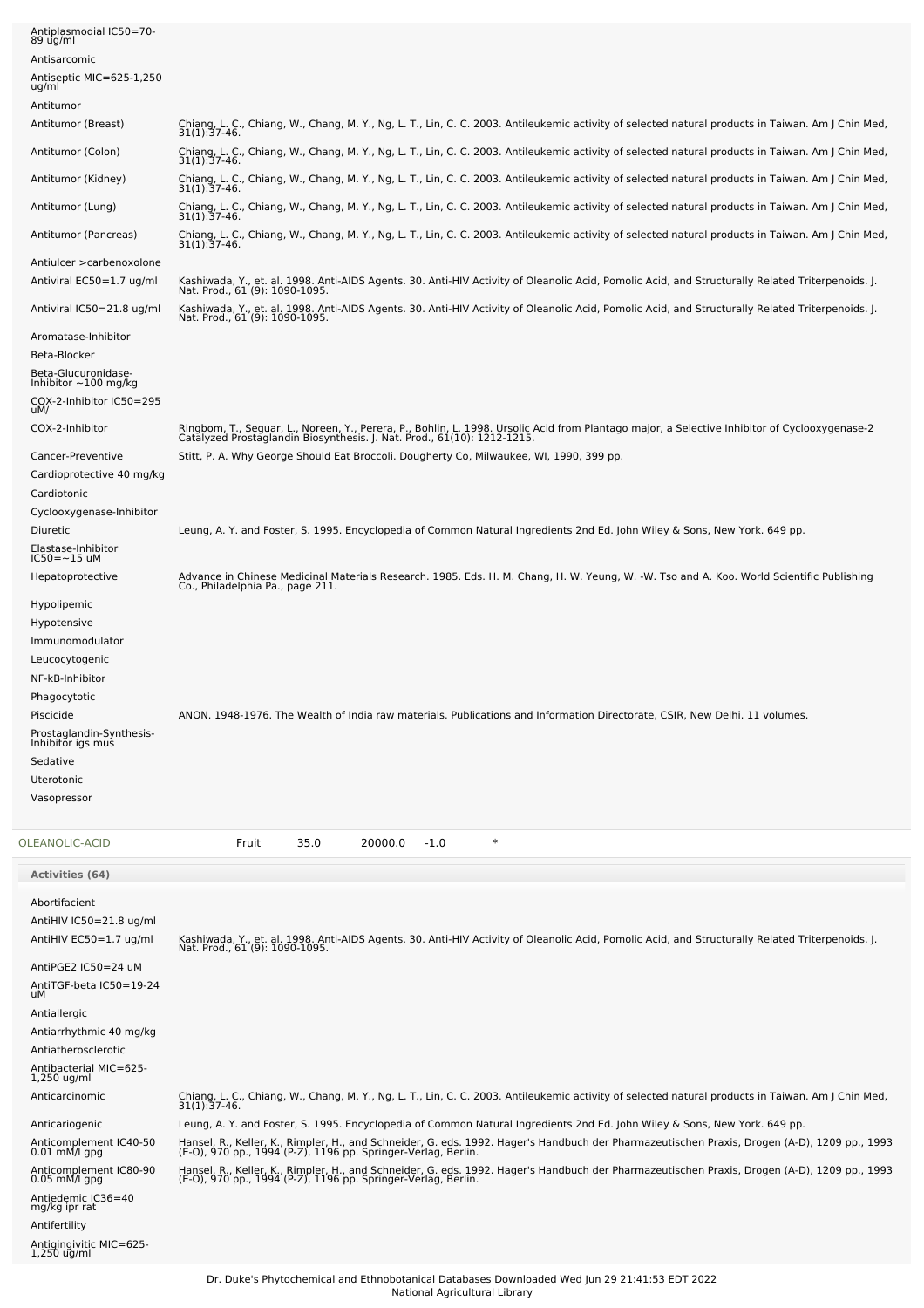| Activity | Reference |
|---|---|
| Antiplasmodial IC50=70-89 ug/ml | |
| Antisarcomic | |
| Antiseptic MIC=625-1,250 ug/ml | |
| Antitumor | |
| Antitumor (Breast) | Chiang, L. C., Chiang, W., Chang, M. Y., Ng, L. T., Lin, C. C. 2003. Antileukemic activity of selected natural products in Taiwan. Am J Chin Med, 31(1):37-46. |
| Antitumor (Colon) | Chiang, L. C., Chiang, W., Chang, M. Y., Ng, L. T., Lin, C. C. 2003. Antileukemic activity of selected natural products in Taiwan. Am J Chin Med, 31(1):37-46. |
| Antitumor (Kidney) | Chiang, L. C., Chiang, W., Chang, M. Y., Ng, L. T., Lin, C. C. 2003. Antileukemic activity of selected natural products in Taiwan. Am J Chin Med, 31(1):37-46. |
| Antitumor (Lung) | Chiang, L. C., Chiang, W., Chang, M. Y., Ng, L. T., Lin, C. C. 2003. Antileukemic activity of selected natural products in Taiwan. Am J Chin Med, 31(1):37-46. |
| Antitumor (Pancreas) | Chiang, L. C., Chiang, W., Chang, M. Y., Ng, L. T., Lin, C. C. 2003. Antileukemic activity of selected natural products in Taiwan. Am J Chin Med, 31(1):37-46. |
| Antiulcer >carbenoxolone | |
| Antiviral EC50=1.7 ug/ml | Kashiwada, Y., et. al. 1998. Anti-AIDS Agents. 30. Anti-HIV Activity of Oleanolic Acid, Pomolic Acid, and Structurally Related Triterpenoids. J. Nat. Prod., 61 (9): 1090-1095. |
| Antiviral IC50=21.8 ug/ml | Kashiwada, Y., et. al. 1998. Anti-AIDS Agents. 30. Anti-HIV Activity of Oleanolic Acid, Pomolic Acid, and Structurally Related Triterpenoids. J. Nat. Prod., 61 (9): 1090-1095. |
| Aromatase-Inhibitor | |
| Beta-Blocker | |
| Beta-Glucuronidase-Inhibitor ~100 mg/kg | |
| COX-2-Inhibitor IC50=295 uM/ | |
| COX-2-Inhibitor | Ringbom, T., Seguar, L., Noreen, Y., Perera, P., Bohlin, L. 1998. Ursolic Acid from Plantago major, a Selective Inhibitor of Cyclooxygenase-2 Catalyzed Prostaglandin Biosynthesis. J. Nat. Prod., 61(10): 1212-1215. |
| Cancer-Preventive | Stitt, P. A. Why George Should Eat Broccoli. Dougherty Co, Milwaukee, WI, 1990, 399 pp. |
| Cardioprotective 40 mg/kg | |
| Cardiotonic | |
| Cyclooxygenase-Inhibitor | |
| Diuretic | Leung, A. Y. and Foster, S. 1995. Encyclopedia of Common Natural Ingredients 2nd Ed. John Wiley & Sons, New York. 649 pp. |
| Elastase-Inhibitor IC50=~15 uM | |
| Hepatoprotective | Advance in Chinese Medicinal Materials Research. 1985. Eds. H. M. Chang, H. W. Yeung, W. -W. Tso and A. Koo. World Scientific Publishing Co., Philadelphia Pa., page 211. |
| Hypolipemic | |
| Hypotensive | |
| Immunomodulator | |
| Leucocytogenic | |
| NF-kB-Inhibitor | |
| Phagocytotic | |
| Piscicide | ANON. 1948-1976. The Wealth of India raw materials. Publications and Information Directorate, CSIR, New Delhi. 11 volumes. |
| Prostaglandin-Synthesis-Inhibitor igs mus | |
| Sedative | |
| Uterotonic | |
| Vasopressor | |

| OLEANOLIC-ACID | Fruit | 35.0 | 20000.0 | -1.0 | * |
|---|---|---|---|---|---|

**Activities (64)**

| Activity | Reference |
|---|---|
| Abortifacient | |
| AntiHIV IC50=21.8 ug/ml | |
| AntiHIV EC50=1.7 ug/ml | Kashiwada, Y., et. al. 1998. Anti-AIDS Agents. 30. Anti-HIV Activity of Oleanolic Acid, Pomolic Acid, and Structurally Related Triterpenoids. J. Nat. Prod., 61 (9): 1090-1095. |
| AntiPGE2 IC50=24 uM | |
| AntiTGF-beta IC50=19-24 uM | |
| Antiallergic | |
| Antiarrhythmic 40 mg/kg | |
| Antiatherosclerotic | |
| Antibacterial MIC=625-1,250 ug/ml | |
| Anticarcinomic | Chiang, L. C., Chiang, W., Chang, M. Y., Ng, L. T., Lin, C. C. 2003. Antileukemic activity of selected natural products in Taiwan. Am J Chin Med, 31(1):37-46. |
| Anticariogenic | Leung, A. Y. and Foster, S. 1995. Encyclopedia of Common Natural Ingredients 2nd Ed. John Wiley & Sons, New York. 649 pp. |
| Anticomplement IC40-50 0.01 mM/l gpg | Hansel, R., Keller, K., Rimpler, H., and Schneider, G. eds. 1992. Hager's Handbuch der Pharmazeutischen Praxis, Drogen (A-D), 1209 pp., 1993 (E-O), 970 pp., 1994 (P-Z), 1196 pp. Springer-Verlag, Berlin. |
| Anticomplement IC80-90 0.05 mM/l gpg | Hansel, R., Keller, K., Rimpler, H., and Schneider, G. eds. 1992. Hager's Handbuch der Pharmazeutischen Praxis, Drogen (A-D), 1209 pp., 1993 (E-O), 970 pp., 1994 (P-Z), 1196 pp. Springer-Verlag, Berlin. |
| Antiedemic IC36=40 mg/kg ipr rat | |
| Antifertility | |
| Antigingivitic MIC=625-1,250 ug/ml | |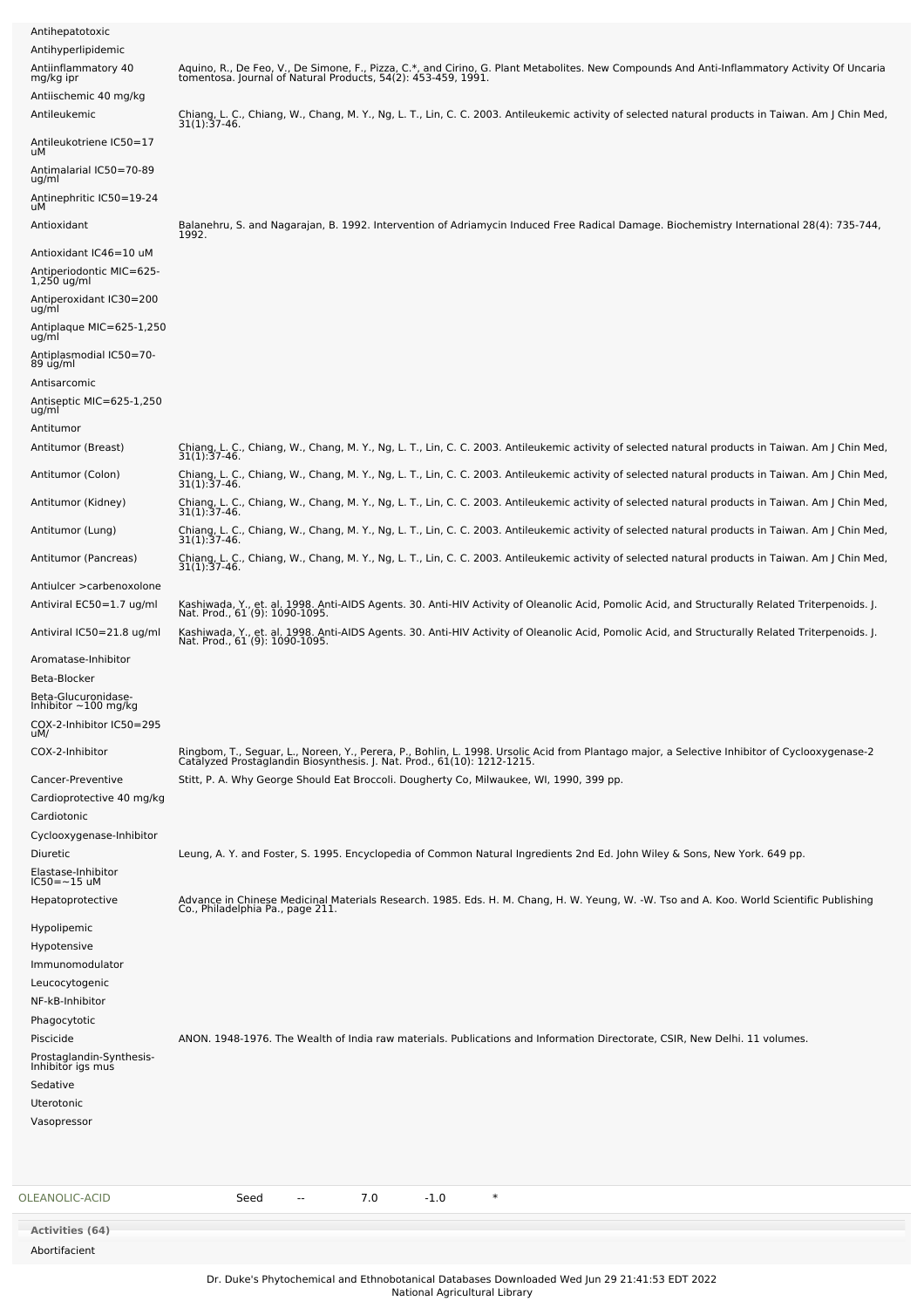| Activity | Reference |
|---|---|
| Antihepatotoxic | |
| Antihyperlipidemic | |
| Antiinflammatory 40 mg/kg ipr | Aquino, R., De Feo, V., De Simone, F., Pizza, C.*, and Cirino, G. Plant Metabolites. New Compounds And Anti-Inflammatory Activity Of Uncaria tomentosa. Journal of Natural Products, 54(2): 453-459, 1991. |
| Antiischemic 40 mg/kg | |
| Antileukemic | Chiang, L. C., Chiang, W., Chang, M. Y., Ng, L. T., Lin, C. C. 2003. Antileukemic activity of selected natural products in Taiwan. Am J Chin Med, 31(1):37-46. |
| Antileukotriene IC50=17 uM | |
| Antimalarial IC50=70-89 ug/ml | |
| Antinephritic IC50=19-24 uM | |
| Antioxidant | Balanehru, S. and Nagarajan, B. 1992. Intervention of Adriamycin Induced Free Radical Damage. Biochemistry International 28(4): 735-744, 1992. |
| Antioxidant IC46=10 uM | |
| Antiperiodontic MIC=625-1,250 ug/ml | |
| Antiperoxidant IC30=200 ug/ml | |
| Antiplaque MIC=625-1,250 ug/ml | |
| Antiplasmodial IC50=70-89 ug/ml | |
| Antisarcomic | |
| Antiseptic MIC=625-1,250 ug/ml | |
| Antitumor | |
| Antitumor (Breast) | Chiang, L. C., Chiang, W., Chang, M. Y., Ng, L. T., Lin, C. C. 2003. Antileukemic activity of selected natural products in Taiwan. Am J Chin Med, 31(1):37-46. |
| Antitumor (Colon) | Chiang, L. C., Chiang, W., Chang, M. Y., Ng, L. T., Lin, C. C. 2003. Antileukemic activity of selected natural products in Taiwan. Am J Chin Med, 31(1):37-46. |
| Antitumor (Kidney) | Chiang, L. C., Chiang, W., Chang, M. Y., Ng, L. T., Lin, C. C. 2003. Antileukemic activity of selected natural products in Taiwan. Am J Chin Med, 31(1):37-46. |
| Antitumor (Lung) | Chiang, L. C., Chiang, W., Chang, M. Y., Ng, L. T., Lin, C. C. 2003. Antileukemic activity of selected natural products in Taiwan. Am J Chin Med, 31(1):37-46. |
| Antitumor (Pancreas) | Chiang, L. C., Chiang, W., Chang, M. Y., Ng, L. T., Lin, C. C. 2003. Antileukemic activity of selected natural products in Taiwan. Am J Chin Med, 31(1):37-46. |
| Antiulcer >carbenoxolone | |
| Antiviral EC50=1.7 ug/ml | Kashiwada, Y., et. al. 1998. Anti-AIDS Agents. 30. Anti-HIV Activity of Oleanolic Acid, Pomolic Acid, and Structurally Related Triterpenoids. J. Nat. Prod., 61 (9): 1090-1095. |
| Antiviral IC50=21.8 ug/ml | Kashiwada, Y., et. al. 1998. Anti-AIDS Agents. 30. Anti-HIV Activity of Oleanolic Acid, Pomolic Acid, and Structurally Related Triterpenoids. J. Nat. Prod., 61 (9): 1090-1095. |
| Aromatase-Inhibitor | |
| Beta-Blocker | |
| Beta-Glucuronidase-Inhibitor ~100 mg/kg | |
| COX-2-Inhibitor IC50=295 uM/ | |
| COX-2-Inhibitor | Ringbom, T., Seguar, L., Noreen, Y., Perera, P., Bohlin, L. 1998. Ursolic Acid from Plantago major, a Selective Inhibitor of Cyclooxygenase-2 Catalyzed Prostaglandin Biosynthesis. J. Nat. Prod., 61(10): 1212-1215. |
| Cancer-Preventive | Stitt, P. A. Why George Should Eat Broccoli. Dougherty Co, Milwaukee, WI, 1990, 399 pp. |
| Cardioprotective 40 mg/kg | |
| Cardiotonic | |
| Cyclooxygenase-Inhibitor | |
| Diuretic | Leung, A. Y. and Foster, S. 1995. Encyclopedia of Common Natural Ingredients 2nd Ed. John Wiley & Sons, New York. 649 pp. |
| Elastase-Inhibitor IC50=~15 uM | |
| Hepatoprotective | Advance in Chinese Medicinal Materials Research. 1985. Eds. H. M. Chang, H. W. Yeung, W. -W. Tso and A. Koo. World Scientific Publishing Co., Philadelphia Pa., page 211. |
| Hypolipemic | |
| Hypotensive | |
| Immunomodulator | |
| Leucocytogenic | |
| NF-kB-Inhibitor | |
| Phagocytotic | |
| Piscicide | ANON. 1948-1976. The Wealth of India raw materials. Publications and Information Directorate, CSIR, New Delhi. 11 volumes. |
| Prostaglandin-Synthesis-Inhibitor igs mus | |
| Sedative | |
| Uterotonic | |
| Vasopressor | |

| OLEANOLIC-ACID | Seed | -- | 7.0 | -1.0 | * |
|---|---|---|---|---|---|

**Activities (64)**

Abortifacient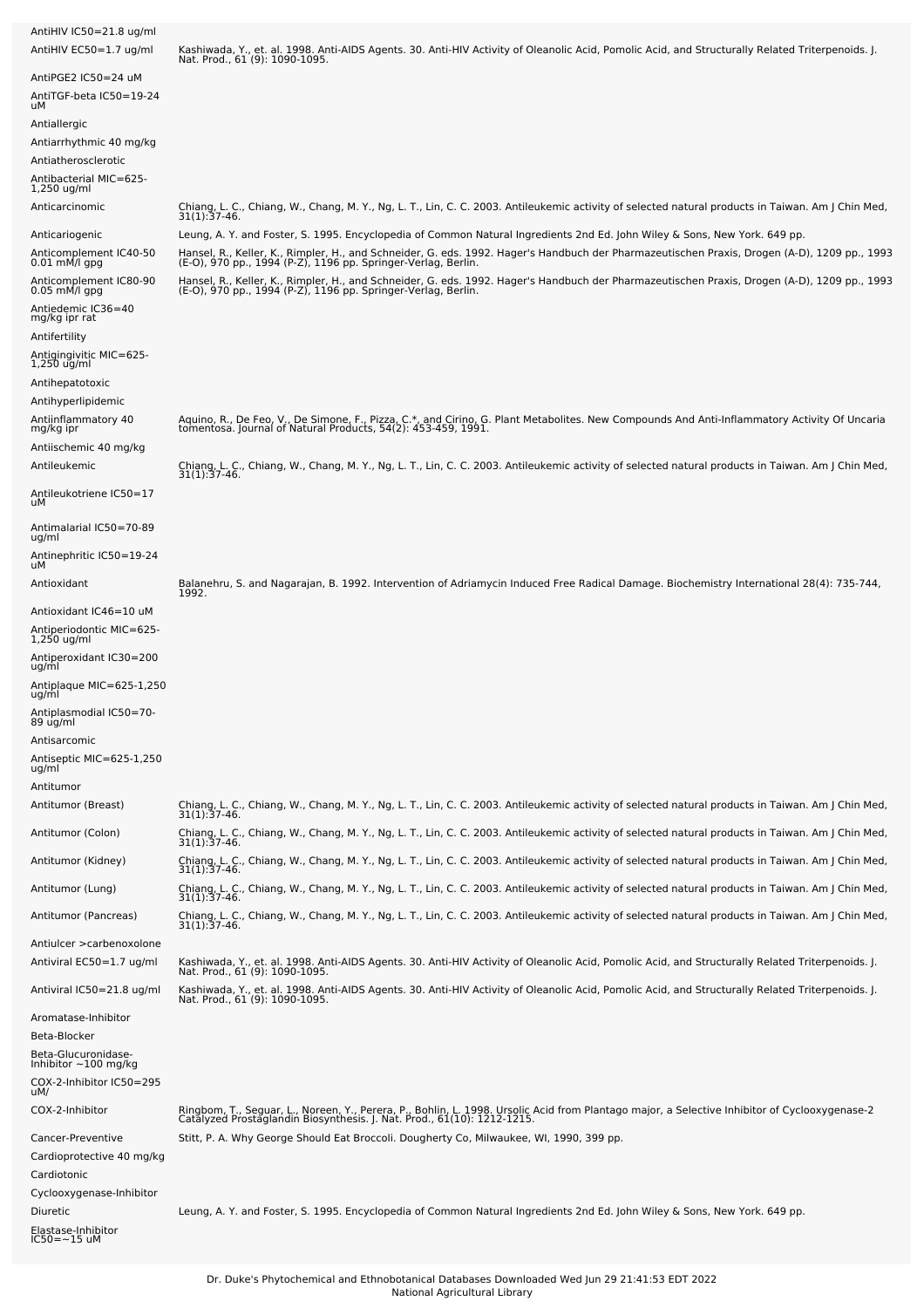| | |
|---|---|
| AntiHIV IC50=21.8 ug/ml | |
| AntiHIV EC50=1.7 ug/ml | Kashiwada, Y., et. al. 1998. Anti-AIDS Agents. 30. Anti-HIV Activity of Oleanolic Acid, Pomolic Acid, and Structurally Related Triterpenoids. J. Nat. Prod., 61 (9): 1090-1095. |
| AntiPGE2 IC50=24 uM | |
| AntiTGF-beta IC50=19-24 uM | |
| Antiallergic | |
| Antiarrhythmic 40 mg/kg | |
| Antiatherosclerotic | |
| Antibacterial MIC=625-1,250 ug/ml | |
| Anticarcinomic | Chiang, L. C., Chiang, W., Chang, M. Y., Ng, L. T., Lin, C. C. 2003. Antileukemic activity of selected natural products in Taiwan. Am J Chin Med, 31(1):37-46. |
| Anticariogenic | Leung, A. Y. and Foster, S. 1995. Encyclopedia of Common Natural Ingredients 2nd Ed. John Wiley & Sons, New York. 649 pp. |
| Anticomplement IC40-50 0.01 mM/l gpg | Hansel, R., Keller, K., Rimpler, H., and Schneider, G. eds. 1992. Hager's Handbuch der Pharmazeutischen Praxis, Drogen (A-D), 1209 pp., 1993 (E-O), 970 pp., 1994 (P-Z), 1196 pp. Springer-Verlag, Berlin. |
| Anticomplement IC80-90 0.05 mM/l gpg | Hansel, R., Keller, K., Rimpler, H., and Schneider, G. eds. 1992. Hager's Handbuch der Pharmazeutischen Praxis, Drogen (A-D), 1209 pp., 1993 (E-O), 970 pp., 1994 (P-Z), 1196 pp. Springer-Verlag, Berlin. |
| Antiedemic IC36=40 mg/kg ipr rat | |
| Antifertility | |
| Antigingivitic MIC=625-1,250 ug/ml | |
| Antihepatotoxic | |
| Antihyperlipidemic | |
| Antiinflammatory 40 mg/kg ipr | Aquino, R., De Feo, V., De Simone, F., Pizza, C.*, and Cirino, G. Plant Metabolites. New Compounds And Anti-Inflammatory Activity Of Uncaria tomentosa. Journal of Natural Products, 54(2): 453-459, 1991. |
| Antiischemic 40 mg/kg | |
| Antileukemic | Chiang, L. C., Chiang, W., Chang, M. Y., Ng, L. T., Lin, C. C. 2003. Antileukemic activity of selected natural products in Taiwan. Am J Chin Med, 31(1):37-46. |
| Antileukotriene IC50=17 uM | |
| Antimalarial IC50=70-89 ug/ml | |
| Antinephritic IC50=19-24 uM | |
| Antioxidant | Balanehru, S. and Nagarajan, B. 1992. Intervention of Adriamycin Induced Free Radical Damage. Biochemistry International 28(4): 735-744, 1992. |
| Antioxidant IC46=10 uM | |
| Antiperiodontic MIC=625-1,250 ug/ml | |
| Antiperoxidant IC30=200 ug/ml | |
| Antiplaque MIC=625-1,250 ug/ml | |
| Antiplasmodial IC50=70-89 ug/ml | |
| Antisarcomic | |
| Antiseptic MIC=625-1,250 ug/ml | |
| Antitumor | |
| Antitumor (Breast) | Chiang, L. C., Chiang, W., Chang, M. Y., Ng, L. T., Lin, C. C. 2003. Antileukemic activity of selected natural products in Taiwan. Am J Chin Med, 31(1):37-46. |
| Antitumor (Colon) | Chiang, L. C., Chiang, W., Chang, M. Y., Ng, L. T., Lin, C. C. 2003. Antileukemic activity of selected natural products in Taiwan. Am J Chin Med, 31(1):37-46. |
| Antitumor (Kidney) | Chiang, L. C., Chiang, W., Chang, M. Y., Ng, L. T., Lin, C. C. 2003. Antileukemic activity of selected natural products in Taiwan. Am J Chin Med, 31(1):37-46. |
| Antitumor (Lung) | Chiang, L. C., Chiang, W., Chang, M. Y., Ng, L. T., Lin, C. C. 2003. Antileukemic activity of selected natural products in Taiwan. Am J Chin Med, 31(1):37-46. |
| Antitumor (Pancreas) | Chiang, L. C., Chiang, W., Chang, M. Y., Ng, L. T., Lin, C. C. 2003. Antileukemic activity of selected natural products in Taiwan. Am J Chin Med, 31(1):37-46. |
| Antiulcer >carbenoxolone | |
| Antiviral EC50=1.7 ug/ml | Kashiwada, Y., et. al. 1998. Anti-AIDS Agents. 30. Anti-HIV Activity of Oleanolic Acid, Pomolic Acid, and Structurally Related Triterpenoids. J. Nat. Prod., 61 (9): 1090-1095. |
| Antiviral IC50=21.8 ug/ml | Kashiwada, Y., et. al. 1998. Anti-AIDS Agents. 30. Anti-HIV Activity of Oleanolic Acid, Pomolic Acid, and Structurally Related Triterpenoids. J. Nat. Prod., 61 (9): 1090-1095. |
| Aromatase-Inhibitor | |
| Beta-Blocker | |
| Beta-Glucuronidase-Inhibitor ~100 mg/kg | |
| COX-2-Inhibitor IC50=295 uM/ | |
| COX-2-Inhibitor | Ringbom, T., Seguar, L., Noreen, Y., Perera, P., Bohlin, L. 1998. Ursolic Acid from Plantago major, a Selective Inhibitor of Cyclooxygenase-2 Catalyzed Prostaglandin Biosynthesis. J. Nat. Prod., 61(10): 1212-1215. |
| Cancer-Preventive | Stitt, P. A. Why George Should Eat Broccoli. Dougherty Co, Milwaukee, WI, 1990, 399 pp. |
| Cardioprotective 40 mg/kg | |
| Cardiotonic | |
| Cyclooxygenase-Inhibitor | |
| Diuretic | Leung, A. Y. and Foster, S. 1995. Encyclopedia of Common Natural Ingredients 2nd Ed. John Wiley & Sons, New York. 649 pp. |
| Elastase-Inhibitor IC50=~15 uM | |

Dr. Duke's Phytochemical and Ethnobotanical Databases Downloaded Wed Jun 29 21:41:53 EDT 2022
National Agricultural Library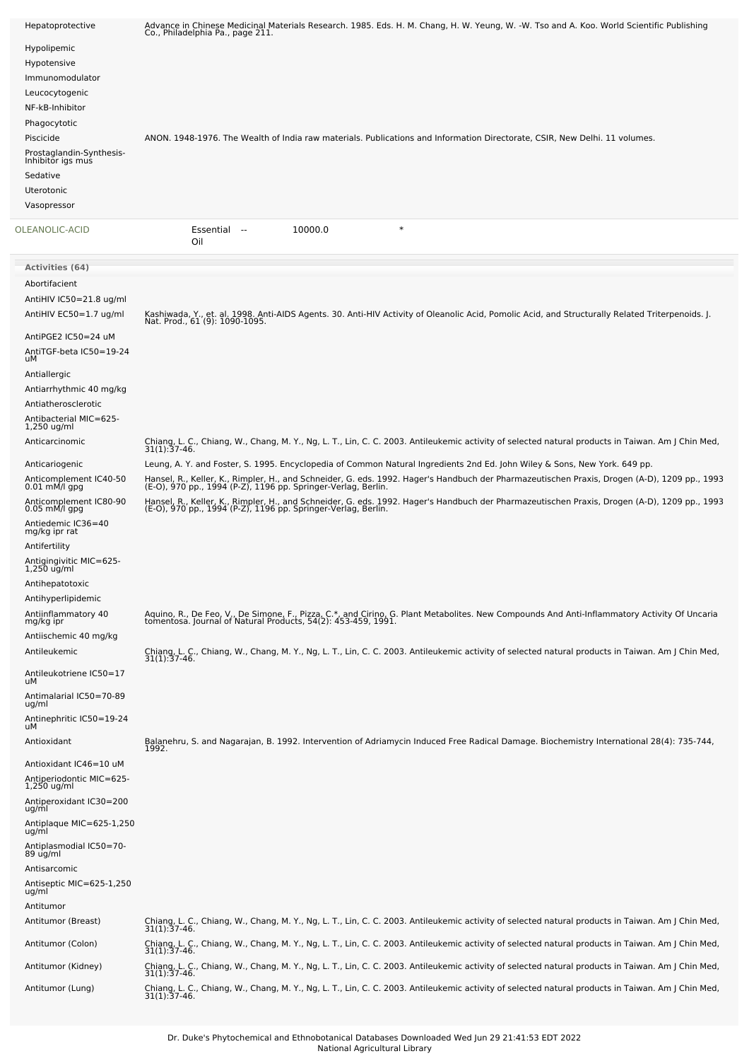| | |
|---|---|
| Hepatoprotective | Advance in Chinese Medicinal Materials Research. 1985. Eds. H. M. Chang, H. W. Yeung, W. -W. Tso and A. Koo. World Scientific Publishing Co., Philadelphia Pa., page 211. |
| Hypolipemic | |
| Hypotensive | |
| Immunomodulator | |
| Leucocytogenic | |
| NF-kB-Inhibitor | |
| Phagocytotic | |
| Piscicide | ANON. 1948-1976. The Wealth of India raw materials. Publications and Information Directorate, CSIR, New Delhi. 11 volumes. |
| Prostaglandin-Synthesis-Inhibitor igs mus | |
| Sedative | |
| Uterotonic | |
| Vasopressor | |

| | | | | |
|---|---|---|---|---|
| OLEANOLIC-ACID | Essential Oil | -- | 10000.0 | * |

| Activities (64) | |
|---|---|
| Abortifacient | |
| AntiHIV IC50=21.8 ug/ml | |
| AntiHIV EC50=1.7 ug/ml | Kashiwada, Y., et. al. 1998. Anti-AIDS Agents. 30. Anti-HIV Activity of Oleanolic Acid, Pomolic Acid, and Structurally Related Triterpenoids. J. Nat. Prod., 61 (9): 1090-1095. |
| AntiPGE2 IC50=24 uM | |
| AntiTGF-beta IC50=19-24 uM | |
| Antiallergic | |
| Antiarrhythmic 40 mg/kg | |
| Antiatherosclerotic | |
| Antibacterial MIC=625-1,250 ug/ml | |
| Anticarcinomic | Chiang, L. C., Chiang, W., Chang, M. Y., Ng, L. T., Lin, C. C. 2003. Antileukemic activity of selected natural products in Taiwan. Am J Chin Med, 31(1):37-46. |
| Anticariogenic | Leung, A. Y. and Foster, S. 1995. Encyclopedia of Common Natural Ingredients 2nd Ed. John Wiley & Sons, New York. 649 pp. |
| Anticomplement IC40-50 0.01 mM/l gpg | Hansel, R., Keller, K., Rimpler, H., and Schneider, G. eds. 1992. Hager's Handbuch der Pharmazeutischen Praxis, Drogen (A-D), 1209 pp., 1993 (E-O), 970 pp., 1994 (P-Z), 1196 pp. Springer-Verlag, Berlin. |
| Anticomplement IC80-90 0.05 mM/l gpg | Hansel, R., Keller, K., Rimpler, H., and Schneider, G. eds. 1992. Hager's Handbuch der Pharmazeutischen Praxis, Drogen (A-D), 1209 pp., 1993 (E-O), 970 pp., 1994 (P-Z), 1196 pp. Springer-Verlag, Berlin. |
| Antiedemic IC36=40 mg/kg ipr rat | |
| Antifertility | |
| Antigingivitic MIC=625-1,250 ug/ml | |
| Antihepatotoxic | |
| Antihyperlipidemic | |
| Antiinflammatory 40 mg/kg ipr | Aquino, R., De Feo, V., De Simone, F., Pizza, C.*, and Cirino, G. Plant Metabolites. New Compounds And Anti-Inflammatory Activity Of Uncaria tomentosa. Journal of Natural Products, 54(2): 453-459, 1991. |
| Antiischemic 40 mg/kg | |
| Antileukemic | Chiang, L. C., Chiang, W., Chang, M. Y., Ng, L. T., Lin, C. C. 2003. Antileukemic activity of selected natural products in Taiwan. Am J Chin Med, 31(1):37-46. |
| Antileukotriene IC50=17 uM | |
| Antimalarial IC50=70-89 ug/ml | |
| Antinephritic IC50=19-24 uM | |
| Antioxidant | Balanehru, S. and Nagarajan, B. 1992. Intervention of Adriamycin Induced Free Radical Damage. Biochemistry International 28(4): 735-744, 1992. |
| Antioxidant IC46=10 uM | |
| Antiperiodontic MIC=625-1,250 ug/ml | |
| Antiperoxidant IC30=200 ug/ml | |
| Antiplaque MIC=625-1,250 ug/ml | |
| Antiplasmodial IC50=70-89 ug/ml | |
| Antisarcomic | |
| Antiseptic MIC=625-1,250 ug/ml | |
| Antitumor | |
| Antitumor (Breast) | Chiang, L. C., Chiang, W., Chang, M. Y., Ng, L. T., Lin, C. C. 2003. Antileukemic activity of selected natural products in Taiwan. Am J Chin Med, 31(1):37-46. |
| Antitumor (Colon) | Chiang, L. C., Chiang, W., Chang, M. Y., Ng, L. T., Lin, C. C. 2003. Antileukemic activity of selected natural products in Taiwan. Am J Chin Med, 31(1):37-46. |
| Antitumor (Kidney) | Chiang, L. C., Chiang, W., Chang, M. Y., Ng, L. T., Lin, C. C. 2003. Antileukemic activity of selected natural products in Taiwan. Am J Chin Med, 31(1):37-46. |
| Antitumor (Lung) | Chiang, L. C., Chiang, W., Chang, M. Y., Ng, L. T., Lin, C. C. 2003. Antileukemic activity of selected natural products in Taiwan. Am J Chin Med, 31(1):37-46. |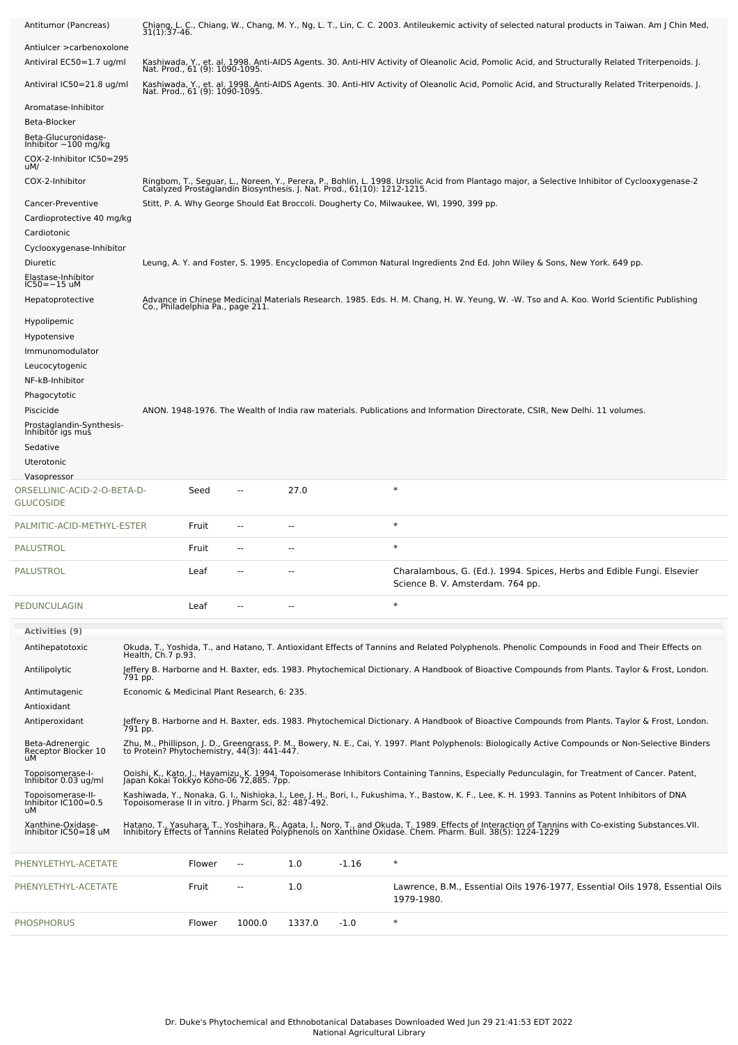| Activity | Reference |
|---|---|
| Antitumor (Pancreas) | Chiang, L. C., Chiang, W., Chang, M. Y., Ng, L. T., Lin, C. C. 2003. Antileukemic activity of selected natural products in Taiwan. Am J Chin Med, 31(1):37-46. |
| Antiulcer >carbenoxolone | |
| Antiviral EC50=1.7 ug/ml | Kashiwada, Y., et. al. 1998. Anti-AIDS Agents. 30. Anti-HIV Activity of Oleanolic Acid, Pomolic Acid, and Structurally Related Triterpenoids. J. Nat. Prod., 61 (9): 1090-1095. |
| Antiviral IC50=21.8 ug/ml | Kashiwada, Y., et. al. 1998. Anti-AIDS Agents. 30. Anti-HIV Activity of Oleanolic Acid, Pomolic Acid, and Structurally Related Triterpenoids. J. Nat. Prod., 61 (9): 1090-1095. |
| Aromatase-Inhibitor | |
| Beta-Blocker | |
| Beta-Glucuronidase-Inhibitor ~100 mg/kg | |
| COX-2-Inhibitor IC50=295 uM/ | |
| COX-2-Inhibitor | Ringbom, T., Seguar, L., Noreen, Y., Perera, P., Bohlin, L. 1998. Ursolic Acid from Plantago major, a Selective Inhibitor of Cyclooxygenase-2 Catalyzed Prostaglandin Biosynthesis. J. Nat. Prod., 61(10): 1212-1215. |
| Cancer-Preventive | Stitt, P. A. Why George Should Eat Broccoli. Dougherty Co, Milwaukee, WI, 1990, 399 pp. |
| Cardioprotective 40 mg/kg | |
| Cardiotonic | |
| Cyclooxygenase-Inhibitor | |
| Diuretic | Leung, A. Y. and Foster, S. 1995. Encyclopedia of Common Natural Ingredients 2nd Ed. John Wiley & Sons, New York. 649 pp. |
| Elastase-Inhibitor IC50=~15 uM | |
| Hepatoprotective | Advance in Chinese Medicinal Materials Research. 1985. Eds. H. M. Chang, H. W. Yeung, W. -W. Tso and A. Koo. World Scientific Publishing Co., Philadelphia Pa., page 211. |
| Hypolipemic | |
| Hypotensive | |
| Immunomodulator | |
| Leucocytogenic | |
| NF-kB-Inhibitor | |
| Phagocytotic | |
| Piscicide | ANON. 1948-1976. The Wealth of India raw materials. Publications and Information Directorate, CSIR, New Delhi. 11 volumes. |
| Prostaglandin-Synthesis-Inhibitor igs mus | |
| Sedative | |
| Uterotonic | |
| Vasopressor | |

| Chemical | Part | Low PPM | High PPM | StdDev | Reference |
|---|---|---|---|---|---|
| ORSELLINIC-ACID-2-O-BETA-D-GLUCOSIDE | Seed | -- | 27.0 | | * |
| PALMITIC-ACID-METHYL-ESTER | Fruit | -- | -- | | * |
| PALUSTROL | Fruit | -- | -- | | * |
| PALUSTROL | Leaf | -- | -- | | Charalambous, G. (Ed.). 1994. Spices, Herbs and Edible Fungi. Elsevier Science B. V. Amsterdam. 764 pp. |
| PEDUNCULAGIN | Leaf | -- | -- | | * |

**Activities (9)**

| Activity | Reference |
|---|---|
| Antihepatotoxic | Okuda, T., Yoshida, T., and Hatano, T. Antioxidant Effects of Tannins and Related Polyphenols. Phenolic Compounds in Food and Their Effects on Health, Ch.7 p.93. |
| Antilipolytic | Jeffery B. Harborne and H. Baxter, eds. 1983. Phytochemical Dictionary. A Handbook of Bioactive Compounds from Plants. Taylor & Frost, London. 791 pp. |
| Antimutagenic | Economic & Medicinal Plant Research, 6: 235. |
| Antioxidant | |
| Antiperoxidant | Jeffery B. Harborne and H. Baxter, eds. 1983. Phytochemical Dictionary. A Handbook of Bioactive Compounds from Plants. Taylor & Frost, London. 791 pp. |
| Beta-Adrenergic Receptor Blocker 10 uM | Zhu, M., Phillipson, J. D., Greengrass, P. M., Bowery, N. E., Cai, Y. 1997. Plant Polyphenols: Biologically Active Compounds or Non-Selective Binders to Protein? Phytochemistry, 44(3): 441-447. |
| Topoisomerase-I-Inhibitor 0.03 ug/ml | Ooishi, K., Kato, J., Hayamizu, K. 1994. Topoisomerase Inhibitors Containing Tannins, Especially Pedunculagin, for Treatment of Cancer. Patent, Japan Kokai Tokkyo Koho-06 72,885. 7pp. |
| Topoisomerase-II-Inhibitor IC100=0.5 uM | Kashiwada, Y., Nonaka, G. I., Nishioka, I., Lee, J. H., Bori, I., Fukushima, Y., Bastow, K. F., Lee, K. H. 1993. Tannins as Potent Inhibitors of DNA Topoisomerase II in vitro. J Pharm Sci, 82: 487-492. |
| Xanthine-Oxidase-Inhibitor IC50=18 uM | Hatano, T., Yasuhara, T., Yoshihara, R., Agata, I., Noro, T., and Okuda, T. 1989. Effects of Interaction of Tannins with Co-existing Substances.VII. Inhibitory Effects of Tannins Related Polyphenols on Xanthine Oxidase. Chem. Pharm. Bull. 38(5): 1224-1229 |

| Chemical | Part | Low PPM | High PPM | StdDev | Reference |
|---|---|---|---|---|---|
| PHENYLETHYL-ACETATE | Flower | -- | 1.0 | -1.16 | * |
| PHENYLETHYL-ACETATE | Fruit | -- | 1.0 | | Lawrence, B.M., Essential Oils 1976-1977, Essential Oils 1978, Essential Oils 1979-1980. |
| PHOSPHORUS | Flower | 1000.0 | 1337.0 | -1.0 | * |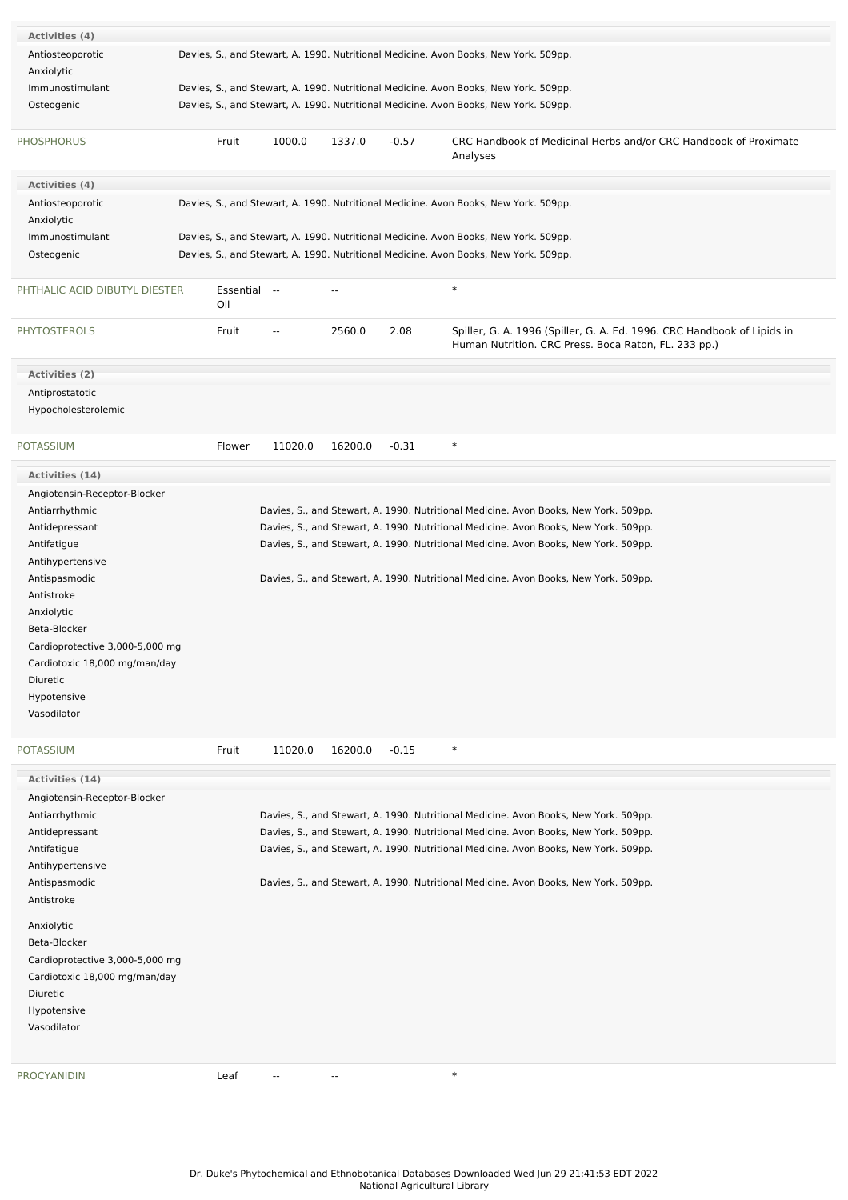| Activities (4) | |
|---|---|
| Antiosteoporotic | Davies, S., and Stewart, A. 1990. Nutritional Medicine. Avon Books, New York. 509pp. |
| Anxiolytic | |
| Immunostimulant | Davies, S., and Stewart, A. 1990. Nutritional Medicine. Avon Books, New York. 509pp. |
| Osteogenic | Davies, S., and Stewart, A. 1990. Nutritional Medicine. Avon Books, New York. 509pp. |

| PHOSPHORUS | Fruit | 1000.0 | 1337.0 | -0.57 | CRC Handbook of Medicinal Herbs and/or CRC Handbook of Proximate Analyses |
|---|---|---|---|---|---|

| Activities (4) | |
|---|---|
| Antiosteoporotic | Davies, S., and Stewart, A. 1990. Nutritional Medicine. Avon Books, New York. 509pp. |
| Anxiolytic | |
| Immunostimulant | Davies, S., and Stewart, A. 1990. Nutritional Medicine. Avon Books, New York. 509pp. |
| Osteogenic | Davies, S., and Stewart, A. 1990. Nutritional Medicine. Avon Books, New York. 509pp. |

| PHTHALIC ACID DIBUTYL DIESTER | Essential Oil | -- | -- | | * |
|---|---|---|---|---|---|
| PHYTOSTEROLS | Fruit | -- | 2560.0 | 2.08 | Spiller, G. A. 1996 (Spiller, G. A. Ed. 1996. CRC Handbook of Lipids in Human Nutrition. CRC Press. Boca Raton, FL. 233 pp.) |

| Activities (2) |
|---|
| Antiprostatotic |
| Hypocholesterolemic |

| POTASSIUM | Flower | 11020.0 | 16200.0 | -0.31 | * |
|---|---|---|---|---|---|

| Activities (14) | |
|---|---|
| Angiotensin-Receptor-Blocker | |
| Antiarrhythmic | Davies, S., and Stewart, A. 1990. Nutritional Medicine. Avon Books, New York. 509pp. |
| Antidepressant | Davies, S., and Stewart, A. 1990. Nutritional Medicine. Avon Books, New York. 509pp. |
| Antifatigue | Davies, S., and Stewart, A. 1990. Nutritional Medicine. Avon Books, New York. 509pp. |
| Antihypertensive | |
| Antispasmodic | Davies, S., and Stewart, A. 1990. Nutritional Medicine. Avon Books, New York. 509pp. |
| Antistroke | |
| Anxiolytic | |
| Beta-Blocker | |
| Cardioprotective 3,000-5,000 mg | |
| Cardiotoxic 18,000 mg/man/day | |
| Diuretic | |
| Hypotensive | |
| Vasodilator | |

| POTASSIUM | Fruit | 11020.0 | 16200.0 | -0.15 | * |
|---|---|---|---|---|---|

| Activities (14) | |
|---|---|
| Angiotensin-Receptor-Blocker | |
| Antiarrhythmic | Davies, S., and Stewart, A. 1990. Nutritional Medicine. Avon Books, New York. 509pp. |
| Antidepressant | Davies, S., and Stewart, A. 1990. Nutritional Medicine. Avon Books, New York. 509pp. |
| Antifatigue | Davies, S., and Stewart, A. 1990. Nutritional Medicine. Avon Books, New York. 509pp. |
| Antihypertensive | |
| Antispasmodic | Davies, S., and Stewart, A. 1990. Nutritional Medicine. Avon Books, New York. 509pp. |
| Antistroke | |
| Anxiolytic | |
| Beta-Blocker | |
| Cardioprotective 3,000-5,000 mg | |
| Cardiotoxic 18,000 mg/man/day | |
| Diuretic | |
| Hypotensive | |
| Vasodilator | |

| PROCYANIDIN | Leaf | -- | -- | | * |
|---|---|---|---|---|---|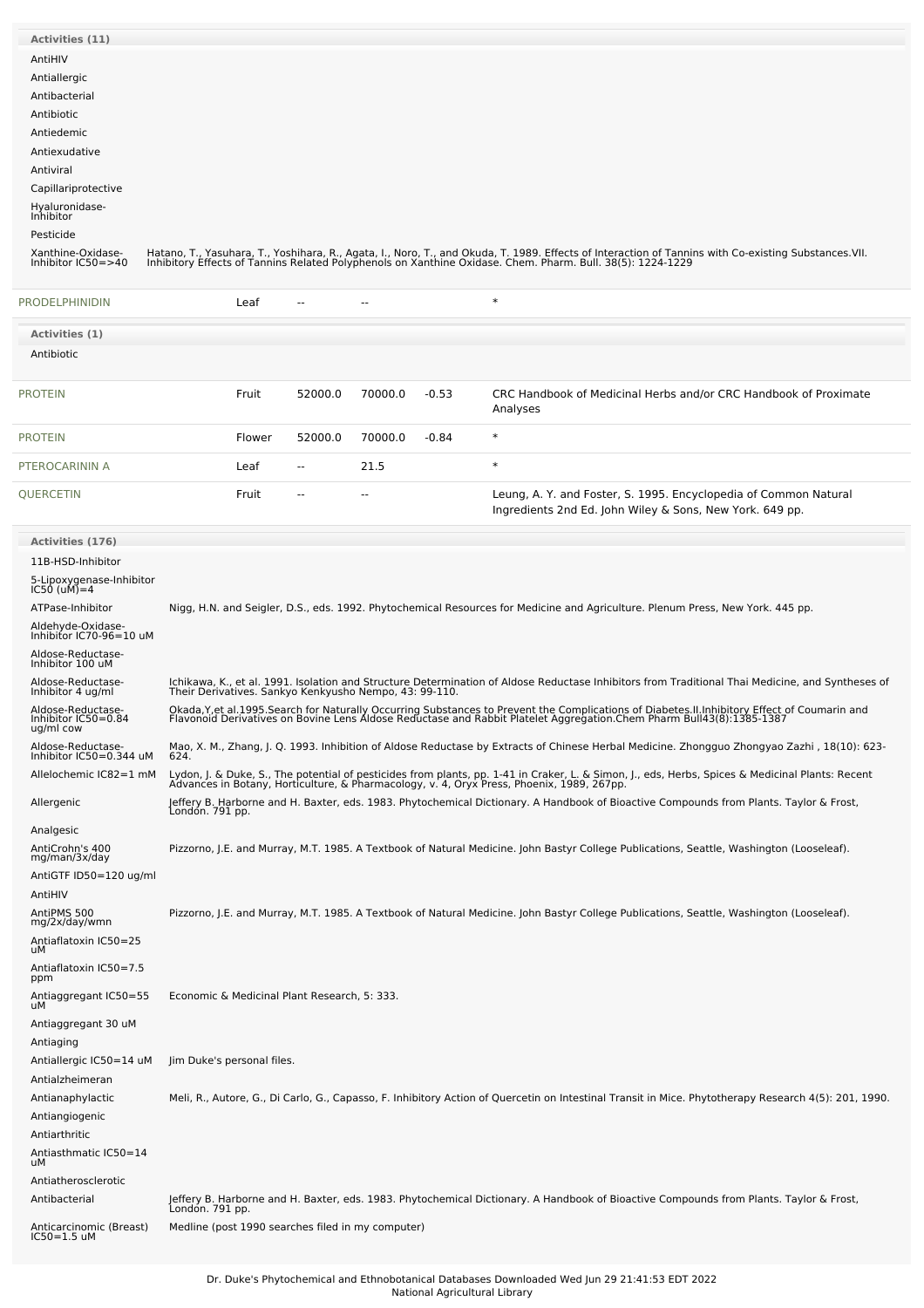**Activities (11)**

| Activity | Reference |
|---|---|
| AntiHIV | |
| Antiallergic | |
| Antibacterial | |
| Antibiotic | |
| Antiedemic | |
| Antiexudative | |
| Antiviral | |
| Capillariprotective | |
| Hyaluronidase-Inhibitor | |
| Pesticide | |
| Xanthine-Oxidase-Inhibitor IC50=>40 | Hatano, T., Yasuhara, T., Yoshihara, R., Agata, I., Noro, T., and Okuda, T. 1989. Effects of Interaction of Tannins with Co-existing Substances.VII. Inhibitory Effects of Tannins Related Polyphenols on Xanthine Oxidase. Chem. Pharm. Bull. 38(5): 1224-1229 |

| Chemical | Part | Low | High | | Reference |
|---|---|---|---|---|---|
| PRODELPHINIDIN | Leaf | -- | -- | | * |

**Activities (1)**

Antibiotic

| Chemical | Part | Low | High | | Reference |
|---|---|---|---|---|---|
| PROTEIN | Fruit | 52000.0 | 70000.0 | -0.53 | CRC Handbook of Medicinal Herbs and/or CRC Handbook of Proximate Analyses |
| PROTEIN | Flower | 52000.0 | 70000.0 | -0.84 | * |
| PTEROCARININ A | Leaf | -- | 21.5 | | * |
| QUERCETIN | Fruit | -- | -- | | Leung, A. Y. and Foster, S. 1995. Encyclopedia of Common Natural Ingredients 2nd Ed. John Wiley & Sons, New York. 649 pp. |

**Activities (176)**

| Activity | Reference |
|---|---|
| 11B-HSD-Inhibitor | |
| 5-Lipoxygenase-Inhibitor IC50 (uM)=4 | |
| ATPase-Inhibitor | Nigg, H.N. and Seigler, D.S., eds. 1992. Phytochemical Resources for Medicine and Agriculture. Plenum Press, New York. 445 pp. |
| Aldehyde-Oxidase-Inhibitor IC70-96=10 uM | |
| Aldose-Reductase-Inhibitor 100 uM | |
| Aldose-Reductase-Inhibitor 4 ug/ml | Ichikawa, K., et al. 1991. Isolation and Structure Determination of Aldose Reductase Inhibitors from Traditional Thai Medicine, and Syntheses of Their Derivatives. Sankyo Kenkyusho Nempo, 43: 99-110. |
| Aldose-Reductase-Inhibitor IC50=0.84 ug/ml cow | Okada,Y,et al.1995.Search for Naturally Occurring Substances to Prevent the Complications of Diabetes.II.Inhibitory Effect of Coumarin and Flavonoid Derivatives on Bovine Lens Aldose Reductase and Rabbit Platelet Aggregation.Chem Pharm Bull43(8):1385-1387 |
| Aldose-Reductase-Inhibitor IC50=0.344 uM | Mao, X. M., Zhang, J. Q. 1993. Inhibition of Aldose Reductase by Extracts of Chinese Herbal Medicine. Zhongguo Zhongyao Zazhi , 18(10): 623-624. |
| Allelochemic IC82=1 mM | Lydon, J. & Duke, S., The potential of pesticides from plants, pp. 1-41 in Craker, L. & Simon, J., eds, Herbs, Spices & Medicinal Plants: Recent Advances in Botany, Horticulture, & Pharmacology, v. 4, Oryx Press, Phoenix, 1989, 267pp. |
| Allergenic | Jeffery B. Harborne and H. Baxter, eds. 1983. Phytochemical Dictionary. A Handbook of Bioactive Compounds from Plants. Taylor & Frost, London. 791 pp. |
| Analgesic | |
| AntiCrohn's 400 mg/man/3x/day | Pizzorno, J.E. and Murray, M.T. 1985. A Textbook of Natural Medicine. John Bastyr College Publications, Seattle, Washington (Looseleaf). |
| AntiGTF ID50=120 ug/ml | |
| AntiHIV | |
| AntiPMS 500 mg/2x/day/wmn | Pizzorno, J.E. and Murray, M.T. 1985. A Textbook of Natural Medicine. John Bastyr College Publications, Seattle, Washington (Looseleaf). |
| Antiaflatoxin IC50=25 uM | |
| Antiaflatoxin IC50=7.5 ppm | |
| Antiaggregant IC50=55 uM | Economic & Medicinal Plant Research, 5: 333. |
| Antiaggregant 30 uM | |
| Antiaging | |
| Antiallergic IC50=14 uM | Jim Duke's personal files. |
| Antialzheimeran | |
| Antianaphylactic | Meli, R., Autore, G., Di Carlo, G., Capasso, F. Inhibitory Action of Quercetin on Intestinal Transit in Mice. Phytotherapy Research 4(5): 201, 1990. |
| Antiangiogenic | |
| Antiarthritic | |
| Antiasthmatic IC50=14 uM | |
| Antiatherosclerotic | |
| Antibacterial | Jeffery B. Harborne and H. Baxter, eds. 1983. Phytochemical Dictionary. A Handbook of Bioactive Compounds from Plants. Taylor & Frost, London. 791 pp. |
| Anticarcinomic (Breast) IC50=1.5 uM | Medline (post 1990 searches filed in my computer) |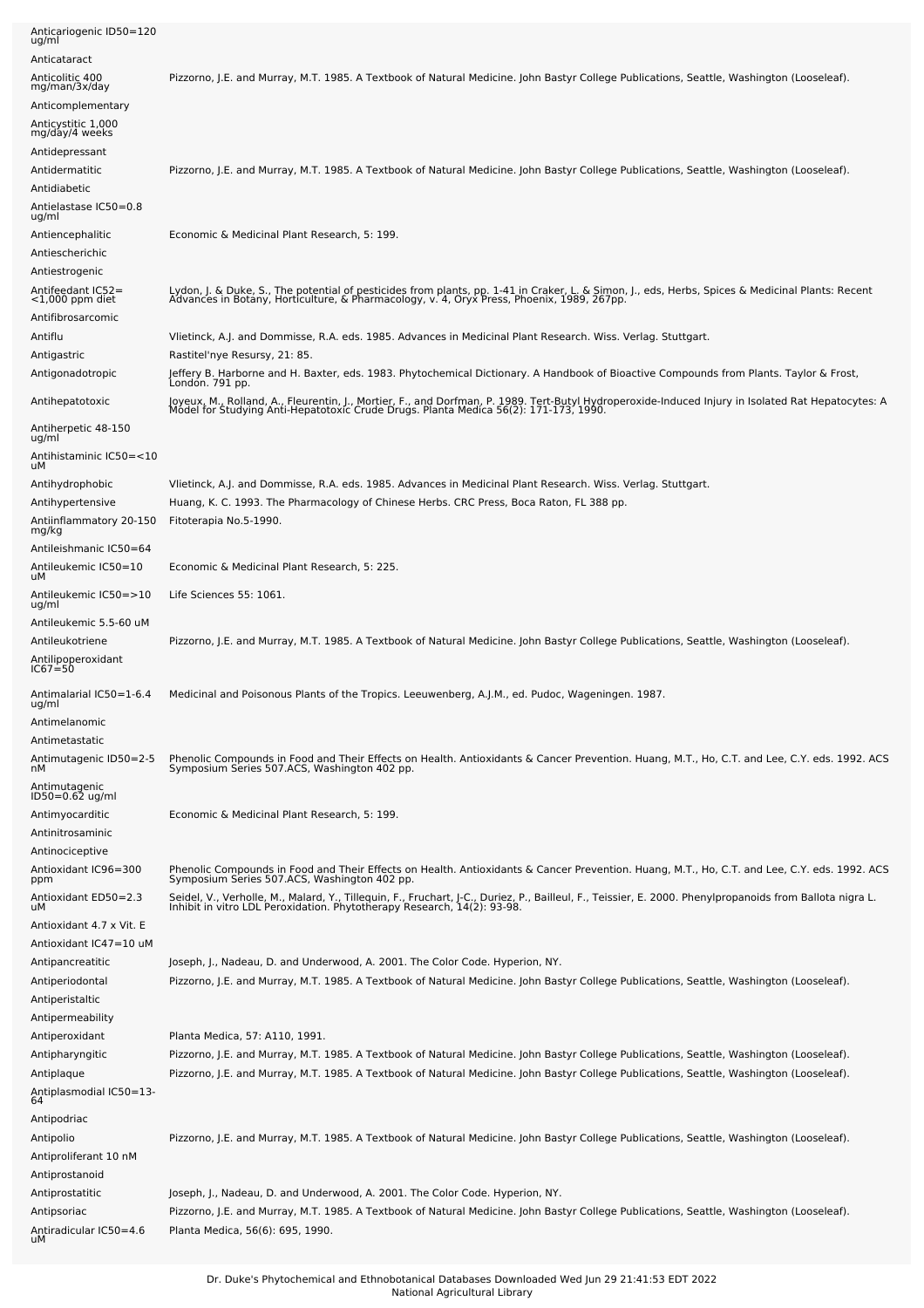| | |
|---|---|
| Anticariogenic ID50=120 ug/ml | |
| Anticataract | |
| Anticolitic 400 mg/man/3x/day | Pizzorno, J.E. and Murray, M.T. 1985. A Textbook of Natural Medicine. John Bastyr College Publications, Seattle, Washington (Looseleaf). |
| Anticomplementary | |
| Anticystitic 1,000 mg/day/4 weeks | |
| Antidepressant | |
| Antidermatitic | Pizzorno, J.E. and Murray, M.T. 1985. A Textbook of Natural Medicine. John Bastyr College Publications, Seattle, Washington (Looseleaf). |
| Antidiabetic | |
| Antielastase IC50=0.8 ug/ml | |
| Antiencephalitic | Economic & Medicinal Plant Research, 5: 199. |
| Antiescherichic | |
| Antiestrogenic | |
| Antifeedant IC52= <1,000 ppm diet | Lydon, J. & Duke, S., The potential of pesticides from plants, pp. 1-41 in Craker, L. & Simon, J., eds, Herbs, Spices & Medicinal Plants: Recent Advances in Botany, Horticulture, & Pharmacology, v. 4, Oryx Press, Phoenix, 1989, 267pp. |
| Antifibrosarcomic | |
| Antiflu | Vlietinck, A.J. and Dommisse, R.A. eds. 1985. Advances in Medicinal Plant Research. Wiss. Verlag. Stuttgart. |
| Antigastric | Rastitel'nye Resursy, 21: 85. |
| Antigonadotropic | Jeffery B. Harborne and H. Baxter, eds. 1983. Phytochemical Dictionary. A Handbook of Bioactive Compounds from Plants. Taylor & Frost, London. 791 pp. |
| Antihepatotoxic | Joyeux, M., Rolland, A., Fleurentin, J., Mortier, F., and Dorfman, P. 1989. Tert-Butyl Hydroperoxide-Induced Injury in Isolated Rat Hepatocytes: A Model for Studying Anti-Hepatotoxic Crude Drugs. Planta Medica 56(2): 171-173, 1990. |
| Antiherpetic 48-150 ug/ml | |
| Antihistaminic IC50=<10 uM | |
| Antihydrophobic | Vlietinck, A.J. and Dommisse, R.A. eds. 1985. Advances in Medicinal Plant Research. Wiss. Verlag. Stuttgart. |
| Antihypertensive | Huang, K. C. 1993. The Pharmacology of Chinese Herbs. CRC Press, Boca Raton, FL 388 pp. |
| Antiinflammatory 20-150 mg/kg | Fitoterapia No.5-1990. |
| Antileishmanic IC50=64 | |
| Antileukemic IC50=10 uM | Economic & Medicinal Plant Research, 5: 225. |
| Antileukemic IC50=>10 ug/ml | Life Sciences 55: 1061. |
| Antileukemic 5.5-60 uM | |
| Antileukotriene | Pizzorno, J.E. and Murray, M.T. 1985. A Textbook of Natural Medicine. John Bastyr College Publications, Seattle, Washington (Looseleaf). |
| Antilipoperoxidant IC67=50 | |
| Antimalarial IC50=1-6.4 ug/ml | Medicinal and Poisonous Plants of the Tropics. Leeuwenberg, A.J.M., ed. Pudoc, Wageningen. 1987. |
| Antimelanomic | |
| Antimetastatic | |
| Antimutagenic ID50=2-5 nM | Phenolic Compounds in Food and Their Effects on Health. Antioxidants & Cancer Prevention. Huang, M.T., Ho, C.T. and Lee, C.Y. eds. 1992. ACS Symposium Series 507.ACS, Washington 402 pp. |
| Antimutagenic ID50=0.62 ug/ml | |
| Antimyocarditic | Economic & Medicinal Plant Research, 5: 199. |
| Antinitrosaminic | |
| Antinociceptive | |
| Antioxidant IC96=300 ppm | Phenolic Compounds in Food and Their Effects on Health. Antioxidants & Cancer Prevention. Huang, M.T., Ho, C.T. and Lee, C.Y. eds. 1992. ACS Symposium Series 507.ACS, Washington 402 pp. |
| Antioxidant ED50=2.3 uM | Seidel, V., Verholle, M., Malard, Y., Tillequin, F., Fruchart, J-C., Duriez, P., Bailleul, F., Teissier, E. 2000. Phenylpropanoids from Ballota nigra L. Inhibit in vitro LDL Peroxidation. Phytotherapy Research, 14(2): 93-98. |
| Antioxidant 4.7 x Vit. E | |
| Antioxidant IC47=10 uM | |
| Antipancreatitic | Joseph, J., Nadeau, D. and Underwood, A. 2001. The Color Code. Hyperion, NY. |
| Antiperiodontal | Pizzorno, J.E. and Murray, M.T. 1985. A Textbook of Natural Medicine. John Bastyr College Publications, Seattle, Washington (Looseleaf). |
| Antiperistaltic | |
| Antipermeability | |
| Antiperoxidant | Planta Medica, 57: A110, 1991. |
| Antipharyngitic | Pizzorno, J.E. and Murray, M.T. 1985. A Textbook of Natural Medicine. John Bastyr College Publications, Seattle, Washington (Looseleaf). |
| Antiplaque | Pizzorno, J.E. and Murray, M.T. 1985. A Textbook of Natural Medicine. John Bastyr College Publications, Seattle, Washington (Looseleaf). |
| Antiplasmodial IC50=13-64 | |
| Antipodriac | |
| Antipolio | Pizzorno, J.E. and Murray, M.T. 1985. A Textbook of Natural Medicine. John Bastyr College Publications, Seattle, Washington (Looseleaf). |
| Antiproliferant 10 nM | |
| Antiprostanoid | |
| Antiprostatitic | Joseph, J., Nadeau, D. and Underwood, A. 2001. The Color Code. Hyperion, NY. |
| Antipsoriac | Pizzorno, J.E. and Murray, M.T. 1985. A Textbook of Natural Medicine. John Bastyr College Publications, Seattle, Washington (Looseleaf). |
| Antiradicular IC50=4.6 uM | Planta Medica, 56(6): 695, 1990. |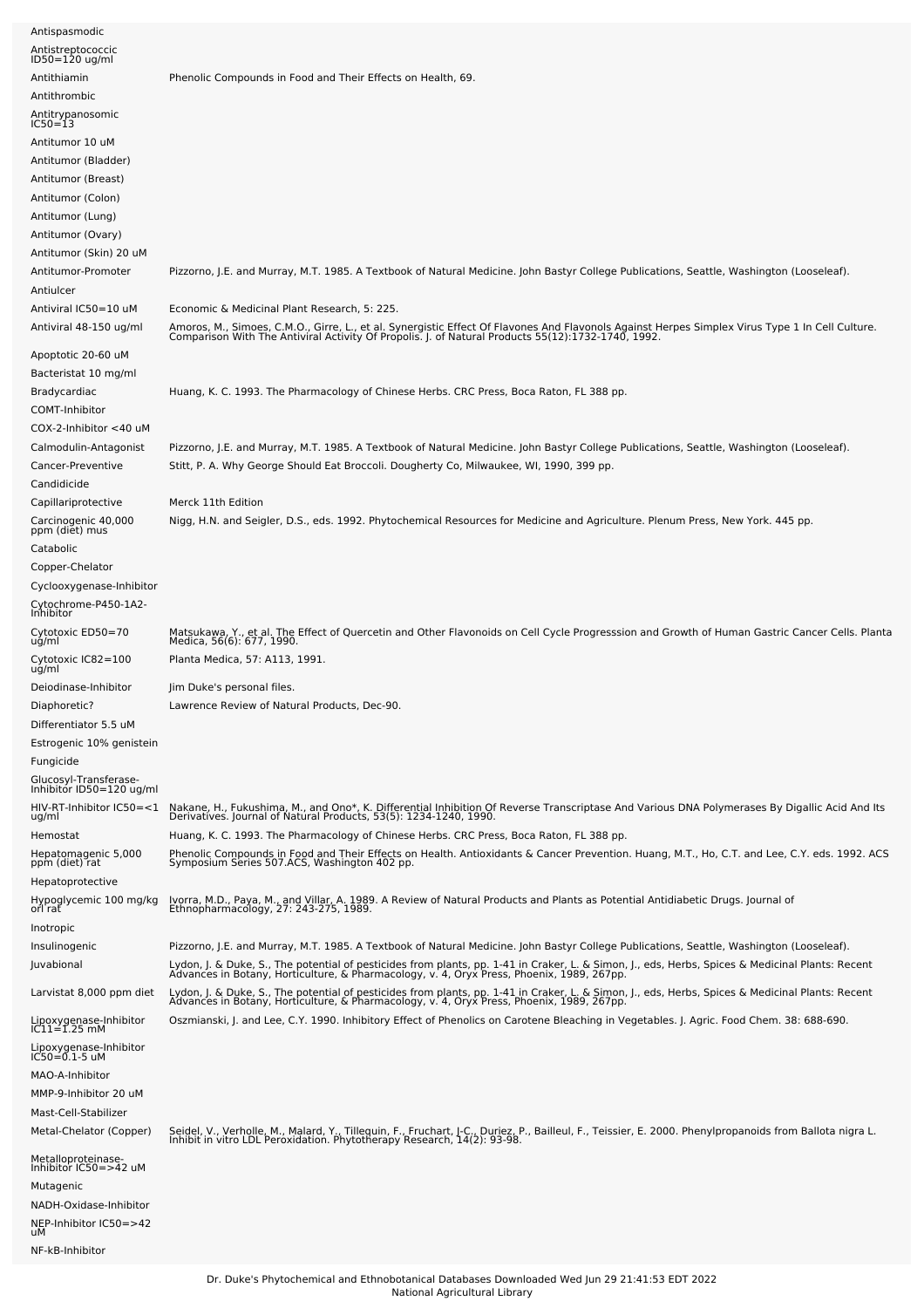| | |
|---|---|
| Antispasmodic | |
| Antistreptococcic ID50=120 ug/ml | |
| Antithiamin | Phenolic Compounds in Food and Their Effects on Health, 69. |
| Antithrombic | |
| Antitrypanosomic IC50=13 | |
| Antitumor 10 uM | |
| Antitumor (Bladder) | |
| Antitumor (Breast) | |
| Antitumor (Colon) | |
| Antitumor (Lung) | |
| Antitumor (Ovary) | |
| Antitumor (Skin) 20 uM | |
| Antitumor-Promoter | Pizzorno, J.E. and Murray, M.T. 1985. A Textbook of Natural Medicine. John Bastyr College Publications, Seattle, Washington (Looseleaf). |
| Antiulcer | |
| Antiviral IC50=10 uM | Economic & Medicinal Plant Research, 5: 225. |
| Antiviral 48-150 ug/ml | Amoros, M., Simoes, C.M.O., Girre, L., et al. Synergistic Effect Of Flavones And Flavonols Against Herpes Simplex Virus Type 1 In Cell Culture. Comparison With The Antiviral Activity Of Propolis. J. of Natural Products 55(12):1732-1740, 1992. |
| Apoptotic 20-60 uM | |
| Bacteristat 10 mg/ml | |
| Bradycardiac | Huang, K. C. 1993. The Pharmacology of Chinese Herbs. CRC Press, Boca Raton, FL 388 pp. |
| COMT-Inhibitor | |
| COX-2-Inhibitor <40 uM | |
| Calmodulin-Antagonist | Pizzorno, J.E. and Murray, M.T. 1985. A Textbook of Natural Medicine. John Bastyr College Publications, Seattle, Washington (Looseleaf). |
| Cancer-Preventive | Stitt, P. A. Why George Should Eat Broccoli. Dougherty Co, Milwaukee, WI, 1990, 399 pp. |
| Candidicide | |
| Capillariprotective | Merck 11th Edition |
| Carcinogenic 40,000 ppm (diet) mus | Nigg, H.N. and Seigler, D.S., eds. 1992. Phytochemical Resources for Medicine and Agriculture. Plenum Press, New York. 445 pp. |
| Catabolic | |
| Copper-Chelator | |
| Cyclooxygenase-Inhibitor | |
| Cytochrome-P450-1A2-Inhibitor | |
| Cytotoxic ED50=70 ug/ml | Matsukawa, Y., et al. The Effect of Quercetin and Other Flavonoids on Cell Cycle Progresssion and Growth of Human Gastric Cancer Cells. Planta Medica, 56(6): 677, 1990. |
| Cytotoxic IC82=100 ug/ml | Planta Medica, 57: A113, 1991. |
| Deiodinase-Inhibitor | Jim Duke's personal files. |
| Diaphoretic? | Lawrence Review of Natural Products, Dec-90. |
| Differentiator 5.5 uM | |
| Estrogenic 10% genistein | |
| Fungicide | |
| Glucosyl-Transferase-Inhibitor ID50=120 ug/ml | |
| HIV-RT-Inhibitor IC50=<1 ug/ml | Nakane, H., Fukushima, M., and Ono*, K. Differential Inhibition Of Reverse Transcriptase And Various DNA Polymerases By Digallic Acid And Its Derivatives. Journal of Natural Products, 53(5): 1234-1240, 1990. |
| Hemostat | Huang, K. C. 1993. The Pharmacology of Chinese Herbs. CRC Press, Boca Raton, FL 388 pp. |
| Hepatomagenic 5,000 ppm (diet) rat | Phenolic Compounds in Food and Their Effects on Health. Antioxidants & Cancer Prevention. Huang, M.T., Ho, C.T. and Lee, C.Y. eds. 1992. ACS Symposium Series 507.ACS, Washington 402 pp. |
| Hepatoprotective | |
| Hypoglycemic 100 mg/kg orl rat | Ivorra, M.D., Paya, M., and Villar, A. 1989. A Review of Natural Products and Plants as Potential Antidiabetic Drugs. Journal of Ethnopharmacology, 27: 243-275, 1989. |
| Inotropic | |
| Insulinogenic | Pizzorno, J.E. and Murray, M.T. 1985. A Textbook of Natural Medicine. John Bastyr College Publications, Seattle, Washington (Looseleaf). |
| Juvabional | Lydon, J. & Duke, S., The potential of pesticides from plants, pp. 1-41 in Craker, L. & Simon, J., eds, Herbs, Spices & Medicinal Plants: Recent Advances in Botany, Horticulture, & Pharmacology, v. 4, Oryx Press, Phoenix, 1989, 267pp. |
| Larvistat 8,000 ppm diet | Lydon, J. & Duke, S., The potential of pesticides from plants, pp. 1-41 in Craker, L. & Simon, J., eds, Herbs, Spices & Medicinal Plants: Recent Advances in Botany, Horticulture, & Pharmacology, v. 4, Oryx Press, Phoenix, 1989, 267pp. |
| Lipoxygenase-Inhibitor IC11=1.25 mM | Oszmianski, J. and Lee, C.Y. 1990. Inhibitory Effect of Phenolics on Carotene Bleaching in Vegetables. J. Agric. Food Chem. 38: 688-690. |
| Lipoxygenase-Inhibitor IC50=0.1-5 uM | |
| MAO-A-Inhibitor | |
| MMP-9-Inhibitor 20 uM | |
| Mast-Cell-Stabilizer | |
| Metal-Chelator (Copper) | Seidel, V., Verholle, M., Malard, Y., Tillequin, F., Fruchart, J-C., Duriez, P., Bailleul, F., Teissier, E. 2000. Phenylpropanoids from Ballota nigra L. Inhibit in vitro LDL Peroxidation. Phytotherapy Research, 14(2): 93-98. |
| Metalloproteinase-Inhibitor IC50=>42 uM | |
| Mutagenic | |
| NADH-Oxidase-Inhibitor | |
| NEP-Inhibitor IC50=>42 uM | |
| NF-kB-Inhibitor | |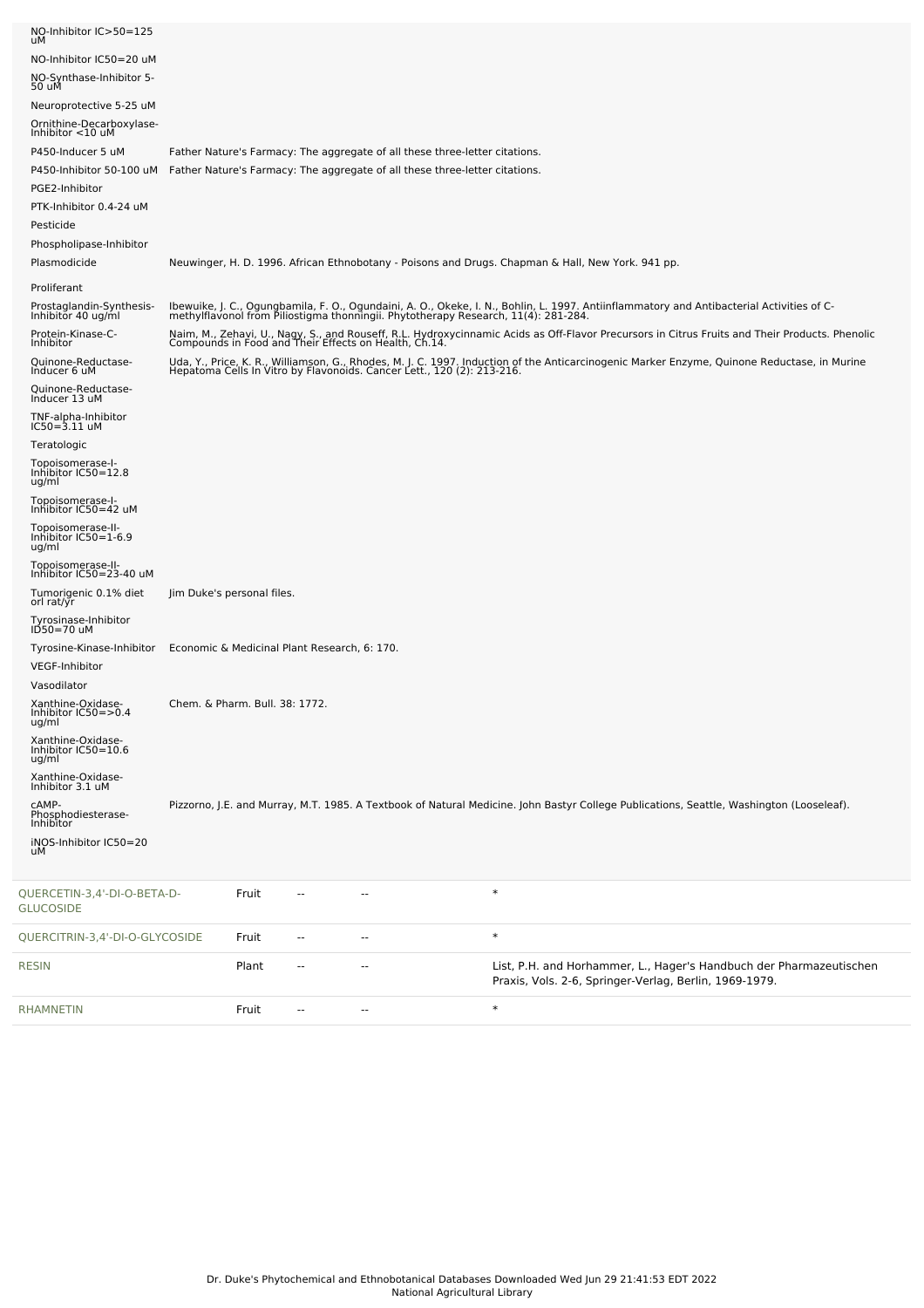| Activity | Reference |
|---|---|
| NO-Inhibitor IC>50=125 uM | |
| NO-Inhibitor IC50=20 uM | |
| NO-Synthase-Inhibitor 5-50 uM | |
| Neuroprotective 5-25 uM | |
| Ornithine-Decarboxylase-Inhibitor <10 uM | |
| P450-Inducer 5 uM | Father Nature's Farmacy: The aggregate of all these three-letter citations. |
| P450-Inhibitor 50-100 uM | Father Nature's Farmacy: The aggregate of all these three-letter citations. |
| PGE2-Inhibitor | |
| PTK-Inhibitor 0.4-24 uM | |
| Pesticide | |
| Phospholipase-Inhibitor | |
| Plasmodicide | Neuwinger, H. D. 1996. African Ethnobotany - Poisons and Drugs. Chapman & Hall, New York. 941 pp. |
| Proliferant | |
| Prostaglandin-Synthesis-Inhibitor 40 ug/ml | Ibewuike, J. C., Ogungbamila, F. O., Ogundaini, A. O., Okeke, I. N., Bohlin, L. 1997. Antiinflammatory and Antibacterial Activities of C-methylflavonol from Piliostigma thonningii. Phytotherapy Research, 11(4): 281-284. |
| Protein-Kinase-C-Inhibitor | Naim, M., Zehavi, U., Nagy, S., and Rouseff, R.L. Hydroxycinnamic Acids as Off-Flavor Precursors in Citrus Fruits and Their Products. Phenolic Compounds in Food and Their Effects on Health, Ch.14. |
| Quinone-Reductase-Inducer 6 uM | Uda, Y., Price, K. R., Williamson, G., Rhodes, M. J. C. 1997. Induction of the Anticarcinogenic Marker Enzyme, Quinone Reductase, in Murine Hepatoma Cells In Vitro by Flavonoids. Cancer Lett., 120 (2): 213-216. |
| Quinone-Reductase-Inducer 13 uM | |
| TNF-alpha-Inhibitor IC50=3.11 uM | |
| Teratologic | |
| Topoisomerase-I-Inhibitor IC50=12.8 ug/ml | |
| Topoisomerase-I-Inhibitor IC50=42 uM | |
| Topoisomerase-II-Inhibitor IC50=1-6.9 ug/ml | |
| Topoisomerase-II-Inhibitor IC50=23-40 uM | |
| Tumorigenic 0.1% diet orl rat/yr | Jim Duke's personal files. |
| Tyrosinase-Inhibitor ID50=70 uM | |
| Tyrosine-Kinase-Inhibitor | Economic & Medicinal Plant Research, 6: 170. |
| VEGF-Inhibitor | |
| Vasodilator | |
| Xanthine-Oxidase-Inhibitor IC50=>0.4 ug/ml | Chem. & Pharm. Bull. 38: 1772. |
| Xanthine-Oxidase-Inhibitor IC50=10.6 ug/ml | |
| Xanthine-Oxidase-Inhibitor 3.1 uM | |
| cAMP-Phosphodiesterase-Inhibitor | Pizzorno, J.E. and Murray, M.T. 1985. A Textbook of Natural Medicine. John Bastyr College Publications, Seattle, Washington (Looseleaf). |
| iNOS-Inhibitor IC50=20 uM | |

| Chemical | Part | | | Reference |
|---|---|---|---|---|
| QUERCETIN-3,4'-DI-O-BETA-D-GLUCOSIDE | Fruit | -- | -- | * |
| QUERCITRIN-3,4'-DI-O-GLYCOSIDE | Fruit | -- | -- | * |
| RESIN | Plant | -- | -- | List, P.H. and Horhammer, L., Hager's Handbuch der Pharmazeutischen Praxis, Vols. 2-6, Springer-Verlag, Berlin, 1969-1979. |
| RHAMNETIN | Fruit | -- | -- | * |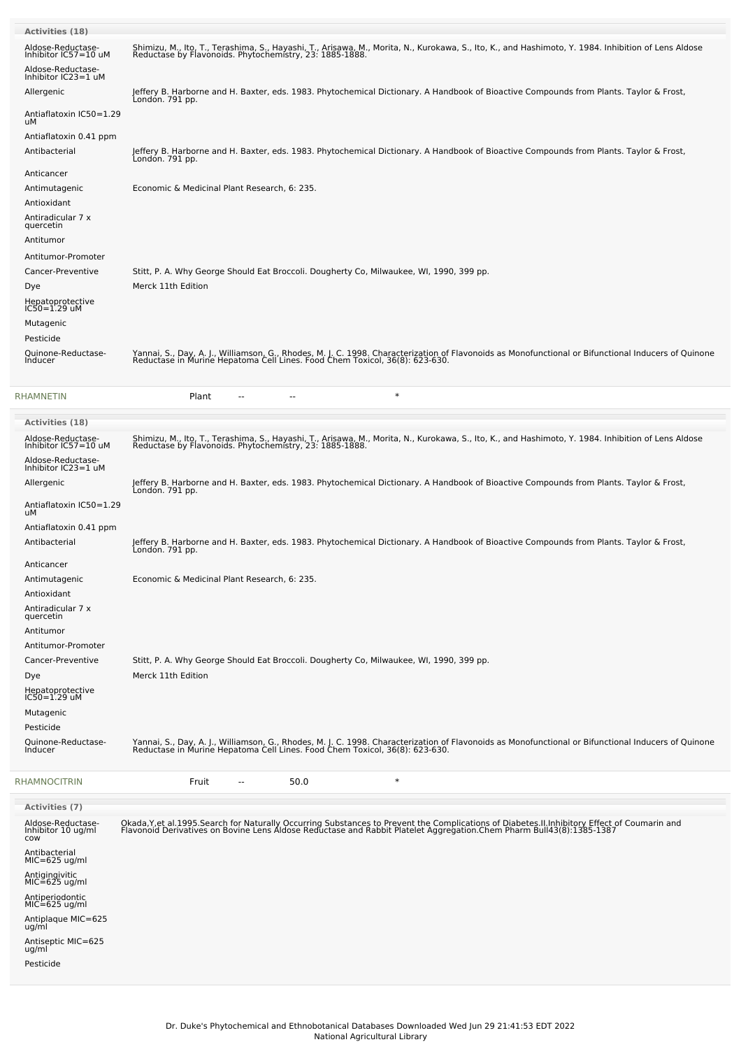**Activities (18)**

| Activity | Reference |
|---|---|
| Aldose-Reductase-Inhibitor IC57=10 uM | Shimizu, M., Ito, T., Terashima, S., Hayashi, T., Arisawa, M., Morita, N., Kurokawa, S., Ito, K., and Hashimoto, Y. 1984. Inhibition of Lens Aldose Reductase by Flavonoids. Phytochemistry, 23: 1885-1888. |
| Aldose-Reductase-Inhibitor IC23=1 uM | |
| Allergenic | Jeffery B. Harborne and H. Baxter, eds. 1983. Phytochemical Dictionary. A Handbook of Bioactive Compounds from Plants. Taylor & Frost, London. 791 pp. |
| Antiaflatoxin IC50=1.29 uM | |
| Antiaflatoxin 0.41 ppm | |
| Antibacterial | Jeffery B. Harborne and H. Baxter, eds. 1983. Phytochemical Dictionary. A Handbook of Bioactive Compounds from Plants. Taylor & Frost, London. 791 pp. |
| Anticancer | |
| Antimutagenic | Economic & Medicinal Plant Research, 6: 235. |
| Antioxidant | |
| Antiradicular 7 x quercetin | |
| Antitumor | |
| Antitumor-Promoter | |
| Cancer-Preventive | Stitt, P. A. Why George Should Eat Broccoli. Dougherty Co, Milwaukee, WI, 1990, 399 pp. |
| Dye | Merck 11th Edition |
| Hepatoprotective IC50=1.29 uM | |
| Mutagenic | |
| Pesticide | |
| Quinone-Reductase-Inducer | Yannai, S., Day, A. J., Williamson, G., Rhodes, M. J. C. 1998. Characterization of Flavonoids as Monofunctional or Bifunctional Inducers of Quinone Reductase in Murine Hepatoma Cell Lines. Food Chem Toxicol, 36(8): 623-630. |

| RHAMNETIN | Plant | -- | -- | * |
|---|---|---|---|---|

**Activities (18)**

| Activity | Reference |
|---|---|
| Aldose-Reductase-Inhibitor IC57=10 uM | Shimizu, M., Ito, T., Terashima, S., Hayashi, T., Arisawa, M., Morita, N., Kurokawa, S., Ito, K., and Hashimoto, Y. 1984. Inhibition of Lens Aldose Reductase by Flavonoids. Phytochemistry, 23: 1885-1888. |
| Aldose-Reductase-Inhibitor IC23=1 uM | |
| Allergenic | Jeffery B. Harborne and H. Baxter, eds. 1983. Phytochemical Dictionary. A Handbook of Bioactive Compounds from Plants. Taylor & Frost, London. 791 pp. |
| Antiaflatoxin IC50=1.29 uM | |
| Antiaflatoxin 0.41 ppm | |
| Antibacterial | Jeffery B. Harborne and H. Baxter, eds. 1983. Phytochemical Dictionary. A Handbook of Bioactive Compounds from Plants. Taylor & Frost, London. 791 pp. |
| Anticancer | |
| Antimutagenic | Economic & Medicinal Plant Research, 6: 235. |
| Antioxidant | |
| Antiradicular 7 x quercetin | |
| Antitumor | |
| Antitumor-Promoter | |
| Cancer-Preventive | Stitt, P. A. Why George Should Eat Broccoli. Dougherty Co, Milwaukee, WI, 1990, 399 pp. |
| Dye | Merck 11th Edition |
| Hepatoprotective IC50=1.29 uM | |
| Mutagenic | |
| Pesticide | |
| Quinone-Reductase-Inducer | Yannai, S., Day, A. J., Williamson, G., Rhodes, M. J. C. 1998. Characterization of Flavonoids as Monofunctional or Bifunctional Inducers of Quinone Reductase in Murine Hepatoma Cell Lines. Food Chem Toxicol, 36(8): 623-630. |

| RHAMNOCITRIN | Fruit | -- | 50.0 | * |
|---|---|---|---|---|

**Activities (7)**

| Activity | Reference |
|---|---|
| Aldose-Reductase-Inhibitor 10 ug/ml cow | Okada,Y,et al.1995.Search for Naturally Occurring Substances to Prevent the Complications of Diabetes.II.Inhibitory Effect of Coumarin and Flavonoid Derivatives on Bovine Lens Aldose Reductase and Rabbit Platelet Aggregation.Chem Pharm Bull43(8):1385-1387 |
| Antibacterial MIC=625 ug/ml | |
| Antigingivitic MIC=625 ug/ml | |
| Antiperiodontic MIC=625 ug/ml | |
| Antiplaque MIC=625 ug/ml | |
| Antiseptic MIC=625 ug/ml | |
| Pesticide | |

Dr. Duke's Phytochemical and Ethnobotanical Databases Downloaded Wed Jun 29 21:41:53 EDT 2022
National Agricultural Library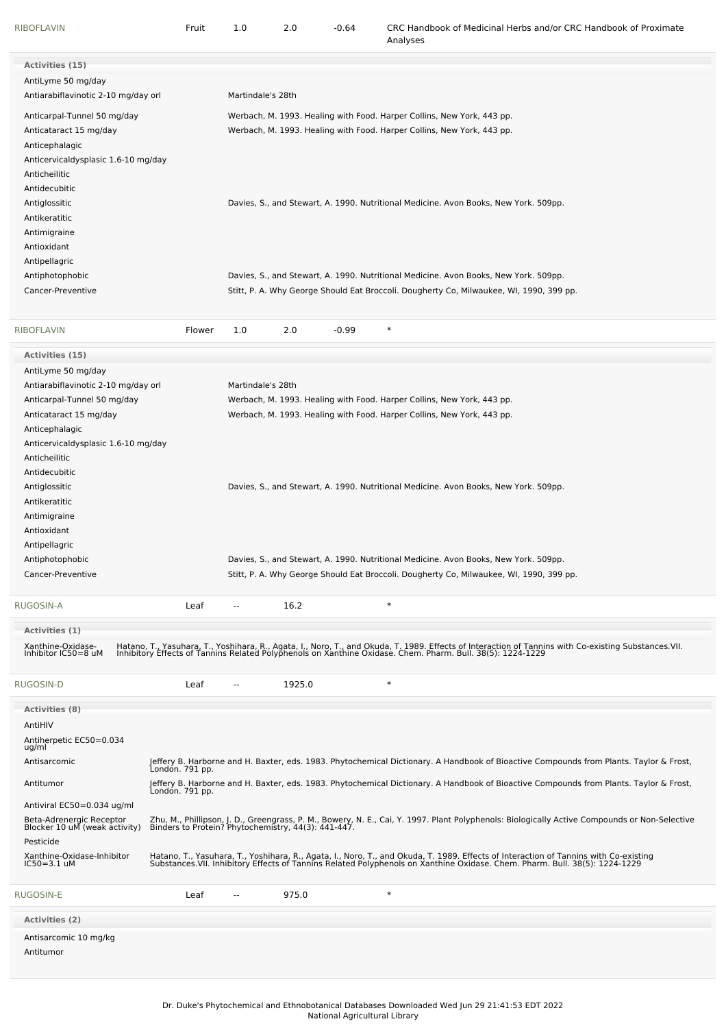| RIBOFLAVIN | Fruit | 1.0 | 2.0 | -0.64 | CRC Handbook of Medicinal Herbs and/or CRC Handbook of Proximate Analyses |
|---|---|---|---|---|---|

**Activities (15)**

| Activity | Reference |
|---|---|
| AntiLyme 50 mg/day | |
| Antiarabiflavinotic 2-10 mg/day orl | Martindale's 28th |
| Anticarpal-Tunnel 50 mg/day | Werbach, M. 1993. Healing with Food. Harper Collins, New York, 443 pp. |
| Anticataract 15 mg/day | Werbach, M. 1993. Healing with Food. Harper Collins, New York, 443 pp. |
| Anticephalagic | |
| Anticervicaldysplasic 1.6-10 mg/day | |
| Anticheilitic | |
| Antidecubitic | |
| Antiglossitic | Davies, S., and Stewart, A. 1990. Nutritional Medicine. Avon Books, New York. 509pp. |
| Antikeratitic | |
| Antimigraine | |
| Antioxidant | |
| Antipellagric | |
| Antiphotophobic | Davies, S., and Stewart, A. 1990. Nutritional Medicine. Avon Books, New York. 509pp. |
| Cancer-Preventive | Stitt, P. A. Why George Should Eat Broccoli. Dougherty Co, Milwaukee, WI, 1990, 399 pp. |

| RIBOFLAVIN | Flower | 1.0 | 2.0 | -0.99 | * |
|---|---|---|---|---|---|

**Activities (15)**

| Activity | Reference |
|---|---|
| AntiLyme 50 mg/day | |
| Antiarabiflavinotic 2-10 mg/day orl | Martindale's 28th |
| Anticarpal-Tunnel 50 mg/day | Werbach, M. 1993. Healing with Food. Harper Collins, New York, 443 pp. |
| Anticataract 15 mg/day | Werbach, M. 1993. Healing with Food. Harper Collins, New York, 443 pp. |
| Anticephalagic | |
| Anticervicaldysplasic 1.6-10 mg/day | |
| Anticheilitic | |
| Antidecubitic | |
| Antiglossitic | Davies, S., and Stewart, A. 1990. Nutritional Medicine. Avon Books, New York. 509pp. |
| Antikeratitic | |
| Antimigraine | |
| Antioxidant | |
| Antipellagric | |
| Antiphotophobic | Davies, S., and Stewart, A. 1990. Nutritional Medicine. Avon Books, New York. 509pp. |
| Cancer-Preventive | Stitt, P. A. Why George Should Eat Broccoli. Dougherty Co, Milwaukee, WI, 1990, 399 pp. |

| RUGOSIN-A | Leaf | -- | 16.2 | | * |
|---|---|---|---|---|---|

**Activities (1)**

| Activity | Reference |
|---|---|
| Xanthine-Oxidase-Inhibitor IC50=8 uM | Hatano, T., Yasuhara, T., Yoshihara, R., Agata, I., Noro, T., and Okuda, T. 1989. Effects of Interaction of Tannins with Co-existing Substances.VII. Inhibitory Effects of Tannins Related Polyphenols on Xanthine Oxidase. Chem. Pharm. Bull. 38(5): 1224-1229 |

| RUGOSIN-D | Leaf | -- | 1925.0 | | * |
|---|---|---|---|---|---|

**Activities (8)**

| Activity | Reference |
|---|---|
| AntiHIV | |
| Antiherpetic EC50=0.034 ug/ml | |
| Antisarcomic | Jeffery B. Harborne and H. Baxter, eds. 1983. Phytochemical Dictionary. A Handbook of Bioactive Compounds from Plants. Taylor & Frost, London. 791 pp. |
| Antitumor | Jeffery B. Harborne and H. Baxter, eds. 1983. Phytochemical Dictionary. A Handbook of Bioactive Compounds from Plants. Taylor & Frost, London. 791 pp. |
| Antiviral EC50=0.034 ug/ml | |
| Beta-Adrenergic Receptor Blocker 10 uM (weak activity) | Zhu, M., Phillipson, J. D., Greengrass, P. M., Bowery, N. E., Cai, Y. 1997. Plant Polyphenols: Biologically Active Compounds or Non-Selective Binders to Protein? Phytochemistry, 44(3): 441-447. |
| Pesticide | |
| Xanthine-Oxidase-Inhibitor IC50=3.1 uM | Hatano, T., Yasuhara, T., Yoshihara, R., Agata, I., Noro, T., and Okuda, T. 1989. Effects of Interaction of Tannins with Co-existing Substances.VII. Inhibitory Effects of Tannins Related Polyphenols on Xanthine Oxidase. Chem. Pharm. Bull. 38(5): 1224-1229 |

| RUGOSIN-E | Leaf | -- | 975.0 | | * |
|---|---|---|---|---|---|

**Activities (2)**

| Activity | Reference |
|---|---|
| Antisarcomic 10 mg/kg | |
| Antitumor | |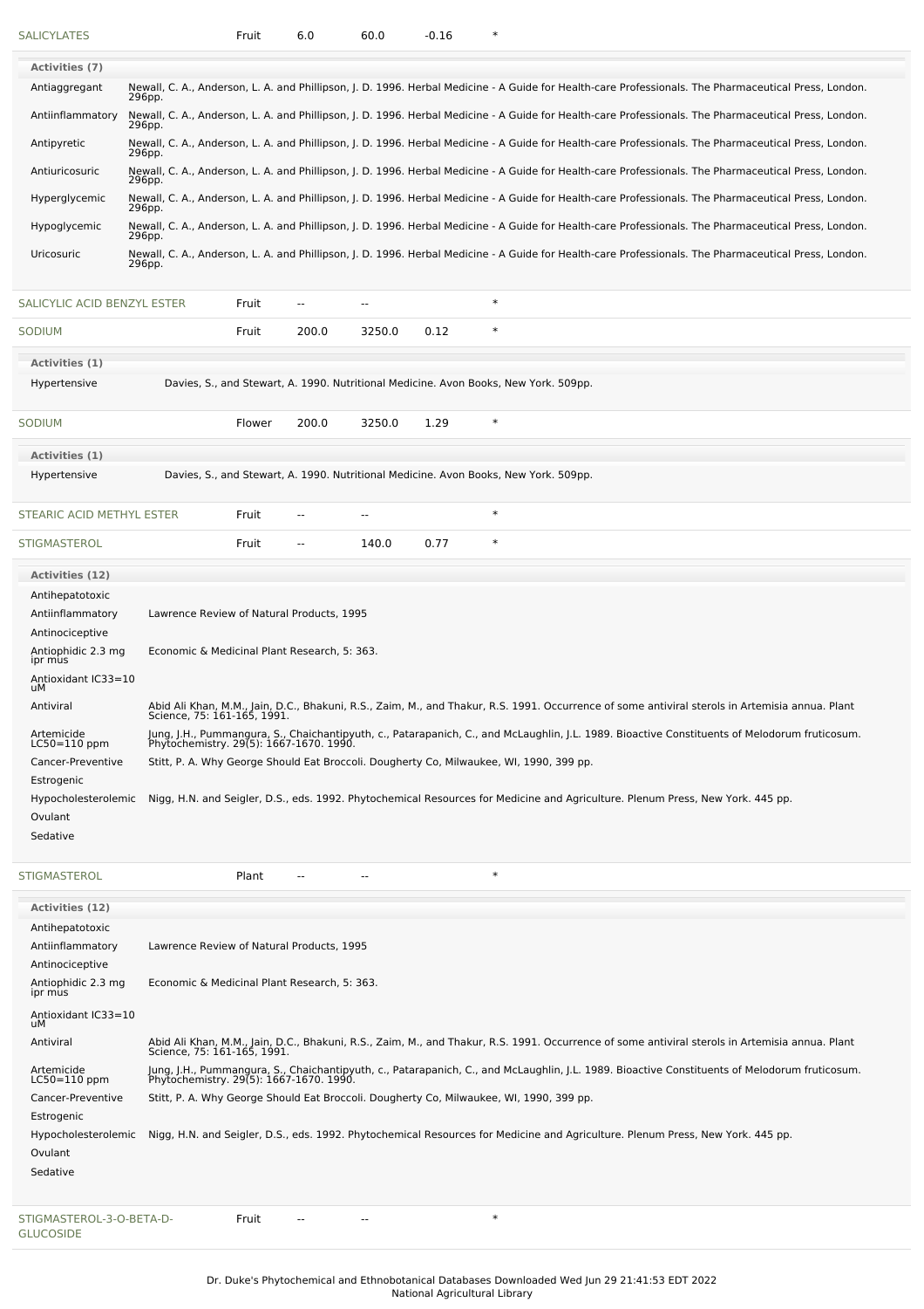| SALICYLATES | Fruit | 6.0 | 60.0 | -0.16 | * |
|---|---|---|---|---|---|

**Activities (7)**

| Activity | Reference |
|---|---|
| Antiaggregant | Newall, C. A., Anderson, L. A. and Phillipson, J. D. 1996. Herbal Medicine - A Guide for Health-care Professionals. The Pharmaceutical Press, London. 296pp. |
| Antiinflammatory | Newall, C. A., Anderson, L. A. and Phillipson, J. D. 1996. Herbal Medicine - A Guide for Health-care Professionals. The Pharmaceutical Press, London. 296pp. |
| Antipyretic | Newall, C. A., Anderson, L. A. and Phillipson, J. D. 1996. Herbal Medicine - A Guide for Health-care Professionals. The Pharmaceutical Press, London. 296pp. |
| Antiuricosuric | Newall, C. A., Anderson, L. A. and Phillipson, J. D. 1996. Herbal Medicine - A Guide for Health-care Professionals. The Pharmaceutical Press, London. 296pp. |
| Hyperglycemic | Newall, C. A., Anderson, L. A. and Phillipson, J. D. 1996. Herbal Medicine - A Guide for Health-care Professionals. The Pharmaceutical Press, London. 296pp. |
| Hypoglycemic | Newall, C. A., Anderson, L. A. and Phillipson, J. D. 1996. Herbal Medicine - A Guide for Health-care Professionals. The Pharmaceutical Press, London. 296pp. |
| Uricosuric | Newall, C. A., Anderson, L. A. and Phillipson, J. D. 1996. Herbal Medicine - A Guide for Health-care Professionals. The Pharmaceutical Press, London. 296pp. |

| SALICYLIC ACID BENZYL ESTER | Fruit | -- | -- | | * |
|---|---|---|---|---|---|
| SODIUM | Fruit | 200.0 | 3250.0 | 0.12 | * |

**Activities (1)**

| Activity | Reference |
|---|---|
| Hypertensive | Davies, S., and Stewart, A. 1990. Nutritional Medicine. Avon Books, New York. 509pp. |

| SODIUM | Flower | 200.0 | 3250.0 | 1.29 | * |
|---|---|---|---|---|---|

**Activities (1)**

| Activity | Reference |
|---|---|
| Hypertensive | Davies, S., and Stewart, A. 1990. Nutritional Medicine. Avon Books, New York. 509pp. |

| STEARIC ACID METHYL ESTER | Fruit | -- | -- | | * |
|---|---|---|---|---|---|
| STIGMASTEROL | Fruit | -- | 140.0 | 0.77 | * |

**Activities (12)**

| Activity | Reference |
|---|---|
| Antihepatotoxic | |
| Antiinflammatory | Lawrence Review of Natural Products, 1995 |
| Antinociceptive | |
| Antiophidic 2.3 mg ipr mus | Economic & Medicinal Plant Research, 5: 363. |
| Antioxidant IC33=10 uM | |
| Antiviral | Abid Ali Khan, M.M., Jain, D.C., Bhakuni, R.S., Zaim, M., and Thakur, R.S. 1991. Occurrence of some antiviral sterols in Artemisia annua. Plant Science, 75: 161-165, 1991. |
| Artemicide LC50=110 ppm | Jung, J.H., Pummangura, S., Chaichantipyuth, c., Patarapanich, C., and McLaughlin, J.L. 1989. Bioactive Constituents of Melodorum fruticosum. Phytochemistry. 29(5): 1667-1670. 1990. |
| Cancer-Preventive | Stitt, P. A. Why George Should Eat Broccoli. Dougherty Co, Milwaukee, WI, 1990, 399 pp. |
| Estrogenic | |
| Hypocholesterolemic | Nigg, H.N. and Seigler, D.S., eds. 1992. Phytochemical Resources for Medicine and Agriculture. Plenum Press, New York. 445 pp. |
| Ovulant | |
| Sedative | |

| STIGMASTEROL | Plant | -- | -- | | * |
|---|---|---|---|---|---|

**Activities (12)**

| Activity | Reference |
|---|---|
| Antihepatotoxic | |
| Antiinflammatory | Lawrence Review of Natural Products, 1995 |
| Antinociceptive | |
| Antiophidic 2.3 mg ipr mus | Economic & Medicinal Plant Research, 5: 363. |
| Antioxidant IC33=10 uM | |
| Antiviral | Abid Ali Khan, M.M., Jain, D.C., Bhakuni, R.S., Zaim, M., and Thakur, R.S. 1991. Occurrence of some antiviral sterols in Artemisia annua. Plant Science, 75: 161-165, 1991. |
| Artemicide LC50=110 ppm | Jung, J.H., Pummangura, S., Chaichantipyuth, c., Patarapanich, C., and McLaughlin, J.L. 1989. Bioactive Constituents of Melodorum fruticosum. Phytochemistry. 29(5): 1667-1670. 1990. |
| Cancer-Preventive | Stitt, P. A. Why George Should Eat Broccoli. Dougherty Co, Milwaukee, WI, 1990, 399 pp. |
| Estrogenic | |
| Hypocholesterolemic | Nigg, H.N. and Seigler, D.S., eds. 1992. Phytochemical Resources for Medicine and Agriculture. Plenum Press, New York. 445 pp. |
| Ovulant | |
| Sedative | |

| STIGMASTEROL-3-O-BETA-D-GLUCOSIDE | Fruit | -- | -- | | * |
|---|---|---|---|---|---|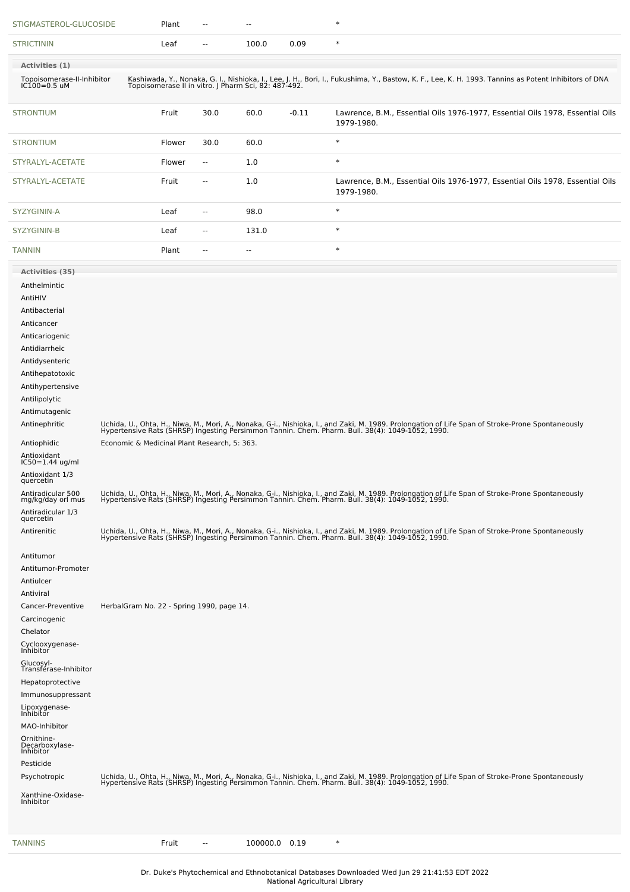| | | | | | |
|---|---|---|---|---|---|
| STIGMASTEROL-GLUCOSIDE | Plant | -- | -- | | * |
| STRICTININ | Leaf | -- | 100.0 | 0.09 | * |

**Activities (1)**

| | |
|---|---|
| Topoisomerase-II-Inhibitor IC100=0.5 uM | Kashiwada, Y., Nonaka, G. I., Nishioka, I., Lee, J. H., Bori, I., Fukushima, Y., Bastow, K. F., Lee, K. H. 1993. Tannins as Potent Inhibitors of DNA Topoisomerase II in vitro. J Pharm Sci, 82: 487-492. |

| | | | | | |
|---|---|---|---|---|---|
| STRONTIUM | Fruit | 30.0 | 60.0 | -0.11 | Lawrence, B.M., Essential Oils 1976-1977, Essential Oils 1978, Essential Oils 1979-1980. |
| STRONTIUM | Flower | 30.0 | 60.0 | | * |
| STYRALYL-ACETATE | Flower | -- | 1.0 | | * |
| STYRALYL-ACETATE | Fruit | -- | 1.0 | | Lawrence, B.M., Essential Oils 1976-1977, Essential Oils 1978, Essential Oils 1979-1980. |
| SYZYGININ-A | Leaf | -- | 98.0 | | * |
| SYZYGININ-B | Leaf | -- | 131.0 | | * |
| TANNIN | Plant | -- | -- | | * |

**Activities (35)**

| | |
|---|---|
| Anthelmintic | |
| AntiHIV | |
| Antibacterial | |
| Anticancer | |
| Anticariogenic | |
| Antidiarrheic | |
| Antidysenteric | |
| Antihepatotoxic | |
| Antihypertensive | |
| Antilipolytic | |
| Antimutagenic | |
| Antinephritic | Uchida, U., Ohta, H., Niwa, M., Mori, A., Nonaka, G-i., Nishioka, I., and Zaki, M. 1989. Prolongation of Life Span of Stroke-Prone Spontaneously Hypertensive Rats (SHRSP) Ingesting Persimmon Tannin. Chem. Pharm. Bull. 38(4): 1049-1052, 1990. |
| Antiophidic | Economic & Medicinal Plant Research, 5: 363. |
| Antioxidant IC50=1.44 ug/ml | |
| Antioxidant 1/3 quercetin | |
| Antiradicular 500 mg/kg/day orl mus | Uchida, U., Ohta, H., Niwa, M., Mori, A., Nonaka, G-i., Nishioka, I., and Zaki, M. 1989. Prolongation of Life Span of Stroke-Prone Spontaneously Hypertensive Rats (SHRSP) Ingesting Persimmon Tannin. Chem. Pharm. Bull. 38(4): 1049-1052, 1990. |
| Antiradicular 1/3 quercetin | |
| Antirenitic | Uchida, U., Ohta, H., Niwa, M., Mori, A., Nonaka, G-i., Nishioka, I., and Zaki, M. 1989. Prolongation of Life Span of Stroke-Prone Spontaneously Hypertensive Rats (SHRSP) Ingesting Persimmon Tannin. Chem. Pharm. Bull. 38(4): 1049-1052, 1990. |
| Antitumor | |
| Antitumor-Promoter | |
| Antiulcer | |
| Antiviral | |
| Cancer-Preventive | HerbalGram No. 22 - Spring 1990, page 14. |
| Carcinogenic | |
| Chelator | |
| Cyclooxygenase-Inhibitor | |
| Glucosyl-Transferase-Inhibitor | |
| Hepatoprotective | |
| Immunosuppressant | |
| Lipoxygenase-Inhibitor | |
| MAO-Inhibitor | |
| Ornithine-Decarboxylase-Inhibitor | |
| Pesticide | |
| Psychotropic | Uchida, U., Ohta, H., Niwa, M., Mori, A., Nonaka, G-i., Nishioka, I., and Zaki, M. 1989. Prolongation of Life Span of Stroke-Prone Spontaneously Hypertensive Rats (SHRSP) Ingesting Persimmon Tannin. Chem. Pharm. Bull. 38(4): 1049-1052, 1990. |
| Xanthine-Oxidase-Inhibitor | |

| | | | | | |
|---|---|---|---|---|---|
| TANNINS | Fruit | -- | 100000.0 | 0.19 | * |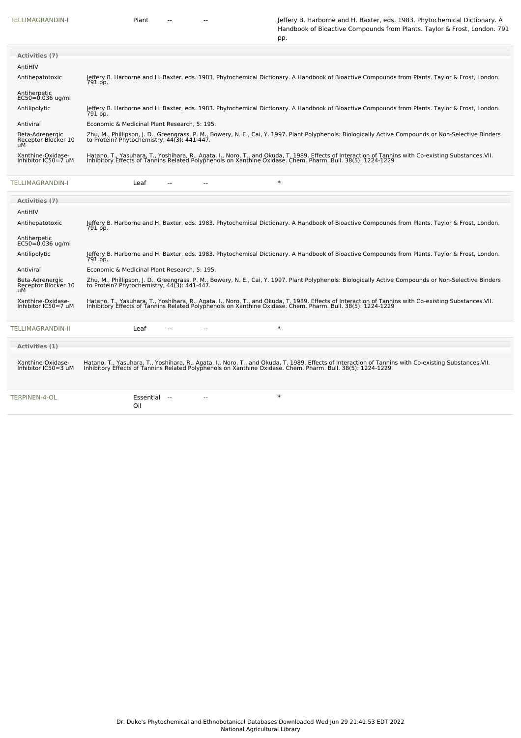| TELLIMAGRANDIN-I | Plant | -- | -- | Jeffery B. Harborne and H. Baxter, eds. 1983. Phytochemical Dictionary. A Handbook of Bioactive Compounds from Plants. Taylor & Frost, London. 791 pp. |
|---|---|---|---|---|

**Activities (7)**

| Activity | Reference |
|---|---|
| AntiHIV | |
| Antihepatotoxic | Jeffery B. Harborne and H. Baxter, eds. 1983. Phytochemical Dictionary. A Handbook of Bioactive Compounds from Plants. Taylor & Frost, London. 791 pp. |
| Antiherpetic EC50=0.036 ug/ml | |
| Antilipolytic | Jeffery B. Harborne and H. Baxter, eds. 1983. Phytochemical Dictionary. A Handbook of Bioactive Compounds from Plants. Taylor & Frost, London. 791 pp. |
| Antiviral | Economic & Medicinal Plant Research, 5: 195. |
| Beta-Adrenergic Receptor Blocker 10 uM | Zhu, M., Phillipson, J. D., Greengrass, P. M., Bowery, N. E., Cai, Y. 1997. Plant Polyphenols: Biologically Active Compounds or Non-Selective Binders to Protein? Phytochemistry, 44(3): 441-447. |
| Xanthine-Oxidase-Inhibitor IC50=7 uM | Hatano, T., Yasuhara, T., Yoshihara, R., Agata, I., Noro, T., and Okuda, T. 1989. Effects of Interaction of Tannins with Co-existing Substances.VII. Inhibitory Effects of Tannins Related Polyphenols on Xanthine Oxidase. Chem. Pharm. Bull. 38(5): 1224-1229 |

| TELLIMAGRANDIN-I | Leaf | -- | -- | * |
|---|---|---|---|---|

**Activities (7)**

| Activity | Reference |
|---|---|
| AntiHIV | |
| Antihepatotoxic | Jeffery B. Harborne and H. Baxter, eds. 1983. Phytochemical Dictionary. A Handbook of Bioactive Compounds from Plants. Taylor & Frost, London. 791 pp. |
| Antiherpetic EC50=0.036 ug/ml | |
| Antilipolytic | Jeffery B. Harborne and H. Baxter, eds. 1983. Phytochemical Dictionary. A Handbook of Bioactive Compounds from Plants. Taylor & Frost, London. 791 pp. |
| Antiviral | Economic & Medicinal Plant Research, 5: 195. |
| Beta-Adrenergic Receptor Blocker 10 uM | Zhu, M., Phillipson, J. D., Greengrass, P. M., Bowery, N. E., Cai, Y. 1997. Plant Polyphenols: Biologically Active Compounds or Non-Selective Binders to Protein? Phytochemistry, 44(3): 441-447. |
| Xanthine-Oxidase-Inhibitor IC50=7 uM | Hatano, T., Yasuhara, T., Yoshihara, R., Agata, I., Noro, T., and Okuda, T. 1989. Effects of Interaction of Tannins with Co-existing Substances.VII. Inhibitory Effects of Tannins Related Polyphenols on Xanthine Oxidase. Chem. Pharm. Bull. 38(5): 1224-1229 |

| TELLIMAGRANDIN-II | Leaf | -- | -- | * |
|---|---|---|---|---|

**Activities (1)**

| Activity | Reference |
|---|---|
| Xanthine-Oxidase-Inhibitor IC50=3 uM | Hatano, T., Yasuhara, T., Yoshihara, R., Agata, I., Noro, T., and Okuda, T. 1989. Effects of Interaction of Tannins with Co-existing Substances.VII. Inhibitory Effects of Tannins Related Polyphenols on Xanthine Oxidase. Chem. Pharm. Bull. 38(5): 1224-1229 |

| TERPINEN-4-OL | Essential Oil | -- | -- | * |
|---|---|---|---|---|

Dr. Duke's Phytochemical and Ethnobotanical Databases Downloaded Wed Jun 29 21:41:53 EDT 2022
National Agricultural Library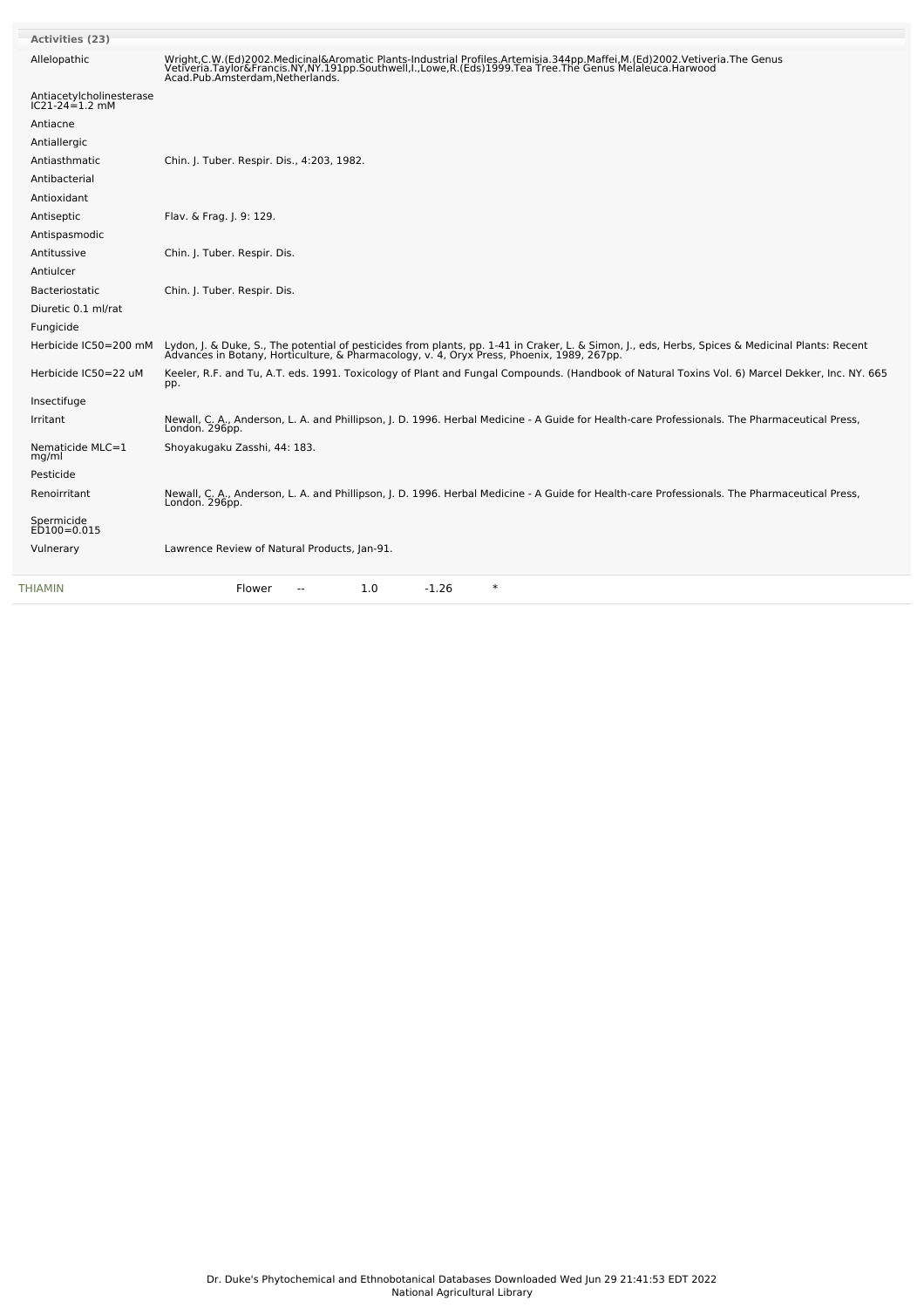**Activities (23)**

| Activity | Reference |
|---|---|
| Allelopathic | Wright,C.W.(Ed)2002.Medicinal&Aromatic Plants-Industrial Profiles.Artemisia.344pp.Maffei,M.(Ed)2002.Vetiveria.The Genus Vetiveria.Taylor&Francis.NY,NY.191pp.Southwell,I.,Lowe,R.(Eds)1999.Tea Tree.The Genus Melaleuca.Harwood Acad.Pub.Amsterdam,Netherlands. |
| Antiacetylcholinesterase IC21-24=1.2 mM | |
| Antiacne | |
| Antiallergic | |
| Antiasthmatic | Chin. J. Tuber. Respir. Dis., 4:203, 1982. |
| Antibacterial | |
| Antioxidant | |
| Antiseptic | Flav. & Frag. J. 9: 129. |
| Antispasmodic | |
| Antitussive | Chin. J. Tuber. Respir. Dis. |
| Antiulcer | |
| Bacteriostatic | Chin. J. Tuber. Respir. Dis. |
| Diuretic 0.1 ml/rat | |
| Fungicide | |
| Herbicide IC50=200 mM | Lydon, J. & Duke, S., The potential of pesticides from plants, pp. 1-41 in Craker, L. & Simon, J., eds, Herbs, Spices & Medicinal Plants: Recent Advances in Botany, Horticulture, & Pharmacology, v. 4, Oryx Press, Phoenix, 1989, 267pp. |
| Herbicide IC50=22 uM | Keeler, R.F. and Tu, A.T. eds. 1991. Toxicology of Plant and Fungal Compounds. (Handbook of Natural Toxins Vol. 6) Marcel Dekker, Inc. NY. 665 pp. |
| Insectifuge | |
| Irritant | Newall, C. A., Anderson, L. A. and Phillipson, J. D. 1996. Herbal Medicine - A Guide for Health-care Professionals. The Pharmaceutical Press, London. 296pp. |
| Nematicide MLC=1 mg/ml | Shoyakugaku Zasshi, 44: 183. |
| Pesticide | |
| Renoirritant | Newall, C. A., Anderson, L. A. and Phillipson, J. D. 1996. Herbal Medicine - A Guide for Health-care Professionals. The Pharmaceutical Press, London. 296pp. |
| Spermicide ED100=0.015 | |
| Vulnerary | Lawrence Review of Natural Products, Jan-91. |

| | | | | | |
|---|---|---|---|---|---|
| THIAMIN | Flower | -- | 1.0 | -1.26 | * |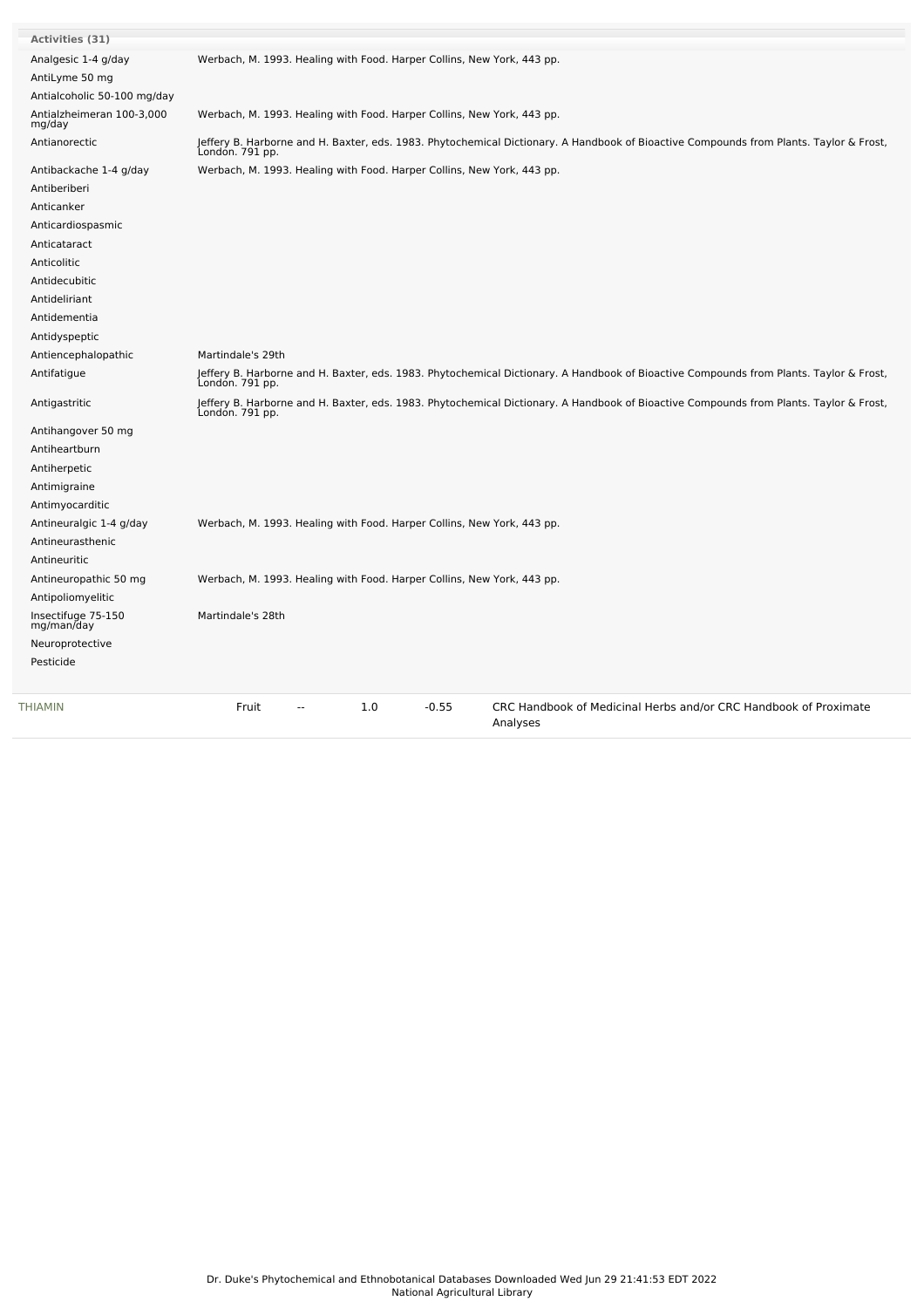**Activities (31)**

| Activity | Reference |
|---|---|
| Analgesic 1-4 g/day | Werbach, M. 1993. Healing with Food. Harper Collins, New York, 443 pp. |
| AntiLyme 50 mg | |
| Antialcoholic 50-100 mg/day | |
| Antialzheimeran 100-3,000 mg/day | Werbach, M. 1993. Healing with Food. Harper Collins, New York, 443 pp. |
| Antianorectic | Jeffery B. Harborne and H. Baxter, eds. 1983. Phytochemical Dictionary. A Handbook of Bioactive Compounds from Plants. Taylor & Frost, London. 791 pp. |
| Antibackache 1-4 g/day | Werbach, M. 1993. Healing with Food. Harper Collins, New York, 443 pp. |
| Antiberiberi | |
| Anticanker | |
| Anticardiospasmic | |
| Anticataract | |
| Anticolitic | |
| Antidecubitic | |
| Antideliriant | |
| Antidementia | |
| Antidyspeptic | |
| Antiencephalopathic | Martindale's 29th |
| Antifatigue | Jeffery B. Harborne and H. Baxter, eds. 1983. Phytochemical Dictionary. A Handbook of Bioactive Compounds from Plants. Taylor & Frost, London. 791 pp. |
| Antigastritic | Jeffery B. Harborne and H. Baxter, eds. 1983. Phytochemical Dictionary. A Handbook of Bioactive Compounds from Plants. Taylor & Frost, London. 791 pp. |
| Antihangover 50 mg | |
| Antiheartburn | |
| Antiherpetic | |
| Antimigraine | |
| Antimyocarditic | |
| Antineuralgic 1-4 g/day | Werbach, M. 1993. Healing with Food. Harper Collins, New York, 443 pp. |
| Antineurasthenic | |
| Antineuritic | |
| Antineuropathic 50 mg | Werbach, M. 1993. Healing with Food. Harper Collins, New York, 443 pp. |
| Antipoliomyelitic | |
| Insectifuge 75-150 mg/man/day | Martindale's 28th |
| Neuroprotective | |
| Pesticide | |

| Chemical | Part | Low | High | SD | Reference |
|---|---|---|---|---|---|
| THIAMIN | Fruit | -- | 1.0 | -0.55 | CRC Handbook of Medicinal Herbs and/or CRC Handbook of Proximate Analyses |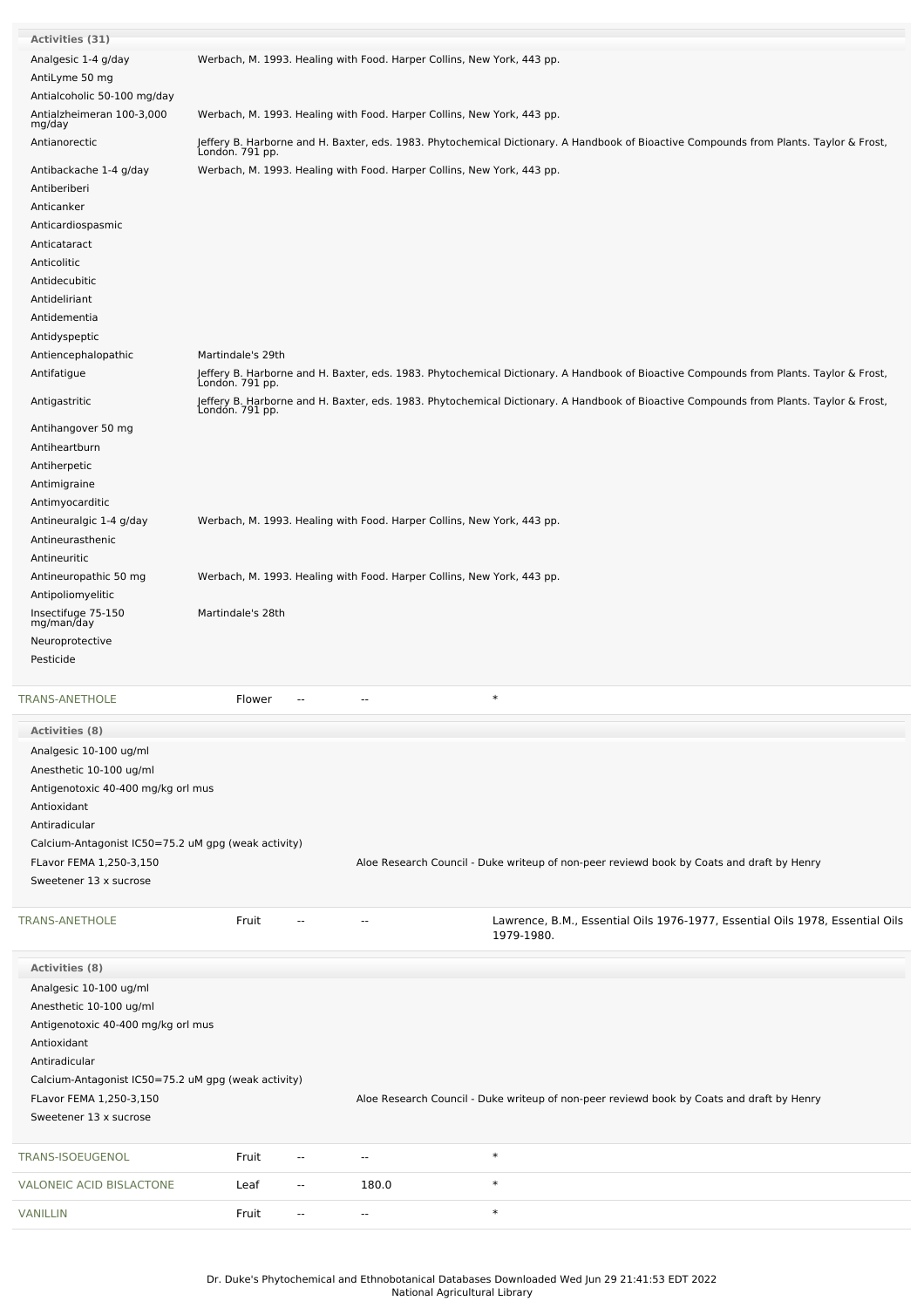**Activities (31)**

| Activity | Reference |
|---|---|
| Analgesic 1-4 g/day | Werbach, M. 1993. Healing with Food. Harper Collins, New York, 443 pp. |
| AntiLyme 50 mg | |
| Antialcoholic 50-100 mg/day | |
| Antialzheimeran 100-3,000 mg/day | Werbach, M. 1993. Healing with Food. Harper Collins, New York, 443 pp. |
| Antianorectic | Jeffery B. Harborne and H. Baxter, eds. 1983. Phytochemical Dictionary. A Handbook of Bioactive Compounds from Plants. Taylor & Frost, London. 791 pp. |
| Antibackache 1-4 g/day | Werbach, M. 1993. Healing with Food. Harper Collins, New York, 443 pp. |
| Antiberiberi | |
| Anticanker | |
| Anticardiospasmic | |
| Anticataract | |
| Anticolitic | |
| Antidecubitic | |
| Antideliriant | |
| Antidementia | |
| Antidyspeptic | |
| Antiencephalopathic | Martindale's 29th |
| Antifatigue | Jeffery B. Harborne and H. Baxter, eds. 1983. Phytochemical Dictionary. A Handbook of Bioactive Compounds from Plants. Taylor & Frost, London. 791 pp. |
| Antigastritic | Jeffery B. Harborne and H. Baxter, eds. 1983. Phytochemical Dictionary. A Handbook of Bioactive Compounds from Plants. Taylor & Frost, London. 791 pp. |
| Antihangover 50 mg | |
| Antiheartburn | |
| Antiherpetic | |
| Antimigraine | |
| Antimyocarditic | |
| Antineuralgic 1-4 g/day | Werbach, M. 1993. Healing with Food. Harper Collins, New York, 443 pp. |
| Antineurasthenic | |
| Antineuritic | |
| Antineuropathic 50 mg | Werbach, M. 1993. Healing with Food. Harper Collins, New York, 443 pp. |
| Antipoliomyelitic | |
| Insectifuge 75-150 mg/man/day | Martindale's 28th |
| Neuroprotective | |
| Pesticide | |

| Chemical | Part | Low PPM | High PPM | Reference |
|---|---|---|---|---|
| TRANS-ANETHOLE | Flower | -- | -- | * |

**Activities (8)**

| Activity | Reference |
|---|---|
| Analgesic 10-100 ug/ml | |
| Anesthetic 10-100 ug/ml | |
| Antigenotoxic 40-400 mg/kg orl mus | |
| Antioxidant | |
| Antiradicular | |
| Calcium-Antagonist IC50=75.2 uM gpg (weak activity) | |
| FLavor FEMA 1,250-3,150 | Aloe Research Council - Duke writeup of non-peer reviewd book by Coats and draft by Henry |
| Sweetener 13 x sucrose | |

| Chemical | Part | Low PPM | High PPM | Reference |
|---|---|---|---|---|
| TRANS-ANETHOLE | Fruit | -- | -- | Lawrence, B.M., Essential Oils 1976-1977, Essential Oils 1978, Essential Oils 1979-1980. |

**Activities (8)**

| Activity | Reference |
|---|---|
| Analgesic 10-100 ug/ml | |
| Anesthetic 10-100 ug/ml | |
| Antigenotoxic 40-400 mg/kg orl mus | |
| Antioxidant | |
| Antiradicular | |
| Calcium-Antagonist IC50=75.2 uM gpg (weak activity) | |
| FLavor FEMA 1,250-3,150 | Aloe Research Council - Duke writeup of non-peer reviewd book by Coats and draft by Henry |
| Sweetener 13 x sucrose | |

| Chemical | Part | Low PPM | High PPM | Reference |
|---|---|---|---|---|
| TRANS-ISOEUGENOL | Fruit | -- | -- | * |
| VALONEIC ACID BISLACTONE | Leaf | -- | 180.0 | * |
| VANILLIN | Fruit | -- | -- | * |

Dr. Duke's Phytochemical and Ethnobotanical Databases Downloaded Wed Jun 29 21:41:53 EDT 2022
National Agricultural Library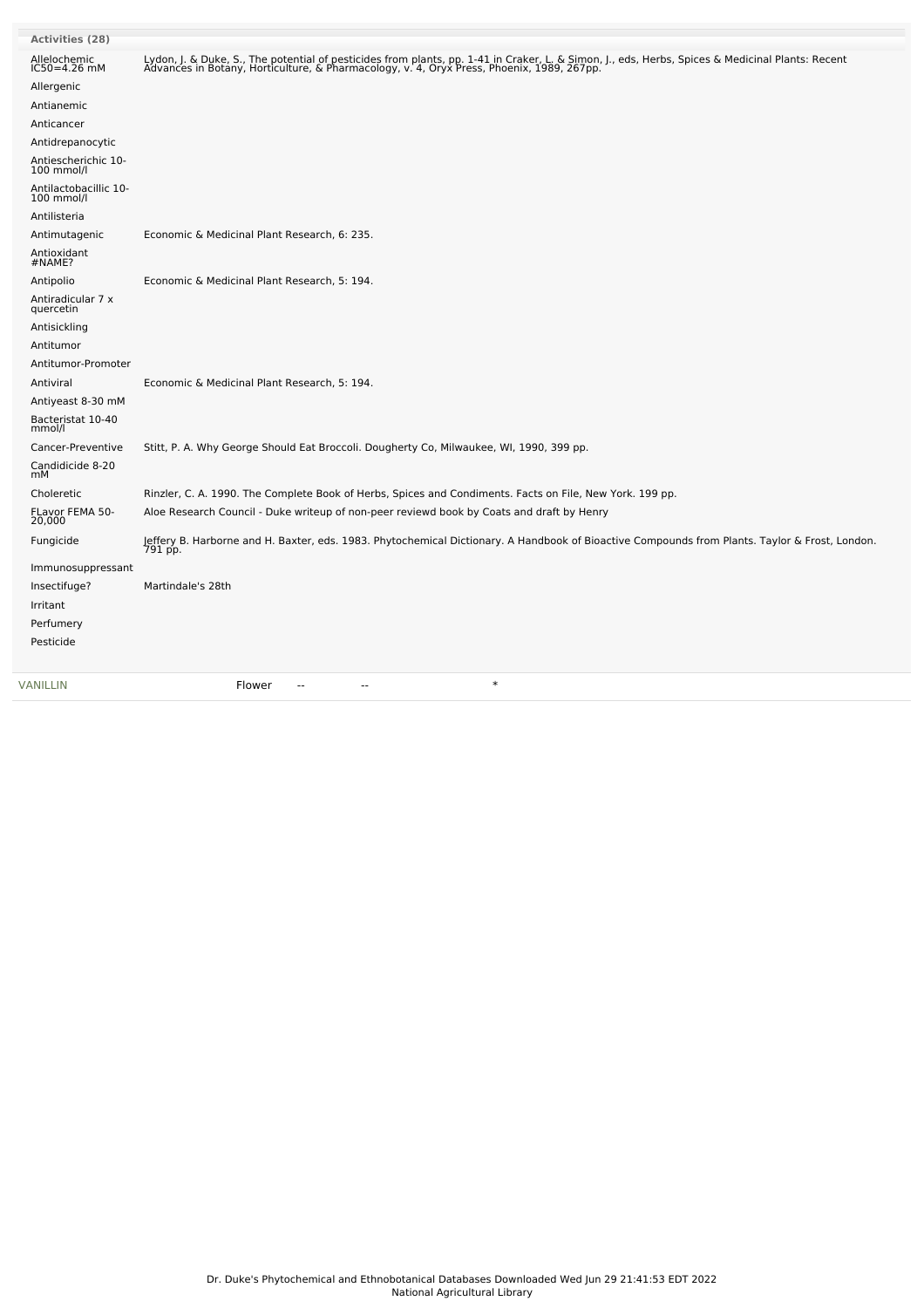**Activities (28)**

| Activity | Reference |
| --- | --- |
| Allelochemic IC50=4.26 mM | Lydon, J. & Duke, S., The potential of pesticides from plants, pp. 1-41 in Craker, L. & Simon, J., eds, Herbs, Spices & Medicinal Plants: Recent Advances in Botany, Horticulture, & Pharmacology, v. 4, Oryx Press, Phoenix, 1989, 267pp. |
| Allergenic | |
| Antianemic | |
| Anticancer | |
| Antidrepanocytic | |
| Antiescherichic 10-100 mmol/l | |
| Antilactobacillic 10-100 mmol/l | |
| Antilisteria | |
| Antimutagenic | Economic & Medicinal Plant Research, 6: 235. |
| Antioxidant #NAME? | |
| Antipolio | Economic & Medicinal Plant Research, 5: 194. |
| Antiradicular 7 x quercetin | |
| Antisickling | |
| Antitumor | |
| Antitumor-Promoter | |
| Antiviral | Economic & Medicinal Plant Research, 5: 194. |
| Antiyeast 8-30 mM | |
| Bacteristat 10-40 mmol/l | |
| Cancer-Preventive | Stitt, P. A. Why George Should Eat Broccoli. Dougherty Co, Milwaukee, WI, 1990, 399 pp. |
| Candidicide 8-20 mM | |
| Choleretic | Rinzler, C. A. 1990. The Complete Book of Herbs, Spices and Condiments. Facts on File, New York. 199 pp. |
| FLavor FEMA 50-20,000 | Aloe Research Council - Duke writeup of non-peer reviewd book by Coats and draft by Henry |
| Fungicide | Jeffery B. Harborne and H. Baxter, eds. 1983. Phytochemical Dictionary. A Handbook of Bioactive Compounds from Plants. Taylor & Frost, London. 791 pp. |
| Immunosuppressant | |
| Insectifuge? | Martindale's 28th |
| Irritant | |
| Perfumery | |
| Pesticide | |

| VANILLIN | Flower | -- | -- | * |
| --- | --- | --- | --- | --- |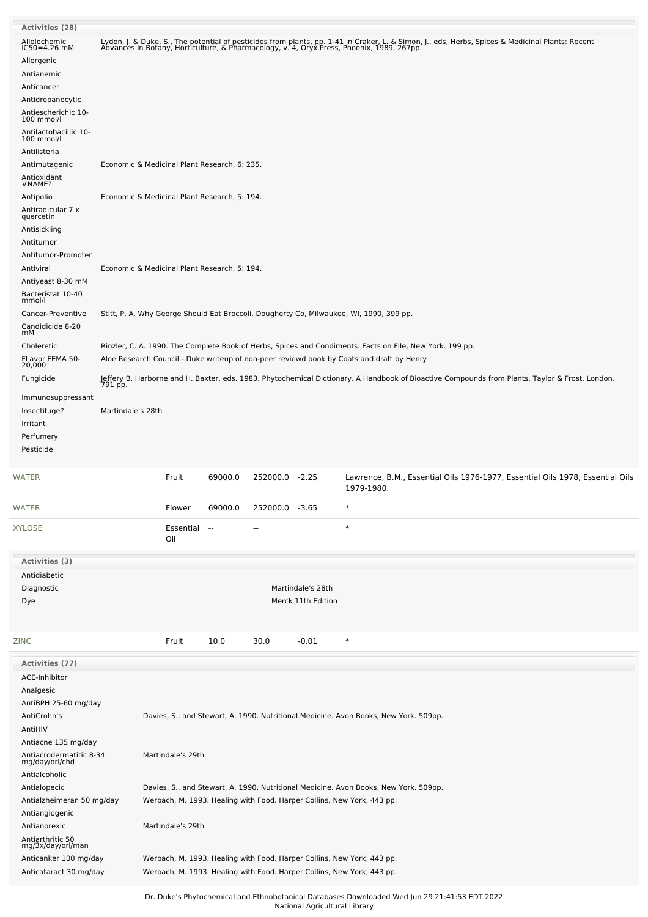**Activities (28)**

| Activity | Reference |
|---|---|
| Allelochemic IC50=4.26 mM | Lydon, J. & Duke, S., The potential of pesticides from plants, pp. 1-41 in Craker, L. & Simon, J., eds, Herbs, Spices & Medicinal Plants: Recent Advances in Botany, Horticulture, & Pharmacology, v. 4, Oryx Press, Phoenix, 1989, 267pp. |
| Allergenic | |
| Antianemic | |
| Anticancer | |
| Antidrepanocytic | |
| Antiescherichic 10-100 mmol/l | |
| Antilactobacillic 10-100 mmol/l | |
| Antilisteria | |
| Antimutagenic | Economic & Medicinal Plant Research, 6: 235. |
| Antioxidant #NAME? | |
| Antipolio | Economic & Medicinal Plant Research, 5: 194. |
| Antiradicular 7 x quercetin | |
| Antisickling | |
| Antitumor | |
| Antitumor-Promoter | |
| Antiviral | Economic & Medicinal Plant Research, 5: 194. |
| Antiyeast 8-30 mM | |
| Bacteristat 10-40 mmol/l | |
| Cancer-Preventive | Stitt, P. A. Why George Should Eat Broccoli. Dougherty Co, Milwaukee, WI, 1990, 399 pp. |
| Candidicide 8-20 mM | |
| Choleretic | Rinzler, C. A. 1990. The Complete Book of Herbs, Spices and Condiments. Facts on File, New York. 199 pp. |
| FLavor FEMA 50-20,000 | Aloe Research Council - Duke writeup of non-peer reviewd book by Coats and draft by Henry |
| Fungicide | Jeffery B. Harborne and H. Baxter, eds. 1983. Phytochemical Dictionary. A Handbook of Bioactive Compounds from Plants. Taylor & Frost, London. 791 pp. |
| Immunosuppressant | |
| Insectifuge? | Martindale's 28th |
| Irritant | |
| Perfumery | |
| Pesticide | |

| Chemical | Part | Low | High | SD | Reference |
|---|---|---|---|---|---|
| WATER | Fruit | 69000.0 | 252000.0 | -2.25 | Lawrence, B.M., Essential Oils 1976-1977, Essential Oils 1978, Essential Oils 1979-1980. |
| WATER | Flower | 69000.0 | 252000.0 | -3.65 | * |
| XYLOSE | Essential Oil | -- | -- | | * |

**Activities (3)**

| Activity | Reference |
|---|---|
| Antidiabetic | |
| Diagnostic | Martindale's 28th |
| Dye | Merck 11th Edition |

| Chemical | Part | Low | High | SD | Reference |
|---|---|---|---|---|---|
| ZINC | Fruit | 10.0 | 30.0 | -0.01 | * |

**Activities (77)**

| Activity | Reference |
|---|---|
| ACE-Inhibitor | |
| Analgesic | |
| AntiBPH 25-60 mg/day | |
| AntiCrohn's | Davies, S., and Stewart, A. 1990. Nutritional Medicine. Avon Books, New York. 509pp. |
| AntiHIV | |
| Antiacne 135 mg/day | |
| Antiacrodermatitic 8-34 mg/day/orl/chd | Martindale's 29th |
| Antialcoholic | |
| Antialopecic | Davies, S., and Stewart, A. 1990. Nutritional Medicine. Avon Books, New York. 509pp. |
| Antialzheimeran 50 mg/day | Werbach, M. 1993. Healing with Food. Harper Collins, New York, 443 pp. |
| Antiangiogenic | |
| Antianorexic | Martindale's 29th |
| Antiarthritic 50 mg/3x/day/orl/man | |
| Anticanker 100 mg/day | Werbach, M. 1993. Healing with Food. Harper Collins, New York, 443 pp. |
| Anticataract 30 mg/day | Werbach, M. 1993. Healing with Food. Harper Collins, New York, 443 pp. |

Dr. Duke's Phytochemical and Ethnobotanical Databases Downloaded Wed Jun 29 21:41:53 EDT 2022
National Agricultural Library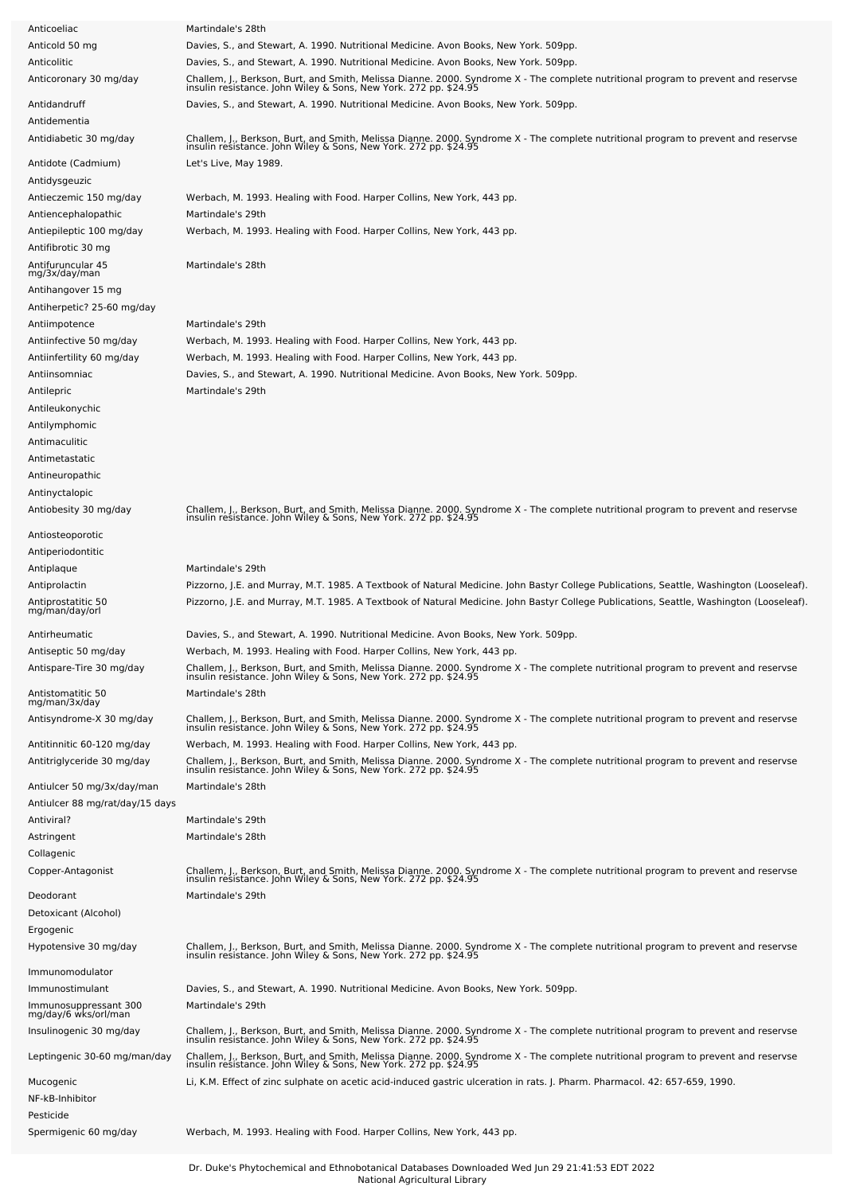| | |
|---|---|
| Anticoeliac | Martindale's 28th |
| Anticold 50 mg | Davies, S., and Stewart, A. 1990. Nutritional Medicine. Avon Books, New York. 509pp. |
| Anticolitic | Davies, S., and Stewart, A. 1990. Nutritional Medicine. Avon Books, New York. 509pp. |
| Anticoronary 30 mg/day | Challem, J., Berkson, Burt, and Smith, Melissa Dianne. 2000. Syndrome X - The complete nutritional program to prevent and reservse insulin resistance. John Wiley & Sons, New York. 272 pp. $24.95 |
| Antidandruff | Davies, S., and Stewart, A. 1990. Nutritional Medicine. Avon Books, New York. 509pp. |
| Antidementia | |
| Antidiabetic 30 mg/day | Challem, J., Berkson, Burt, and Smith, Melissa Dianne. 2000. Syndrome X - The complete nutritional program to prevent and reservse insulin resistance. John Wiley & Sons, New York. 272 pp. $24.95 |
| Antidote (Cadmium) | Let's Live, May 1989. |
| Antidysgeuzic | |
| Antieczemic 150 mg/day | Werbach, M. 1993. Healing with Food. Harper Collins, New York, 443 pp. |
| Antiencephalopathic | Martindale's 29th |
| Antiepileptic 100 mg/day | Werbach, M. 1993. Healing with Food. Harper Collins, New York, 443 pp. |
| Antifibrotic 30 mg | |
| Antifuruncular 45 mg/3x/day/man | Martindale's 28th |
| Antihangover 15 mg | |
| Antiherpetic? 25-60 mg/day | |
| Antiimpotence | Martindale's 29th |
| Antiinfective 50 mg/day | Werbach, M. 1993. Healing with Food. Harper Collins, New York, 443 pp. |
| Antiinfertility 60 mg/day | Werbach, M. 1993. Healing with Food. Harper Collins, New York, 443 pp. |
| Antiinsomniac | Davies, S., and Stewart, A. 1990. Nutritional Medicine. Avon Books, New York. 509pp. |
| Antilepric | Martindale's 29th |
| Antileukonychic | |
| Antilymphomic | |
| Antimaculitic | |
| Antimetastatic | |
| Antineuropathic | |
| Antinyctalopic | |
| Antiobesity 30 mg/day | Challem, J., Berkson, Burt, and Smith, Melissa Dianne. 2000. Syndrome X - The complete nutritional program to prevent and reservse insulin resistance. John Wiley & Sons, New York. 272 pp. $24.95 |
| Antiosteoporotic | |
| Antiperiodontitic | |
| Antiplaque | Martindale's 29th |
| Antiprolactin | Pizzorno, J.E. and Murray, M.T. 1985. A Textbook of Natural Medicine. John Bastyr College Publications, Seattle, Washington (Looseleaf). |
| Antiprostatitic 50 mg/man/day/orl | Pizzorno, J.E. and Murray, M.T. 1985. A Textbook of Natural Medicine. John Bastyr College Publications, Seattle, Washington (Looseleaf). |
| Antirheumatic | Davies, S., and Stewart, A. 1990. Nutritional Medicine. Avon Books, New York. 509pp. |
| Antiseptic 50 mg/day | Werbach, M. 1993. Healing with Food. Harper Collins, New York, 443 pp. |
| Antispare-Tire 30 mg/day | Challem, J., Berkson, Burt, and Smith, Melissa Dianne. 2000. Syndrome X - The complete nutritional program to prevent and reservse insulin resistance. John Wiley & Sons, New York. 272 pp. $24.95 |
| Antistomatitic 50 mg/man/3x/day | Martindale's 28th |
| Antisyndrome-X 30 mg/day | Challem, J., Berkson, Burt, and Smith, Melissa Dianne. 2000. Syndrome X - The complete nutritional program to prevent and reservse insulin resistance. John Wiley & Sons, New York. 272 pp. $24.95 |
| Antitinnitic 60-120 mg/day | Werbach, M. 1993. Healing with Food. Harper Collins, New York, 443 pp. |
| Antitriglyceride 30 mg/day | Challem, J., Berkson, Burt, and Smith, Melissa Dianne. 2000. Syndrome X - The complete nutritional program to prevent and reservse insulin resistance. John Wiley & Sons, New York. 272 pp. $24.95 |
| Antiulcer 50 mg/3x/day/man | Martindale's 28th |
| Antiulcer 88 mg/rat/day/15 days | |
| Antiviral? | Martindale's 29th |
| Astringent | Martindale's 28th |
| Collagenic | |
| Copper-Antagonist | Challem, J., Berkson, Burt, and Smith, Melissa Dianne. 2000. Syndrome X - The complete nutritional program to prevent and reservse insulin resistance. John Wiley & Sons, New York. 272 pp. $24.95 |
| Deodorant | Martindale's 29th |
| Detoxicant (Alcohol) | |
| Ergogenic | |
| Hypotensive 30 mg/day | Challem, J., Berkson, Burt, and Smith, Melissa Dianne. 2000. Syndrome X - The complete nutritional program to prevent and reservse insulin resistance. John Wiley & Sons, New York. 272 pp. $24.95 |
| Immunomodulator | |
| Immunostimulant | Davies, S., and Stewart, A. 1990. Nutritional Medicine. Avon Books, New York. 509pp. |
| Immunosuppressant 300 mg/day/6 wks/orl/man | Martindale's 29th |
| Insulinogenic 30 mg/day | Challem, J., Berkson, Burt, and Smith, Melissa Dianne. 2000. Syndrome X - The complete nutritional program to prevent and reservse insulin resistance. John Wiley & Sons, New York. 272 pp. $24.95 |
| Leptingenic 30-60 mg/man/day | Challem, J., Berkson, Burt, and Smith, Melissa Dianne. 2000. Syndrome X - The complete nutritional program to prevent and reservse insulin resistance. John Wiley & Sons, New York. 272 pp. $24.95 |
| Mucogenic | Li, K.M. Effect of zinc sulphate on acetic acid-induced gastric ulceration in rats. J. Pharm. Pharmacol. 42: 657-659, 1990. |
| NF-kB-Inhibitor | |
| Pesticide | |
| Spermigenic 60 mg/day | Werbach, M. 1993. Healing with Food. Harper Collins, New York, 443 pp. |

Dr. Duke's Phytochemical and Ethnobotanical Databases Downloaded Wed Jun 29 21:41:53 EDT 2022
National Agricultural Library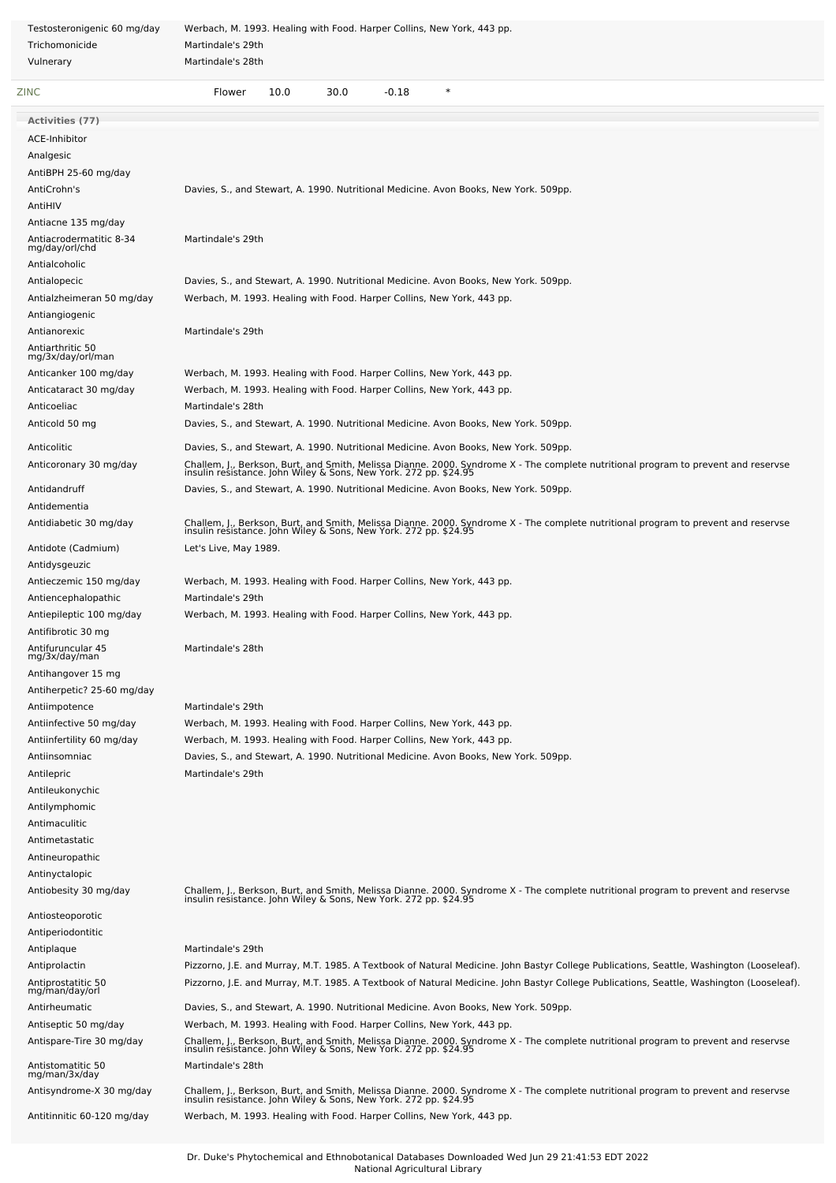| | |
|---|---|
| Testosteronigenic 60 mg/day | Werbach, M. 1993. Healing with Food. Harper Collins, New York, 443 pp. |
| Trichomonicide | Martindale's 29th |
| Vulnerary | Martindale's 28th |

| | | | | | |
|---|---|---|---|---|---|
| ZINC | Flower | 10.0 | 30.0 | -0.18 | * |

**Activities (77)**

| Activity | Reference |
|---|---|
| ACE-Inhibitor | |
| Analgesic | |
| AntiBPH 25-60 mg/day | |
| AntiCrohn's | Davies, S., and Stewart, A. 1990. Nutritional Medicine. Avon Books, New York. 509pp. |
| AntiHIV | |
| Antiacne 135 mg/day | |
| Antiacrodermatitic 8-34 mg/day/orl/chd | Martindale's 29th |
| Antialcoholic | |
| Antialopecic | Davies, S., and Stewart, A. 1990. Nutritional Medicine. Avon Books, New York. 509pp. |
| Antialzheimeran 50 mg/day | Werbach, M. 1993. Healing with Food. Harper Collins, New York, 443 pp. |
| Antiangiogenic | |
| Antianorexic | Martindale's 29th |
| Antiarthritic 50 mg/3x/day/orl/man | |
| Anticanker 100 mg/day | Werbach, M. 1993. Healing with Food. Harper Collins, New York, 443 pp. |
| Anticataract 30 mg/day | Werbach, M. 1993. Healing with Food. Harper Collins, New York, 443 pp. |
| Anticoeliac | Martindale's 28th |
| Anticold 50 mg | Davies, S., and Stewart, A. 1990. Nutritional Medicine. Avon Books, New York. 509pp. |
| Anticolitic | Davies, S., and Stewart, A. 1990. Nutritional Medicine. Avon Books, New York. 509pp. |
| Anticoronary 30 mg/day | Challem, J., Berkson, Burt, and Smith, Melissa Dianne. 2000. Syndrome X - The complete nutritional program to prevent and reservse insulin resistance. John Wiley & Sons, New York. 272 pp. $24.95 |
| Antidandruff | Davies, S., and Stewart, A. 1990. Nutritional Medicine. Avon Books, New York. 509pp. |
| Antidementia | |
| Antidiabetic 30 mg/day | Challem, J., Berkson, Burt, and Smith, Melissa Dianne. 2000. Syndrome X - The complete nutritional program to prevent and reservse insulin resistance. John Wiley & Sons, New York. 272 pp. $24.95 |
| Antidote (Cadmium) | Let's Live, May 1989. |
| Antidysgeuzic | |
| Antieczemic 150 mg/day | Werbach, M. 1993. Healing with Food. Harper Collins, New York, 443 pp. |
| Antiencephalopathic | Martindale's 29th |
| Antiepileptic 100 mg/day | Werbach, M. 1993. Healing with Food. Harper Collins, New York, 443 pp. |
| Antifibrotic 30 mg | |
| Antifuruncular 45 mg/3x/day/man | Martindale's 28th |
| Antihangover 15 mg | |
| Antiherpetic? 25-60 mg/day | |
| Antiimpotence | Martindale's 29th |
| Antiinfective 50 mg/day | Werbach, M. 1993. Healing with Food. Harper Collins, New York, 443 pp. |
| Antiinfertility 60 mg/day | Werbach, M. 1993. Healing with Food. Harper Collins, New York, 443 pp. |
| Antiinsomniac | Davies, S., and Stewart, A. 1990. Nutritional Medicine. Avon Books, New York. 509pp. |
| Antilepric | Martindale's 29th |
| Antileukonychic | |
| Antilymphomic | |
| Antimaculitic | |
| Antimetastatic | |
| Antineuropathic | |
| Antinyctalopic | |
| Antiobesity 30 mg/day | Challem, J., Berkson, Burt, and Smith, Melissa Dianne. 2000. Syndrome X - The complete nutritional program to prevent and reservse insulin resistance. John Wiley & Sons, New York. 272 pp. $24.95 |
| Antiosteoporotic | |
| Antiperiodontitic | |
| Antiplaque | Martindale's 29th |
| Antiprolactin | Pizzorno, J.E. and Murray, M.T. 1985. A Textbook of Natural Medicine. John Bastyr College Publications, Seattle, Washington (Looseleaf). |
| Antiprostatitic 50 mg/man/day/orl | Pizzorno, J.E. and Murray, M.T. 1985. A Textbook of Natural Medicine. John Bastyr College Publications, Seattle, Washington (Looseleaf). |
| Antirheumatic | Davies, S., and Stewart, A. 1990. Nutritional Medicine. Avon Books, New York. 509pp. |
| Antiseptic 50 mg/day | Werbach, M. 1993. Healing with Food. Harper Collins, New York, 443 pp. |
| Antispare-Tire 30 mg/day | Challem, J., Berkson, Burt, and Smith, Melissa Dianne. 2000. Syndrome X - The complete nutritional program to prevent and reservse insulin resistance. John Wiley & Sons, New York. 272 pp. $24.95 |
| Antistomatitic 50 mg/man/3x/day | Martindale's 28th |
| Antisyndrome-X 30 mg/day | Challem, J., Berkson, Burt, and Smith, Melissa Dianne. 2000. Syndrome X - The complete nutritional program to prevent and reservse insulin resistance. John Wiley & Sons, New York. 272 pp. $24.95 |
| Antitinnitic 60-120 mg/day | Werbach, M. 1993. Healing with Food. Harper Collins, New York, 443 pp. |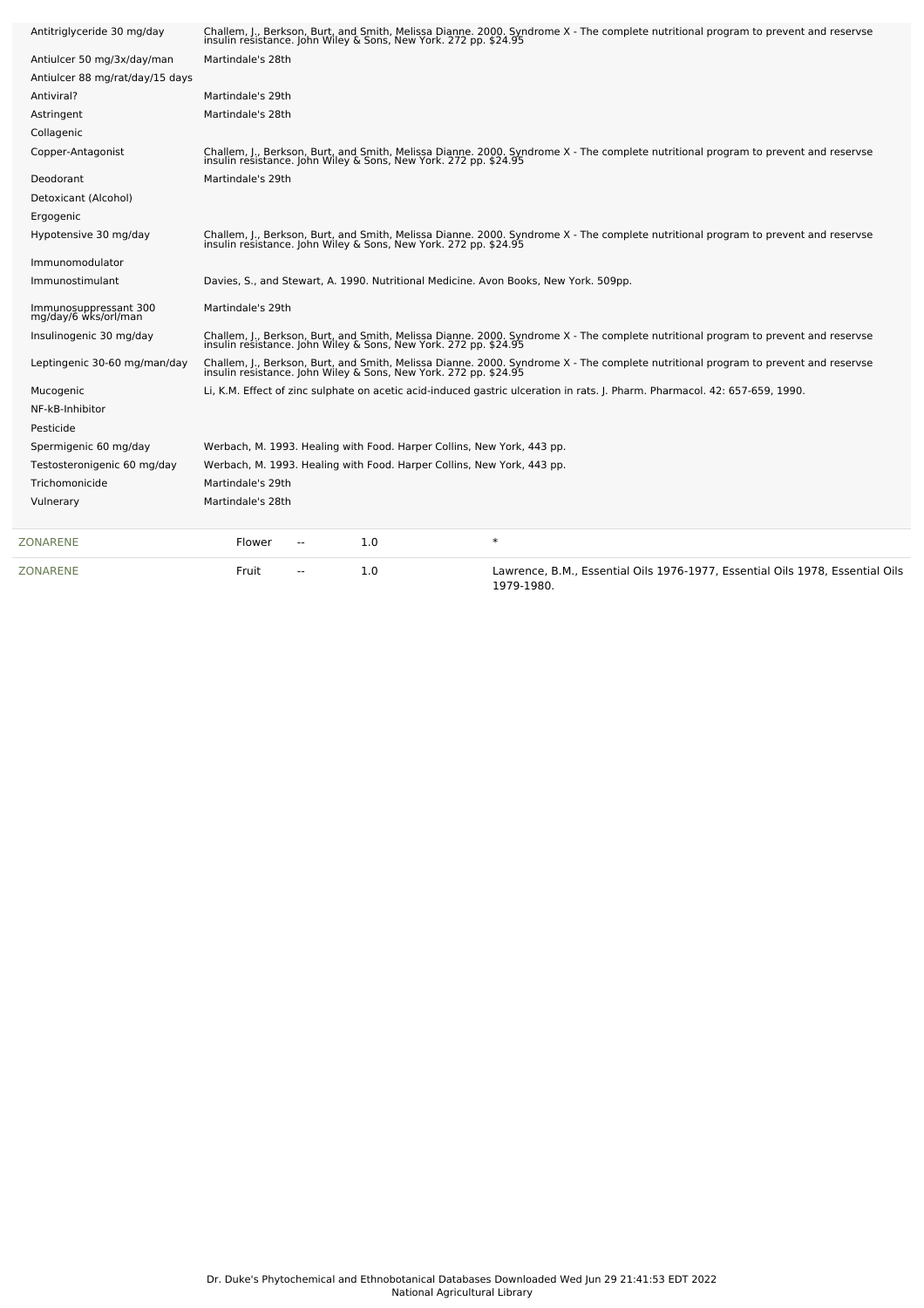| | |
|---|---|
| Antitriglyceride 30 mg/day | Challem, J., Berkson, Burt, and Smith, Melissa Dianne. 2000. Syndrome X - The complete nutritional program to prevent and reservse insulin resistance. John Wiley & Sons, New York. 272 pp. $24.95 |
| Antiulcer 50 mg/3x/day/man | Martindale's 28th |
| Antiulcer 88 mg/rat/day/15 days | |
| Antiviral? | Martindale's 29th |
| Astringent | Martindale's 28th |
| Collagenic | |
| Copper-Antagonist | Challem, J., Berkson, Burt, and Smith, Melissa Dianne. 2000. Syndrome X - The complete nutritional program to prevent and reservse insulin resistance. John Wiley & Sons, New York. 272 pp. $24.95 |
| Deodorant | Martindale's 29th |
| Detoxicant (Alcohol) | |
| Ergogenic | |
| Hypotensive 30 mg/day | Challem, J., Berkson, Burt, and Smith, Melissa Dianne. 2000. Syndrome X - The complete nutritional program to prevent and reservse insulin resistance. John Wiley & Sons, New York. 272 pp. $24.95 |
| Immunomodulator | |
| Immunostimulant | Davies, S., and Stewart, A. 1990. Nutritional Medicine. Avon Books, New York. 509pp. |
| Immunosuppressant 300 mg/day/6 wks/orl/man | Martindale's 29th |
| Insulinogenic 30 mg/day | Challem, J., Berkson, Burt, and Smith, Melissa Dianne. 2000. Syndrome X - The complete nutritional program to prevent and reservse insulin resistance. John Wiley & Sons, New York. 272 pp. $24.95 |
| Leptingenic 30-60 mg/man/day | Challem, J., Berkson, Burt, and Smith, Melissa Dianne. 2000. Syndrome X - The complete nutritional program to prevent and reservse insulin resistance. John Wiley & Sons, New York. 272 pp. $24.95 |
| Mucogenic | Li, K.M. Effect of zinc sulphate on acetic acid-induced gastric ulceration in rats. J. Pharm. Pharmacol. 42: 657-659, 1990. |
| NF-kB-Inhibitor | |
| Pesticide | |
| Spermigenic 60 mg/day | Werbach, M. 1993. Healing with Food. Harper Collins, New York, 443 pp. |
| Testosteronigenic 60 mg/day | Werbach, M. 1993. Healing with Food. Harper Collins, New York, 443 pp. |
| Trichomonicide | Martindale's 29th |
| Vulnerary | Martindale's 28th |

| | | | | |
|---|---|---|---|---|
| ZONARENE | Flower | -- | 1.0 | * |
| ZONARENE | Fruit | -- | 1.0 | Lawrence, B.M., Essential Oils 1976-1977, Essential Oils 1978, Essential Oils 1979-1980. |

Dr. Duke's Phytochemical and Ethnobotanical Databases Downloaded Wed Jun 29 21:41:53 EDT 2022
National Agricultural Library